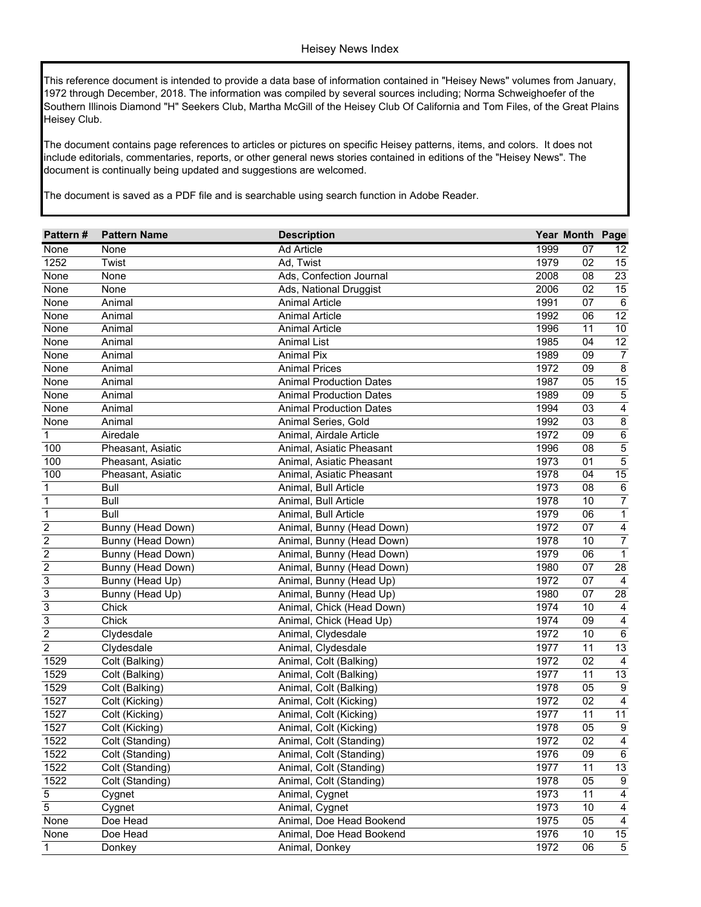# Heisey News Index

This reference document is intended to provide a data base of information contained in "Heisey News" volumes from January, 1972 through December, 2018. The information was compiled by several sources including; Norma Schweighoefer of the Southern Illinois Diamond "H" Seekers Club, Martha McGill of the Heisey Club Of California and Tom Files, of the Great Plains Heisey Club.

The document contains page references to articles or pictures on specific Heisey patterns, items, and colors. It does not include editorials, commentaries, reports, or other general news stories contained in editions of the "Heisey News". The document is continually being updated and suggestions are welcomed.

The document is saved as a PDF file and is searchable using search function in Adobe Reader.

| Pattern # | Pattern Name | Description | Year | Month | Page |
|---|---|---|---|---|---|
| None | None | Ad Article | 1999 | 07 | 12 |
| 1252 | Twist | Ad, Twist | 1979 | 02 | 15 |
| None | None | Ads, Confection Journal | 2008 | 08 | 23 |
| None | None | Ads, National Druggist | 2006 | 02 | 15 |
| None | Animal | Animal Article | 1991 | 07 | 6 |
| None | Animal | Animal Article | 1992 | 06 | 12 |
| None | Animal | Animal Article | 1996 | 11 | 10 |
| None | Animal | Animal List | 1985 | 04 | 12 |
| None | Animal | Animal Pix | 1989 | 09 | 7 |
| None | Animal | Animal Prices | 1972 | 09 | 8 |
| None | Animal | Animal Production Dates | 1987 | 05 | 15 |
| None | Animal | Animal Production Dates | 1989 | 09 | 5 |
| None | Animal | Animal Production Dates | 1994 | 03 | 4 |
| None | Animal | Animal Series, Gold | 1992 | 03 | 8 |
| 1 | Airedale | Animal, Airdale Article | 1972 | 09 | 6 |
| 100 | Pheasant, Asiatic | Animal, Asiatic Pheasant | 1996 | 08 | 5 |
| 100 | Pheasant, Asiatic | Animal, Asiatic Pheasant | 1973 | 01 | 5 |
| 100 | Pheasant, Asiatic | Animal, Asiatic Pheasant | 1978 | 04 | 15 |
| 1 | Bull | Animal, Bull Article | 1973 | 08 | 6 |
| 1 | Bull | Animal, Bull Article | 1978 | 10 | 7 |
| 1 | Bull | Animal, Bull Article | 1979 | 06 | 1 |
| 2 | Bunny (Head Down) | Animal, Bunny (Head Down) | 1972 | 07 | 4 |
| 2 | Bunny (Head Down) | Animal, Bunny (Head Down) | 1978 | 10 | 7 |
| 2 | Bunny (Head Down) | Animal, Bunny (Head Down) | 1979 | 06 | 1 |
| 2 | Bunny (Head Down) | Animal, Bunny (Head Down) | 1980 | 07 | 28 |
| 3 | Bunny (Head Up) | Animal, Bunny (Head Up) | 1972 | 07 | 4 |
| 3 | Bunny (Head Up) | Animal, Bunny (Head Up) | 1980 | 07 | 28 |
| 3 | Chick | Animal, Chick (Head Down) | 1974 | 10 | 4 |
| 3 | Chick | Animal, Chick (Head Up) | 1974 | 09 | 4 |
| 2 | Clydesdale | Animal, Clydesdale | 1972 | 10 | 6 |
| 2 | Clydesdale | Animal, Clydesdale | 1977 | 11 | 13 |
| 1529 | Colt (Balking) | Animal, Colt (Balking) | 1972 | 02 | 4 |
| 1529 | Colt (Balking) | Animal, Colt (Balking) | 1977 | 11 | 13 |
| 1529 | Colt (Balking) | Animal, Colt (Balking) | 1978 | 05 | 9 |
| 1527 | Colt (Kicking) | Animal, Colt (Kicking) | 1972 | 02 | 4 |
| 1527 | Colt (Kicking) | Animal, Colt (Kicking) | 1977 | 11 | 11 |
| 1527 | Colt (Kicking) | Animal, Colt (Kicking) | 1978 | 05 | 9 |
| 1522 | Colt (Standing) | Animal, Colt (Standing) | 1972 | 02 | 4 |
| 1522 | Colt (Standing) | Animal, Colt (Standing) | 1976 | 09 | 6 |
| 1522 | Colt (Standing) | Animal, Colt (Standing) | 1977 | 11 | 13 |
| 1522 | Colt (Standing) | Animal, Colt (Standing) | 1978 | 05 | 9 |
| 5 | Cygnet | Animal, Cygnet | 1973 | 11 | 4 |
| 5 | Cygnet | Animal, Cygnet | 1973 | 10 | 4 |
| None | Doe Head | Animal, Doe Head Bookend | 1975 | 05 | 4 |
| None | Doe Head | Animal, Doe Head Bookend | 1976 | 10 | 15 |
| 1 | Donkey | Animal, Donkey | 1972 | 06 | 5 |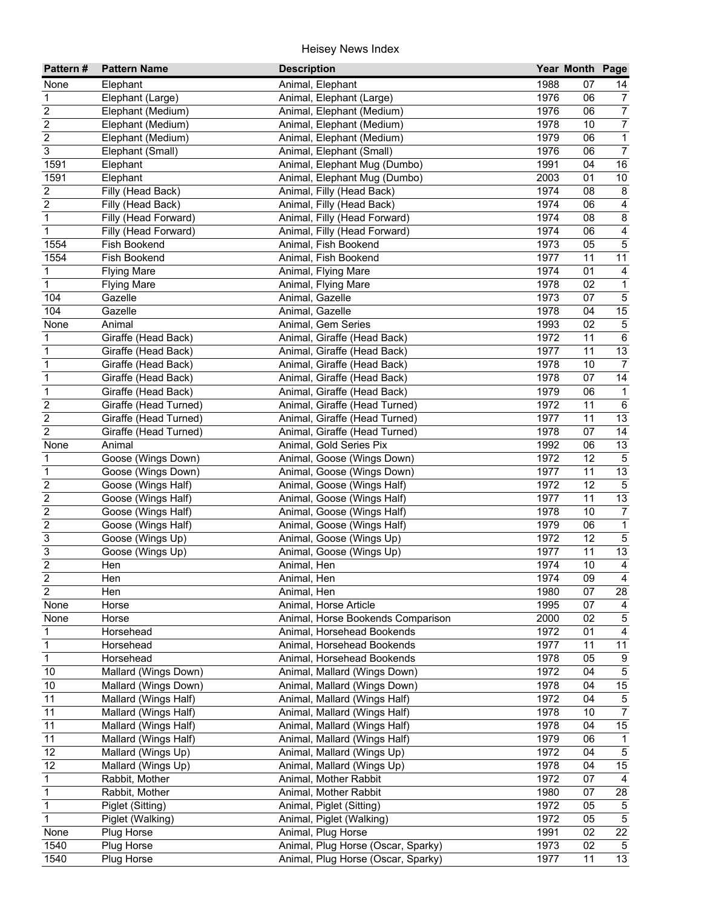Heisey News Index

| Pattern # | Pattern Name | Description | Year | Month | Page |
|---|---|---|---|---|---|
| None | Elephant | Animal, Elephant | 1988 | 07 | 14 |
| 1 | Elephant (Large) | Animal, Elephant (Large) | 1976 | 06 | 7 |
| 2 | Elephant (Medium) | Animal, Elephant (Medium) | 1976 | 06 | 7 |
| 2 | Elephant (Medium) | Animal, Elephant (Medium) | 1978 | 10 | 7 |
| 2 | Elephant (Medium) | Animal, Elephant (Medium) | 1979 | 06 | 1 |
| 3 | Elephant (Small) | Animal, Elephant (Small) | 1976 | 06 | 7 |
| 1591 | Elephant | Animal, Elephant Mug (Dumbo) | 1991 | 04 | 16 |
| 1591 | Elephant | Animal, Elephant Mug (Dumbo) | 2003 | 01 | 10 |
| 2 | Filly (Head Back) | Animal, Filly (Head Back) | 1974 | 08 | 8 |
| 2 | Filly (Head Back) | Animal, Filly (Head Back) | 1974 | 06 | 4 |
| 1 | Filly (Head Forward) | Animal, Filly (Head Forward) | 1974 | 08 | 8 |
| 1 | Filly (Head Forward) | Animal, Filly (Head Forward) | 1974 | 06 | 4 |
| 1554 | Fish Bookend | Animal, Fish Bookend | 1973 | 05 | 5 |
| 1554 | Fish Bookend | Animal, Fish Bookend | 1977 | 11 | 11 |
| 1 | Flying Mare | Animal, Flying Mare | 1974 | 01 | 4 |
| 1 | Flying Mare | Animal, Flying Mare | 1978 | 02 | 1 |
| 104 | Gazelle | Animal, Gazelle | 1973 | 07 | 5 |
| 104 | Gazelle | Animal, Gazelle | 1978 | 04 | 15 |
| None | Animal | Animal, Gem Series | 1993 | 02 | 5 |
| 1 | Giraffe (Head Back) | Animal, Giraffe (Head Back) | 1972 | 11 | 6 |
| 1 | Giraffe (Head Back) | Animal, Giraffe (Head Back) | 1977 | 11 | 13 |
| 1 | Giraffe (Head Back) | Animal, Giraffe (Head Back) | 1978 | 10 | 7 |
| 1 | Giraffe (Head Back) | Animal, Giraffe (Head Back) | 1978 | 07 | 14 |
| 1 | Giraffe (Head Back) | Animal, Giraffe (Head Back) | 1979 | 06 | 1 |
| 2 | Giraffe (Head Turned) | Animal, Giraffe (Head Turned) | 1972 | 11 | 6 |
| 2 | Giraffe (Head Turned) | Animal, Giraffe (Head Turned) | 1977 | 11 | 13 |
| 2 | Giraffe (Head Turned) | Animal, Giraffe (Head Turned) | 1978 | 07 | 14 |
| None | Animal | Animal, Gold Series Pix | 1992 | 06 | 13 |
| 1 | Goose (Wings Down) | Animal, Goose (Wings Down) | 1972 | 12 | 5 |
| 1 | Goose (Wings Down) | Animal, Goose (Wings Down) | 1977 | 11 | 13 |
| 2 | Goose (Wings Half) | Animal, Goose (Wings Half) | 1972 | 12 | 5 |
| 2 | Goose (Wings Half) | Animal, Goose (Wings Half) | 1977 | 11 | 13 |
| 2 | Goose (Wings Half) | Animal, Goose (Wings Half) | 1978 | 10 | 7 |
| 2 | Goose (Wings Half) | Animal, Goose (Wings Half) | 1979 | 06 | 1 |
| 3 | Goose (Wings Up) | Animal, Goose (Wings Up) | 1972 | 12 | 5 |
| 3 | Goose (Wings Up) | Animal, Goose (Wings Up) | 1977 | 11 | 13 |
| 2 | Hen | Animal, Hen | 1974 | 10 | 4 |
| 2 | Hen | Animal, Hen | 1974 | 09 | 4 |
| 2 | Hen | Animal, Hen | 1980 | 07 | 28 |
| None | Horse | Animal, Horse Article | 1995 | 07 | 4 |
| None | Horse | Animal, Horse Bookends Comparison | 2000 | 02 | 5 |
| 1 | Horsehead | Animal, Horsehead Bookends | 1972 | 01 | 4 |
| 1 | Horsehead | Animal, Horsehead Bookends | 1977 | 11 | 11 |
| 1 | Horsehead | Animal, Horsehead Bookends | 1978 | 05 | 9 |
| 10 | Mallard (Wings Down) | Animal, Mallard (Wings Down) | 1972 | 04 | 5 |
| 10 | Mallard (Wings Down) | Animal, Mallard (Wings Down) | 1978 | 04 | 15 |
| 11 | Mallard (Wings Half) | Animal, Mallard (Wings Half) | 1972 | 04 | 5 |
| 11 | Mallard (Wings Half) | Animal, Mallard (Wings Half) | 1978 | 10 | 7 |
| 11 | Mallard (Wings Half) | Animal, Mallard (Wings Half) | 1978 | 04 | 15 |
| 11 | Mallard (Wings Half) | Animal, Mallard (Wings Half) | 1979 | 06 | 1 |
| 12 | Mallard (Wings Up) | Animal, Mallard (Wings Up) | 1972 | 04 | 5 |
| 12 | Mallard (Wings Up) | Animal, Mallard (Wings Up) | 1978 | 04 | 15 |
| 1 | Rabbit, Mother | Animal, Mother Rabbit | 1972 | 07 | 4 |
| 1 | Rabbit, Mother | Animal, Mother Rabbit | 1980 | 07 | 28 |
| 1 | Piglet (Sitting) | Animal, Piglet (Sitting) | 1972 | 05 | 5 |
| 1 | Piglet (Walking) | Animal, Piglet (Walking) | 1972 | 05 | 5 |
| None | Plug Horse | Animal, Plug Horse | 1991 | 02 | 22 |
| 1540 | Plug Horse | Animal, Plug Horse (Oscar, Sparky) | 1973 | 02 | 5 |
| 1540 | Plug Horse | Animal, Plug Horse (Oscar, Sparky) | 1977 | 11 | 13 |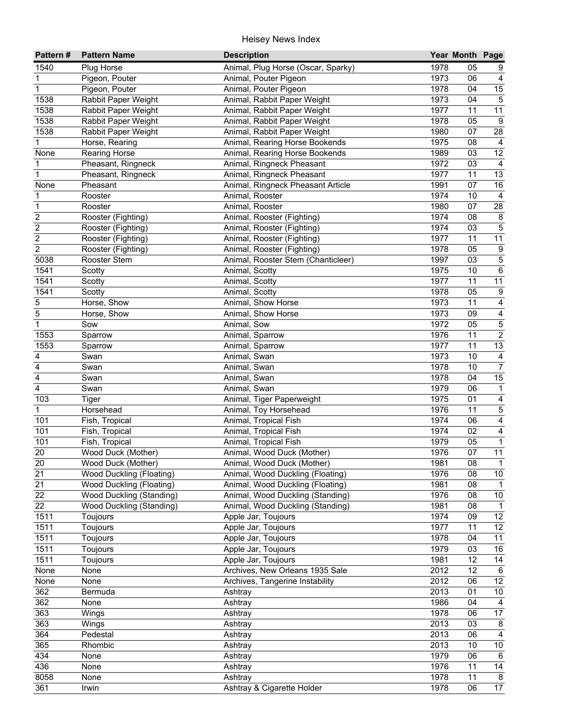# Heisey News Index

| Pattern # | Pattern Name | Description | Year | Month | Page |
|---|---|---|---|---|---|
| 1540 | Plug Horse | Animal, Plug Horse (Oscar, Sparky) | 1978 | 05 | 9 |
| 1 | Pigeon, Pouter | Animal, Pouter Pigeon | 1973 | 06 | 4 |
| 1 | Pigeon, Pouter | Animal, Pouter Pigeon | 1978 | 04 | 15 |
| 1538 | Rabbit Paper Weight | Animal, Rabbit Paper Weight | 1973 | 04 | 5 |
| 1538 | Rabbit Paper Weight | Animal, Rabbit Paper Weight | 1977 | 11 | 11 |
| 1538 | Rabbit Paper Weight | Animal, Rabbit Paper Weight | 1978 | 05 | 9 |
| 1538 | Rabbit Paper Weight | Animal, Rabbit Paper Weight | 1980 | 07 | 28 |
| 1 | Horse, Rearing | Animal, Rearing Horse Bookends | 1975 | 08 | 4 |
| None | Rearing Horse | Animal, Rearing Horse Bookends | 1989 | 03 | 12 |
| 1 | Pheasant, Ringneck | Animal, Ringneck Pheasant | 1972 | 03 | 4 |
| 1 | Pheasant, Ringneck | Animal, Ringneck Pheasant | 1977 | 11 | 13 |
| None | Pheasant | Animal, Ringneck Pheasant Article | 1991 | 07 | 16 |
| 1 | Rooster | Animal, Rooster | 1974 | 10 | 4 |
| 1 | Rooster | Animal, Rooster | 1980 | 07 | 28 |
| 2 | Rooster (Fighting) | Animal, Rooster (Fighting) | 1974 | 08 | 8 |
| 2 | Rooster (Fighting) | Animal, Rooster (Fighting) | 1974 | 03 | 5 |
| 2 | Rooster (Fighting) | Animal, Rooster (Fighting) | 1977 | 11 | 11 |
| 2 | Rooster (Fighting) | Animal, Rooster (Fighting) | 1978 | 05 | 9 |
| 5038 | Rooster Stem | Animal, Rooster Stem (Chanticleer) | 1997 | 03 | 5 |
| 1541 | Scotty | Animal, Scotty | 1975 | 10 | 6 |
| 1541 | Scotty | Animal, Scotty | 1977 | 11 | 11 |
| 1541 | Scotty | Animal, Scotty | 1978 | 05 | 9 |
| 5 | Horse, Show | Animal, Show Horse | 1973 | 11 | 4 |
| 5 | Horse, Show | Animal, Show Horse | 1973 | 09 | 4 |
| 1 | Sow | Animal, Sow | 1972 | 05 | 5 |
| 1553 | Sparrow | Animal, Sparrow | 1976 | 11 | 2 |
| 1553 | Sparrow | Animal, Sparrow | 1977 | 11 | 13 |
| 4 | Swan | Animal, Swan | 1973 | 10 | 4 |
| 4 | Swan | Animal, Swan | 1978 | 10 | 7 |
| 4 | Swan | Animal, Swan | 1978 | 04 | 15 |
| 4 | Swan | Animal, Swan | 1979 | 06 | 1 |
| 103 | Tiger | Animal, Tiger Paperweight | 1975 | 01 | 4 |
| 1 | Horsehead | Animal, Toy Horsehead | 1976 | 11 | 5 |
| 101 | Fish, Tropical | Animal, Tropical Fish | 1974 | 06 | 4 |
| 101 | Fish, Tropical | Animal, Tropical Fish | 1974 | 02 | 4 |
| 101 | Fish, Tropical | Animal, Tropical Fish | 1979 | 05 | 1 |
| 20 | Wood Duck (Mother) | Animal, Wood Duck (Mother) | 1976 | 07 | 11 |
| 20 | Wood Duck (Mother) | Animal, Wood Duck (Mother) | 1981 | 08 | 1 |
| 21 | Wood Duckling (Floating) | Animal, Wood Duckling (Floating) | 1976 | 08 | 10 |
| 21 | Wood Duckling (Floating) | Animal, Wood Duckling (Floating) | 1981 | 08 | 1 |
| 22 | Wood Duckling (Standing) | Animal, Wood Duckling (Standing) | 1976 | 08 | 10 |
| 22 | Wood Duckling (Standing) | Animal, Wood Duckling (Standing) | 1981 | 08 | 1 |
| 1511 | Toujours | Apple Jar, Toujours | 1974 | 09 | 12 |
| 1511 | Toujours | Apple Jar, Toujours | 1977 | 11 | 12 |
| 1511 | Toujours | Apple Jar, Toujours | 1978 | 04 | 11 |
| 1511 | Toujours | Apple Jar, Toujours | 1979 | 03 | 16 |
| 1511 | Toujours | Apple Jar, Toujours | 1981 | 12 | 14 |
| None | None | Archives, New Orleans 1935 Sale | 2012 | 12 | 6 |
| None | None | Archives, Tangerine Instability | 2012 | 06 | 12 |
| 362 | Bermuda | Ashtray | 2013 | 01 | 10 |
| 362 | None | Ashtray | 1986 | 04 | 4 |
| 363 | Wings | Ashtray | 1978 | 06 | 17 |
| 363 | Wings | Ashtray | 2013 | 03 | 8 |
| 364 | Pedestal | Ashtray | 2013 | 06 | 4 |
| 365 | Rhombic | Ashtray | 2013 | 10 | 10 |
| 434 | None | Ashtray | 1979 | 06 | 6 |
| 436 | None | Ashtray | 1976 | 11 | 14 |
| 8058 | None | Ashtray | 1978 | 11 | 8 |
| 361 | Irwin | Ashtray & Cigarette Holder | 1978 | 06 | 17 |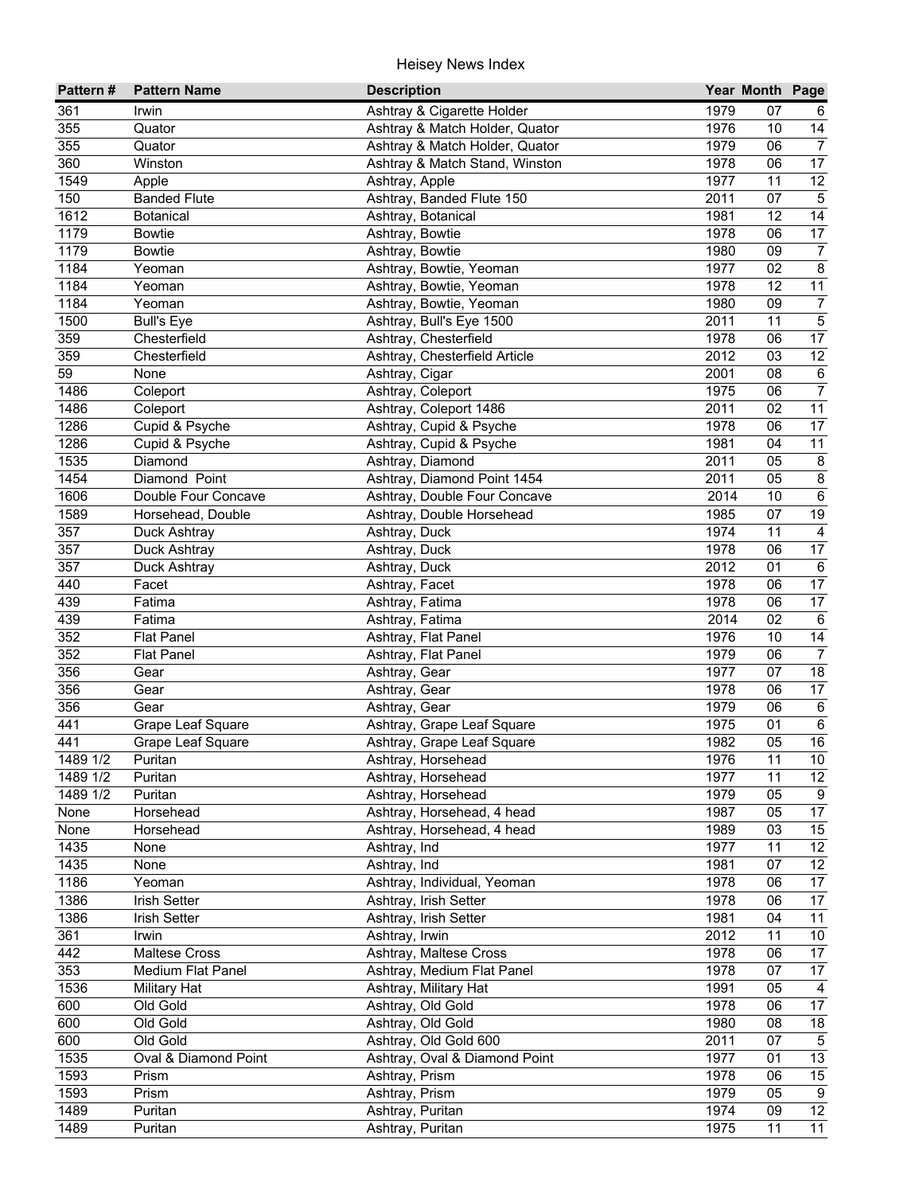| Pattern # | Pattern Name | Description | Year | Month | Page |
|---|---|---|---|---|---|
| 361 | Irwin | Ashtray & Cigarette Holder | 1979 | 07 | 6 |
| 355 | Quator | Ashtray & Match Holder, Quator | 1976 | 10 | 14 |
| 355 | Quator | Ashtray & Match Holder, Quator | 1979 | 06 | 7 |
| 360 | Winston | Ashtray & Match Stand, Winston | 1978 | 06 | 17 |
| 1549 | Apple | Ashtray, Apple | 1977 | 11 | 12 |
| 150 | Banded Flute | Ashtray, Banded Flute 150 | 2011 | 07 | 5 |
| 1612 | Botanical | Ashtray, Botanical | 1981 | 12 | 14 |
| 1179 | Bowtie | Ashtray, Bowtie | 1978 | 06 | 17 |
| 1179 | Bowtie | Ashtray, Bowtie | 1980 | 09 | 7 |
| 1184 | Yeoman | Ashtray, Bowtie, Yeoman | 1977 | 02 | 8 |
| 1184 | Yeoman | Ashtray, Bowtie, Yeoman | 1978 | 12 | 11 |
| 1184 | Yeoman | Ashtray, Bowtie, Yeoman | 1980 | 09 | 7 |
| 1500 | Bull's Eye | Ashtray, Bull's Eye 1500 | 2011 | 11 | 5 |
| 359 | Chesterfield | Ashtray, Chesterfield | 1978 | 06 | 17 |
| 359 | Chesterfield | Ashtray, Chesterfield Article | 2012 | 03 | 12 |
| 59 | None | Ashtray, Cigar | 2001 | 08 | 6 |
| 1486 | Coleport | Ashtray, Coleport | 1975 | 06 | 7 |
| 1486 | Coleport | Ashtray, Coleport 1486 | 2011 | 02 | 11 |
| 1286 | Cupid & Psyche | Ashtray, Cupid & Psyche | 1978 | 06 | 17 |
| 1286 | Cupid & Psyche | Ashtray, Cupid & Psyche | 1981 | 04 | 11 |
| 1535 | Diamond | Ashtray, Diamond | 2011 | 05 | 8 |
| 1454 | Diamond Point | Ashtray, Diamond Point 1454 | 2011 | 05 | 8 |
| 1606 | Double Four Concave | Ashtray, Double Four Concave | 2014 | 10 | 6 |
| 1589 | Horsehead, Double | Ashtray, Double Horsehead | 1985 | 07 | 19 |
| 357 | Duck Ashtray | Ashtray, Duck | 1974 | 11 | 4 |
| 357 | Duck Ashtray | Ashtray, Duck | 1978 | 06 | 17 |
| 357 | Duck Ashtray | Ashtray, Duck | 2012 | 01 | 6 |
| 440 | Facet | Ashtray, Facet | 1978 | 06 | 17 |
| 439 | Fatima | Ashtray, Fatima | 1978 | 06 | 17 |
| 439 | Fatima | Ashtray, Fatima | 2014 | 02 | 6 |
| 352 | Flat Panel | Ashtray, Flat Panel | 1976 | 10 | 14 |
| 352 | Flat Panel | Ashtray, Flat Panel | 1979 | 06 | 7 |
| 356 | Gear | Ashtray, Gear | 1977 | 07 | 18 |
| 356 | Gear | Ashtray, Gear | 1978 | 06 | 17 |
| 356 | Gear | Ashtray, Gear | 1979 | 06 | 6 |
| 441 | Grape Leaf Square | Ashtray, Grape Leaf Square | 1975 | 01 | 6 |
| 441 | Grape Leaf Square | Ashtray, Grape Leaf Square | 1982 | 05 | 16 |
| 1489 1/2 | Puritan | Ashtray, Horsehead | 1976 | 11 | 10 |
| 1489 1/2 | Puritan | Ashtray, Horsehead | 1977 | 11 | 12 |
| 1489 1/2 | Puritan | Ashtray, Horsehead | 1979 | 05 | 9 |
| None | Horsehead | Ashtray, Horsehead, 4 head | 1987 | 05 | 17 |
| None | Horsehead | Ashtray, Horsehead, 4 head | 1989 | 03 | 15 |
| 1435 | None | Ashtray, Ind | 1977 | 11 | 12 |
| 1435 | None | Ashtray, Ind | 1981 | 07 | 12 |
| 1186 | Yeoman | Ashtray, Individual, Yeoman | 1978 | 06 | 17 |
| 1386 | Irish Setter | Ashtray, Irish Setter | 1978 | 06 | 17 |
| 1386 | Irish Setter | Ashtray, Irish Setter | 1981 | 04 | 11 |
| 361 | Irwin | Ashtray, Irwin | 2012 | 11 | 10 |
| 442 | Maltese Cross | Ashtray, Maltese Cross | 1978 | 06 | 17 |
| 353 | Medium Flat Panel | Ashtray, Medium Flat Panel | 1978 | 07 | 17 |
| 1536 | Military Hat | Ashtray, Military Hat | 1991 | 05 | 4 |
| 600 | Old Gold | Ashtray, Old Gold | 1978 | 06 | 17 |
| 600 | Old Gold | Ashtray, Old Gold | 1980 | 08 | 18 |
| 600 | Old Gold | Ashtray, Old Gold 600 | 2011 | 07 | 5 |
| 1535 | Oval & Diamond Point | Ashtray, Oval & Diamond Point | 1977 | 01 | 13 |
| 1593 | Prism | Ashtray, Prism | 1978 | 06 | 15 |
| 1593 | Prism | Ashtray, Prism | 1979 | 05 | 9 |
| 1489 | Puritan | Ashtray, Puritan | 1974 | 09 | 12 |
| 1489 | Puritan | Ashtray, Puritan | 1975 | 11 | 11 |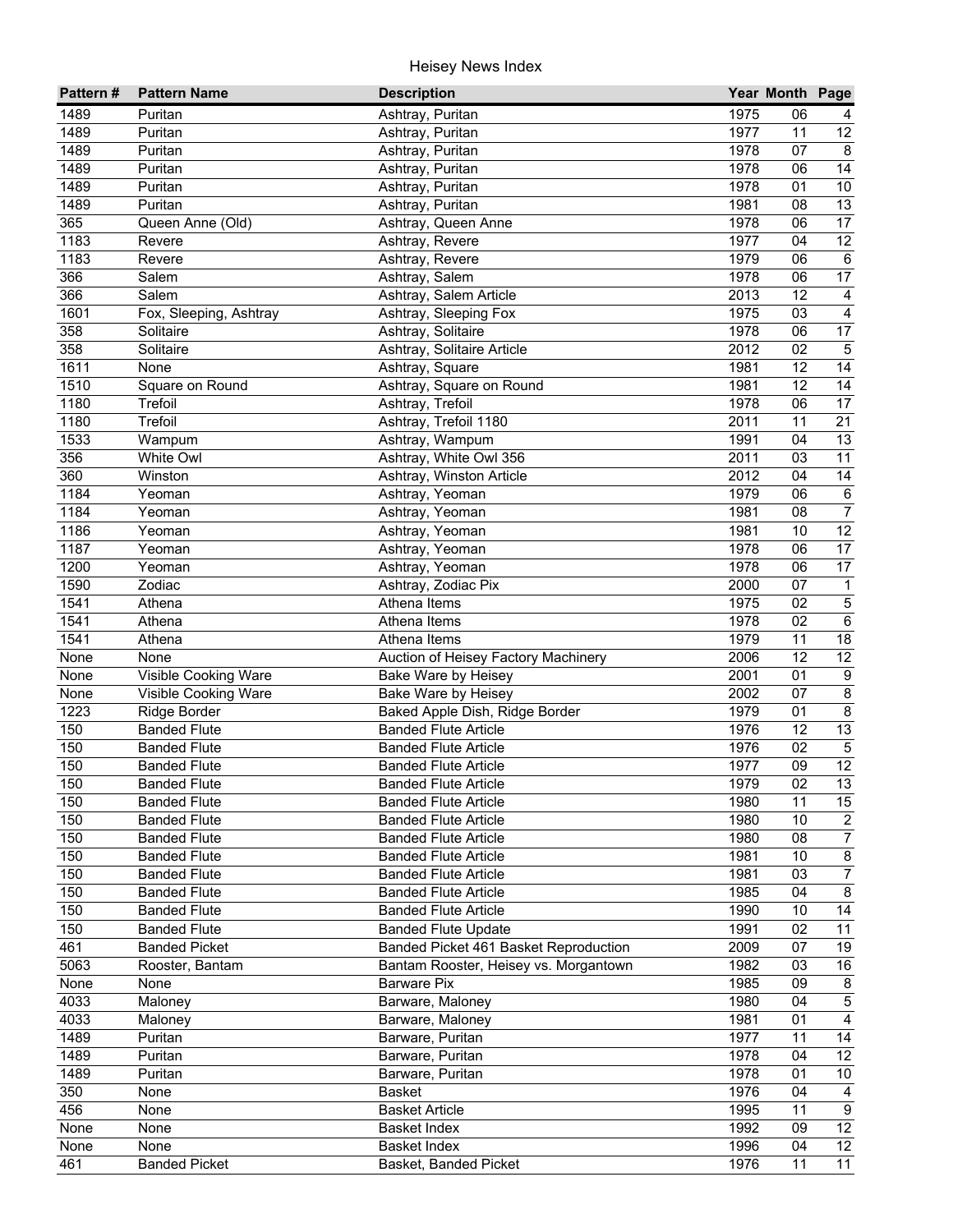| Pattern # | Pattern Name | Description | Year | Month | Page |
|---|---|---|---|---|---|
| 1489 | Puritan | Ashtray, Puritan | 1975 | 06 | 4 |
| 1489 | Puritan | Ashtray, Puritan | 1977 | 11 | 12 |
| 1489 | Puritan | Ashtray, Puritan | 1978 | 07 | 8 |
| 1489 | Puritan | Ashtray, Puritan | 1978 | 06 | 14 |
| 1489 | Puritan | Ashtray, Puritan | 1978 | 01 | 10 |
| 1489 | Puritan | Ashtray, Puritan | 1981 | 08 | 13 |
| 365 | Queen Anne (Old) | Ashtray, Queen Anne | 1978 | 06 | 17 |
| 1183 | Revere | Ashtray, Revere | 1977 | 04 | 12 |
| 1183 | Revere | Ashtray, Revere | 1979 | 06 | 6 |
| 366 | Salem | Ashtray, Salem | 1978 | 06 | 17 |
| 366 | Salem | Ashtray, Salem Article | 2013 | 12 | 4 |
| 1601 | Fox, Sleeping, Ashtray | Ashtray, Sleeping Fox | 1975 | 03 | 4 |
| 358 | Solitaire | Ashtray, Solitaire | 1978 | 06 | 17 |
| 358 | Solitaire | Ashtray, Solitaire Article | 2012 | 02 | 5 |
| 1611 | None | Ashtray, Square | 1981 | 12 | 14 |
| 1510 | Square on Round | Ashtray, Square on Round | 1981 | 12 | 14 |
| 1180 | Trefoil | Ashtray, Trefoil | 1978 | 06 | 17 |
| 1180 | Trefoil | Ashtray, Trefoil 1180 | 2011 | 11 | 21 |
| 1533 | Wampum | Ashtray, Wampum | 1991 | 04 | 13 |
| 356 | White Owl | Ashtray, White Owl 356 | 2011 | 03 | 11 |
| 360 | Winston | Ashtray, Winston Article | 2012 | 04 | 14 |
| 1184 | Yeoman | Ashtray, Yeoman | 1979 | 06 | 6 |
| 1184 | Yeoman | Ashtray, Yeoman | 1981 | 08 | 7 |
| 1186 | Yeoman | Ashtray, Yeoman | 1981 | 10 | 12 |
| 1187 | Yeoman | Ashtray, Yeoman | 1978 | 06 | 17 |
| 1200 | Yeoman | Ashtray, Yeoman | 1978 | 06 | 17 |
| 1590 | Zodiac | Ashtray, Zodiac Pix | 2000 | 07 | 1 |
| 1541 | Athena | Athena Items | 1975 | 02 | 5 |
| 1541 | Athena | Athena Items | 1978 | 02 | 6 |
| 1541 | Athena | Athena Items | 1979 | 11 | 18 |
| None | None | Auction of Heisey Factory Machinery | 2006 | 12 | 12 |
| None | Visible Cooking Ware | Bake Ware by Heisey | 2001 | 01 | 9 |
| None | Visible Cooking Ware | Bake Ware by Heisey | 2002 | 07 | 8 |
| 1223 | Ridge Border | Baked Apple Dish, Ridge Border | 1979 | 01 | 8 |
| 150 | Banded Flute | Banded Flute Article | 1976 | 12 | 13 |
| 150 | Banded Flute | Banded Flute Article | 1976 | 02 | 5 |
| 150 | Banded Flute | Banded Flute Article | 1977 | 09 | 12 |
| 150 | Banded Flute | Banded Flute Article | 1979 | 02 | 13 |
| 150 | Banded Flute | Banded Flute Article | 1980 | 11 | 15 |
| 150 | Banded Flute | Banded Flute Article | 1980 | 10 | 2 |
| 150 | Banded Flute | Banded Flute Article | 1980 | 08 | 7 |
| 150 | Banded Flute | Banded Flute Article | 1981 | 10 | 8 |
| 150 | Banded Flute | Banded Flute Article | 1981 | 03 | 7 |
| 150 | Banded Flute | Banded Flute Article | 1985 | 04 | 8 |
| 150 | Banded Flute | Banded Flute Article | 1990 | 10 | 14 |
| 150 | Banded Flute | Banded Flute Update | 1991 | 02 | 11 |
| 461 | Banded Picket | Banded Picket 461 Basket Reproduction | 2009 | 07 | 19 |
| 5063 | Rooster, Bantam | Bantam Rooster, Heisey vs. Morgantown | 1982 | 03 | 16 |
| None | None | Barware Pix | 1985 | 09 | 8 |
| 4033 | Maloney | Barware, Maloney | 1980 | 04 | 5 |
| 4033 | Maloney | Barware, Maloney | 1981 | 01 | 4 |
| 1489 | Puritan | Barware, Puritan | 1977 | 11 | 14 |
| 1489 | Puritan | Barware, Puritan | 1978 | 04 | 12 |
| 1489 | Puritan | Barware, Puritan | 1978 | 01 | 10 |
| 350 | None | Basket | 1976 | 04 | 4 |
| 456 | None | Basket Article | 1995 | 11 | 9 |
| None | None | Basket Index | 1992 | 09 | 12 |
| None | None | Basket Index | 1996 | 04 | 12 |
| 461 | Banded Picket | Basket, Banded Picket | 1976 | 11 | 11 |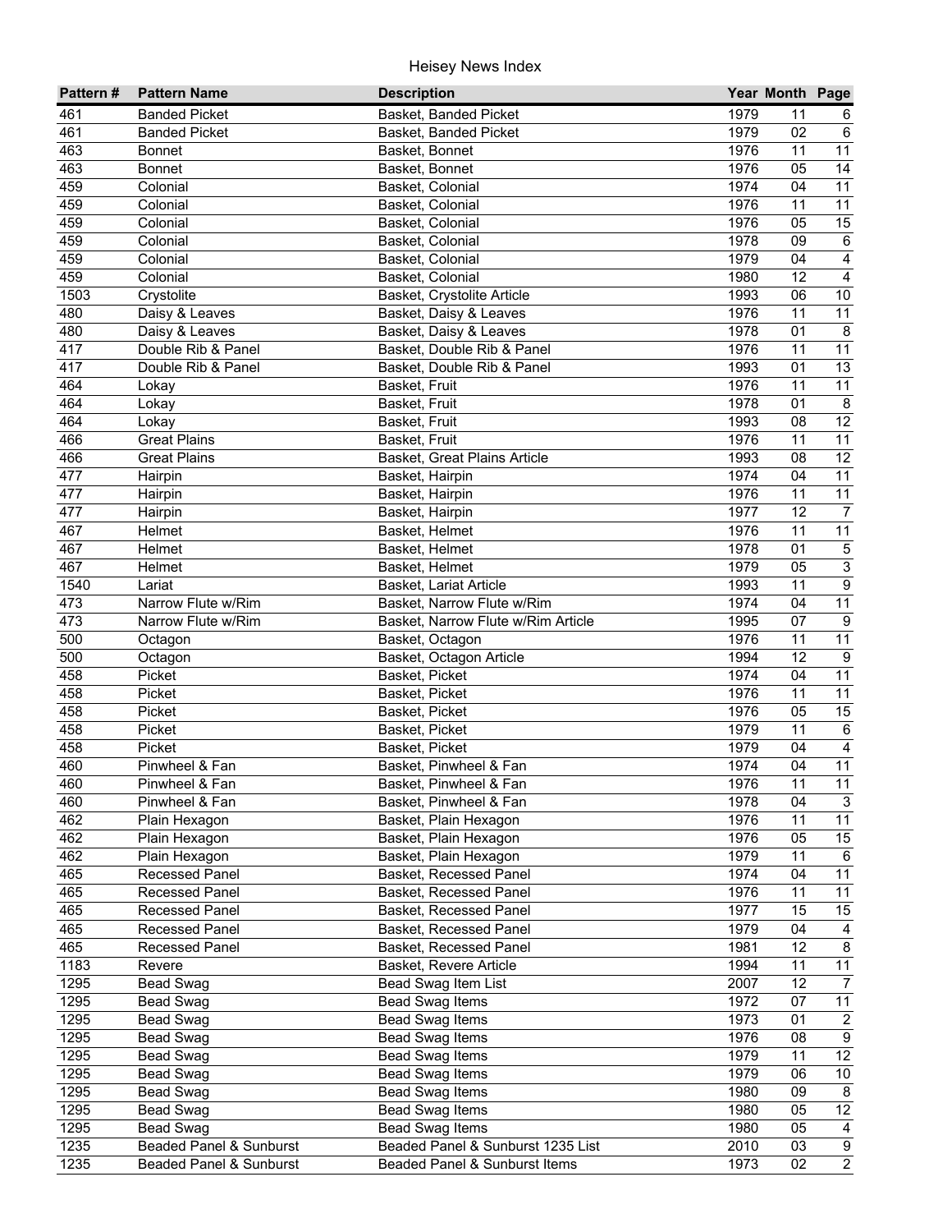| Pattern # | Pattern Name | Description | Year | Month | Page |
|---|---|---|---|---|---|
| 461 | Banded Picket | Basket, Banded Picket | 1979 | 11 | 6 |
| 461 | Banded Picket | Basket, Banded Picket | 1979 | 02 | 6 |
| 463 | Bonnet | Basket, Bonnet | 1976 | 11 | 11 |
| 463 | Bonnet | Basket, Bonnet | 1976 | 05 | 14 |
| 459 | Colonial | Basket, Colonial | 1974 | 04 | 11 |
| 459 | Colonial | Basket, Colonial | 1976 | 11 | 11 |
| 459 | Colonial | Basket, Colonial | 1976 | 05 | 15 |
| 459 | Colonial | Basket, Colonial | 1978 | 09 | 6 |
| 459 | Colonial | Basket, Colonial | 1979 | 04 | 4 |
| 459 | Colonial | Basket, Colonial | 1980 | 12 | 4 |
| 1503 | Crystolite | Basket, Crystolite Article | 1993 | 06 | 10 |
| 480 | Daisy & Leaves | Basket, Daisy & Leaves | 1976 | 11 | 11 |
| 480 | Daisy & Leaves | Basket, Daisy & Leaves | 1978 | 01 | 8 |
| 417 | Double Rib & Panel | Basket, Double Rib & Panel | 1976 | 11 | 11 |
| 417 | Double Rib & Panel | Basket, Double Rib & Panel | 1993 | 01 | 13 |
| 464 | Lokay | Basket, Fruit | 1976 | 11 | 11 |
| 464 | Lokay | Basket, Fruit | 1978 | 01 | 8 |
| 464 | Lokay | Basket, Fruit | 1993 | 08 | 12 |
| 466 | Great Plains | Basket, Fruit | 1976 | 11 | 11 |
| 466 | Great Plains | Basket, Great Plains Article | 1993 | 08 | 12 |
| 477 | Hairpin | Basket, Hairpin | 1974 | 04 | 11 |
| 477 | Hairpin | Basket, Hairpin | 1976 | 11 | 11 |
| 477 | Hairpin | Basket, Hairpin | 1977 | 12 | 7 |
| 467 | Helmet | Basket, Helmet | 1976 | 11 | 11 |
| 467 | Helmet | Basket, Helmet | 1978 | 01 | 5 |
| 467 | Helmet | Basket, Helmet | 1979 | 05 | 3 |
| 1540 | Lariat | Basket, Lariat Article | 1993 | 11 | 9 |
| 473 | Narrow Flute w/Rim | Basket, Narrow Flute w/Rim | 1974 | 04 | 11 |
| 473 | Narrow Flute w/Rim | Basket, Narrow Flute w/Rim Article | 1995 | 07 | 9 |
| 500 | Octagon | Basket, Octagon | 1976 | 11 | 11 |
| 500 | Octagon | Basket, Octagon Article | 1994 | 12 | 9 |
| 458 | Picket | Basket, Picket | 1974 | 04 | 11 |
| 458 | Picket | Basket, Picket | 1976 | 11 | 11 |
| 458 | Picket | Basket, Picket | 1976 | 05 | 15 |
| 458 | Picket | Basket, Picket | 1979 | 11 | 6 |
| 458 | Picket | Basket, Picket | 1979 | 04 | 4 |
| 460 | Pinwheel & Fan | Basket, Pinwheel & Fan | 1974 | 04 | 11 |
| 460 | Pinwheel & Fan | Basket, Pinwheel & Fan | 1976 | 11 | 11 |
| 460 | Pinwheel & Fan | Basket, Pinwheel & Fan | 1978 | 04 | 3 |
| 462 | Plain Hexagon | Basket, Plain Hexagon | 1976 | 11 | 11 |
| 462 | Plain Hexagon | Basket, Plain Hexagon | 1976 | 05 | 15 |
| 462 | Plain Hexagon | Basket, Plain Hexagon | 1979 | 11 | 6 |
| 465 | Recessed Panel | Basket, Recessed Panel | 1974 | 04 | 11 |
| 465 | Recessed Panel | Basket, Recessed Panel | 1976 | 11 | 11 |
| 465 | Recessed Panel | Basket, Recessed Panel | 1977 | 15 | 15 |
| 465 | Recessed Panel | Basket, Recessed Panel | 1979 | 04 | 4 |
| 465 | Recessed Panel | Basket, Recessed Panel | 1981 | 12 | 8 |
| 1183 | Revere | Basket, Revere Article | 1994 | 11 | 11 |
| 1295 | Bead Swag | Bead Swag Item List | 2007 | 12 | 7 |
| 1295 | Bead Swag | Bead Swag Items | 1972 | 07 | 11 |
| 1295 | Bead Swag | Bead Swag Items | 1973 | 01 | 2 |
| 1295 | Bead Swag | Bead Swag Items | 1976 | 08 | 9 |
| 1295 | Bead Swag | Bead Swag Items | 1979 | 11 | 12 |
| 1295 | Bead Swag | Bead Swag Items | 1979 | 06 | 10 |
| 1295 | Bead Swag | Bead Swag Items | 1980 | 09 | 8 |
| 1295 | Bead Swag | Bead Swag Items | 1980 | 05 | 12 |
| 1295 | Bead Swag | Bead Swag Items | 1980 | 05 | 4 |
| 1235 | Beaded Panel & Sunburst | Beaded Panel & Sunburst 1235 List | 2010 | 03 | 9 |
| 1235 | Beaded Panel & Sunburst | Beaded Panel & Sunburst Items | 1973 | 02 | 2 |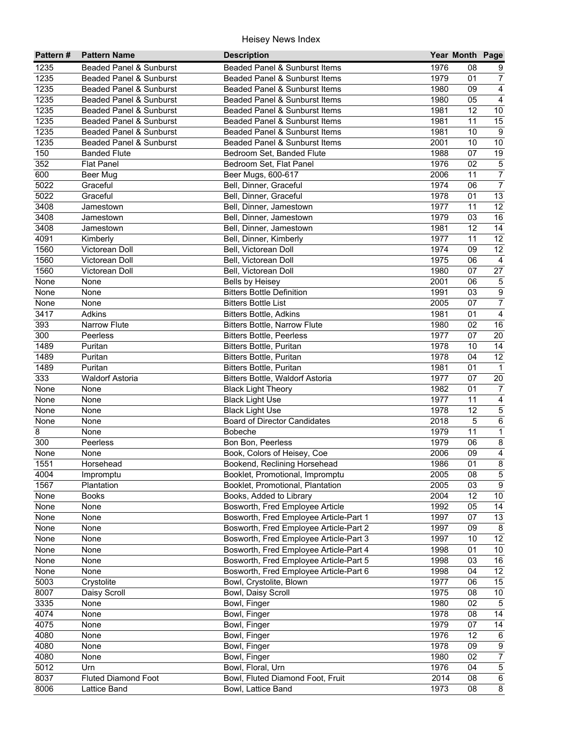# Heisey News Index

| Pattern # | Pattern Name | Description | Year | Month | Page |
|---|---|---|---|---|---|
| 1235 | Beaded Panel & Sunburst | Beaded Panel & Sunburst Items | 1976 | 08 | 9 |
| 1235 | Beaded Panel & Sunburst | Beaded Panel & Sunburst Items | 1979 | 01 | 7 |
| 1235 | Beaded Panel & Sunburst | Beaded Panel & Sunburst Items | 1980 | 09 | 4 |
| 1235 | Beaded Panel & Sunburst | Beaded Panel & Sunburst Items | 1980 | 05 | 4 |
| 1235 | Beaded Panel & Sunburst | Beaded Panel & Sunburst Items | 1981 | 12 | 10 |
| 1235 | Beaded Panel & Sunburst | Beaded Panel & Sunburst Items | 1981 | 11 | 15 |
| 1235 | Beaded Panel & Sunburst | Beaded Panel & Sunburst Items | 1981 | 10 | 9 |
| 1235 | Beaded Panel & Sunburst | Beaded Panel & Sunburst Items | 2001 | 10 | 10 |
| 150 | Banded Flute | Bedroom Set, Banded Flute | 1988 | 07 | 19 |
| 352 | Flat Panel | Bedroom Set, Flat Panel | 1976 | 02 | 5 |
| 600 | Beer Mug | Beer Mugs, 600-617 | 2006 | 11 | 7 |
| 5022 | Graceful | Bell, Dinner, Graceful | 1974 | 06 | 7 |
| 5022 | Graceful | Bell, Dinner, Graceful | 1978 | 01 | 13 |
| 3408 | Jamestown | Bell, Dinner, Jamestown | 1977 | 11 | 12 |
| 3408 | Jamestown | Bell, Dinner, Jamestown | 1979 | 03 | 16 |
| 3408 | Jamestown | Bell, Dinner, Jamestown | 1981 | 12 | 14 |
| 4091 | Kimberly | Bell, Dinner, Kimberly | 1977 | 11 | 12 |
| 1560 | Victorean Doll | Bell, Victorean Doll | 1974 | 09 | 12 |
| 1560 | Victorean Doll | Bell, Victorean Doll | 1975 | 06 | 4 |
| 1560 | Victorean Doll | Bell, Victorean Doll | 1980 | 07 | 27 |
| None | None | Bells by Heisey | 2001 | 06 | 5 |
| None | None | Bitters Bottle Definition | 1991 | 03 | 9 |
| None | None | Bitters Bottle List | 2005 | 07 | 7 |
| 3417 | Adkins | Bitters Bottle, Adkins | 1981 | 01 | 4 |
| 393 | Narrow Flute | Bitters Bottle, Narrow Flute | 1980 | 02 | 16 |
| 300 | Peerless | Bitters Bottle, Peerless | 1977 | 07 | 20 |
| 1489 | Puritan | Bitters Bottle, Puritan | 1978 | 10 | 14 |
| 1489 | Puritan | Bitters Bottle, Puritan | 1978 | 04 | 12 |
| 1489 | Puritan | Bitters Bottle, Puritan | 1981 | 01 | 1 |
| 333 | Waldorf Astoria | Bitters Bottle, Waldorf Astoria | 1977 | 07 | 20 |
| None | None | Black Light Theory | 1982 | 01 | 7 |
| None | None | Black Light Use | 1977 | 11 | 4 |
| None | None | Black Light Use | 1978 | 12 | 5 |
| None | None | Board of Director Candidates | 2018 | 5 | 6 |
| 8 | None | Bobeche | 1979 | 11 | 1 |
| 300 | Peerless | Bon Bon, Peerless | 1979 | 06 | 8 |
| None | None | Book, Colors of Heisey, Coe | 2006 | 09 | 4 |
| 1551 | Horsehead | Bookend, Reclining Horsehead | 1986 | 01 | 8 |
| 4004 | Impromptu | Booklet, Promotional, Impromptu | 2005 | 08 | 5 |
| 1567 | Plantation | Booklet, Promotional, Plantation | 2005 | 03 | 9 |
| None | Books | Books, Added to Library | 2004 | 12 | 10 |
| None | None | Bosworth, Fred Employee Article | 1992 | 05 | 14 |
| None | None | Bosworth, Fred Employee Article-Part 1 | 1997 | 07 | 13 |
| None | None | Bosworth, Fred Employee Article-Part 2 | 1997 | 09 | 8 |
| None | None | Bosworth, Fred Employee Article-Part 3 | 1997 | 10 | 12 |
| None | None | Bosworth, Fred Employee Article-Part 4 | 1998 | 01 | 10 |
| None | None | Bosworth, Fred Employee Article-Part 5 | 1998 | 03 | 16 |
| None | None | Bosworth, Fred Employee Article-Part 6 | 1998 | 04 | 12 |
| 5003 | Crystolite | Bowl, Crystolite, Blown | 1977 | 06 | 15 |
| 8007 | Daisy Scroll | Bowl, Daisy Scroll | 1975 | 08 | 10 |
| 3335 | None | Bowl, Finger | 1980 | 02 | 5 |
| 4074 | None | Bowl, Finger | 1978 | 08 | 14 |
| 4075 | None | Bowl, Finger | 1979 | 07 | 14 |
| 4080 | None | Bowl, Finger | 1976 | 12 | 6 |
| 4080 | None | Bowl, Finger | 1978 | 09 | 9 |
| 4080 | None | Bowl, Finger | 1980 | 02 | 7 |
| 5012 | Urn | Bowl, Floral, Urn | 1976 | 04 | 5 |
| 8037 | Fluted Diamond Foot | Bowl, Fluted Diamond Foot, Fruit | 2014 | 08 | 6 |
| 8006 | Lattice Band | Bowl, Lattice Band | 1973 | 08 | 8 |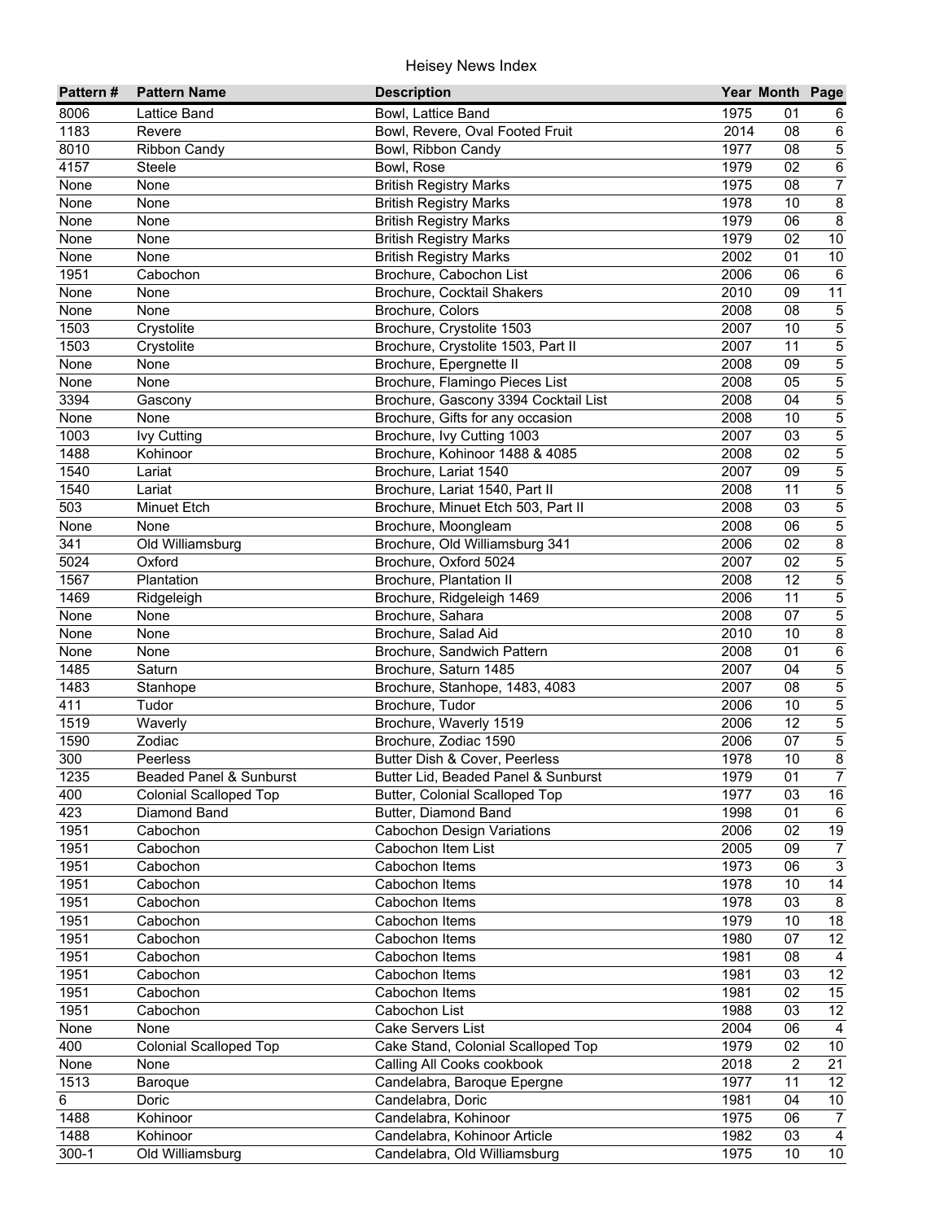# Heisey News Index

| Pattern # | Pattern Name | Description | Year | Month | Page |
|---|---|---|---|---|---|
| 8006 | Lattice Band | Bowl, Lattice Band | 1975 | 01 | 6 |
| 1183 | Revere | Bowl, Revere, Oval Footed Fruit | 2014 | 08 | 6 |
| 8010 | Ribbon Candy | Bowl, Ribbon Candy | 1977 | 08 | 5 |
| 4157 | Steele | Bowl, Rose | 1979 | 02 | 6 |
| None | None | British Registry Marks | 1975 | 08 | 7 |
| None | None | British Registry Marks | 1978 | 10 | 8 |
| None | None | British Registry Marks | 1979 | 06 | 8 |
| None | None | British Registry Marks | 1979 | 02 | 10 |
| None | None | British Registry Marks | 2002 | 01 | 10 |
| 1951 | Cabochon | Brochure, Cabochon List | 2006 | 06 | 6 |
| None | None | Brochure, Cocktail Shakers | 2010 | 09 | 11 |
| None | None | Brochure, Colors | 2008 | 08 | 5 |
| 1503 | Crystolite | Brochure, Crystolite 1503 | 2007 | 10 | 5 |
| 1503 | Crystolite | Brochure, Crystolite 1503, Part II | 2007 | 11 | 5 |
| None | None | Brochure, Epergnette II | 2008 | 09 | 5 |
| None | None | Brochure, Flamingo Pieces List | 2008 | 05 | 5 |
| 3394 | Gascony | Brochure, Gascony 3394 Cocktail List | 2008 | 04 | 5 |
| None | None | Brochure, Gifts for any occasion | 2008 | 10 | 5 |
| 1003 | Ivy Cutting | Brochure, Ivy Cutting 1003 | 2007 | 03 | 5 |
| 1488 | Kohinoor | Brochure, Kohinoor 1488 & 4085 | 2008 | 02 | 5 |
| 1540 | Lariat | Brochure, Lariat 1540 | 2007 | 09 | 5 |
| 1540 | Lariat | Brochure, Lariat 1540, Part II | 2008 | 11 | 5 |
| 503 | Minuet Etch | Brochure, Minuet Etch 503, Part II | 2008 | 03 | 5 |
| None | None | Brochure, Moongleam | 2008 | 06 | 5 |
| 341 | Old Williamsburg | Brochure, Old Williamsburg 341 | 2006 | 02 | 8 |
| 5024 | Oxford | Brochure, Oxford 5024 | 2007 | 02 | 5 |
| 1567 | Plantation | Brochure, Plantation II | 2008 | 12 | 5 |
| 1469 | Ridgeleigh | Brochure, Ridgeleigh 1469 | 2006 | 11 | 5 |
| None | None | Brochure, Sahara | 2008 | 07 | 5 |
| None | None | Brochure, Salad Aid | 2010 | 10 | 8 |
| None | None | Brochure, Sandwich Pattern | 2008 | 01 | 6 |
| 1485 | Saturn | Brochure, Saturn 1485 | 2007 | 04 | 5 |
| 1483 | Stanhope | Brochure, Stanhope, 1483, 4083 | 2007 | 08 | 5 |
| 411 | Tudor | Brochure, Tudor | 2006 | 10 | 5 |
| 1519 | Waverly | Brochure, Waverly 1519 | 2006 | 12 | 5 |
| 1590 | Zodiac | Brochure, Zodiac 1590 | 2006 | 07 | 5 |
| 300 | Peerless | Butter Dish & Cover, Peerless | 1978 | 10 | 8 |
| 1235 | Beaded Panel & Sunburst | Butter Lid, Beaded Panel & Sunburst | 1979 | 01 | 7 |
| 400 | Colonial Scalloped Top | Butter, Colonial Scalloped Top | 1977 | 03 | 16 |
| 423 | Diamond Band | Butter, Diamond Band | 1998 | 01 | 6 |
| 1951 | Cabochon | Cabochon Design Variations | 2006 | 02 | 19 |
| 1951 | Cabochon | Cabochon Item List | 2005 | 09 | 7 |
| 1951 | Cabochon | Cabochon Items | 1973 | 06 | 3 |
| 1951 | Cabochon | Cabochon Items | 1978 | 10 | 14 |
| 1951 | Cabochon | Cabochon Items | 1978 | 03 | 8 |
| 1951 | Cabochon | Cabochon Items | 1979 | 10 | 18 |
| 1951 | Cabochon | Cabochon Items | 1980 | 07 | 12 |
| 1951 | Cabochon | Cabochon Items | 1981 | 08 | 4 |
| 1951 | Cabochon | Cabochon Items | 1981 | 03 | 12 |
| 1951 | Cabochon | Cabochon Items | 1981 | 02 | 15 |
| 1951 | Cabochon | Cabochon List | 1988 | 03 | 12 |
| None | None | Cake Servers List | 2004 | 06 | 4 |
| 400 | Colonial Scalloped Top | Cake Stand, Colonial Scalloped Top | 1979 | 02 | 10 |
| None | None | Calling All Cooks cookbook | 2018 | 2 | 21 |
| 1513 | Baroque | Candelabra, Baroque Epergne | 1977 | 11 | 12 |
| 6 | Doric | Candelabra, Doric | 1981 | 04 | 10 |
| 1488 | Kohinoor | Candelabra, Kohinoor | 1975 | 06 | 7 |
| 1488 | Kohinoor | Candelabra, Kohinoor Article | 1982 | 03 | 4 |
| 300-1 | Old Williamsburg | Candelabra, Old Williamsburg | 1975 | 10 | 10 |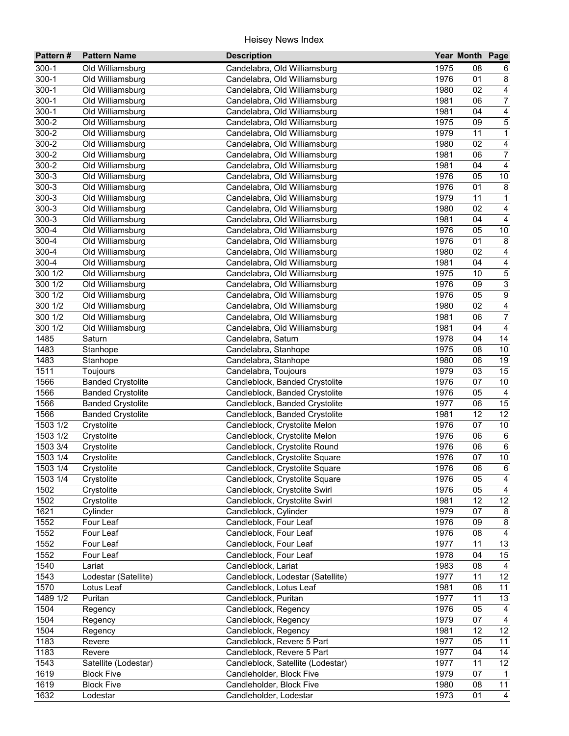| Pattern # | Pattern Name | Description | Year | Month | Page |
|---|---|---|---|---|---|
| 300-1 | Old Williamsburg | Candelabra, Old Williamsburg | 1975 | 08 | 6 |
| 300-1 | Old Williamsburg | Candelabra, Old Williamsburg | 1976 | 01 | 8 |
| 300-1 | Old Williamsburg | Candelabra, Old Williamsburg | 1980 | 02 | 4 |
| 300-1 | Old Williamsburg | Candelabra, Old Williamsburg | 1981 | 06 | 7 |
| 300-1 | Old Williamsburg | Candelabra, Old Williamsburg | 1981 | 04 | 4 |
| 300-2 | Old Williamsburg | Candelabra, Old Williamsburg | 1975 | 09 | 5 |
| 300-2 | Old Williamsburg | Candelabra, Old Williamsburg | 1979 | 11 | 1 |
| 300-2 | Old Williamsburg | Candelabra, Old Williamsburg | 1980 | 02 | 4 |
| 300-2 | Old Williamsburg | Candelabra, Old Williamsburg | 1981 | 06 | 7 |
| 300-2 | Old Williamsburg | Candelabra, Old Williamsburg | 1981 | 04 | 4 |
| 300-3 | Old Williamsburg | Candelabra, Old Williamsburg | 1976 | 05 | 10 |
| 300-3 | Old Williamsburg | Candelabra, Old Williamsburg | 1976 | 01 | 8 |
| 300-3 | Old Williamsburg | Candelabra, Old Williamsburg | 1979 | 11 | 1 |
| 300-3 | Old Williamsburg | Candelabra, Old Williamsburg | 1980 | 02 | 4 |
| 300-3 | Old Williamsburg | Candelabra, Old Williamsburg | 1981 | 04 | 4 |
| 300-4 | Old Williamsburg | Candelabra, Old Williamsburg | 1976 | 05 | 10 |
| 300-4 | Old Williamsburg | Candelabra, Old Williamsburg | 1976 | 01 | 8 |
| 300-4 | Old Williamsburg | Candelabra, Old Williamsburg | 1980 | 02 | 4 |
| 300-4 | Old Williamsburg | Candelabra, Old Williamsburg | 1981 | 04 | 4 |
| 300 1/2 | Old Williamsburg | Candelabra, Old Williamsburg | 1975 | 10 | 5 |
| 300 1/2 | Old Williamsburg | Candelabra, Old Williamsburg | 1976 | 09 | 3 |
| 300 1/2 | Old Williamsburg | Candelabra, Old Williamsburg | 1976 | 05 | 9 |
| 300 1/2 | Old Williamsburg | Candelabra, Old Williamsburg | 1980 | 02 | 4 |
| 300 1/2 | Old Williamsburg | Candelabra, Old Williamsburg | 1981 | 06 | 7 |
| 300 1/2 | Old Williamsburg | Candelabra, Old Williamsburg | 1981 | 04 | 4 |
| 1485 | Saturn | Candelabra, Saturn | 1978 | 04 | 14 |
| 1483 | Stanhope | Candelabra, Stanhope | 1975 | 08 | 10 |
| 1483 | Stanhope | Candelabra, Stanhope | 1980 | 06 | 19 |
| 1511 | Toujours | Candelabra, Toujours | 1979 | 03 | 15 |
| 1566 | Banded Crystolite | Candleblock, Banded Crystolite | 1976 | 07 | 10 |
| 1566 | Banded Crystolite | Candleblock, Banded Crystolite | 1976 | 05 | 4 |
| 1566 | Banded Crystolite | Candleblock, Banded Crystolite | 1977 | 06 | 15 |
| 1566 | Banded Crystolite | Candleblock, Banded Crystolite | 1981 | 12 | 12 |
| 1503 1/2 | Crystolite | Candleblock, Crystolite Melon | 1976 | 07 | 10 |
| 1503 1/2 | Crystolite | Candleblock, Crystolite Melon | 1976 | 06 | 6 |
| 1503 3/4 | Crystolite | Candleblock, Crystolite Round | 1976 | 06 | 6 |
| 1503 1/4 | Crystolite | Candleblock, Crystolite Square | 1976 | 07 | 10 |
| 1503 1/4 | Crystolite | Candleblock, Crystolite Square | 1976 | 06 | 6 |
| 1503 1/4 | Crystolite | Candleblock, Crystolite Square | 1976 | 05 | 4 |
| 1502 | Crystolite | Candleblock, Crystolite Swirl | 1976 | 05 | 4 |
| 1502 | Crystolite | Candleblock, Crystolite Swirl | 1981 | 12 | 12 |
| 1621 | Cylinder | Candleblock, Cylinder | 1979 | 07 | 8 |
| 1552 | Four Leaf | Candleblock, Four Leaf | 1976 | 09 | 8 |
| 1552 | Four Leaf | Candleblock, Four Leaf | 1976 | 08 | 4 |
| 1552 | Four Leaf | Candleblock, Four Leaf | 1977 | 11 | 13 |
| 1552 | Four Leaf | Candleblock, Four Leaf | 1978 | 04 | 15 |
| 1540 | Lariat | Candleblock, Lariat | 1983 | 08 | 4 |
| 1543 | Lodestar (Satellite) | Candleblock, Lodestar (Satellite) | 1977 | 11 | 12 |
| 1570 | Lotus Leaf | Candleblock, Lotus Leaf | 1981 | 08 | 11 |
| 1489 1/2 | Puritan | Candleblock, Puritan | 1977 | 11 | 13 |
| 1504 | Regency | Candleblock, Regency | 1976 | 05 | 4 |
| 1504 | Regency | Candleblock, Regency | 1979 | 07 | 4 |
| 1504 | Regency | Candleblock, Regency | 1981 | 12 | 12 |
| 1183 | Revere | Candleblock, Revere 5 Part | 1977 | 05 | 11 |
| 1183 | Revere | Candleblock, Revere 5 Part | 1977 | 04 | 14 |
| 1543 | Satellite (Lodestar) | Candleblock, Satellite (Lodestar) | 1977 | 11 | 12 |
| 1619 | Block Five | Candleholder, Block Five | 1979 | 07 | 1 |
| 1619 | Block Five | Candleholder, Block Five | 1980 | 08 | 11 |
| 1632 | Lodestar | Candleholder, Lodestar | 1973 | 01 | 4 |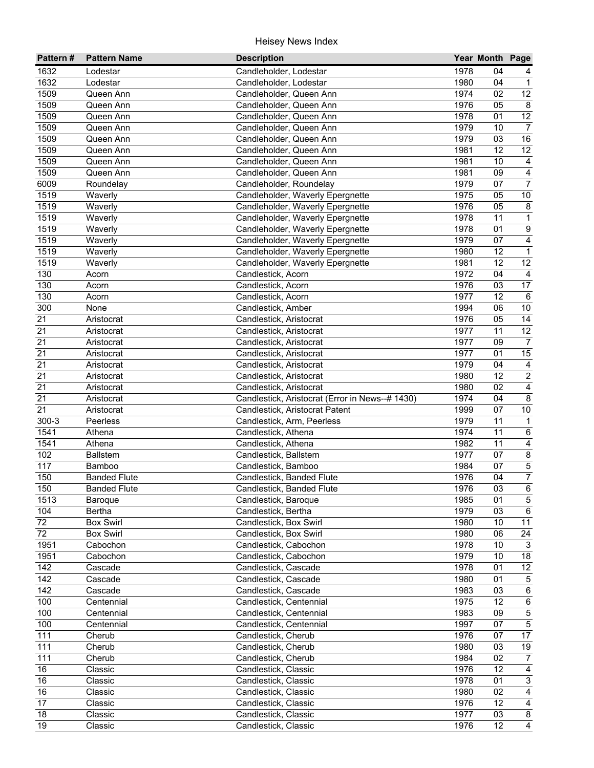# Heisey News Index

| Pattern # | Pattern Name | Description | Year | Month | Page |
|---|---|---|---|---|---|
| 1632 | Lodestar | Candleholder, Lodestar | 1978 | 04 | 4 |
| 1632 | Lodestar | Candleholder, Lodestar | 1980 | 04 | 1 |
| 1509 | Queen Ann | Candleholder, Queen Ann | 1974 | 02 | 12 |
| 1509 | Queen Ann | Candleholder, Queen Ann | 1976 | 05 | 8 |
| 1509 | Queen Ann | Candleholder, Queen Ann | 1978 | 01 | 12 |
| 1509 | Queen Ann | Candleholder, Queen Ann | 1979 | 10 | 7 |
| 1509 | Queen Ann | Candleholder, Queen Ann | 1979 | 03 | 16 |
| 1509 | Queen Ann | Candleholder, Queen Ann | 1981 | 12 | 12 |
| 1509 | Queen Ann | Candleholder, Queen Ann | 1981 | 10 | 4 |
| 1509 | Queen Ann | Candleholder, Queen Ann | 1981 | 09 | 4 |
| 6009 | Roundelay | Candleholder, Roundelay | 1979 | 07 | 7 |
| 1519 | Waverly | Candleholder, Waverly Epergnette | 1975 | 05 | 10 |
| 1519 | Waverly | Candleholder, Waverly Epergnette | 1976 | 05 | 8 |
| 1519 | Waverly | Candleholder, Waverly Epergnette | 1978 | 11 | 1 |
| 1519 | Waverly | Candleholder, Waverly Epergnette | 1978 | 01 | 9 |
| 1519 | Waverly | Candleholder, Waverly Epergnette | 1979 | 07 | 4 |
| 1519 | Waverly | Candleholder, Waverly Epergnette | 1980 | 12 | 1 |
| 1519 | Waverly | Candleholder, Waverly Epergnette | 1981 | 12 | 12 |
| 130 | Acorn | Candlestick, Acorn | 1972 | 04 | 4 |
| 130 | Acorn | Candlestick, Acorn | 1976 | 03 | 17 |
| 130 | Acorn | Candlestick, Acorn | 1977 | 12 | 6 |
| 300 | None | Candlestick, Amber | 1994 | 06 | 10 |
| 21 | Aristocrat | Candlestick, Aristocrat | 1976 | 05 | 14 |
| 21 | Aristocrat | Candlestick, Aristocrat | 1977 | 11 | 12 |
| 21 | Aristocrat | Candlestick, Aristocrat | 1977 | 09 | 7 |
| 21 | Aristocrat | Candlestick, Aristocrat | 1977 | 01 | 15 |
| 21 | Aristocrat | Candlestick, Aristocrat | 1979 | 04 | 4 |
| 21 | Aristocrat | Candlestick, Aristocrat | 1980 | 12 | 2 |
| 21 | Aristocrat | Candlestick, Aristocrat | 1980 | 02 | 4 |
| 21 | Aristocrat | Candlestick, Aristocrat (Error in News--# 1430) | 1974 | 04 | 8 |
| 21 | Aristocrat | Candlestick, Aristocrat Patent | 1999 | 07 | 10 |
| 300-3 | Peerless | Candlestick, Arm, Peerless | 1979 | 11 | 1 |
| 1541 | Athena | Candlestick, Athena | 1974 | 11 | 6 |
| 1541 | Athena | Candlestick, Athena | 1982 | 11 | 4 |
| 102 | Ballstem | Candlestick, Ballstem | 1977 | 07 | 8 |
| 117 | Bamboo | Candlestick, Bamboo | 1984 | 07 | 5 |
| 150 | Banded Flute | Candlestick, Banded Flute | 1976 | 04 | 7 |
| 150 | Banded Flute | Candlestick, Banded Flute | 1976 | 03 | 6 |
| 1513 | Baroque | Candlestick, Baroque | 1985 | 01 | 5 |
| 104 | Bertha | Candlestick, Bertha | 1979 | 03 | 6 |
| 72 | Box Swirl | Candlestick, Box Swirl | 1980 | 10 | 11 |
| 72 | Box Swirl | Candlestick, Box Swirl | 1980 | 06 | 24 |
| 1951 | Cabochon | Candlestick, Cabochon | 1978 | 10 | 3 |
| 1951 | Cabochon | Candlestick, Cabochon | 1979 | 10 | 18 |
| 142 | Cascade | Candlestick, Cascade | 1978 | 01 | 12 |
| 142 | Cascade | Candlestick, Cascade | 1980 | 01 | 5 |
| 142 | Cascade | Candlestick, Cascade | 1983 | 03 | 6 |
| 100 | Centennial | Candlestick, Centennial | 1975 | 12 | 6 |
| 100 | Centennial | Candlestick, Centennial | 1983 | 09 | 5 |
| 100 | Centennial | Candlestick, Centennial | 1997 | 07 | 5 |
| 111 | Cherub | Candlestick, Cherub | 1976 | 07 | 17 |
| 111 | Cherub | Candlestick, Cherub | 1980 | 03 | 19 |
| 111 | Cherub | Candlestick, Cherub | 1984 | 02 | 7 |
| 16 | Classic | Candlestick, Classic | 1976 | 12 | 4 |
| 16 | Classic | Candlestick, Classic | 1978 | 01 | 3 |
| 16 | Classic | Candlestick, Classic | 1980 | 02 | 4 |
| 17 | Classic | Candlestick, Classic | 1976 | 12 | 4 |
| 18 | Classic | Candlestick, Classic | 1977 | 03 | 8 |
| 19 | Classic | Candlestick, Classic | 1976 | 12 | 4 |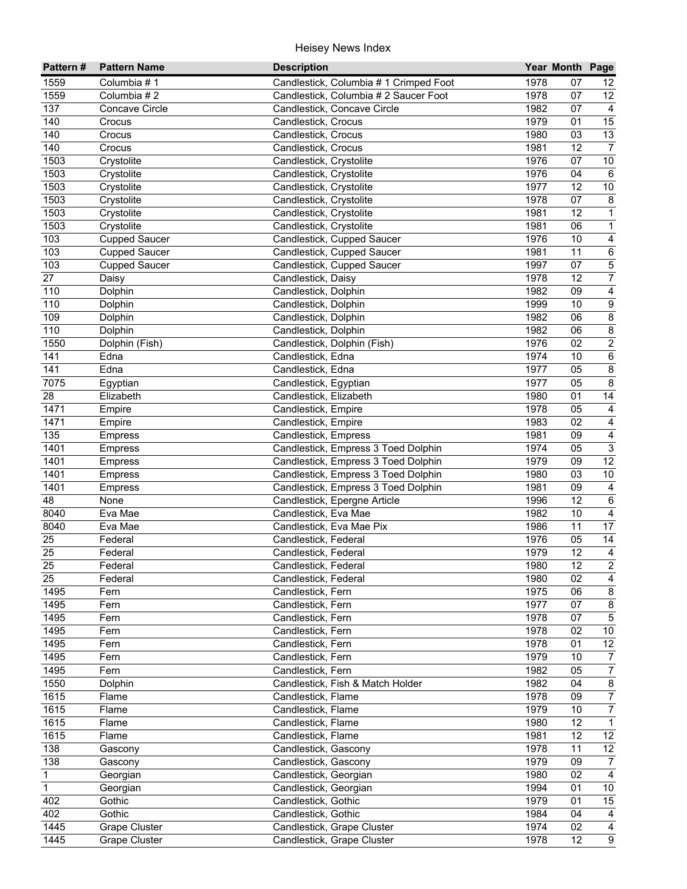| Pattern # | Pattern Name | Description | Year | Month | Page |
|---|---|---|---|---|---|
| 1559 | Columbia # 1 | Candlestick, Columbia # 1 Crimped Foot | 1978 | 07 | 12 |
| 1559 | Columbia # 2 | Candlestick, Columbia # 2 Saucer Foot | 1978 | 07 | 12 |
| 137 | Concave Circle | Candlestick, Concave Circle | 1982 | 07 | 4 |
| 140 | Crocus | Candlestick, Crocus | 1979 | 01 | 15 |
| 140 | Crocus | Candlestick, Crocus | 1980 | 03 | 13 |
| 140 | Crocus | Candlestick, Crocus | 1981 | 12 | 7 |
| 1503 | Crystolite | Candlestick, Crystolite | 1976 | 07 | 10 |
| 1503 | Crystolite | Candlestick, Crystolite | 1976 | 04 | 6 |
| 1503 | Crystolite | Candlestick, Crystolite | 1977 | 12 | 10 |
| 1503 | Crystolite | Candlestick, Crystolite | 1978 | 07 | 8 |
| 1503 | Crystolite | Candlestick, Crystolite | 1981 | 12 | 1 |
| 1503 | Crystolite | Candlestick, Crystolite | 1981 | 06 | 1 |
| 103 | Cupped Saucer | Candlestick, Cupped Saucer | 1976 | 10 | 4 |
| 103 | Cupped Saucer | Candlestick, Cupped Saucer | 1981 | 11 | 6 |
| 103 | Cupped Saucer | Candlestick, Cupped Saucer | 1997 | 07 | 5 |
| 27 | Daisy | Candlestick, Daisy | 1978 | 12 | 7 |
| 110 | Dolphin | Candlestick, Dolphin | 1982 | 09 | 4 |
| 110 | Dolphin | Candlestick, Dolphin | 1999 | 10 | 9 |
| 109 | Dolphin | Candlestick, Dolphin | 1982 | 06 | 8 |
| 110 | Dolphin | Candlestick, Dolphin | 1982 | 06 | 8 |
| 1550 | Dolphin (Fish) | Candlestick, Dolphin (Fish) | 1976 | 02 | 2 |
| 141 | Edna | Candlestick, Edna | 1974 | 10 | 6 |
| 141 | Edna | Candlestick, Edna | 1977 | 05 | 8 |
| 7075 | Egyptian | Candlestick, Egyptian | 1977 | 05 | 8 |
| 28 | Elizabeth | Candlestick, Elizabeth | 1980 | 01 | 14 |
| 1471 | Empire | Candlestick, Empire | 1978 | 05 | 4 |
| 1471 | Empire | Candlestick, Empire | 1983 | 02 | 4 |
| 135 | Empress | Candlestick, Empress | 1981 | 09 | 4 |
| 1401 | Empress | Candlestick, Empress 3 Toed Dolphin | 1974 | 05 | 3 |
| 1401 | Empress | Candlestick, Empress 3 Toed Dolphin | 1979 | 09 | 12 |
| 1401 | Empress | Candlestick, Empress 3 Toed Dolphin | 1980 | 03 | 10 |
| 1401 | Empress | Candlestick, Empress 3 Toed Dolphin | 1981 | 09 | 4 |
| 48 | None | Candlestick, Epergne Article | 1996 | 12 | 6 |
| 8040 | Eva Mae | Candlestick, Eva Mae | 1982 | 10 | 4 |
| 8040 | Eva Mae | Candlestick, Eva Mae Pix | 1986 | 11 | 17 |
| 25 | Federal | Candlestick, Federal | 1976 | 05 | 14 |
| 25 | Federal | Candlestick, Federal | 1979 | 12 | 4 |
| 25 | Federal | Candlestick, Federal | 1980 | 12 | 2 |
| 25 | Federal | Candlestick, Federal | 1980 | 02 | 4 |
| 1495 | Fern | Candlestick, Fern | 1975 | 06 | 8 |
| 1495 | Fern | Candlestick, Fern | 1977 | 07 | 8 |
| 1495 | Fern | Candlestick, Fern | 1978 | 07 | 5 |
| 1495 | Fern | Candlestick, Fern | 1978 | 02 | 10 |
| 1495 | Fern | Candlestick, Fern | 1978 | 01 | 12 |
| 1495 | Fern | Candlestick, Fern | 1979 | 10 | 7 |
| 1495 | Fern | Candlestick, Fern | 1982 | 05 | 7 |
| 1550 | Dolphin | Candlestick, Fish & Match Holder | 1982 | 04 | 8 |
| 1615 | Flame | Candlestick, Flame | 1978 | 09 | 7 |
| 1615 | Flame | Candlestick, Flame | 1979 | 10 | 7 |
| 1615 | Flame | Candlestick, Flame | 1980 | 12 | 1 |
| 1615 | Flame | Candlestick, Flame | 1981 | 12 | 12 |
| 138 | Gascony | Candlestick, Gascony | 1978 | 11 | 12 |
| 138 | Gascony | Candlestick, Gascony | 1979 | 09 | 7 |
| 1 | Georgian | Candlestick, Georgian | 1980 | 02 | 4 |
| 1 | Georgian | Candlestick, Georgian | 1994 | 01 | 10 |
| 402 | Gothic | Candlestick, Gothic | 1979 | 01 | 15 |
| 402 | Gothic | Candlestick, Gothic | 1984 | 04 | 4 |
| 1445 | Grape Cluster | Candlestick, Grape Cluster | 1974 | 02 | 4 |
| 1445 | Grape Cluster | Candlestick, Grape Cluster | 1978 | 12 | 9 |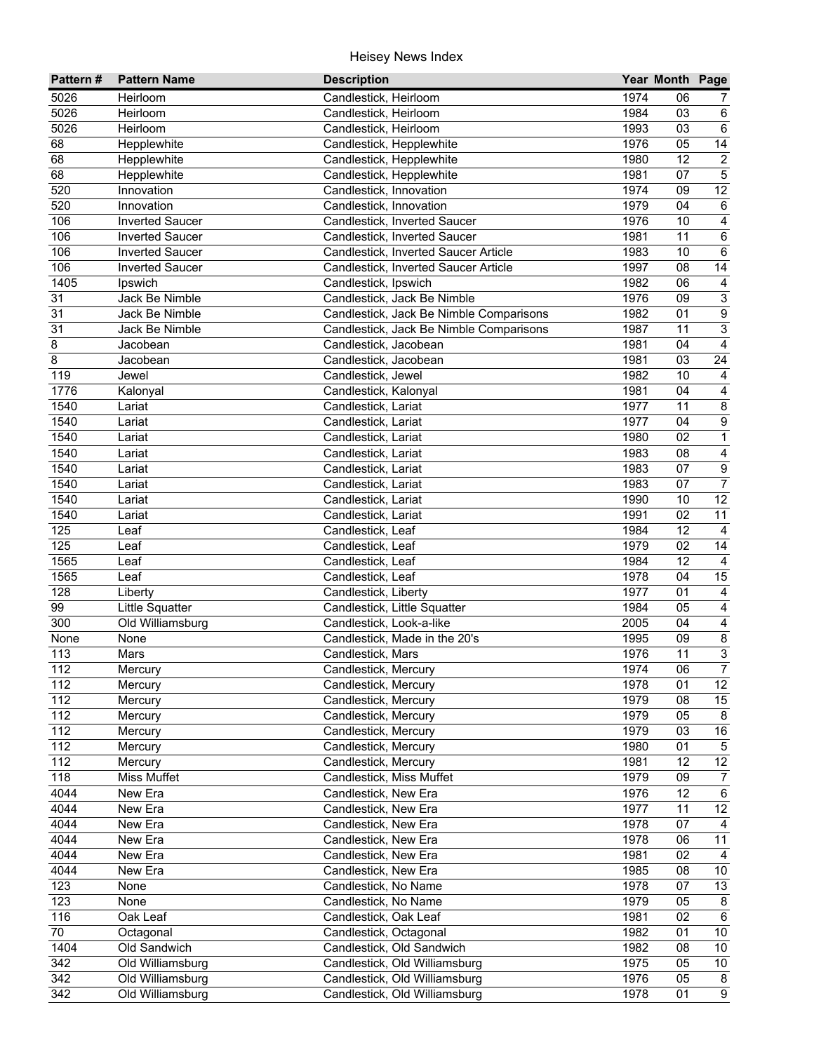| Pattern # | Pattern Name | Description | Year | Month | Page |
|---|---|---|---|---|---|
| 5026 | Heirloom | Candlestick, Heirloom | 1974 | 06 | 7 |
| 5026 | Heirloom | Candlestick, Heirloom | 1984 | 03 | 6 |
| 5026 | Heirloom | Candlestick, Heirloom | 1993 | 03 | 6 |
| 68 | Hepplewhite | Candlestick, Hepplewhite | 1976 | 05 | 14 |
| 68 | Hepplewhite | Candlestick, Hepplewhite | 1980 | 12 | 2 |
| 68 | Hepplewhite | Candlestick, Hepplewhite | 1981 | 07 | 5 |
| 520 | Innovation | Candlestick, Innovation | 1974 | 09 | 12 |
| 520 | Innovation | Candlestick, Innovation | 1979 | 04 | 6 |
| 106 | Inverted Saucer | Candlestick, Inverted Saucer | 1976 | 10 | 4 |
| 106 | Inverted Saucer | Candlestick, Inverted Saucer | 1981 | 11 | 6 |
| 106 | Inverted Saucer | Candlestick, Inverted Saucer Article | 1983 | 10 | 6 |
| 106 | Inverted Saucer | Candlestick, Inverted Saucer Article | 1997 | 08 | 14 |
| 1405 | Ipswich | Candlestick, Ipswich | 1982 | 06 | 4 |
| 31 | Jack Be Nimble | Candlestick, Jack Be Nimble | 1976 | 09 | 3 |
| 31 | Jack Be Nimble | Candlestick, Jack Be Nimble Comparisons | 1982 | 01 | 9 |
| 31 | Jack Be Nimble | Candlestick, Jack Be Nimble Comparisons | 1987 | 11 | 3 |
| 8 | Jacobean | Candlestick, Jacobean | 1981 | 04 | 4 |
| 8 | Jacobean | Candlestick, Jacobean | 1981 | 03 | 24 |
| 119 | Jewel | Candlestick, Jewel | 1982 | 10 | 4 |
| 1776 | Kalonyal | Candlestick, Kalonyal | 1981 | 04 | 4 |
| 1540 | Lariat | Candlestick, Lariat | 1977 | 11 | 8 |
| 1540 | Lariat | Candlestick, Lariat | 1977 | 04 | 9 |
| 1540 | Lariat | Candlestick, Lariat | 1980 | 02 | 1 |
| 1540 | Lariat | Candlestick, Lariat | 1983 | 08 | 4 |
| 1540 | Lariat | Candlestick, Lariat | 1983 | 07 | 9 |
| 1540 | Lariat | Candlestick, Lariat | 1983 | 07 | 7 |
| 1540 | Lariat | Candlestick, Lariat | 1990 | 10 | 12 |
| 1540 | Lariat | Candlestick, Lariat | 1991 | 02 | 11 |
| 125 | Leaf | Candlestick, Leaf | 1984 | 12 | 4 |
| 125 | Leaf | Candlestick, Leaf | 1979 | 02 | 14 |
| 1565 | Leaf | Candlestick, Leaf | 1984 | 12 | 4 |
| 1565 | Leaf | Candlestick, Leaf | 1978 | 04 | 15 |
| 128 | Liberty | Candlestick, Liberty | 1977 | 01 | 4 |
| 99 | Little Squatter | Candlestick, Little Squatter | 1984 | 05 | 4 |
| 300 | Old Williamsburg | Candlestick, Look-a-like | 2005 | 04 | 4 |
| None | None | Candlestick, Made in the 20's | 1995 | 09 | 8 |
| 113 | Mars | Candlestick, Mars | 1976 | 11 | 3 |
| 112 | Mercury | Candlestick, Mercury | 1974 | 06 | 7 |
| 112 | Mercury | Candlestick, Mercury | 1978 | 01 | 12 |
| 112 | Mercury | Candlestick, Mercury | 1979 | 08 | 15 |
| 112 | Mercury | Candlestick, Mercury | 1979 | 05 | 8 |
| 112 | Mercury | Candlestick, Mercury | 1979 | 03 | 16 |
| 112 | Mercury | Candlestick, Mercury | 1980 | 01 | 5 |
| 112 | Mercury | Candlestick, Mercury | 1981 | 12 | 12 |
| 118 | Miss Muffet | Candlestick, Miss Muffet | 1979 | 09 | 7 |
| 4044 | New Era | Candlestick, New Era | 1976 | 12 | 6 |
| 4044 | New Era | Candlestick, New Era | 1977 | 11 | 12 |
| 4044 | New Era | Candlestick, New Era | 1978 | 07 | 4 |
| 4044 | New Era | Candlestick, New Era | 1978 | 06 | 11 |
| 4044 | New Era | Candlestick, New Era | 1981 | 02 | 4 |
| 4044 | New Era | Candlestick, New Era | 1985 | 08 | 10 |
| 123 | None | Candlestick, No Name | 1978 | 07 | 13 |
| 123 | None | Candlestick, No Name | 1979 | 05 | 8 |
| 116 | Oak Leaf | Candlestick, Oak Leaf | 1981 | 02 | 6 |
| 70 | Octagonal | Candlestick, Octagonal | 1982 | 01 | 10 |
| 1404 | Old Sandwich | Candlestick, Old Sandwich | 1982 | 08 | 10 |
| 342 | Old Williamsburg | Candlestick, Old Williamsburg | 1975 | 05 | 10 |
| 342 | Old Williamsburg | Candlestick, Old Williamsburg | 1976 | 05 | 8 |
| 342 | Old Williamsburg | Candlestick, Old Williamsburg | 1978 | 01 | 9 |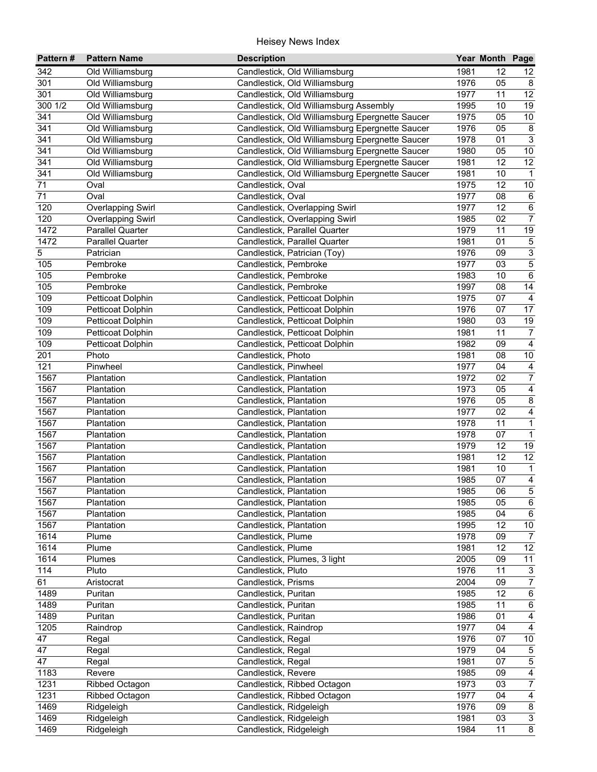Heisey News Index

| Pattern # | Pattern Name | Description | Year | Month | Page |
|---|---|---|---|---|---|
| 342 | Old Williamsburg | Candlestick, Old Williamsburg | 1981 | 12 | 12 |
| 301 | Old Williamsburg | Candlestick, Old Williamsburg | 1976 | 05 | 8 |
| 301 | Old Williamsburg | Candlestick, Old Williamsburg | 1977 | 11 | 12 |
| 300 1/2 | Old Williamsburg | Candlestick, Old Williamsburg Assembly | 1995 | 10 | 19 |
| 341 | Old Williamsburg | Candlestick, Old Williamsburg Epergnette Saucer | 1975 | 05 | 10 |
| 341 | Old Williamsburg | Candlestick, Old Williamsburg Epergnette Saucer | 1976 | 05 | 8 |
| 341 | Old Williamsburg | Candlestick, Old Williamsburg Epergnette Saucer | 1978 | 01 | 3 |
| 341 | Old Williamsburg | Candlestick, Old Williamsburg Epergnette Saucer | 1980 | 05 | 10 |
| 341 | Old Williamsburg | Candlestick, Old Williamsburg Epergnette Saucer | 1981 | 12 | 12 |
| 341 | Old Williamsburg | Candlestick, Old Williamsburg Epergnette Saucer | 1981 | 10 | 1 |
| 71 | Oval | Candlestick, Oval | 1975 | 12 | 10 |
| 71 | Oval | Candlestick, Oval | 1977 | 08 | 6 |
| 120 | Overlapping Swirl | Candlestick, Overlapping Swirl | 1977 | 12 | 6 |
| 120 | Overlapping Swirl | Candlestick, Overlapping Swirl | 1985 | 02 | 7 |
| 1472 | Parallel Quarter | Candlestick, Parallel Quarter | 1979 | 11 | 19 |
| 1472 | Parallel Quarter | Candlestick, Parallel Quarter | 1981 | 01 | 5 |
| 5 | Patrician | Candlestick, Patrician (Toy) | 1976 | 09 | 3 |
| 105 | Pembroke | Candlestick, Pembroke | 1977 | 03 | 5 |
| 105 | Pembroke | Candlestick, Pembroke | 1983 | 10 | 6 |
| 105 | Pembroke | Candlestick, Pembroke | 1997 | 08 | 14 |
| 109 | Petticoat Dolphin | Candlestick, Petticoat Dolphin | 1975 | 07 | 4 |
| 109 | Petticoat Dolphin | Candlestick, Petticoat Dolphin | 1976 | 07 | 17 |
| 109 | Petticoat Dolphin | Candlestick, Petticoat Dolphin | 1980 | 03 | 19 |
| 109 | Petticoat Dolphin | Candlestick, Petticoat Dolphin | 1981 | 11 | 7 |
| 109 | Petticoat Dolphin | Candlestick, Petticoat Dolphin | 1982 | 09 | 4 |
| 201 | Photo | Candlestick, Photo | 1981 | 08 | 10 |
| 121 | Pinwheel | Candlestick, Pinwheel | 1977 | 04 | 4 |
| 1567 | Plantation | Candlestick, Plantation | 1972 | 02 | 7 |
| 1567 | Plantation | Candlestick, Plantation | 1973 | 05 | 4 |
| 1567 | Plantation | Candlestick, Plantation | 1976 | 05 | 8 |
| 1567 | Plantation | Candlestick, Plantation | 1977 | 02 | 4 |
| 1567 | Plantation | Candlestick, Plantation | 1978 | 11 | 1 |
| 1567 | Plantation | Candlestick, Plantation | 1978 | 07 | 1 |
| 1567 | Plantation | Candlestick, Plantation | 1979 | 12 | 19 |
| 1567 | Plantation | Candlestick, Plantation | 1981 | 12 | 12 |
| 1567 | Plantation | Candlestick, Plantation | 1981 | 10 | 1 |
| 1567 | Plantation | Candlestick, Plantation | 1985 | 07 | 4 |
| 1567 | Plantation | Candlestick, Plantation | 1985 | 06 | 5 |
| 1567 | Plantation | Candlestick, Plantation | 1985 | 05 | 6 |
| 1567 | Plantation | Candlestick, Plantation | 1985 | 04 | 6 |
| 1567 | Plantation | Candlestick, Plantation | 1995 | 12 | 10 |
| 1614 | Plume | Candlestick, Plume | 1978 | 09 | 7 |
| 1614 | Plume | Candlestick, Plume | 1981 | 12 | 12 |
| 1614 | Plumes | Candlestick, Plumes, 3 light | 2005 | 09 | 11 |
| 114 | Pluto | Candlestick, Pluto | 1976 | 11 | 3 |
| 61 | Aristocrat | Candlestick, Prisms | 2004 | 09 | 7 |
| 1489 | Puritan | Candlestick, Puritan | 1985 | 12 | 6 |
| 1489 | Puritan | Candlestick, Puritan | 1985 | 11 | 6 |
| 1489 | Puritan | Candlestick, Puritan | 1986 | 01 | 4 |
| 1205 | Raindrop | Candlestick, Raindrop | 1977 | 04 | 4 |
| 47 | Regal | Candlestick, Regal | 1976 | 07 | 10 |
| 47 | Regal | Candlestick, Regal | 1979 | 04 | 5 |
| 47 | Regal | Candlestick, Regal | 1981 | 07 | 5 |
| 1183 | Revere | Candlestick, Revere | 1985 | 09 | 4 |
| 1231 | Ribbed Octagon | Candlestick, Ribbed Octagon | 1973 | 03 | 7 |
| 1231 | Ribbed Octagon | Candlestick, Ribbed Octagon | 1977 | 04 | 4 |
| 1469 | Ridgeleigh | Candlestick, Ridgeleigh | 1976 | 09 | 8 |
| 1469 | Ridgeleigh | Candlestick, Ridgeleigh | 1981 | 03 | 3 |
| 1469 | Ridgeleigh | Candlestick, Ridgeleigh | 1984 | 11 | 8 |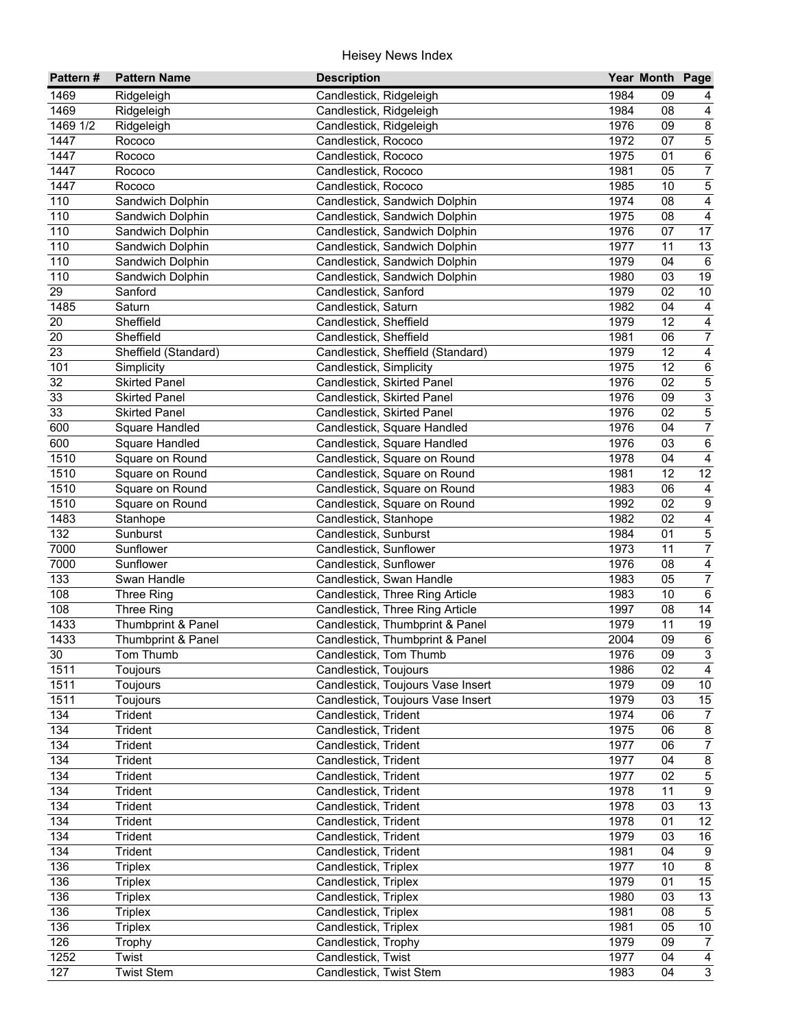| Pattern # | Pattern Name | Description | Year | Month | Page |
|---|---|---|---|---|---|
| 1469 | Ridgeleigh | Candlestick, Ridgeleigh | 1984 | 09 | 4 |
| 1469 | Ridgeleigh | Candlestick, Ridgeleigh | 1984 | 08 | 4 |
| 1469 1/2 | Ridgeleigh | Candlestick, Ridgeleigh | 1976 | 09 | 8 |
| 1447 | Rococo | Candlestick, Rococo | 1972 | 07 | 5 |
| 1447 | Rococo | Candlestick, Rococo | 1975 | 01 | 6 |
| 1447 | Rococo | Candlestick, Rococo | 1981 | 05 | 7 |
| 1447 | Rococo | Candlestick, Rococo | 1985 | 10 | 5 |
| 110 | Sandwich Dolphin | Candlestick, Sandwich Dolphin | 1974 | 08 | 4 |
| 110 | Sandwich Dolphin | Candlestick, Sandwich Dolphin | 1975 | 08 | 4 |
| 110 | Sandwich Dolphin | Candlestick, Sandwich Dolphin | 1976 | 07 | 17 |
| 110 | Sandwich Dolphin | Candlestick, Sandwich Dolphin | 1977 | 11 | 13 |
| 110 | Sandwich Dolphin | Candlestick, Sandwich Dolphin | 1979 | 04 | 6 |
| 110 | Sandwich Dolphin | Candlestick, Sandwich Dolphin | 1980 | 03 | 19 |
| 29 | Sanford | Candlestick, Sanford | 1979 | 02 | 10 |
| 1485 | Saturn | Candlestick, Saturn | 1982 | 04 | 4 |
| 20 | Sheffield | Candlestick, Sheffield | 1979 | 12 | 4 |
| 20 | Sheffield | Candlestick, Sheffield | 1981 | 06 | 7 |
| 23 | Sheffield (Standard) | Candlestick, Sheffield (Standard) | 1979 | 12 | 4 |
| 101 | Simplicity | Candlestick, Simplicity | 1975 | 12 | 6 |
| 32 | Skirted Panel | Candlestick, Skirted Panel | 1976 | 02 | 5 |
| 33 | Skirted Panel | Candlestick, Skirted Panel | 1976 | 09 | 3 |
| 33 | Skirted Panel | Candlestick, Skirted Panel | 1976 | 02 | 5 |
| 600 | Square Handled | Candlestick, Square Handled | 1976 | 04 | 7 |
| 600 | Square Handled | Candlestick, Square Handled | 1976 | 03 | 6 |
| 1510 | Square on Round | Candlestick, Square on Round | 1978 | 04 | 4 |
| 1510 | Square on Round | Candlestick, Square on Round | 1981 | 12 | 12 |
| 1510 | Square on Round | Candlestick, Square on Round | 1983 | 06 | 4 |
| 1510 | Square on Round | Candlestick, Square on Round | 1992 | 02 | 9 |
| 1483 | Stanhope | Candlestick, Stanhope | 1982 | 02 | 4 |
| 132 | Sunburst | Candlestick, Sunburst | 1984 | 01 | 5 |
| 7000 | Sunflower | Candlestick, Sunflower | 1973 | 11 | 7 |
| 7000 | Sunflower | Candlestick, Sunflower | 1976 | 08 | 4 |
| 133 | Swan Handle | Candlestick, Swan Handle | 1983 | 05 | 7 |
| 108 | Three Ring | Candlestick, Three Ring Article | 1983 | 10 | 6 |
| 108 | Three Ring | Candlestick, Three Ring Article | 1997 | 08 | 14 |
| 1433 | Thumbprint & Panel | Candlestick, Thumbprint & Panel | 1979 | 11 | 19 |
| 1433 | Thumbprint & Panel | Candlestick, Thumbprint & Panel | 2004 | 09 | 6 |
| 30 | Tom Thumb | Candlestick, Tom Thumb | 1976 | 09 | 3 |
| 1511 | Toujours | Candlestick, Toujours | 1986 | 02 | 4 |
| 1511 | Toujours | Candlestick, Toujours Vase Insert | 1979 | 09 | 10 |
| 1511 | Toujours | Candlestick, Toujours Vase Insert | 1979 | 03 | 15 |
| 134 | Trident | Candlestick, Trident | 1974 | 06 | 7 |
| 134 | Trident | Candlestick, Trident | 1975 | 06 | 8 |
| 134 | Trident | Candlestick, Trident | 1977 | 06 | 7 |
| 134 | Trident | Candlestick, Trident | 1977 | 04 | 8 |
| 134 | Trident | Candlestick, Trident | 1977 | 02 | 5 |
| 134 | Trident | Candlestick, Trident | 1978 | 11 | 9 |
| 134 | Trident | Candlestick, Trident | 1978 | 03 | 13 |
| 134 | Trident | Candlestick, Trident | 1978 | 01 | 12 |
| 134 | Trident | Candlestick, Trident | 1979 | 03 | 16 |
| 134 | Trident | Candlestick, Trident | 1981 | 04 | 9 |
| 136 | Triplex | Candlestick, Triplex | 1977 | 10 | 8 |
| 136 | Triplex | Candlestick, Triplex | 1979 | 01 | 15 |
| 136 | Triplex | Candlestick, Triplex | 1980 | 03 | 13 |
| 136 | Triplex | Candlestick, Triplex | 1981 | 08 | 5 |
| 136 | Triplex | Candlestick, Triplex | 1981 | 05 | 10 |
| 126 | Trophy | Candlestick, Trophy | 1979 | 09 | 7 |
| 1252 | Twist | Candlestick, Twist | 1977 | 04 | 4 |
| 127 | Twist Stem | Candlestick, Twist Stem | 1983 | 04 | 3 |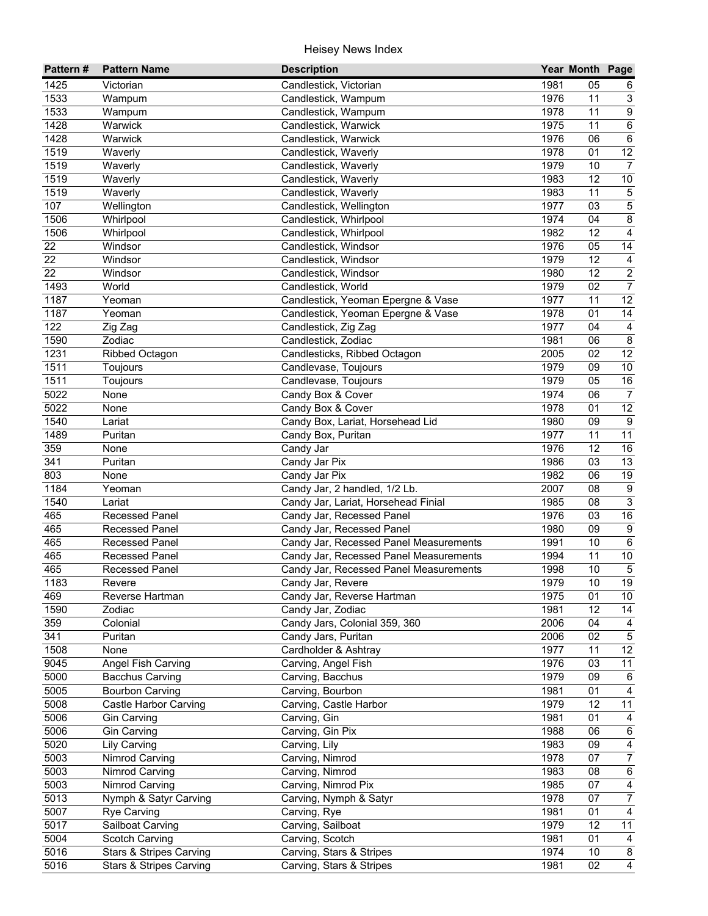| Pattern # | Pattern Name | Description | Year | Month | Page |
|---|---|---|---|---|---|
| 1425 | Victorian | Candlestick, Victorian | 1981 | 05 | 6 |
| 1533 | Wampum | Candlestick, Wampum | 1976 | 11 | 3 |
| 1533 | Wampum | Candlestick, Wampum | 1978 | 11 | 9 |
| 1428 | Warwick | Candlestick, Warwick | 1975 | 11 | 6 |
| 1428 | Warwick | Candlestick, Warwick | 1976 | 06 | 6 |
| 1519 | Waverly | Candlestick, Waverly | 1978 | 01 | 12 |
| 1519 | Waverly | Candlestick, Waverly | 1979 | 10 | 7 |
| 1519 | Waverly | Candlestick, Waverly | 1983 | 12 | 10 |
| 1519 | Waverly | Candlestick, Waverly | 1983 | 11 | 5 |
| 107 | Wellington | Candlestick, Wellington | 1977 | 03 | 5 |
| 1506 | Whirlpool | Candlestick, Whirlpool | 1974 | 04 | 8 |
| 1506 | Whirlpool | Candlestick, Whirlpool | 1982 | 12 | 4 |
| 22 | Windsor | Candlestick, Windsor | 1976 | 05 | 14 |
| 22 | Windsor | Candlestick, Windsor | 1979 | 12 | 4 |
| 22 | Windsor | Candlestick, Windsor | 1980 | 12 | 2 |
| 1493 | World | Candlestick, World | 1979 | 02 | 7 |
| 1187 | Yeoman | Candlestick, Yeoman Epergne & Vase | 1977 | 11 | 12 |
| 1187 | Yeoman | Candlestick, Yeoman Epergne & Vase | 1978 | 01 | 14 |
| 122 | Zig Zag | Candlestick, Zig Zag | 1977 | 04 | 4 |
| 1590 | Zodiac | Candlestick, Zodiac | 1981 | 06 | 8 |
| 1231 | Ribbed Octagon | Candlesticks, Ribbed Octagon | 2005 | 02 | 12 |
| 1511 | Toujours | Candlevase, Toujours | 1979 | 09 | 10 |
| 1511 | Toujours | Candlevase, Toujours | 1979 | 05 | 16 |
| 5022 | None | Candy Box & Cover | 1974 | 06 | 7 |
| 5022 | None | Candy Box & Cover | 1978 | 01 | 12 |
| 1540 | Lariat | Candy Box, Lariat, Horsehead Lid | 1980 | 09 | 9 |
| 1489 | Puritan | Candy Box, Puritan | 1977 | 11 | 11 |
| 359 | None | Candy Jar | 1976 | 12 | 16 |
| 341 | Puritan | Candy Jar Pix | 1986 | 03 | 13 |
| 803 | None | Candy Jar Pix | 1982 | 06 | 19 |
| 1184 | Yeoman | Candy Jar, 2 handled, 1/2 Lb. | 2007 | 08 | 9 |
| 1540 | Lariat | Candy Jar, Lariat, Horsehead Finial | 1985 | 08 | 3 |
| 465 | Recessed Panel | Candy Jar, Recessed Panel | 1976 | 03 | 16 |
| 465 | Recessed Panel | Candy Jar, Recessed Panel | 1980 | 09 | 9 |
| 465 | Recessed Panel | Candy Jar, Recessed Panel Measurements | 1991 | 10 | 6 |
| 465 | Recessed Panel | Candy Jar, Recessed Panel Measurements | 1994 | 11 | 10 |
| 465 | Recessed Panel | Candy Jar, Recessed Panel Measurements | 1998 | 10 | 5 |
| 1183 | Revere | Candy Jar, Revere | 1979 | 10 | 19 |
| 469 | Reverse Hartman | Candy Jar, Reverse Hartman | 1975 | 01 | 10 |
| 1590 | Zodiac | Candy Jar, Zodiac | 1981 | 12 | 14 |
| 359 | Colonial | Candy Jars, Colonial 359, 360 | 2006 | 04 | 4 |
| 341 | Puritan | Candy Jars, Puritan | 2006 | 02 | 5 |
| 1508 | None | Cardholder & Ashtray | 1977 | 11 | 12 |
| 9045 | Angel Fish Carving | Carving, Angel Fish | 1976 | 03 | 11 |
| 5000 | Bacchus Carving | Carving, Bacchus | 1979 | 09 | 6 |
| 5005 | Bourbon Carving | Carving, Bourbon | 1981 | 01 | 4 |
| 5008 | Castle Harbor Carving | Carving, Castle Harbor | 1979 | 12 | 11 |
| 5006 | Gin Carving | Carving, Gin | 1981 | 01 | 4 |
| 5006 | Gin Carving | Carving, Gin Pix | 1988 | 06 | 6 |
| 5020 | Lily Carving | Carving, Lily | 1983 | 09 | 4 |
| 5003 | Nimrod Carving | Carving, Nimrod | 1978 | 07 | 7 |
| 5003 | Nimrod Carving | Carving, Nimrod | 1983 | 08 | 6 |
| 5003 | Nimrod Carving | Carving, Nimrod Pix | 1985 | 07 | 4 |
| 5013 | Nymph & Satyr Carving | Carving, Nymph & Satyr | 1978 | 07 | 7 |
| 5007 | Rye Carving | Carving, Rye | 1981 | 01 | 4 |
| 5017 | Sailboat Carving | Carving, Sailboat | 1979 | 12 | 11 |
| 5004 | Scotch Carving | Carving, Scotch | 1981 | 01 | 4 |
| 5016 | Stars & Stripes Carving | Carving, Stars & Stripes | 1974 | 10 | 8 |
| 5016 | Stars & Stripes Carving | Carving, Stars & Stripes | 1981 | 02 | 4 |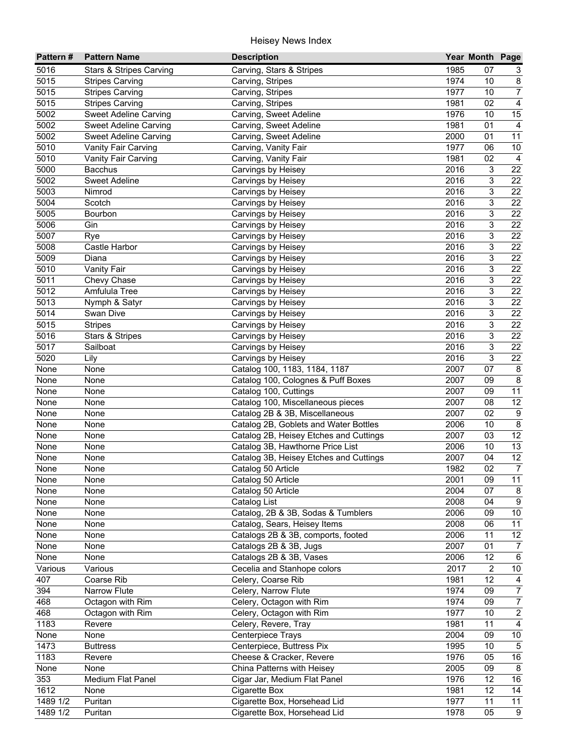# Heisey News Index

| Pattern # | Pattern Name | Description | Year | Month | Page |
|---|---|---|---|---|---|
| 5016 | Stars & Stripes Carving | Carving, Stars & Stripes | 1985 | 07 | 3 |
| 5015 | Stripes Carving | Carving, Stripes | 1974 | 10 | 8 |
| 5015 | Stripes Carving | Carving, Stripes | 1977 | 10 | 7 |
| 5015 | Stripes Carving | Carving, Stripes | 1981 | 02 | 4 |
| 5002 | Sweet Adeline Carving | Carving, Sweet Adeline | 1976 | 10 | 15 |
| 5002 | Sweet Adeline Carving | Carving, Sweet Adeline | 1981 | 01 | 4 |
| 5002 | Sweet Adeline Carving | Carving, Sweet Adeline | 2000 | 01 | 11 |
| 5010 | Vanity Fair Carving | Carving, Vanity Fair | 1977 | 06 | 10 |
| 5010 | Vanity Fair Carving | Carving, Vanity Fair | 1981 | 02 | 4 |
| 5000 | Bacchus | Carvings by Heisey | 2016 | 3 | 22 |
| 5002 | Sweet Adeline | Carvings by Heisey | 2016 | 3 | 22 |
| 5003 | Nimrod | Carvings by Heisey | 2016 | 3 | 22 |
| 5004 | Scotch | Carvings by Heisey | 2016 | 3 | 22 |
| 5005 | Bourbon | Carvings by Heisey | 2016 | 3 | 22 |
| 5006 | Gin | Carvings by Heisey | 2016 | 3 | 22 |
| 5007 | Rye | Carvings by Heisey | 2016 | 3 | 22 |
| 5008 | Castle Harbor | Carvings by Heisey | 2016 | 3 | 22 |
| 5009 | Diana | Carvings by Heisey | 2016 | 3 | 22 |
| 5010 | Vanity Fair | Carvings by Heisey | 2016 | 3 | 22 |
| 5011 | Chevy Chase | Carvings by Heisey | 2016 | 3 | 22 |
| 5012 | Amfulula Tree | Carvings by Heisey | 2016 | 3 | 22 |
| 5013 | Nymph & Satyr | Carvings by Heisey | 2016 | 3 | 22 |
| 5014 | Swan Dive | Carvings by Heisey | 2016 | 3 | 22 |
| 5015 | Stripes | Carvings by Heisey | 2016 | 3 | 22 |
| 5016 | Stars & Stripes | Carvings by Heisey | 2016 | 3 | 22 |
| 5017 | Sailboat | Carvings by Heisey | 2016 | 3 | 22 |
| 5020 | Lily | Carvings by Heisey | 2016 | 3 | 22 |
| None | None | Catalog 100, 1183, 1184, 1187 | 2007 | 07 | 8 |
| None | None | Catalog 100, Colognes & Puff Boxes | 2007 | 09 | 8 |
| None | None | Catalog 100, Cuttings | 2007 | 09 | 11 |
| None | None | Catalog 100, Miscellaneous pieces | 2007 | 08 | 12 |
| None | None | Catalog 2B & 3B, Miscellaneous | 2007 | 02 | 9 |
| None | None | Catalog 2B, Goblets and Water Bottles | 2006 | 10 | 8 |
| None | None | Catalog 2B, Heisey Etches and Cuttings | 2007 | 03 | 12 |
| None | None | Catalog 3B, Hawthorne Price List | 2006 | 10 | 13 |
| None | None | Catalog 3B, Heisey Etches and Cuttings | 2007 | 04 | 12 |
| None | None | Catalog 50 Article | 1982 | 02 | 7 |
| None | None | Catalog 50 Article | 2001 | 09 | 11 |
| None | None | Catalog 50 Article | 2004 | 07 | 8 |
| None | None | Catalog List | 2008 | 04 | 9 |
| None | None | Catalog, 2B & 3B, Sodas & Tumblers | 2006 | 09 | 10 |
| None | None | Catalog, Sears, Heisey Items | 2008 | 06 | 11 |
| None | None | Catalogs 2B & 3B, comports, footed | 2006 | 11 | 12 |
| None | None | Catalogs 2B & 3B, Jugs | 2007 | 01 | 7 |
| None | None | Catalogs 2B & 3B, Vases | 2006 | 12 | 6 |
| Various | Various | Cecelia and Stanhope colors | 2017 | 2 | 10 |
| 407 | Coarse Rib | Celery, Coarse Rib | 1981 | 12 | 4 |
| 394 | Narrow Flute | Celery, Narrow Flute | 1974 | 09 | 7 |
| 468 | Octagon with Rim | Celery, Octagon with Rim | 1974 | 09 | 7 |
| 468 | Octagon with Rim | Celery, Octagon with Rim | 1977 | 10 | 2 |
| 1183 | Revere | Celery, Revere, Tray | 1981 | 11 | 4 |
| None | None | Centerpiece Trays | 2004 | 09 | 10 |
| 1473 | Buttress | Centerpiece, Buttress Pix | 1995 | 10 | 5 |
| 1183 | Revere | Cheese & Cracker, Revere | 1976 | 05 | 16 |
| None | None | China Patterns with Heisey | 2005 | 09 | 8 |
| 353 | Medium Flat Panel | Cigar Jar, Medium Flat Panel | 1976 | 12 | 16 |
| 1612 | None | Cigarette Box | 1981 | 12 | 14 |
| 1489 1/2 | Puritan | Cigarette Box, Horsehead Lid | 1977 | 11 | 11 |
| 1489 1/2 | Puritan | Cigarette Box, Horsehead Lid | 1978 | 05 | 9 |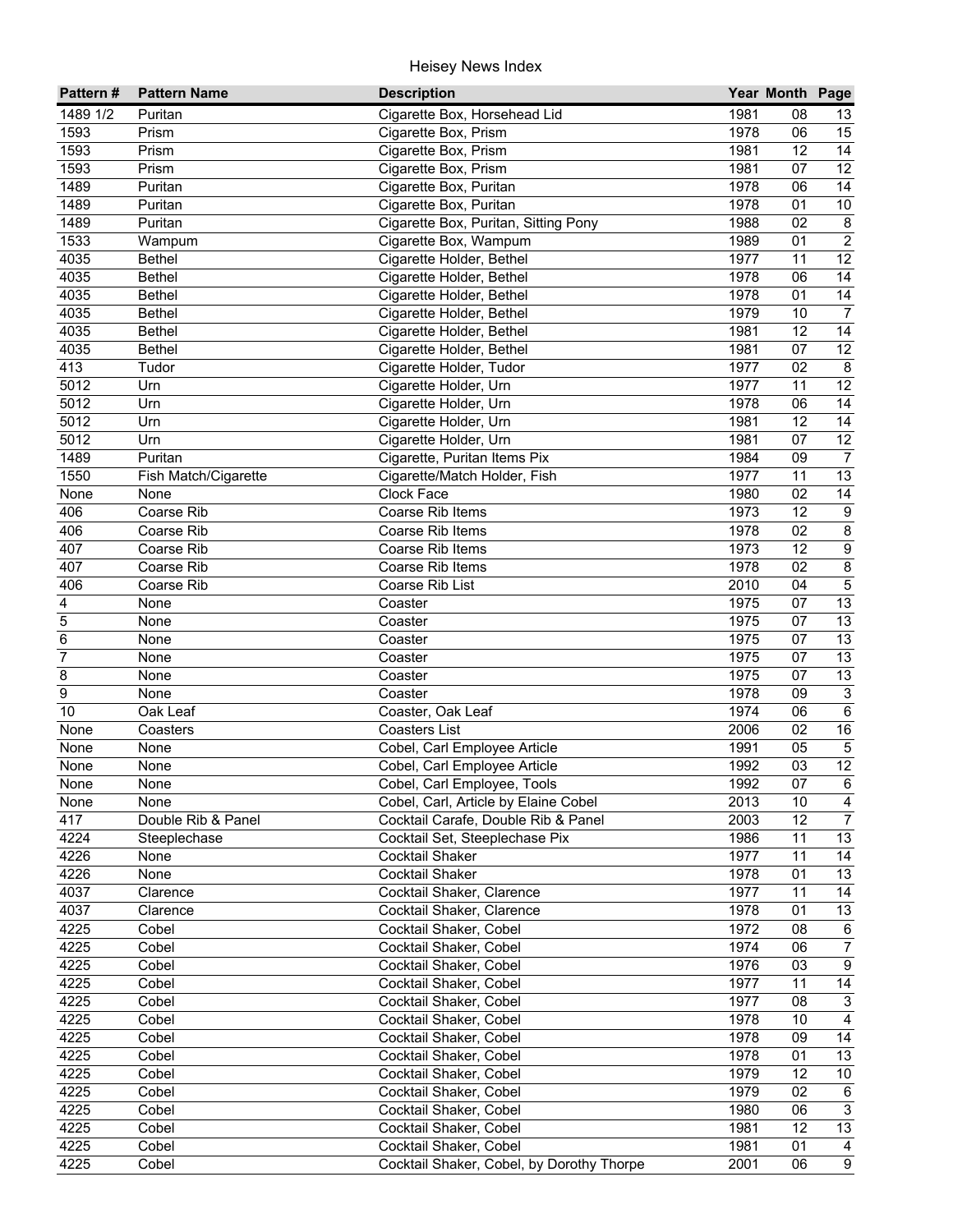Heisey News Index

| Pattern # | Pattern Name | Description | Year | Month | Page |
|---|---|---|---|---|---|
| 1489 1/2 | Puritan | Cigarette Box, Horsehead Lid | 1981 | 08 | 13 |
| 1593 | Prism | Cigarette Box, Prism | 1978 | 06 | 15 |
| 1593 | Prism | Cigarette Box, Prism | 1981 | 12 | 14 |
| 1593 | Prism | Cigarette Box, Prism | 1981 | 07 | 12 |
| 1489 | Puritan | Cigarette Box, Puritan | 1978 | 06 | 14 |
| 1489 | Puritan | Cigarette Box, Puritan | 1978 | 01 | 10 |
| 1489 | Puritan | Cigarette Box, Puritan, Sitting Pony | 1988 | 02 | 8 |
| 1533 | Wampum | Cigarette Box, Wampum | 1989 | 01 | 2 |
| 4035 | Bethel | Cigarette Holder, Bethel | 1977 | 11 | 12 |
| 4035 | Bethel | Cigarette Holder, Bethel | 1978 | 06 | 14 |
| 4035 | Bethel | Cigarette Holder, Bethel | 1978 | 01 | 14 |
| 4035 | Bethel | Cigarette Holder, Bethel | 1979 | 10 | 7 |
| 4035 | Bethel | Cigarette Holder, Bethel | 1981 | 12 | 14 |
| 4035 | Bethel | Cigarette Holder, Bethel | 1981 | 07 | 12 |
| 413 | Tudor | Cigarette Holder, Tudor | 1977 | 02 | 8 |
| 5012 | Urn | Cigarette Holder, Urn | 1977 | 11 | 12 |
| 5012 | Urn | Cigarette Holder, Urn | 1978 | 06 | 14 |
| 5012 | Urn | Cigarette Holder, Urn | 1981 | 12 | 14 |
| 5012 | Urn | Cigarette Holder, Urn | 1981 | 07 | 12 |
| 1489 | Puritan | Cigarette, Puritan Items Pix | 1984 | 09 | 7 |
| 1550 | Fish Match/Cigarette | Cigarette/Match Holder, Fish | 1977 | 11 | 13 |
| None | None | Clock Face | 1980 | 02 | 14 |
| 406 | Coarse Rib | Coarse Rib Items | 1973 | 12 | 9 |
| 406 | Coarse Rib | Coarse Rib Items | 1978 | 02 | 8 |
| 407 | Coarse Rib | Coarse Rib Items | 1973 | 12 | 9 |
| 407 | Coarse Rib | Coarse Rib Items | 1978 | 02 | 8 |
| 406 | Coarse Rib | Coarse Rib List | 2010 | 04 | 5 |
| 4 | None | Coaster | 1975 | 07 | 13 |
| 5 | None | Coaster | 1975 | 07 | 13 |
| 6 | None | Coaster | 1975 | 07 | 13 |
| 7 | None | Coaster | 1975 | 07 | 13 |
| 8 | None | Coaster | 1975 | 07 | 13 |
| 9 | None | Coaster | 1978 | 09 | 3 |
| 10 | Oak Leaf | Coaster, Oak Leaf | 1974 | 06 | 6 |
| None | Coasters | Coasters List | 2006 | 02 | 16 |
| None | None | Cobel, Carl Employee Article | 1991 | 05 | 5 |
| None | None | Cobel, Carl Employee Article | 1992 | 03 | 12 |
| None | None | Cobel, Carl Employee, Tools | 1992 | 07 | 6 |
| None | None | Cobel, Carl, Article by Elaine Cobel | 2013 | 10 | 4 |
| 417 | Double Rib & Panel | Cocktail Carafe, Double Rib & Panel | 2003 | 12 | 7 |
| 4224 | Steeplechase | Cocktail Set, Steeplechase Pix | 1986 | 11 | 13 |
| 4226 | None | Cocktail Shaker | 1977 | 11 | 14 |
| 4226 | None | Cocktail Shaker | 1978 | 01 | 13 |
| 4037 | Clarence | Cocktail Shaker, Clarence | 1977 | 11 | 14 |
| 4037 | Clarence | Cocktail Shaker, Clarence | 1978 | 01 | 13 |
| 4225 | Cobel | Cocktail Shaker, Cobel | 1972 | 08 | 6 |
| 4225 | Cobel | Cocktail Shaker, Cobel | 1974 | 06 | 7 |
| 4225 | Cobel | Cocktail Shaker, Cobel | 1976 | 03 | 9 |
| 4225 | Cobel | Cocktail Shaker, Cobel | 1977 | 11 | 14 |
| 4225 | Cobel | Cocktail Shaker, Cobel | 1977 | 08 | 3 |
| 4225 | Cobel | Cocktail Shaker, Cobel | 1978 | 10 | 4 |
| 4225 | Cobel | Cocktail Shaker, Cobel | 1978 | 09 | 14 |
| 4225 | Cobel | Cocktail Shaker, Cobel | 1978 | 01 | 13 |
| 4225 | Cobel | Cocktail Shaker, Cobel | 1979 | 12 | 10 |
| 4225 | Cobel | Cocktail Shaker, Cobel | 1979 | 02 | 6 |
| 4225 | Cobel | Cocktail Shaker, Cobel | 1980 | 06 | 3 |
| 4225 | Cobel | Cocktail Shaker, Cobel | 1981 | 12 | 13 |
| 4225 | Cobel | Cocktail Shaker, Cobel | 1981 | 01 | 4 |
| 4225 | Cobel | Cocktail Shaker, Cobel, by Dorothy Thorpe | 2001 | 06 | 9 |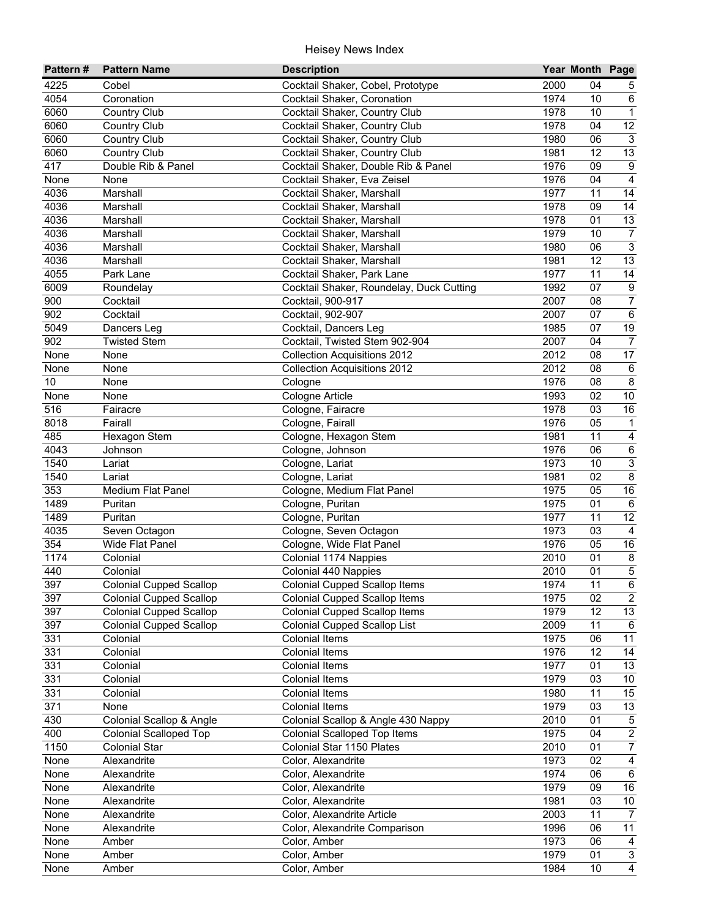| Pattern # | Pattern Name | Description | Year | Month | Page |
|---|---|---|---|---|---|
| 4225 | Cobel | Cocktail Shaker, Cobel, Prototype | 2000 | 04 | 5 |
| 4054 | Coronation | Cocktail Shaker, Coronation | 1974 | 10 | 6 |
| 6060 | Country Club | Cocktail Shaker, Country Club | 1978 | 10 | 1 |
| 6060 | Country Club | Cocktail Shaker, Country Club | 1978 | 04 | 12 |
| 6060 | Country Club | Cocktail Shaker, Country Club | 1980 | 06 | 3 |
| 6060 | Country Club | Cocktail Shaker, Country Club | 1981 | 12 | 13 |
| 417 | Double Rib & Panel | Cocktail Shaker, Double Rib & Panel | 1976 | 09 | 9 |
| None | None | Cocktail Shaker, Eva Zeisel | 1976 | 04 | 4 |
| 4036 | Marshall | Cocktail Shaker, Marshall | 1977 | 11 | 14 |
| 4036 | Marshall | Cocktail Shaker, Marshall | 1978 | 09 | 14 |
| 4036 | Marshall | Cocktail Shaker, Marshall | 1978 | 01 | 13 |
| 4036 | Marshall | Cocktail Shaker, Marshall | 1979 | 10 | 7 |
| 4036 | Marshall | Cocktail Shaker, Marshall | 1980 | 06 | 3 |
| 4036 | Marshall | Cocktail Shaker, Marshall | 1981 | 12 | 13 |
| 4055 | Park Lane | Cocktail Shaker, Park Lane | 1977 | 11 | 14 |
| 6009 | Roundelay | Cocktail Shaker, Roundelay, Duck Cutting | 1992 | 07 | 9 |
| 900 | Cocktail | Cocktail, 900-917 | 2007 | 08 | 7 |
| 902 | Cocktail | Cocktail, 902-907 | 2007 | 07 | 6 |
| 5049 | Dancers Leg | Cocktail, Dancers Leg | 1985 | 07 | 19 |
| 902 | Twisted Stem | Cocktail, Twisted Stem 902-904 | 2007 | 04 | 7 |
| None | None | Collection Acquisitions 2012 | 2012 | 08 | 17 |
| None | None | Collection Acquisitions 2012 | 2012 | 08 | 6 |
| 10 | None | Cologne | 1976 | 08 | 8 |
| None | None | Cologne Article | 1993 | 02 | 10 |
| 516 | Fairacre | Cologne, Fairacre | 1978 | 03 | 16 |
| 8018 | Fairall | Cologne, Fairall | 1976 | 05 | 1 |
| 485 | Hexagon Stem | Cologne, Hexagon Stem | 1981 | 11 | 4 |
| 4043 | Johnson | Cologne, Johnson | 1976 | 06 | 6 |
| 1540 | Lariat | Cologne, Lariat | 1973 | 10 | 3 |
| 1540 | Lariat | Cologne, Lariat | 1981 | 02 | 8 |
| 353 | Medium Flat Panel | Cologne, Medium Flat Panel | 1975 | 05 | 16 |
| 1489 | Puritan | Cologne, Puritan | 1975 | 01 | 6 |
| 1489 | Puritan | Cologne, Puritan | 1977 | 11 | 12 |
| 4035 | Seven Octagon | Cologne, Seven Octagon | 1973 | 03 | 4 |
| 354 | Wide Flat Panel | Cologne, Wide Flat Panel | 1976 | 05 | 16 |
| 1174 | Colonial | Colonial 1174 Nappies | 2010 | 01 | 8 |
| 440 | Colonial | Colonial 440 Nappies | 2010 | 01 | 5 |
| 397 | Colonial Cupped Scallop | Colonial Cupped Scallop Items | 1974 | 11 | 6 |
| 397 | Colonial Cupped Scallop | Colonial Cupped Scallop Items | 1975 | 02 | 2 |
| 397 | Colonial Cupped Scallop | Colonial Cupped Scallop Items | 1979 | 12 | 13 |
| 397 | Colonial Cupped Scallop | Colonial Cupped Scallop List | 2009 | 11 | 6 |
| 331 | Colonial | Colonial Items | 1975 | 06 | 11 |
| 331 | Colonial | Colonial Items | 1976 | 12 | 14 |
| 331 | Colonial | Colonial Items | 1977 | 01 | 13 |
| 331 | Colonial | Colonial Items | 1979 | 03 | 10 |
| 331 | Colonial | Colonial Items | 1980 | 11 | 15 |
| 371 | None | Colonial Items | 1979 | 03 | 13 |
| 430 | Colonial Scallop & Angle | Colonial Scallop & Angle 430 Nappy | 2010 | 01 | 5 |
| 400 | Colonial Scalloped Top | Colonial Scalloped Top Items | 1975 | 04 | 2 |
| 1150 | Colonial Star | Colonial Star 1150 Plates | 2010 | 01 | 7 |
| None | Alexandrite | Color, Alexandrite | 1973 | 02 | 4 |
| None | Alexandrite | Color, Alexandrite | 1974 | 06 | 6 |
| None | Alexandrite | Color, Alexandrite | 1979 | 09 | 16 |
| None | Alexandrite | Color, Alexandrite | 1981 | 03 | 10 |
| None | Alexandrite | Color, Alexandrite Article | 2003 | 11 | 7 |
| None | Alexandrite | Color, Alexandrite Comparison | 1996 | 06 | 11 |
| None | Amber | Color, Amber | 1973 | 06 | 4 |
| None | Amber | Color, Amber | 1979 | 01 | 3 |
| None | Amber | Color, Amber | 1984 | 10 | 4 |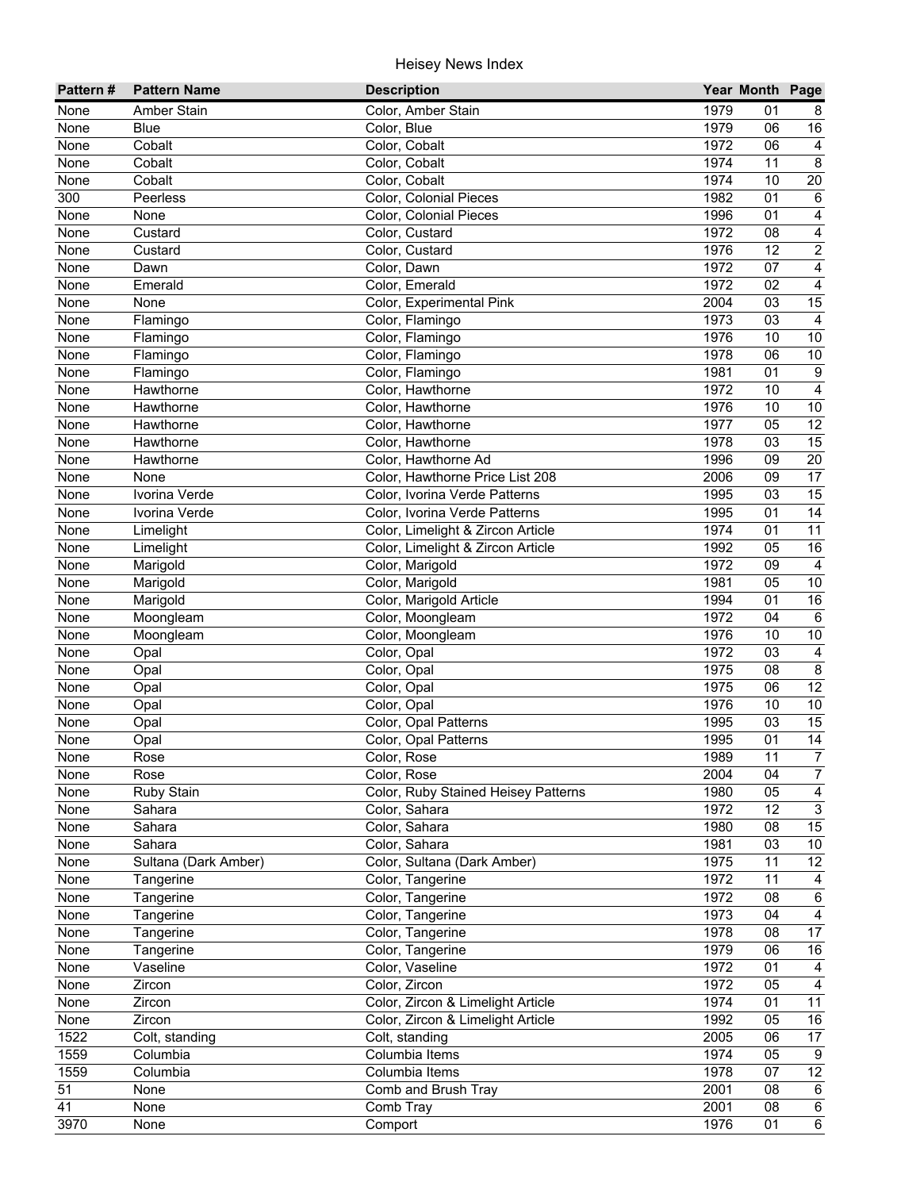# Heisey News Index

| Pattern # | Pattern Name | Description | Year | Month | Page |
|---|---|---|---|---|---|
| None | Amber Stain | Color, Amber Stain | 1979 | 01 | 8 |
| None | Blue | Color, Blue | 1979 | 06 | 16 |
| None | Cobalt | Color, Cobalt | 1972 | 06 | 4 |
| None | Cobalt | Color, Cobalt | 1974 | 11 | 8 |
| None | Cobalt | Color, Cobalt | 1974 | 10 | 20 |
| 300 | Peerless | Color, Colonial Pieces | 1982 | 01 | 6 |
| None | None | Color, Colonial Pieces | 1996 | 01 | 4 |
| None | Custard | Color, Custard | 1972 | 08 | 4 |
| None | Custard | Color, Custard | 1976 | 12 | 2 |
| None | Dawn | Color, Dawn | 1972 | 07 | 4 |
| None | Emerald | Color, Emerald | 1972 | 02 | 4 |
| None | None | Color, Experimental Pink | 2004 | 03 | 15 |
| None | Flamingo | Color, Flamingo | 1973 | 03 | 4 |
| None | Flamingo | Color, Flamingo | 1976 | 10 | 10 |
| None | Flamingo | Color, Flamingo | 1978 | 06 | 10 |
| None | Flamingo | Color, Flamingo | 1981 | 01 | 9 |
| None | Hawthorne | Color, Hawthorne | 1972 | 10 | 4 |
| None | Hawthorne | Color, Hawthorne | 1976 | 10 | 10 |
| None | Hawthorne | Color, Hawthorne | 1977 | 05 | 12 |
| None | Hawthorne | Color, Hawthorne | 1978 | 03 | 15 |
| None | Hawthorne | Color, Hawthorne Ad | 1996 | 09 | 20 |
| None | None | Color, Hawthorne Price List 208 | 2006 | 09 | 17 |
| None | Ivorina Verde | Color, Ivorina Verde Patterns | 1995 | 03 | 15 |
| None | Ivorina Verde | Color, Ivorina Verde Patterns | 1995 | 01 | 14 |
| None | Limelight | Color, Limelight & Zircon Article | 1974 | 01 | 11 |
| None | Limelight | Color, Limelight & Zircon Article | 1992 | 05 | 16 |
| None | Marigold | Color, Marigold | 1972 | 09 | 4 |
| None | Marigold | Color, Marigold | 1981 | 05 | 10 |
| None | Marigold | Color, Marigold Article | 1994 | 01 | 16 |
| None | Moongleam | Color, Moongleam | 1972 | 04 | 6 |
| None | Moongleam | Color, Moongleam | 1976 | 10 | 10 |
| None | Opal | Color, Opal | 1972 | 03 | 4 |
| None | Opal | Color, Opal | 1975 | 08 | 8 |
| None | Opal | Color, Opal | 1975 | 06 | 12 |
| None | Opal | Color, Opal | 1976 | 10 | 10 |
| None | Opal | Color, Opal Patterns | 1995 | 03 | 15 |
| None | Opal | Color, Opal Patterns | 1995 | 01 | 14 |
| None | Rose | Color, Rose | 1989 | 11 | 7 |
| None | Rose | Color, Rose | 2004 | 04 | 7 |
| None | Ruby Stain | Color, Ruby Stained Heisey Patterns | 1980 | 05 | 4 |
| None | Sahara | Color, Sahara | 1972 | 12 | 3 |
| None | Sahara | Color, Sahara | 1980 | 08 | 15 |
| None | Sahara | Color, Sahara | 1981 | 03 | 10 |
| None | Sultana (Dark Amber) | Color, Sultana (Dark Amber) | 1975 | 11 | 12 |
| None | Tangerine | Color, Tangerine | 1972 | 11 | 4 |
| None | Tangerine | Color, Tangerine | 1972 | 08 | 6 |
| None | Tangerine | Color, Tangerine | 1973 | 04 | 4 |
| None | Tangerine | Color, Tangerine | 1978 | 08 | 17 |
| None | Tangerine | Color, Tangerine | 1979 | 06 | 16 |
| None | Vaseline | Color, Vaseline | 1972 | 01 | 4 |
| None | Zircon | Color, Zircon | 1972 | 05 | 4 |
| None | Zircon | Color, Zircon & Limelight Article | 1974 | 01 | 11 |
| None | Zircon | Color, Zircon & Limelight Article | 1992 | 05 | 16 |
| 1522 | Colt, standing | Colt, standing | 2005 | 06 | 17 |
| 1559 | Columbia | Columbia Items | 1974 | 05 | 9 |
| 1559 | Columbia | Columbia Items | 1978 | 07 | 12 |
| 51 | None | Comb and Brush Tray | 2001 | 08 | 6 |
| 41 | None | Comb Tray | 2001 | 08 | 6 |
| 3970 | None | Comport | 1976 | 01 | 6 |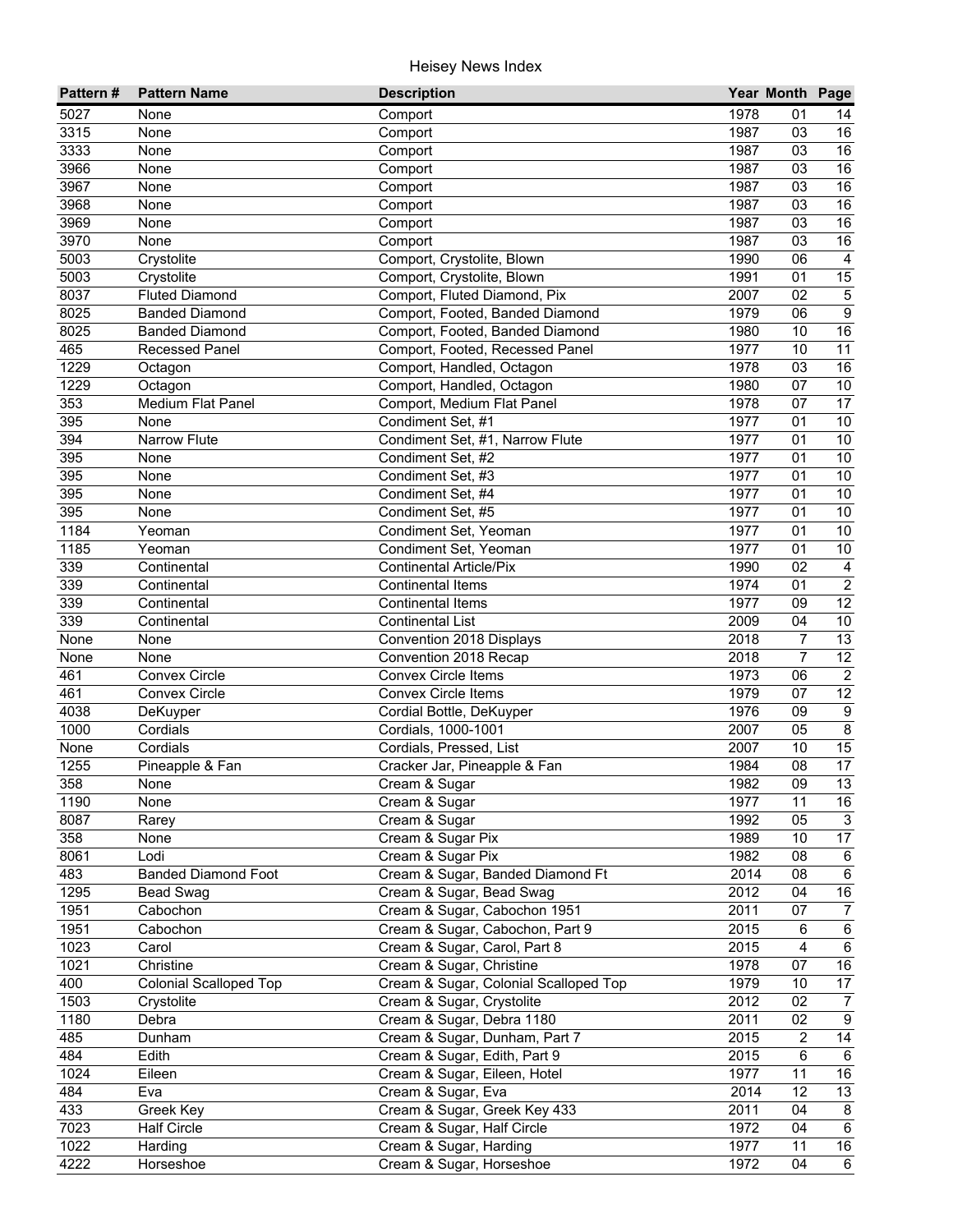# Heisey News Index

| Pattern # | Pattern Name | Description | Year | Month | Page |
|---|---|---|---|---|---|
| 5027 | None | Comport | 1978 | 01 | 14 |
| 3315 | None | Comport | 1987 | 03 | 16 |
| 3333 | None | Comport | 1987 | 03 | 16 |
| 3966 | None | Comport | 1987 | 03 | 16 |
| 3967 | None | Comport | 1987 | 03 | 16 |
| 3968 | None | Comport | 1987 | 03 | 16 |
| 3969 | None | Comport | 1987 | 03 | 16 |
| 3970 | None | Comport | 1987 | 03 | 16 |
| 5003 | Crystolite | Comport, Crystolite, Blown | 1990 | 06 | 4 |
| 5003 | Crystolite | Comport, Crystolite, Blown | 1991 | 01 | 15 |
| 8037 | Fluted Diamond | Comport, Fluted Diamond, Pix | 2007 | 02 | 5 |
| 8025 | Banded Diamond | Comport, Footed, Banded Diamond | 1979 | 06 | 9 |
| 8025 | Banded Diamond | Comport, Footed, Banded Diamond | 1980 | 10 | 16 |
| 465 | Recessed Panel | Comport, Footed, Recessed Panel | 1977 | 10 | 11 |
| 1229 | Octagon | Comport, Handled, Octagon | 1978 | 03 | 16 |
| 1229 | Octagon | Comport, Handled, Octagon | 1980 | 07 | 10 |
| 353 | Medium Flat Panel | Comport, Medium Flat Panel | 1978 | 07 | 17 |
| 395 | None | Condiment Set, #1 | 1977 | 01 | 10 |
| 394 | Narrow Flute | Condiment Set, #1, Narrow Flute | 1977 | 01 | 10 |
| 395 | None | Condiment Set, #2 | 1977 | 01 | 10 |
| 395 | None | Condiment Set, #3 | 1977 | 01 | 10 |
| 395 | None | Condiment Set, #4 | 1977 | 01 | 10 |
| 395 | None | Condiment Set, #5 | 1977 | 01 | 10 |
| 1184 | Yeoman | Condiment Set, Yeoman | 1977 | 01 | 10 |
| 1185 | Yeoman | Condiment Set, Yeoman | 1977 | 01 | 10 |
| 339 | Continental | Continental Article/Pix | 1990 | 02 | 4 |
| 339 | Continental | Continental Items | 1974 | 01 | 2 |
| 339 | Continental | Continental Items | 1977 | 09 | 12 |
| 339 | Continental | Continental List | 2009 | 04 | 10 |
| None | None | Convention 2018 Displays | 2018 | 7 | 13 |
| None | None | Convention 2018 Recap | 2018 | 7 | 12 |
| 461 | Convex Circle | Convex Circle Items | 1973 | 06 | 2 |
| 461 | Convex Circle | Convex Circle Items | 1979 | 07 | 12 |
| 4038 | DeKuyper | Cordial Bottle, DeKuyper | 1976 | 09 | 9 |
| 1000 | Cordials | Cordials, 1000-1001 | 2007 | 05 | 8 |
| None | Cordials | Cordials, Pressed, List | 2007 | 10 | 15 |
| 1255 | Pineapple & Fan | Cracker Jar, Pineapple & Fan | 1984 | 08 | 17 |
| 358 | None | Cream & Sugar | 1982 | 09 | 13 |
| 1190 | None | Cream & Sugar | 1977 | 11 | 16 |
| 8087 | Rarey | Cream & Sugar | 1992 | 05 | 3 |
| 358 | None | Cream & Sugar Pix | 1989 | 10 | 17 |
| 8061 | Lodi | Cream & Sugar Pix | 1982 | 08 | 6 |
| 483 | Banded Diamond Foot | Cream & Sugar, Banded Diamond Ft | 2014 | 08 | 6 |
| 1295 | Bead Swag | Cream & Sugar, Bead Swag | 2012 | 04 | 16 |
| 1951 | Cabochon | Cream & Sugar, Cabochon 1951 | 2011 | 07 | 7 |
| 1951 | Cabochon | Cream & Sugar, Cabochon, Part 9 | 2015 | 6 | 6 |
| 1023 | Carol | Cream & Sugar, Carol, Part 8 | 2015 | 4 | 6 |
| 1021 | Christine | Cream & Sugar, Christine | 1978 | 07 | 16 |
| 400 | Colonial Scalloped Top | Cream & Sugar, Colonial Scalloped Top | 1979 | 10 | 17 |
| 1503 | Crystolite | Cream & Sugar, Crystolite | 2012 | 02 | 7 |
| 1180 | Debra | Cream & Sugar, Debra 1180 | 2011 | 02 | 9 |
| 485 | Dunham | Cream & Sugar, Dunham, Part 7 | 2015 | 2 | 14 |
| 484 | Edith | Cream & Sugar, Edith, Part 9 | 2015 | 6 | 6 |
| 1024 | Eileen | Cream & Sugar, Eileen, Hotel | 1977 | 11 | 16 |
| 484 | Eva | Cream & Sugar, Eva | 2014 | 12 | 13 |
| 433 | Greek Key | Cream & Sugar, Greek Key 433 | 2011 | 04 | 8 |
| 7023 | Half Circle | Cream & Sugar, Half Circle | 1972 | 04 | 6 |
| 1022 | Harding | Cream & Sugar, Harding | 1977 | 11 | 16 |
| 4222 | Horseshoe | Cream & Sugar, Horseshoe | 1972 | 04 | 6 |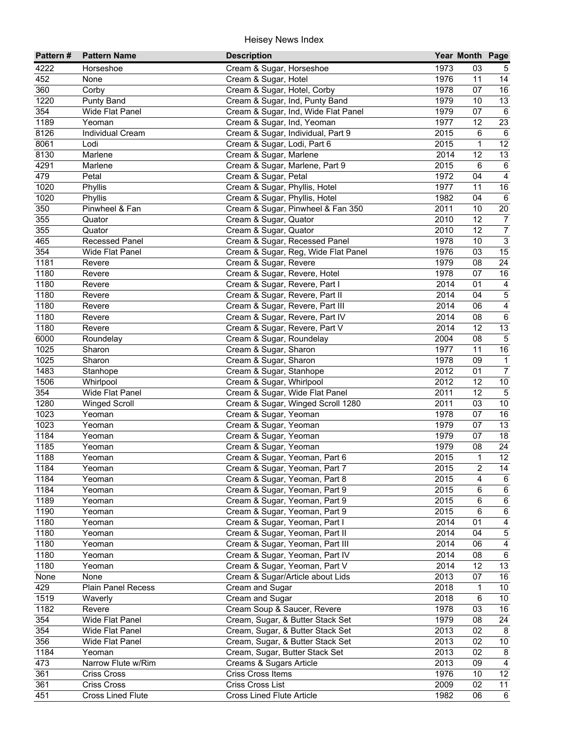| Pattern # | Pattern Name | Description | Year | Month | Page |
|---|---|---|---|---|---|
| 4222 | Horseshoe | Cream & Sugar, Horseshoe | 1973 | 03 | 5 |
| 452 | None | Cream & Sugar, Hotel | 1976 | 11 | 14 |
| 360 | Corby | Cream & Sugar, Hotel, Corby | 1978 | 07 | 16 |
| 1220 | Punty Band | Cream & Sugar, Ind, Punty Band | 1979 | 10 | 13 |
| 354 | Wide Flat Panel | Cream & Sugar, Ind, Wide Flat Panel | 1979 | 07 | 6 |
| 1189 | Yeoman | Cream & Sugar, Ind, Yeoman | 1977 | 12 | 23 |
| 8126 | Individual Cream | Cream & Sugar, Individual, Part 9 | 2015 | 6 | 6 |
| 8061 | Lodi | Cream & Sugar, Lodi, Part 6 | 2015 | 1 | 12 |
| 8130 | Marlene | Cream & Sugar, Marlene | 2014 | 12 | 13 |
| 4291 | Marlene | Cream & Sugar, Marlene, Part 9 | 2015 | 6 | 6 |
| 479 | Petal | Cream & Sugar, Petal | 1972 | 04 | 4 |
| 1020 | Phyllis | Cream & Sugar, Phyllis, Hotel | 1977 | 11 | 16 |
| 1020 | Phyllis | Cream & Sugar, Phyllis, Hotel | 1982 | 04 | 6 |
| 350 | Pinwheel & Fan | Cream & Sugar, Pinwheel & Fan 350 | 2011 | 10 | 20 |
| 355 | Quator | Cream & Sugar, Quator | 2010 | 12 | 7 |
| 355 | Quator | Cream & Sugar, Quator | 2010 | 12 | 7 |
| 465 | Recessed Panel | Cream & Sugar, Recessed Panel | 1978 | 10 | 3 |
| 354 | Wide Flat Panel | Cream & Sugar, Reg, Wide Flat Panel | 1976 | 03 | 15 |
| 1181 | Revere | Cream & Sugar, Revere | 1979 | 08 | 24 |
| 1180 | Revere | Cream & Sugar, Revere, Hotel | 1978 | 07 | 16 |
| 1180 | Revere | Cream & Sugar, Revere, Part I | 2014 | 01 | 4 |
| 1180 | Revere | Cream & Sugar, Revere, Part II | 2014 | 04 | 5 |
| 1180 | Revere | Cream & Sugar, Revere, Part III | 2014 | 06 | 4 |
| 1180 | Revere | Cream & Sugar, Revere, Part IV | 2014 | 08 | 6 |
| 1180 | Revere | Cream & Sugar, Revere, Part V | 2014 | 12 | 13 |
| 6000 | Roundelay | Cream & Sugar, Roundelay | 2004 | 08 | 5 |
| 1025 | Sharon | Cream & Sugar, Sharon | 1977 | 11 | 16 |
| 1025 | Sharon | Cream & Sugar, Sharon | 1978 | 09 | 1 |
| 1483 | Stanhope | Cream & Sugar, Stanhope | 2012 | 01 | 7 |
| 1506 | Whirlpool | Cream & Sugar, Whirlpool | 2012 | 12 | 10 |
| 354 | Wide Flat Panel | Cream & Sugar, Wide Flat Panel | 2011 | 12 | 5 |
| 1280 | Winged Scroll | Cream & Sugar, Winged Scroll 1280 | 2011 | 03 | 10 |
| 1023 | Yeoman | Cream & Sugar, Yeoman | 1978 | 07 | 16 |
| 1023 | Yeoman | Cream & Sugar, Yeoman | 1979 | 07 | 13 |
| 1184 | Yeoman | Cream & Sugar, Yeoman | 1979 | 07 | 18 |
| 1185 | Yeoman | Cream & Sugar, Yeoman | 1979 | 08 | 24 |
| 1188 | Yeoman | Cream & Sugar, Yeoman, Part 6 | 2015 | 1 | 12 |
| 1184 | Yeoman | Cream & Sugar, Yeoman, Part 7 | 2015 | 2 | 14 |
| 1184 | Yeoman | Cream & Sugar, Yeoman, Part 8 | 2015 | 4 | 6 |
| 1184 | Yeoman | Cream & Sugar, Yeoman, Part 9 | 2015 | 6 | 6 |
| 1189 | Yeoman | Cream & Sugar, Yeoman, Part 9 | 2015 | 6 | 6 |
| 1190 | Yeoman | Cream & Sugar, Yeoman, Part 9 | 2015 | 6 | 6 |
| 1180 | Yeoman | Cream & Sugar, Yeoman, Part I | 2014 | 01 | 4 |
| 1180 | Yeoman | Cream & Sugar, Yeoman, Part II | 2014 | 04 | 5 |
| 1180 | Yeoman | Cream & Sugar, Yeoman, Part III | 2014 | 06 | 4 |
| 1180 | Yeoman | Cream & Sugar, Yeoman, Part IV | 2014 | 08 | 6 |
| 1180 | Yeoman | Cream & Sugar, Yeoman, Part V | 2014 | 12 | 13 |
| None | None | Cream & Sugar/Article about Lids | 2013 | 07 | 16 |
| 429 | Plain Panel Recess | Cream and Sugar | 2018 | 1 | 10 |
| 1519 | Waverly | Cream and Sugar | 2018 | 6 | 10 |
| 1182 | Revere | Cream Soup & Saucer, Revere | 1978 | 03 | 16 |
| 354 | Wide Flat Panel | Cream, Sugar, & Butter Stack Set | 1979 | 08 | 24 |
| 354 | Wide Flat Panel | Cream, Sugar, & Butter Stack Set | 2013 | 02 | 8 |
| 356 | Wide Flat Panel | Cream, Sugar, & Butter Stack Set | 2013 | 02 | 10 |
| 1184 | Yeoman | Cream, Sugar, Butter Stack Set | 2013 | 02 | 8 |
| 473 | Narrow Flute w/Rim | Creams & Sugars Article | 2013 | 09 | 4 |
| 361 | Criss Cross | Criss Cross Items | 1976 | 10 | 12 |
| 361 | Criss Cross | Criss Cross List | 2009 | 02 | 11 |
| 451 | Cross Lined Flute | Cross Lined Flute Article | 1982 | 06 | 6 |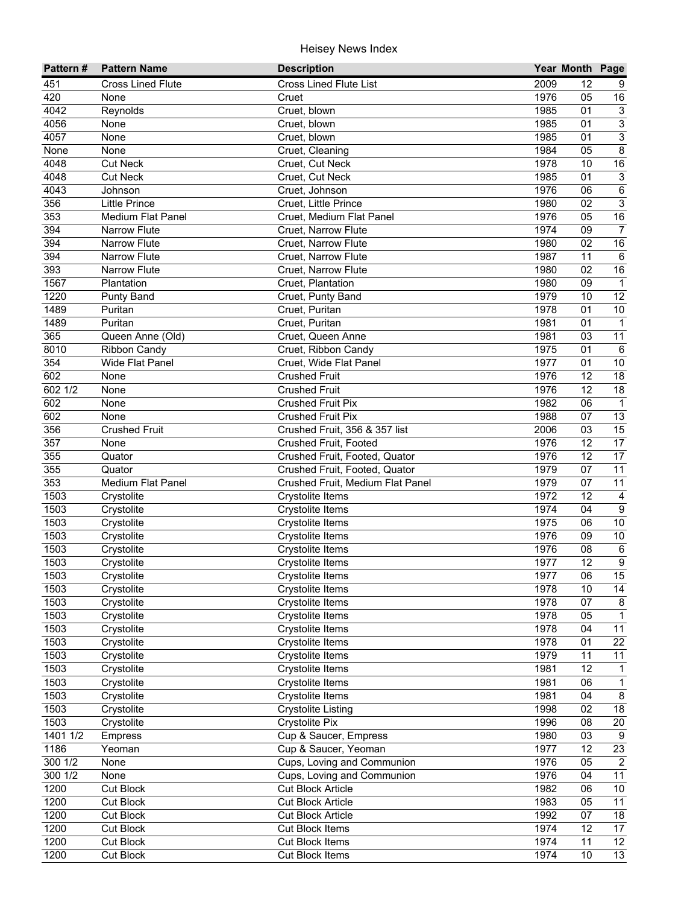| Pattern # | Pattern Name | Description | Year | Month | Page |
|---|---|---|---|---|---|
| 451 | Cross Lined Flute | Cross Lined Flute List | 2009 | 12 | 9 |
| 420 | None | Cruet | 1976 | 05 | 16 |
| 4042 | Reynolds | Cruet, blown | 1985 | 01 | 3 |
| 4056 | None | Cruet, blown | 1985 | 01 | 3 |
| 4057 | None | Cruet, blown | 1985 | 01 | 3 |
| None | None | Cruet, Cleaning | 1984 | 05 | 8 |
| 4048 | Cut Neck | Cruet, Cut Neck | 1978 | 10 | 16 |
| 4048 | Cut Neck | Cruet, Cut Neck | 1985 | 01 | 3 |
| 4043 | Johnson | Cruet, Johnson | 1976 | 06 | 6 |
| 356 | Little Prince | Cruet, Little Prince | 1980 | 02 | 3 |
| 353 | Medium Flat Panel | Cruet, Medium Flat Panel | 1976 | 05 | 16 |
| 394 | Narrow Flute | Cruet, Narrow Flute | 1974 | 09 | 7 |
| 394 | Narrow Flute | Cruet, Narrow Flute | 1980 | 02 | 16 |
| 394 | Narrow Flute | Cruet, Narrow Flute | 1987 | 11 | 6 |
| 393 | Narrow Flute | Cruet, Narrow Flute | 1980 | 02 | 16 |
| 1567 | Plantation | Cruet, Plantation | 1980 | 09 | 1 |
| 1220 | Punty Band | Cruet, Punty Band | 1979 | 10 | 12 |
| 1489 | Puritan | Cruet, Puritan | 1978 | 01 | 10 |
| 1489 | Puritan | Cruet, Puritan | 1981 | 01 | 1 |
| 365 | Queen Anne (Old) | Cruet, Queen Anne | 1981 | 03 | 11 |
| 8010 | Ribbon Candy | Cruet, Ribbon Candy | 1975 | 01 | 6 |
| 354 | Wide Flat Panel | Cruet, Wide Flat Panel | 1977 | 01 | 10 |
| 602 | None | Crushed Fruit | 1976 | 12 | 18 |
| 602 1/2 | None | Crushed Fruit | 1976 | 12 | 18 |
| 602 | None | Crushed Fruit Pix | 1982 | 06 | 1 |
| 602 | None | Crushed Fruit Pix | 1988 | 07 | 13 |
| 356 | Crushed Fruit | Crushed Fruit, 356 & 357 list | 2006 | 03 | 15 |
| 357 | None | Crushed Fruit, Footed | 1976 | 12 | 17 |
| 355 | Quator | Crushed Fruit, Footed, Quator | 1976 | 12 | 17 |
| 355 | Quator | Crushed Fruit, Footed, Quator | 1979 | 07 | 11 |
| 353 | Medium Flat Panel | Crushed Fruit, Medium Flat Panel | 1979 | 07 | 11 |
| 1503 | Crystolite | Crystolite Items | 1972 | 12 | 4 |
| 1503 | Crystolite | Crystolite Items | 1974 | 04 | 9 |
| 1503 | Crystolite | Crystolite Items | 1975 | 06 | 10 |
| 1503 | Crystolite | Crystolite Items | 1976 | 09 | 10 |
| 1503 | Crystolite | Crystolite Items | 1976 | 08 | 6 |
| 1503 | Crystolite | Crystolite Items | 1977 | 12 | 9 |
| 1503 | Crystolite | Crystolite Items | 1977 | 06 | 15 |
| 1503 | Crystolite | Crystolite Items | 1978 | 10 | 14 |
| 1503 | Crystolite | Crystolite Items | 1978 | 07 | 8 |
| 1503 | Crystolite | Crystolite Items | 1978 | 05 | 1 |
| 1503 | Crystolite | Crystolite Items | 1978 | 04 | 11 |
| 1503 | Crystolite | Crystolite Items | 1978 | 01 | 22 |
| 1503 | Crystolite | Crystolite Items | 1979 | 11 | 11 |
| 1503 | Crystolite | Crystolite Items | 1981 | 12 | 1 |
| 1503 | Crystolite | Crystolite Items | 1981 | 06 | 1 |
| 1503 | Crystolite | Crystolite Items | 1981 | 04 | 8 |
| 1503 | Crystolite | Crystolite Listing | 1998 | 02 | 18 |
| 1503 | Crystolite | Crystolite Pix | 1996 | 08 | 20 |
| 1401 1/2 | Empress | Cup & Saucer, Empress | 1980 | 03 | 9 |
| 1186 | Yeoman | Cup & Saucer, Yeoman | 1977 | 12 | 23 |
| 300 1/2 | None | Cups, Loving and Communion | 1976 | 05 | 2 |
| 300 1/2 | None | Cups, Loving and Communion | 1976 | 04 | 11 |
| 1200 | Cut Block | Cut Block Article | 1982 | 06 | 10 |
| 1200 | Cut Block | Cut Block Article | 1983 | 05 | 11 |
| 1200 | Cut Block | Cut Block Article | 1992 | 07 | 18 |
| 1200 | Cut Block | Cut Block Items | 1974 | 12 | 17 |
| 1200 | Cut Block | Cut Block Items | 1974 | 11 | 12 |
| 1200 | Cut Block | Cut Block Items | 1974 | 10 | 13 |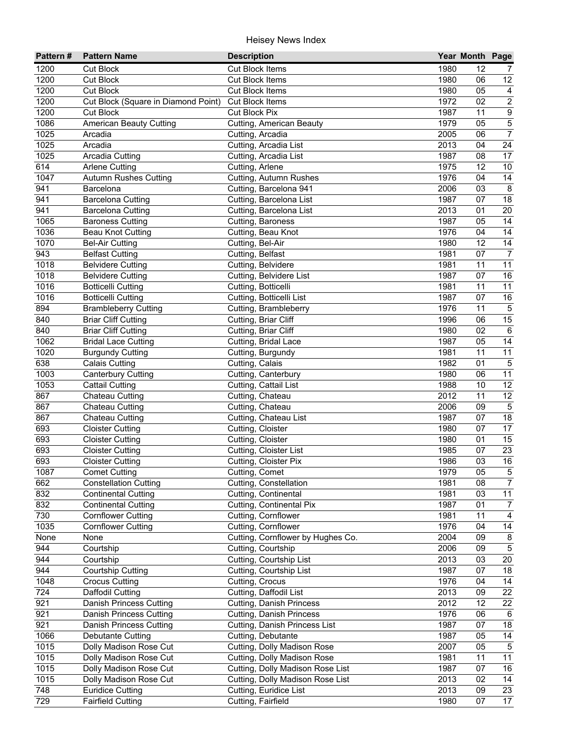# Heisey News Index

| Pattern # | Pattern Name | Description | Year | Month | Page |
|---|---|---|---|---|---|
| 1200 | Cut Block | Cut Block Items | 1980 | 12 | 7 |
| 1200 | Cut Block | Cut Block Items | 1980 | 06 | 12 |
| 1200 | Cut Block | Cut Block Items | 1980 | 05 | 4 |
| 1200 | Cut Block (Square in Diamond Point) | Cut Block Items | 1972 | 02 | 2 |
| 1200 | Cut Block | Cut Block Pix | 1987 | 11 | 9 |
| 1086 | American Beauty Cutting | Cutting, American Beauty | 1979 | 05 | 5 |
| 1025 | Arcadia | Cutting, Arcadia | 2005 | 06 | 7 |
| 1025 | Arcadia | Cutting, Arcadia List | 2013 | 04 | 24 |
| 1025 | Arcadia Cutting | Cutting, Arcadia List | 1987 | 08 | 17 |
| 614 | Arlene Cutting | Cutting, Arlene | 1975 | 12 | 10 |
| 1047 | Autumn Rushes Cutting | Cutting, Autumn Rushes | 1976 | 04 | 14 |
| 941 | Barcelona | Cutting, Barcelona 941 | 2006 | 03 | 8 |
| 941 | Barcelona Cutting | Cutting, Barcelona List | 1987 | 07 | 18 |
| 941 | Barcelona Cutting | Cutting, Barcelona List | 2013 | 01 | 20 |
| 1065 | Baroness Cutting | Cutting, Baroness | 1987 | 05 | 14 |
| 1036 | Beau Knot Cutting | Cutting, Beau Knot | 1976 | 04 | 14 |
| 1070 | Bel-Air Cutting | Cutting, Bel-Air | 1980 | 12 | 14 |
| 943 | Belfast Cutting | Cutting, Belfast | 1981 | 07 | 7 |
| 1018 | Belvidere Cutting | Cutting, Belvidere | 1981 | 11 | 11 |
| 1018 | Belvidere Cutting | Cutting, Belvidere List | 1987 | 07 | 16 |
| 1016 | Botticelli Cutting | Cutting, Botticelli | 1981 | 11 | 11 |
| 1016 | Botticelli Cutting | Cutting, Botticelli List | 1987 | 07 | 16 |
| 894 | Brambleberry Cutting | Cutting, Brambleberry | 1976 | 11 | 5 |
| 840 | Briar Cliff Cutting | Cutting, Briar Cliff | 1996 | 06 | 15 |
| 840 | Briar Cliff Cutting | Cutting, Briar Cliff | 1980 | 02 | 6 |
| 1062 | Bridal Lace Cutting | Cutting, Bridal Lace | 1987 | 05 | 14 |
| 1020 | Burgundy Cutting | Cutting, Burgundy | 1981 | 11 | 11 |
| 638 | Calais Cutting | Cutting, Calais | 1982 | 01 | 5 |
| 1003 | Canterbury Cutting | Cutting, Canterbury | 1980 | 06 | 11 |
| 1053 | Cattail Cutting | Cutting, Cattail List | 1988 | 10 | 12 |
| 867 | Chateau Cutting | Cutting, Chateau | 2012 | 11 | 12 |
| 867 | Chateau Cutting | Cutting, Chateau | 2006 | 09 | 5 |
| 867 | Chateau Cutting | Cutting, Chateau List | 1987 | 07 | 18 |
| 693 | Cloister Cutting | Cutting, Cloister | 1980 | 07 | 17 |
| 693 | Cloister Cutting | Cutting, Cloister | 1980 | 01 | 15 |
| 693 | Cloister Cutting | Cutting, Cloister List | 1985 | 07 | 23 |
| 693 | Cloister Cutting | Cutting, Cloister Pix | 1986 | 03 | 16 |
| 1087 | Comet Cutting | Cutting, Comet | 1979 | 05 | 5 |
| 662 | Constellation Cutting | Cutting, Constellation | 1981 | 08 | 7 |
| 832 | Continental Cutting | Cutting, Continental | 1981 | 03 | 11 |
| 832 | Continental Cutting | Cutting, Continental Pix | 1987 | 01 | 7 |
| 730 | Cornflower Cutting | Cutting, Cornflower | 1981 | 11 | 4 |
| 1035 | Cornflower Cutting | Cutting, Cornflower | 1976 | 04 | 14 |
| None | None | Cutting, Cornflower by Hughes Co. | 2004 | 09 | 8 |
| 944 | Courtship | Cutting, Courtship | 2006 | 09 | 5 |
| 944 | Courtship | Cutting, Courtship List | 2013 | 03 | 20 |
| 944 | Courtship Cutting | Cutting, Courtship List | 1987 | 07 | 18 |
| 1048 | Crocus Cutting | Cutting, Crocus | 1976 | 04 | 14 |
| 724 | Daffodil Cutting | Cutting, Daffodil List | 2013 | 09 | 22 |
| 921 | Danish Princess Cutting | Cutting, Danish Princess | 2012 | 12 | 22 |
| 921 | Danish Princess Cutting | Cutting, Danish Princess | 1976 | 06 | 6 |
| 921 | Danish Princess Cutting | Cutting, Danish Princess List | 1987 | 07 | 18 |
| 1066 | Debutante Cutting | Cutting, Debutante | 1987 | 05 | 14 |
| 1015 | Dolly Madison Rose Cut | Cutting, Dolly Madison Rose | 2007 | 05 | 5 |
| 1015 | Dolly Madison Rose Cut | Cutting, Dolly Madison Rose | 1981 | 11 | 11 |
| 1015 | Dolly Madison Rose Cut | Cutting, Dolly Madison Rose List | 1987 | 07 | 16 |
| 1015 | Dolly Madison Rose Cut | Cutting, Dolly Madison Rose List | 2013 | 02 | 14 |
| 748 | Euridice Cutting | Cutting, Euridice List | 2013 | 09 | 23 |
| 729 | Fairfield Cutting | Cutting, Fairfield | 1980 | 07 | 17 |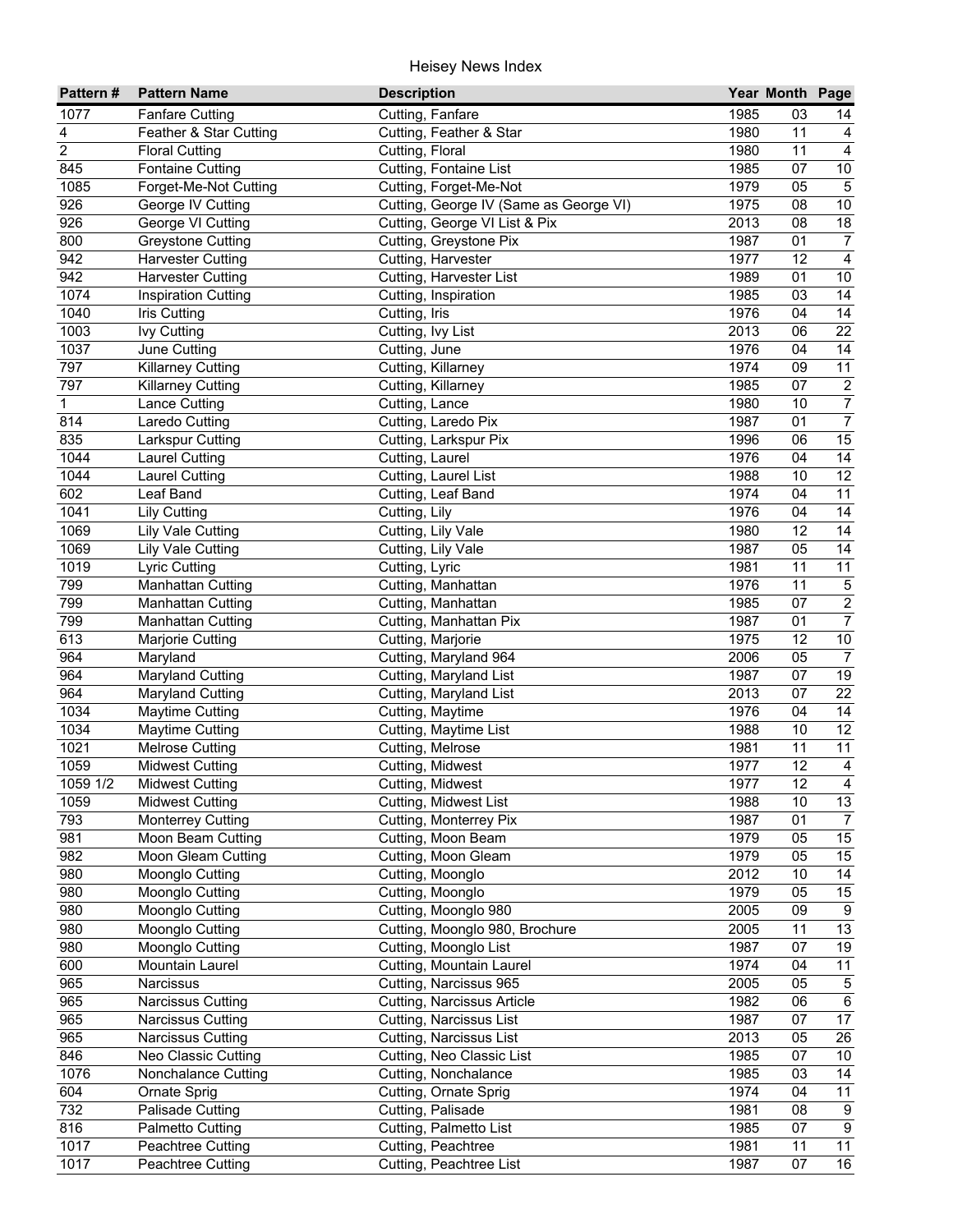| Pattern # | Pattern Name | Description | Year | Month | Page |
|---|---|---|---|---|---|
| 1077 | Fanfare Cutting | Cutting, Fanfare | 1985 | 03 | 14 |
| 4 | Feather & Star Cutting | Cutting, Feather & Star | 1980 | 11 | 4 |
| 2 | Floral Cutting | Cutting, Floral | 1980 | 11 | 4 |
| 845 | Fontaine Cutting | Cutting, Fontaine List | 1985 | 07 | 10 |
| 1085 | Forget-Me-Not Cutting | Cutting, Forget-Me-Not | 1979 | 05 | 5 |
| 926 | George IV Cutting | Cutting, George IV (Same as George VI) | 1975 | 08 | 10 |
| 926 | George VI Cutting | Cutting, George VI List & Pix | 2013 | 08 | 18 |
| 800 | Greystone Cutting | Cutting, Greystone Pix | 1987 | 01 | 7 |
| 942 | Harvester Cutting | Cutting, Harvester | 1977 | 12 | 4 |
| 942 | Harvester Cutting | Cutting, Harvester List | 1989 | 01 | 10 |
| 1074 | Inspiration Cutting | Cutting, Inspiration | 1985 | 03 | 14 |
| 1040 | Iris Cutting | Cutting, Iris | 1976 | 04 | 14 |
| 1003 | Ivy Cutting | Cutting, Ivy List | 2013 | 06 | 22 |
| 1037 | June Cutting | Cutting, June | 1976 | 04 | 14 |
| 797 | Killarney Cutting | Cutting, Killarney | 1974 | 09 | 11 |
| 797 | Killarney Cutting | Cutting, Killarney | 1985 | 07 | 2 |
| 1 | Lance Cutting | Cutting, Lance | 1980 | 10 | 7 |
| 814 | Laredo Cutting | Cutting, Laredo Pix | 1987 | 01 | 7 |
| 835 | Larkspur Cutting | Cutting, Larkspur Pix | 1996 | 06 | 15 |
| 1044 | Laurel Cutting | Cutting, Laurel | 1976 | 04 | 14 |
| 1044 | Laurel Cutting | Cutting, Laurel List | 1988 | 10 | 12 |
| 602 | Leaf Band | Cutting, Leaf Band | 1974 | 04 | 11 |
| 1041 | Lily Cutting | Cutting, Lily | 1976 | 04 | 14 |
| 1069 | Lily Vale Cutting | Cutting, Lily Vale | 1980 | 12 | 14 |
| 1069 | Lily Vale Cutting | Cutting, Lily Vale | 1987 | 05 | 14 |
| 1019 | Lyric Cutting | Cutting, Lyric | 1981 | 11 | 11 |
| 799 | Manhattan Cutting | Cutting, Manhattan | 1976 | 11 | 5 |
| 799 | Manhattan Cutting | Cutting, Manhattan | 1985 | 07 | 2 |
| 799 | Manhattan Cutting | Cutting, Manhattan Pix | 1987 | 01 | 7 |
| 613 | Marjorie Cutting | Cutting, Marjorie | 1975 | 12 | 10 |
| 964 | Maryland | Cutting, Maryland 964 | 2006 | 05 | 7 |
| 964 | Maryland Cutting | Cutting, Maryland List | 1987 | 07 | 19 |
| 964 | Maryland Cutting | Cutting, Maryland List | 2013 | 07 | 22 |
| 1034 | Maytime Cutting | Cutting, Maytime | 1976 | 04 | 14 |
| 1034 | Maytime Cutting | Cutting, Maytime List | 1988 | 10 | 12 |
| 1021 | Melrose Cutting | Cutting, Melrose | 1981 | 11 | 11 |
| 1059 | Midwest Cutting | Cutting, Midwest | 1977 | 12 | 4 |
| 1059 1/2 | Midwest Cutting | Cutting, Midwest | 1977 | 12 | 4 |
| 1059 | Midwest Cutting | Cutting, Midwest List | 1988 | 10 | 13 |
| 793 | Monterrey Cutting | Cutting, Monterrey Pix | 1987 | 01 | 7 |
| 981 | Moon Beam Cutting | Cutting, Moon Beam | 1979 | 05 | 15 |
| 982 | Moon Gleam Cutting | Cutting, Moon Gleam | 1979 | 05 | 15 |
| 980 | Moonglo Cutting | Cutting, Moonglo | 2012 | 10 | 14 |
| 980 | Moonglo Cutting | Cutting, Moonglo | 1979 | 05 | 15 |
| 980 | Moonglo Cutting | Cutting, Moonglo 980 | 2005 | 09 | 9 |
| 980 | Moonglo Cutting | Cutting, Moonglo 980, Brochure | 2005 | 11 | 13 |
| 980 | Moonglo Cutting | Cutting, Moonglo List | 1987 | 07 | 19 |
| 600 | Mountain Laurel | Cutting, Mountain Laurel | 1974 | 04 | 11 |
| 965 | Narcissus | Cutting, Narcissus 965 | 2005 | 05 | 5 |
| 965 | Narcissus Cutting | Cutting, Narcissus Article | 1982 | 06 | 6 |
| 965 | Narcissus Cutting | Cutting, Narcissus List | 1987 | 07 | 17 |
| 965 | Narcissus Cutting | Cutting, Narcissus List | 2013 | 05 | 26 |
| 846 | Neo Classic Cutting | Cutting, Neo Classic List | 1985 | 07 | 10 |
| 1076 | Nonchalance Cutting | Cutting, Nonchalance | 1985 | 03 | 14 |
| 604 | Ornate Sprig | Cutting, Ornate Sprig | 1974 | 04 | 11 |
| 732 | Palisade Cutting | Cutting, Palisade | 1981 | 08 | 9 |
| 816 | Palmetto Cutting | Cutting, Palmetto List | 1985 | 07 | 9 |
| 1017 | Peachtree Cutting | Cutting, Peachtree | 1981 | 11 | 11 |
| 1017 | Peachtree Cutting | Cutting, Peachtree List | 1987 | 07 | 16 |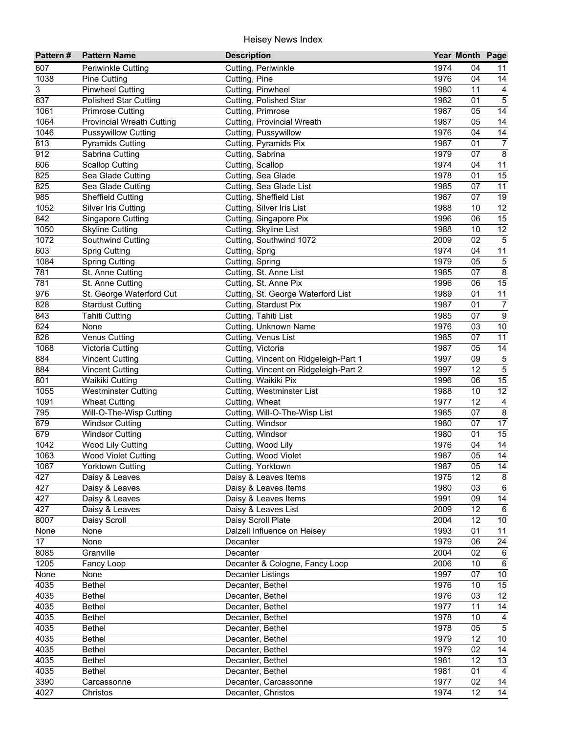# Heisey News Index

| Pattern # | Pattern Name | Description | Year | Month | Page |
|---|---|---|---|---|---|
| 607 | Periwinkle Cutting | Cutting, Periwinkle | 1974 | 04 | 11 |
| 1038 | Pine Cutting | Cutting, Pine | 1976 | 04 | 14 |
| 3 | Pinwheel Cutting | Cutting, Pinwheel | 1980 | 11 | 4 |
| 637 | Polished Star Cutting | Cutting, Polished Star | 1982 | 01 | 5 |
| 1061 | Primrose Cutting | Cutting, Primrose | 1987 | 05 | 14 |
| 1064 | Provincial Wreath Cutting | Cutting, Provincial Wreath | 1987 | 05 | 14 |
| 1046 | Pussywillow Cutting | Cutting, Pussywillow | 1976 | 04 | 14 |
| 813 | Pyramids Cutting | Cutting, Pyramids Pix | 1987 | 01 | 7 |
| 912 | Sabrina Cutting | Cutting, Sabrina | 1979 | 07 | 8 |
| 606 | Scallop Cutting | Cutting, Scallop | 1974 | 04 | 11 |
| 825 | Sea Glade Cutting | Cutting, Sea Glade | 1978 | 01 | 15 |
| 825 | Sea Glade Cutting | Cutting, Sea Glade List | 1985 | 07 | 11 |
| 985 | Sheffield Cutting | Cutting, Sheffield List | 1987 | 07 | 19 |
| 1052 | Silver Iris Cutting | Cutting, Silver Iris List | 1988 | 10 | 12 |
| 842 | Singapore Cutting | Cutting, Singapore Pix | 1996 | 06 | 15 |
| 1050 | Skyline Cutting | Cutting, Skyline List | 1988 | 10 | 12 |
| 1072 | Southwind Cutting | Cutting, Southwind 1072 | 2009 | 02 | 5 |
| 603 | Sprig Cutting | Cutting, Sprig | 1974 | 04 | 11 |
| 1084 | Spring Cutting | Cutting, Spring | 1979 | 05 | 5 |
| 781 | St. Anne Cutting | Cutting, St. Anne List | 1985 | 07 | 8 |
| 781 | St. Anne Cutting | Cutting, St. Anne Pix | 1996 | 06 | 15 |
| 976 | St. George Waterford Cut | Cutting, St. George Waterford List | 1989 | 01 | 11 |
| 828 | Stardust Cutting | Cutting, Stardust Pix | 1987 | 01 | 7 |
| 843 | Tahiti Cutting | Cutting, Tahiti List | 1985 | 07 | 9 |
| 624 | None | Cutting, Unknown Name | 1976 | 03 | 10 |
| 826 | Venus Cutting | Cutting, Venus List | 1985 | 07 | 11 |
| 1068 | Victoria Cutting | Cutting, Victoria | 1987 | 05 | 14 |
| 884 | Vincent Cutting | Cutting, Vincent on Ridgeleigh-Part 1 | 1997 | 09 | 5 |
| 884 | Vincent Cutting | Cutting, Vincent on Ridgeleigh-Part 2 | 1997 | 12 | 5 |
| 801 | Waikiki Cutting | Cutting, Waikiki Pix | 1996 | 06 | 15 |
| 1055 | Westminster Cutting | Cutting, Westminster List | 1988 | 10 | 12 |
| 1091 | Wheat Cutting | Cutting, Wheat | 1977 | 12 | 4 |
| 795 | Will-O-The-Wisp Cutting | Cutting, Will-O-The-Wisp List | 1985 | 07 | 8 |
| 679 | Windsor Cutting | Cutting, Windsor | 1980 | 07 | 17 |
| 679 | Windsor Cutting | Cutting, Windsor | 1980 | 01 | 15 |
| 1042 | Wood Lily Cutting | Cutting, Wood Lily | 1976 | 04 | 14 |
| 1063 | Wood Violet Cutting | Cutting, Wood Violet | 1987 | 05 | 14 |
| 1067 | Yorktown Cutting | Cutting, Yorktown | 1987 | 05 | 14 |
| 427 | Daisy & Leaves | Daisy & Leaves Items | 1975 | 12 | 8 |
| 427 | Daisy & Leaves | Daisy & Leaves Items | 1980 | 03 | 6 |
| 427 | Daisy & Leaves | Daisy & Leaves Items | 1991 | 09 | 14 |
| 427 | Daisy & Leaves | Daisy & Leaves List | 2009 | 12 | 6 |
| 8007 | Daisy Scroll | Daisy Scroll Plate | 2004 | 12 | 10 |
| None | None | Dalzell Influence on Heisey | 1993 | 01 | 11 |
| 17 | None | Decanter | 1979 | 06 | 24 |
| 8085 | Granville | Decanter | 2004 | 02 | 6 |
| 1205 | Fancy Loop | Decanter & Cologne, Fancy Loop | 2006 | 10 | 6 |
| None | None | Decanter Listings | 1997 | 07 | 10 |
| 4035 | Bethel | Decanter, Bethel | 1976 | 10 | 15 |
| 4035 | Bethel | Decanter, Bethel | 1976 | 03 | 12 |
| 4035 | Bethel | Decanter, Bethel | 1977 | 11 | 14 |
| 4035 | Bethel | Decanter, Bethel | 1978 | 10 | 4 |
| 4035 | Bethel | Decanter, Bethel | 1978 | 05 | 5 |
| 4035 | Bethel | Decanter, Bethel | 1979 | 12 | 10 |
| 4035 | Bethel | Decanter, Bethel | 1979 | 02 | 14 |
| 4035 | Bethel | Decanter, Bethel | 1981 | 12 | 13 |
| 4035 | Bethel | Decanter, Bethel | 1981 | 01 | 4 |
| 3390 | Carcassonne | Decanter, Carcassonne | 1977 | 02 | 14 |
| 4027 | Christos | Decanter, Christos | 1974 | 12 | 14 |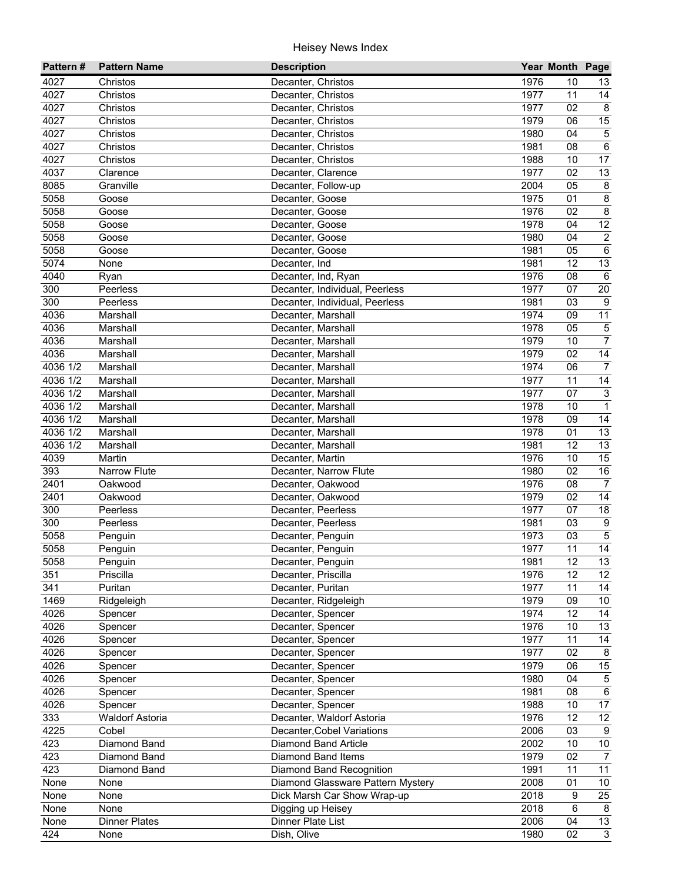| Pattern # | Pattern Name | Description | Year | Month | Page |
|---|---|---|---|---|---|
| 4027 | Christos | Decanter, Christos | 1976 | 10 | 13 |
| 4027 | Christos | Decanter, Christos | 1977 | 11 | 14 |
| 4027 | Christos | Decanter, Christos | 1977 | 02 | 8 |
| 4027 | Christos | Decanter, Christos | 1979 | 06 | 15 |
| 4027 | Christos | Decanter, Christos | 1980 | 04 | 5 |
| 4027 | Christos | Decanter, Christos | 1981 | 08 | 6 |
| 4027 | Christos | Decanter, Christos | 1988 | 10 | 17 |
| 4037 | Clarence | Decanter, Clarence | 1977 | 02 | 13 |
| 8085 | Granville | Decanter, Follow-up | 2004 | 05 | 8 |
| 5058 | Goose | Decanter, Goose | 1975 | 01 | 8 |
| 5058 | Goose | Decanter, Goose | 1976 | 02 | 8 |
| 5058 | Goose | Decanter, Goose | 1978 | 04 | 12 |
| 5058 | Goose | Decanter, Goose | 1980 | 04 | 2 |
| 5058 | Goose | Decanter, Goose | 1981 | 05 | 6 |
| 5074 | None | Decanter, Ind | 1981 | 12 | 13 |
| 4040 | Ryan | Decanter, Ind, Ryan | 1976 | 08 | 6 |
| 300 | Peerless | Decanter, Individual, Peerless | 1977 | 07 | 20 |
| 300 | Peerless | Decanter, Individual, Peerless | 1981 | 03 | 9 |
| 4036 | Marshall | Decanter, Marshall | 1974 | 09 | 11 |
| 4036 | Marshall | Decanter, Marshall | 1978 | 05 | 5 |
| 4036 | Marshall | Decanter, Marshall | 1979 | 10 | 7 |
| 4036 | Marshall | Decanter, Marshall | 1979 | 02 | 14 |
| 4036 1/2 | Marshall | Decanter, Marshall | 1974 | 06 | 7 |
| 4036 1/2 | Marshall | Decanter, Marshall | 1977 | 11 | 14 |
| 4036 1/2 | Marshall | Decanter, Marshall | 1977 | 07 | 3 |
| 4036 1/2 | Marshall | Decanter, Marshall | 1978 | 10 | 1 |
| 4036 1/2 | Marshall | Decanter, Marshall | 1978 | 09 | 14 |
| 4036 1/2 | Marshall | Decanter, Marshall | 1978 | 01 | 13 |
| 4036 1/2 | Marshall | Decanter, Marshall | 1981 | 12 | 13 |
| 4039 | Martin | Decanter, Martin | 1976 | 10 | 15 |
| 393 | Narrow Flute | Decanter, Narrow Flute | 1980 | 02 | 16 |
| 2401 | Oakwood | Decanter, Oakwood | 1976 | 08 | 7 |
| 2401 | Oakwood | Decanter, Oakwood | 1979 | 02 | 14 |
| 300 | Peerless | Decanter, Peerless | 1977 | 07 | 18 |
| 300 | Peerless | Decanter, Peerless | 1981 | 03 | 9 |
| 5058 | Penguin | Decanter, Penguin | 1973 | 03 | 5 |
| 5058 | Penguin | Decanter, Penguin | 1977 | 11 | 14 |
| 5058 | Penguin | Decanter, Penguin | 1981 | 12 | 13 |
| 351 | Priscilla | Decanter, Priscilla | 1976 | 12 | 12 |
| 341 | Puritan | Decanter, Puritan | 1977 | 11 | 14 |
| 1469 | Ridgeleigh | Decanter, Ridgeleigh | 1979 | 09 | 10 |
| 4026 | Spencer | Decanter, Spencer | 1974 | 12 | 14 |
| 4026 | Spencer | Decanter, Spencer | 1976 | 10 | 13 |
| 4026 | Spencer | Decanter, Spencer | 1977 | 11 | 14 |
| 4026 | Spencer | Decanter, Spencer | 1977 | 02 | 8 |
| 4026 | Spencer | Decanter, Spencer | 1979 | 06 | 15 |
| 4026 | Spencer | Decanter, Spencer | 1980 | 04 | 5 |
| 4026 | Spencer | Decanter, Spencer | 1981 | 08 | 6 |
| 4026 | Spencer | Decanter, Spencer | 1988 | 10 | 17 |
| 333 | Waldorf Astoria | Decanter, Waldorf Astoria | 1976 | 12 | 12 |
| 4225 | Cobel | Decanter,Cobel Variations | 2006 | 03 | 9 |
| 423 | Diamond Band | Diamond Band Article | 2002 | 10 | 10 |
| 423 | Diamond Band | Diamond Band Items | 1979 | 02 | 7 |
| 423 | Diamond Band | Diamond Band Recognition | 1991 | 11 | 11 |
| None | None | Diamond Glassware Pattern Mystery | 2008 | 01 | 10 |
| None | None | Dick Marsh Car Show Wrap-up | 2018 | 9 | 25 |
| None | None | Digging up Heisey | 2018 | 6 | 8 |
| None | Dinner Plates | Dinner Plate List | 2006 | 04 | 13 |
| 424 | None | Dish, Olive | 1980 | 02 | 3 |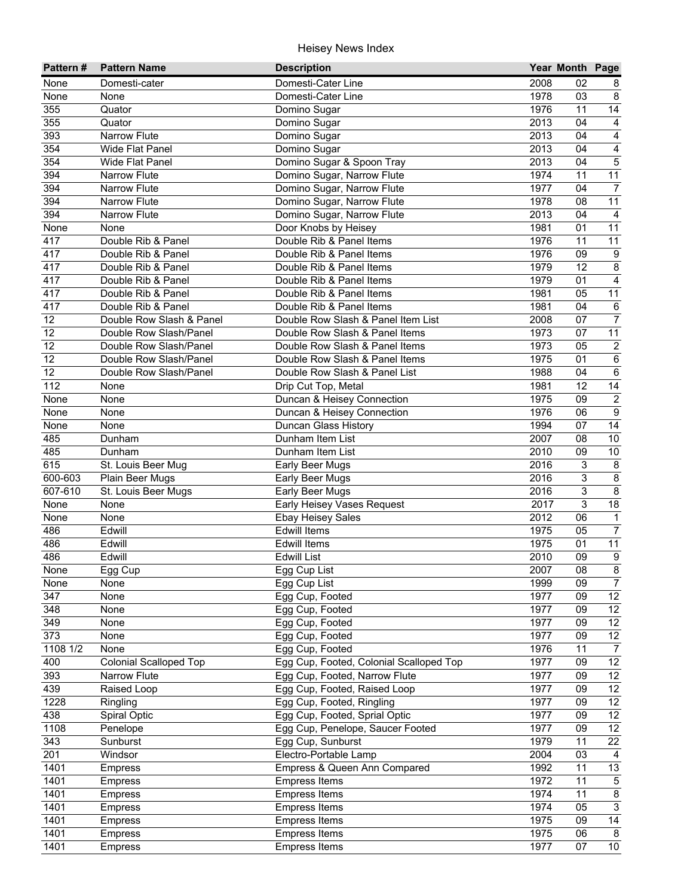# Heisey News Index

| Pattern # | Pattern Name | Description | Year | Month | Page |
|---|---|---|---|---|---|
| None | Domesti-cater | Domesti-Cater Line | 2008 | 02 | 8 |
| None | None | Domesti-Cater Line | 1978 | 03 | 8 |
| 355 | Quator | Domino Sugar | 1976 | 11 | 14 |
| 355 | Quator | Domino Sugar | 2013 | 04 | 4 |
| 393 | Narrow Flute | Domino Sugar | 2013 | 04 | 4 |
| 354 | Wide Flat Panel | Domino Sugar | 2013 | 04 | 4 |
| 354 | Wide Flat Panel | Domino Sugar & Spoon Tray | 2013 | 04 | 5 |
| 394 | Narrow Flute | Domino Sugar, Narrow Flute | 1974 | 11 | 11 |
| 394 | Narrow Flute | Domino Sugar, Narrow Flute | 1977 | 04 | 7 |
| 394 | Narrow Flute | Domino Sugar, Narrow Flute | 1978 | 08 | 11 |
| 394 | Narrow Flute | Domino Sugar, Narrow Flute | 2013 | 04 | 4 |
| None | None | Door Knobs by Heisey | 1981 | 01 | 11 |
| 417 | Double Rib & Panel | Double Rib & Panel Items | 1976 | 11 | 11 |
| 417 | Double Rib & Panel | Double Rib & Panel Items | 1976 | 09 | 9 |
| 417 | Double Rib & Panel | Double Rib & Panel Items | 1979 | 12 | 8 |
| 417 | Double Rib & Panel | Double Rib & Panel Items | 1979 | 01 | 4 |
| 417 | Double Rib & Panel | Double Rib & Panel Items | 1981 | 05 | 11 |
| 417 | Double Rib & Panel | Double Rib & Panel Items | 1981 | 04 | 6 |
| 12 | Double Row Slash & Panel | Double Row Slash & Panel Item List | 2008 | 07 | 7 |
| 12 | Double Row Slash/Panel | Double Row Slash & Panel Items | 1973 | 07 | 11 |
| 12 | Double Row Slash/Panel | Double Row Slash & Panel Items | 1973 | 05 | 2 |
| 12 | Double Row Slash/Panel | Double Row Slash & Panel Items | 1975 | 01 | 6 |
| 12 | Double Row Slash/Panel | Double Row Slash & Panel List | 1988 | 04 | 6 |
| 112 | None | Drip Cut Top, Metal | 1981 | 12 | 14 |
| None | None | Duncan & Heisey Connection | 1975 | 09 | 2 |
| None | None | Duncan & Heisey Connection | 1976 | 06 | 9 |
| None | None | Duncan Glass History | 1994 | 07 | 14 |
| 485 | Dunham | Dunham Item List | 2007 | 08 | 10 |
| 485 | Dunham | Dunham Item List | 2010 | 09 | 10 |
| 615 | St. Louis Beer Mug | Early Beer Mugs | 2016 | 3 | 8 |
| 600-603 | Plain Beer Mugs | Early Beer Mugs | 2016 | 3 | 8 |
| 607-610 | St. Louis Beer Mugs | Early Beer Mugs | 2016 | 3 | 8 |
| None | None | Early Heisey Vases Request | 2017 | 3 | 18 |
| None | None | Ebay Heisey Sales | 2012 | 06 | 1 |
| 486 | Edwill | Edwill Items | 1975 | 05 | 7 |
| 486 | Edwill | Edwill Items | 1975 | 01 | 11 |
| 486 | Edwill | Edwill List | 2010 | 09 | 9 |
| None | Egg Cup | Egg Cup List | 2007 | 08 | 8 |
| None | None | Egg Cup List | 1999 | 09 | 7 |
| 347 | None | Egg Cup, Footed | 1977 | 09 | 12 |
| 348 | None | Egg Cup, Footed | 1977 | 09 | 12 |
| 349 | None | Egg Cup, Footed | 1977 | 09 | 12 |
| 373 | None | Egg Cup, Footed | 1977 | 09 | 12 |
| 1108 1/2 | None | Egg Cup, Footed | 1976 | 11 | 7 |
| 400 | Colonial Scalloped Top | Egg Cup, Footed, Colonial Scalloped Top | 1977 | 09 | 12 |
| 393 | Narrow Flute | Egg Cup, Footed, Narrow Flute | 1977 | 09 | 12 |
| 439 | Raised Loop | Egg Cup, Footed, Raised Loop | 1977 | 09 | 12 |
| 1228 | Ringling | Egg Cup, Footed, Ringling | 1977 | 09 | 12 |
| 438 | Spiral Optic | Egg Cup, Footed, Sprial Optic | 1977 | 09 | 12 |
| 1108 | Penelope | Egg Cup, Penelope, Saucer Footed | 1977 | 09 | 12 |
| 343 | Sunburst | Egg Cup, Sunburst | 1979 | 11 | 22 |
| 201 | Windsor | Electro-Portable Lamp | 2004 | 03 | 4 |
| 1401 | Empress | Empress & Queen Ann Compared | 1992 | 11 | 13 |
| 1401 | Empress | Empress Items | 1972 | 11 | 5 |
| 1401 | Empress | Empress Items | 1974 | 11 | 8 |
| 1401 | Empress | Empress Items | 1974 | 05 | 3 |
| 1401 | Empress | Empress Items | 1975 | 09 | 14 |
| 1401 | Empress | Empress Items | 1975 | 06 | 8 |
| 1401 | Empress | Empress Items | 1977 | 07 | 10 |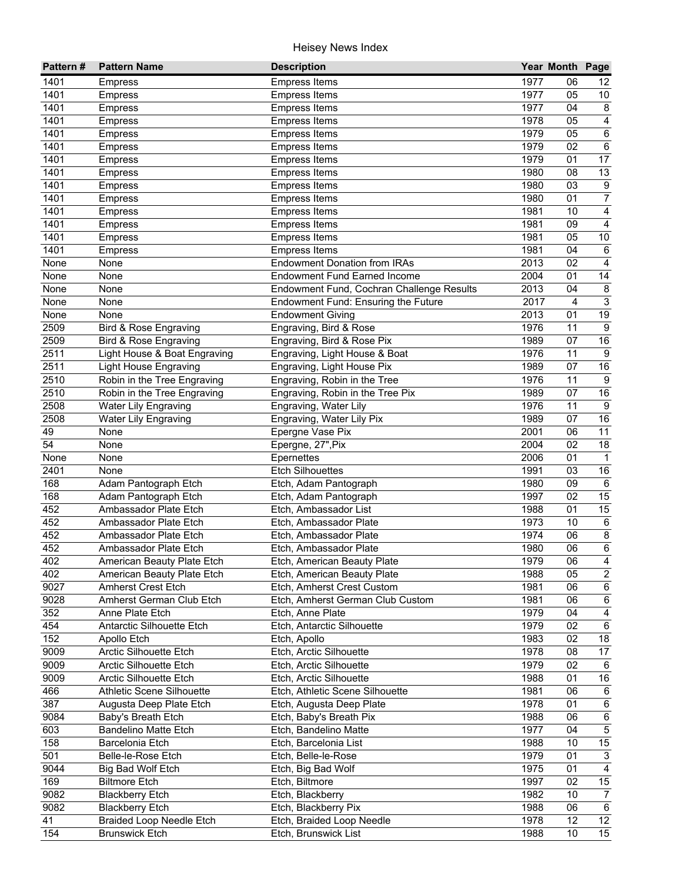# Heisey News Index

| Pattern # | Pattern Name | Description | Year | Month | Page |
|---|---|---|---|---|---|
| 1401 | Empress | Empress Items | 1977 | 06 | 12 |
| 1401 | Empress | Empress Items | 1977 | 05 | 10 |
| 1401 | Empress | Empress Items | 1977 | 04 | 8 |
| 1401 | Empress | Empress Items | 1978 | 05 | 4 |
| 1401 | Empress | Empress Items | 1979 | 05 | 6 |
| 1401 | Empress | Empress Items | 1979 | 02 | 6 |
| 1401 | Empress | Empress Items | 1979 | 01 | 17 |
| 1401 | Empress | Empress Items | 1980 | 08 | 13 |
| 1401 | Empress | Empress Items | 1980 | 03 | 9 |
| 1401 | Empress | Empress Items | 1980 | 01 | 7 |
| 1401 | Empress | Empress Items | 1981 | 10 | 4 |
| 1401 | Empress | Empress Items | 1981 | 09 | 4 |
| 1401 | Empress | Empress Items | 1981 | 05 | 10 |
| 1401 | Empress | Empress Items | 1981 | 04 | 6 |
| None | None | Endowment Donation from IRAs | 2013 | 02 | 4 |
| None | None | Endowment Fund Earned Income | 2004 | 01 | 14 |
| None | None | Endowment Fund, Cochran Challenge Results | 2013 | 04 | 8 |
| None | None | Endowment Fund: Ensuring the Future | 2017 | 4 | 3 |
| None | None | Endowment Giving | 2013 | 01 | 19 |
| 2509 | Bird & Rose Engraving | Engraving, Bird & Rose | 1976 | 11 | 9 |
| 2509 | Bird & Rose Engraving | Engraving, Bird & Rose Pix | 1989 | 07 | 16 |
| 2511 | Light House & Boat Engraving | Engraving, Light House & Boat | 1976 | 11 | 9 |
| 2511 | Light House Engraving | Engraving, Light House Pix | 1989 | 07 | 16 |
| 2510 | Robin in the Tree Engraving | Engraving, Robin in the Tree | 1976 | 11 | 9 |
| 2510 | Robin in the Tree Engraving | Engraving, Robin in the Tree Pix | 1989 | 07 | 16 |
| 2508 | Water Lily Engraving | Engraving, Water Lily | 1976 | 11 | 9 |
| 2508 | Water Lily Engraving | Engraving, Water Lily Pix | 1989 | 07 | 16 |
| 49 | None | Epergne Vase Pix | 2001 | 06 | 11 |
| 54 | None | Epergne, 27",Pix | 2004 | 02 | 18 |
| None | None | Epernettes | 2006 | 01 | 1 |
| 2401 | None | Etch Silhouettes | 1991 | 03 | 16 |
| 168 | Adam Pantograph Etch | Etch, Adam Pantograph | 1980 | 09 | 6 |
| 168 | Adam Pantograph Etch | Etch, Adam Pantograph | 1997 | 02 | 15 |
| 452 | Ambassador Plate Etch | Etch, Ambassador List | 1988 | 01 | 15 |
| 452 | Ambassador Plate Etch | Etch, Ambassador Plate | 1973 | 10 | 6 |
| 452 | Ambassador Plate Etch | Etch, Ambassador Plate | 1974 | 06 | 8 |
| 452 | Ambassador Plate Etch | Etch, Ambassador Plate | 1980 | 06 | 6 |
| 402 | American Beauty Plate Etch | Etch, American Beauty Plate | 1979 | 06 | 4 |
| 402 | American Beauty Plate Etch | Etch, American Beauty Plate | 1988 | 05 | 2 |
| 9027 | Amherst Crest Etch | Etch, Amherst Crest Custom | 1981 | 06 | 6 |
| 9028 | Amherst German Club Etch | Etch, Amherst German Club Custom | 1981 | 06 | 6 |
| 352 | Anne Plate Etch | Etch, Anne Plate | 1979 | 04 | 4 |
| 454 | Antarctic Silhouette Etch | Etch, Antarctic Silhouette | 1979 | 02 | 6 |
| 152 | Apollo Etch | Etch, Apollo | 1983 | 02 | 18 |
| 9009 | Arctic Silhouette Etch | Etch, Arctic Silhouette | 1978 | 08 | 17 |
| 9009 | Arctic Silhouette Etch | Etch, Arctic Silhouette | 1979 | 02 | 6 |
| 9009 | Arctic Silhouette Etch | Etch, Arctic Silhouette | 1988 | 01 | 16 |
| 466 | Athletic Scene Silhouette | Etch, Athletic Scene Silhouette | 1981 | 06 | 6 |
| 387 | Augusta Deep Plate Etch | Etch, Augusta Deep Plate | 1978 | 01 | 6 |
| 9084 | Baby's Breath Etch | Etch, Baby's Breath Pix | 1988 | 06 | 6 |
| 603 | Bandelino Matte Etch | Etch, Bandelino Matte | 1977 | 04 | 5 |
| 158 | Barcelonia Etch | Etch, Barcelonia List | 1988 | 10 | 15 |
| 501 | Belle-le-Rose Etch | Etch, Belle-le-Rose | 1979 | 01 | 3 |
| 9044 | Big Bad Wolf Etch | Etch, Big Bad Wolf | 1975 | 01 | 4 |
| 169 | Biltmore Etch | Etch, Biltmore | 1997 | 02 | 15 |
| 9082 | Blackberry Etch | Etch, Blackberry | 1982 | 10 | 7 |
| 9082 | Blackberry Etch | Etch, Blackberry Pix | 1988 | 06 | 6 |
| 41 | Braided Loop Needle Etch | Etch, Braided Loop Needle | 1978 | 12 | 12 |
| 154 | Brunswick Etch | Etch, Brunswick List | 1988 | 10 | 15 |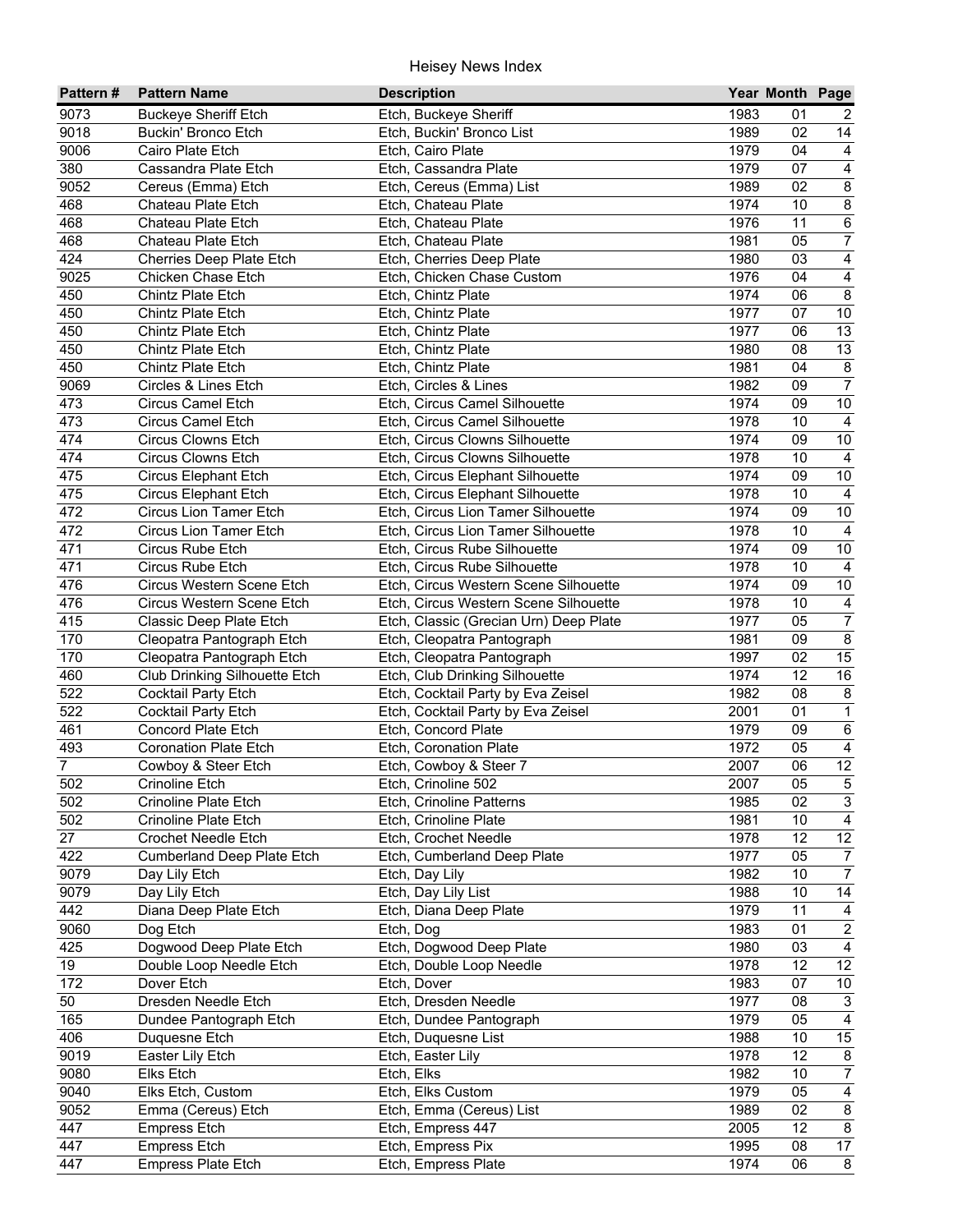# Heisey News Index

| Pattern # | Pattern Name | Description | Year | Month | Page |
|---|---|---|---|---|---|
| 9073 | Buckeye Sheriff Etch | Etch, Buckeye Sheriff | 1983 | 01 | 2 |
| 9018 | Buckin' Bronco Etch | Etch, Buckin' Bronco List | 1989 | 02 | 14 |
| 9006 | Cairo Plate Etch | Etch, Cairo Plate | 1979 | 04 | 4 |
| 380 | Cassandra Plate Etch | Etch, Cassandra Plate | 1979 | 07 | 4 |
| 9052 | Cereus (Emma) Etch | Etch, Cereus (Emma) List | 1989 | 02 | 8 |
| 468 | Chateau Plate Etch | Etch, Chateau Plate | 1974 | 10 | 8 |
| 468 | Chateau Plate Etch | Etch, Chateau Plate | 1976 | 11 | 6 |
| 468 | Chateau Plate Etch | Etch, Chateau Plate | 1981 | 05 | 7 |
| 424 | Cherries Deep Plate Etch | Etch, Cherries Deep Plate | 1980 | 03 | 4 |
| 9025 | Chicken Chase Etch | Etch, Chicken Chase Custom | 1976 | 04 | 4 |
| 450 | Chintz Plate Etch | Etch, Chintz Plate | 1974 | 06 | 8 |
| 450 | Chintz Plate Etch | Etch, Chintz Plate | 1977 | 07 | 10 |
| 450 | Chintz Plate Etch | Etch, Chintz Plate | 1977 | 06 | 13 |
| 450 | Chintz Plate Etch | Etch, Chintz Plate | 1980 | 08 | 13 |
| 450 | Chintz Plate Etch | Etch, Chintz Plate | 1981 | 04 | 8 |
| 9069 | Circles & Lines Etch | Etch, Circles & Lines | 1982 | 09 | 7 |
| 473 | Circus Camel Etch | Etch, Circus Camel Silhouette | 1974 | 09 | 10 |
| 473 | Circus Camel Etch | Etch, Circus Camel Silhouette | 1978 | 10 | 4 |
| 474 | Circus Clowns Etch | Etch, Circus Clowns Silhouette | 1974 | 09 | 10 |
| 474 | Circus Clowns Etch | Etch, Circus Clowns Silhouette | 1978 | 10 | 4 |
| 475 | Circus Elephant Etch | Etch, Circus Elephant Silhouette | 1974 | 09 | 10 |
| 475 | Circus Elephant Etch | Etch, Circus Elephant Silhouette | 1978 | 10 | 4 |
| 472 | Circus Lion Tamer Etch | Etch, Circus Lion Tamer Silhouette | 1974 | 09 | 10 |
| 472 | Circus Lion Tamer Etch | Etch, Circus Lion Tamer Silhouette | 1978 | 10 | 4 |
| 471 | Circus Rube Etch | Etch, Circus Rube Silhouette | 1974 | 09 | 10 |
| 471 | Circus Rube Etch | Etch, Circus Rube Silhouette | 1978 | 10 | 4 |
| 476 | Circus Western Scene Etch | Etch, Circus Western Scene Silhouette | 1974 | 09 | 10 |
| 476 | Circus Western Scene Etch | Etch, Circus Western Scene Silhouette | 1978 | 10 | 4 |
| 415 | Classic Deep Plate Etch | Etch, Classic (Grecian Urn) Deep Plate | 1977 | 05 | 7 |
| 170 | Cleopatra Pantograph Etch | Etch, Cleopatra Pantograph | 1981 | 09 | 8 |
| 170 | Cleopatra Pantograph Etch | Etch, Cleopatra Pantograph | 1997 | 02 | 15 |
| 460 | Club Drinking Silhouette Etch | Etch, Club Drinking Silhouette | 1974 | 12 | 16 |
| 522 | Cocktail Party Etch | Etch, Cocktail Party by Eva Zeisel | 1982 | 08 | 8 |
| 522 | Cocktail Party Etch | Etch, Cocktail Party by Eva Zeisel | 2001 | 01 | 1 |
| 461 | Concord Plate Etch | Etch, Concord Plate | 1979 | 09 | 6 |
| 493 | Coronation Plate Etch | Etch, Coronation Plate | 1972 | 05 | 4 |
| 7 | Cowboy & Steer Etch | Etch, Cowboy & Steer 7 | 2007 | 06 | 12 |
| 502 | Crinoline Etch | Etch, Crinoline 502 | 2007 | 05 | 5 |
| 502 | Crinoline Plate Etch | Etch, Crinoline Patterns | 1985 | 02 | 3 |
| 502 | Crinoline Plate Etch | Etch, Crinoline Plate | 1981 | 10 | 4 |
| 27 | Crochet Needle Etch | Etch, Crochet Needle | 1978 | 12 | 12 |
| 422 | Cumberland Deep Plate Etch | Etch, Cumberland Deep Plate | 1977 | 05 | 7 |
| 9079 | Day Lily Etch | Etch, Day Lily | 1982 | 10 | 7 |
| 9079 | Day Lily Etch | Etch, Day Lily List | 1988 | 10 | 14 |
| 442 | Diana Deep Plate Etch | Etch, Diana Deep Plate | 1979 | 11 | 4 |
| 9060 | Dog Etch | Etch, Dog | 1983 | 01 | 2 |
| 425 | Dogwood Deep Plate Etch | Etch, Dogwood Deep Plate | 1980 | 03 | 4 |
| 19 | Double Loop Needle Etch | Etch, Double Loop Needle | 1978 | 12 | 12 |
| 172 | Dover Etch | Etch, Dover | 1983 | 07 | 10 |
| 50 | Dresden Needle Etch | Etch, Dresden Needle | 1977 | 08 | 3 |
| 165 | Dundee Pantograph Etch | Etch, Dundee Pantograph | 1979 | 05 | 4 |
| 406 | Duquesne Etch | Etch, Duquesne List | 1988 | 10 | 15 |
| 9019 | Easter Lily Etch | Etch, Easter Lily | 1978 | 12 | 8 |
| 9080 | Elks Etch | Etch, Elks | 1982 | 10 | 7 |
| 9040 | Elks Etch, Custom | Etch, Elks Custom | 1979 | 05 | 4 |
| 9052 | Emma (Cereus) Etch | Etch, Emma (Cereus) List | 1989 | 02 | 8 |
| 447 | Empress Etch | Etch, Empress 447 | 2005 | 12 | 8 |
| 447 | Empress Etch | Etch, Empress Pix | 1995 | 08 | 17 |
| 447 | Empress Plate Etch | Etch, Empress Plate | 1974 | 06 | 8 |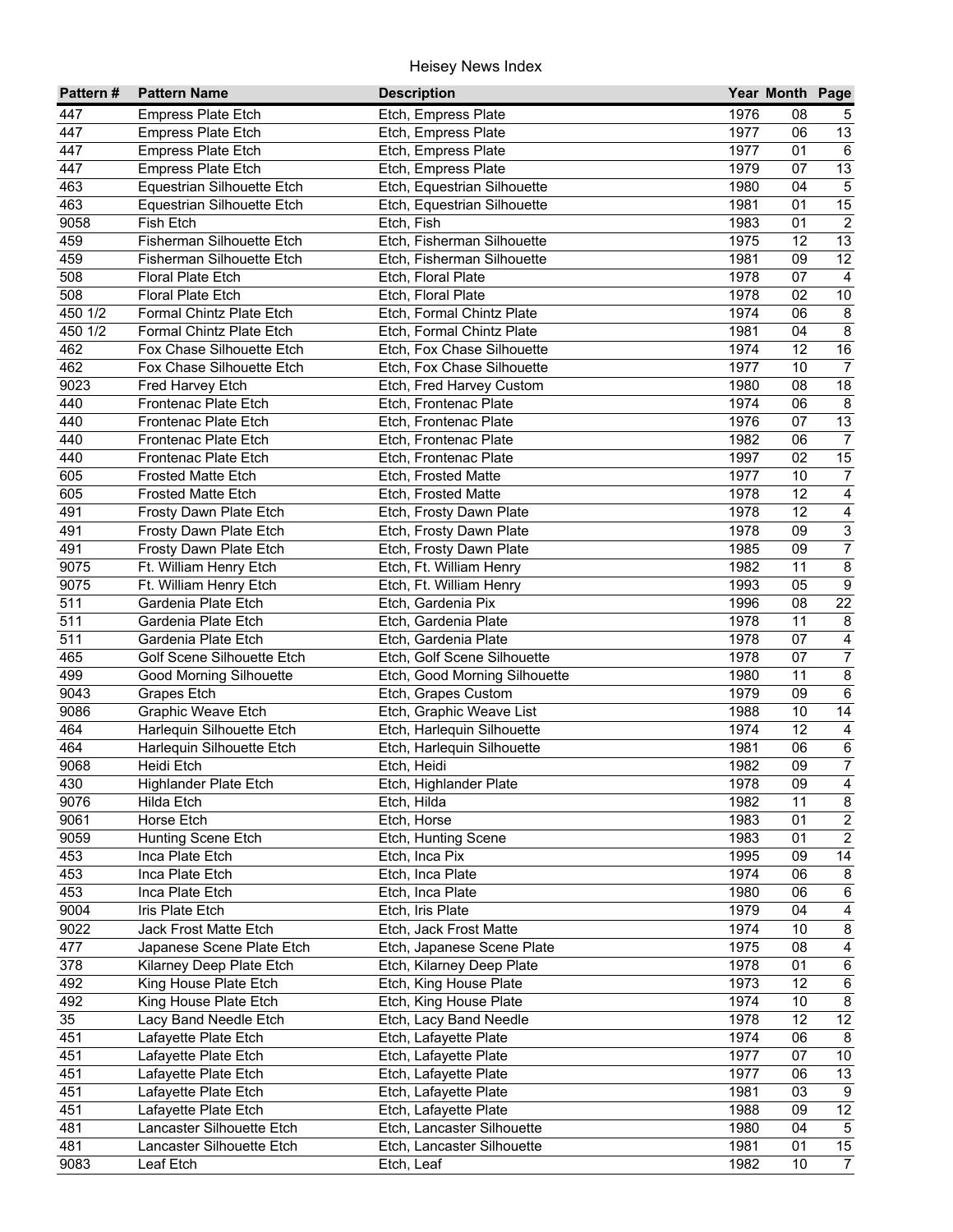| Pattern # | Pattern Name | Description | Year | Month | Page |
|---|---|---|---|---|---|
| 447 | Empress Plate Etch | Etch, Empress Plate | 1976 | 08 | 5 |
| 447 | Empress Plate Etch | Etch, Empress Plate | 1977 | 06 | 13 |
| 447 | Empress Plate Etch | Etch, Empress Plate | 1977 | 01 | 6 |
| 447 | Empress Plate Etch | Etch, Empress Plate | 1979 | 07 | 13 |
| 463 | Equestrian Silhouette Etch | Etch, Equestrian Silhouette | 1980 | 04 | 5 |
| 463 | Equestrian Silhouette Etch | Etch, Equestrian Silhouette | 1981 | 01 | 15 |
| 9058 | Fish Etch | Etch, Fish | 1983 | 01 | 2 |
| 459 | Fisherman Silhouette Etch | Etch, Fisherman Silhouette | 1975 | 12 | 13 |
| 459 | Fisherman Silhouette Etch | Etch, Fisherman Silhouette | 1981 | 09 | 12 |
| 508 | Floral Plate Etch | Etch, Floral Plate | 1978 | 07 | 4 |
| 508 | Floral Plate Etch | Etch, Floral Plate | 1978 | 02 | 10 |
| 450 1/2 | Formal Chintz Plate Etch | Etch, Formal Chintz Plate | 1974 | 06 | 8 |
| 450 1/2 | Formal Chintz Plate Etch | Etch, Formal Chintz Plate | 1981 | 04 | 8 |
| 462 | Fox Chase Silhouette Etch | Etch, Fox Chase Silhouette | 1974 | 12 | 16 |
| 462 | Fox Chase Silhouette Etch | Etch, Fox Chase Silhouette | 1977 | 10 | 7 |
| 9023 | Fred Harvey Etch | Etch, Fred Harvey Custom | 1980 | 08 | 18 |
| 440 | Frontenac Plate Etch | Etch, Frontenac Plate | 1974 | 06 | 8 |
| 440 | Frontenac Plate Etch | Etch, Frontenac Plate | 1976 | 07 | 13 |
| 440 | Frontenac Plate Etch | Etch, Frontenac Plate | 1982 | 06 | 7 |
| 440 | Frontenac Plate Etch | Etch, Frontenac Plate | 1997 | 02 | 15 |
| 605 | Frosted Matte Etch | Etch, Frosted Matte | 1977 | 10 | 7 |
| 605 | Frosted Matte Etch | Etch, Frosted Matte | 1978 | 12 | 4 |
| 491 | Frosty Dawn Plate Etch | Etch, Frosty Dawn Plate | 1978 | 12 | 4 |
| 491 | Frosty Dawn Plate Etch | Etch, Frosty Dawn Plate | 1978 | 09 | 3 |
| 491 | Frosty Dawn Plate Etch | Etch, Frosty Dawn Plate | 1985 | 09 | 7 |
| 9075 | Ft. William Henry Etch | Etch, Ft. William Henry | 1982 | 11 | 8 |
| 9075 | Ft. William Henry Etch | Etch, Ft. William Henry | 1993 | 05 | 9 |
| 511 | Gardenia Plate Etch | Etch, Gardenia Pix | 1996 | 08 | 22 |
| 511 | Gardenia Plate Etch | Etch, Gardenia Plate | 1978 | 11 | 8 |
| 511 | Gardenia Plate Etch | Etch, Gardenia Plate | 1978 | 07 | 4 |
| 465 | Golf Scene Silhouette Etch | Etch, Golf Scene Silhouette | 1978 | 07 | 7 |
| 499 | Good Morning Silhouette | Etch, Good Morning Silhouette | 1980 | 11 | 8 |
| 9043 | Grapes Etch | Etch, Grapes Custom | 1979 | 09 | 6 |
| 9086 | Graphic Weave Etch | Etch, Graphic Weave List | 1988 | 10 | 14 |
| 464 | Harlequin Silhouette Etch | Etch, Harlequin Silhouette | 1974 | 12 | 4 |
| 464 | Harlequin Silhouette Etch | Etch, Harlequin Silhouette | 1981 | 06 | 6 |
| 9068 | Heidi Etch | Etch, Heidi | 1982 | 09 | 7 |
| 430 | Highlander Plate Etch | Etch, Highlander Plate | 1978 | 09 | 4 |
| 9076 | Hilda Etch | Etch, Hilda | 1982 | 11 | 8 |
| 9061 | Horse Etch | Etch, Horse | 1983 | 01 | 2 |
| 9059 | Hunting Scene Etch | Etch, Hunting Scene | 1983 | 01 | 2 |
| 453 | Inca Plate Etch | Etch, Inca Pix | 1995 | 09 | 14 |
| 453 | Inca Plate Etch | Etch, Inca Plate | 1974 | 06 | 8 |
| 453 | Inca Plate Etch | Etch, Inca Plate | 1980 | 06 | 6 |
| 9004 | Iris Plate Etch | Etch, Iris Plate | 1979 | 04 | 4 |
| 9022 | Jack Frost Matte Etch | Etch, Jack Frost Matte | 1974 | 10 | 8 |
| 477 | Japanese Scene Plate Etch | Etch, Japanese Scene Plate | 1975 | 08 | 4 |
| 378 | Kilarney Deep Plate Etch | Etch, Kilarney Deep Plate | 1978 | 01 | 6 |
| 492 | King House Plate Etch | Etch, King House Plate | 1973 | 12 | 6 |
| 492 | King House Plate Etch | Etch, King House Plate | 1974 | 10 | 8 |
| 35 | Lacy Band Needle Etch | Etch, Lacy Band Needle | 1978 | 12 | 12 |
| 451 | Lafayette Plate Etch | Etch, Lafayette Plate | 1974 | 06 | 8 |
| 451 | Lafayette Plate Etch | Etch, Lafayette Plate | 1977 | 07 | 10 |
| 451 | Lafayette Plate Etch | Etch, Lafayette Plate | 1977 | 06 | 13 |
| 451 | Lafayette Plate Etch | Etch, Lafayette Plate | 1981 | 03 | 9 |
| 451 | Lafayette Plate Etch | Etch, Lafayette Plate | 1988 | 09 | 12 |
| 481 | Lancaster Silhouette Etch | Etch, Lancaster Silhouette | 1980 | 04 | 5 |
| 481 | Lancaster Silhouette Etch | Etch, Lancaster Silhouette | 1981 | 01 | 15 |
| 9083 | Leaf Etch | Etch, Leaf | 1982 | 10 | 7 |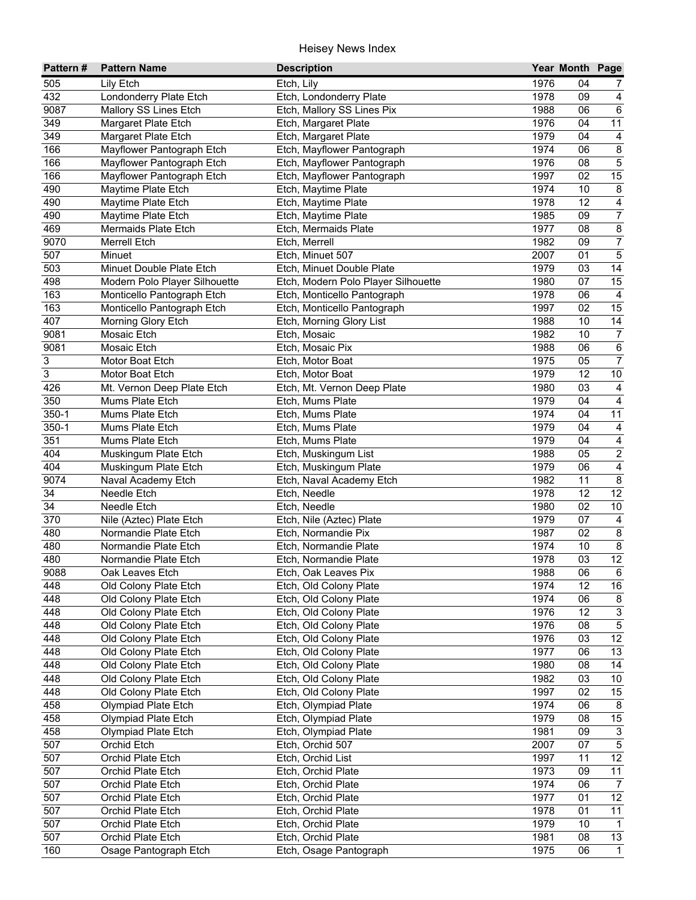# Heisey News Index

| Pattern # | Pattern Name | Description | Year | Month | Page |
|---|---|---|---|---|---|
| 505 | Lily Etch | Etch, Lily | 1976 | 04 | 7 |
| 432 | Londonderry Plate Etch | Etch, Londonderry Plate | 1978 | 09 | 4 |
| 9087 | Mallory SS Lines Etch | Etch, Mallory SS Lines Pix | 1988 | 06 | 6 |
| 349 | Margaret Plate Etch | Etch, Margaret Plate | 1976 | 04 | 11 |
| 349 | Margaret Plate Etch | Etch, Margaret Plate | 1979 | 04 | 4 |
| 166 | Mayflower Pantograph Etch | Etch, Mayflower Pantograph | 1974 | 06 | 8 |
| 166 | Mayflower Pantograph Etch | Etch, Mayflower Pantograph | 1976 | 08 | 5 |
| 166 | Mayflower Pantograph Etch | Etch, Mayflower Pantograph | 1997 | 02 | 15 |
| 490 | Maytime Plate Etch | Etch, Maytime Plate | 1974 | 10 | 8 |
| 490 | Maytime Plate Etch | Etch, Maytime Plate | 1978 | 12 | 4 |
| 490 | Maytime Plate Etch | Etch, Maytime Plate | 1985 | 09 | 7 |
| 469 | Mermaids Plate Etch | Etch, Mermaids Plate | 1977 | 08 | 8 |
| 9070 | Merrell Etch | Etch, Merrell | 1982 | 09 | 7 |
| 507 | Minuet | Etch, Minuet 507 | 2007 | 01 | 5 |
| 503 | Minuet Double Plate Etch | Etch, Minuet Double Plate | 1979 | 03 | 14 |
| 498 | Modern Polo Player Silhouette | Etch, Modern Polo Player Silhouette | 1980 | 07 | 15 |
| 163 | Monticello Pantograph Etch | Etch, Monticello Pantograph | 1978 | 06 | 4 |
| 163 | Monticello Pantograph Etch | Etch, Monticello Pantograph | 1997 | 02 | 15 |
| 407 | Morning Glory Etch | Etch, Morning Glory List | 1988 | 10 | 14 |
| 9081 | Mosaic Etch | Etch, Mosaic | 1982 | 10 | 7 |
| 9081 | Mosaic Etch | Etch, Mosaic Pix | 1988 | 06 | 6 |
| 3 | Motor Boat Etch | Etch, Motor Boat | 1975 | 05 | 7 |
| 3 | Motor Boat Etch | Etch, Motor Boat | 1979 | 12 | 10 |
| 426 | Mt. Vernon Deep Plate Etch | Etch, Mt. Vernon Deep Plate | 1980 | 03 | 4 |
| 350 | Mums Plate Etch | Etch, Mums Plate | 1979 | 04 | 4 |
| 350-1 | Mums Plate Etch | Etch, Mums Plate | 1974 | 04 | 11 |
| 350-1 | Mums Plate Etch | Etch, Mums Plate | 1979 | 04 | 4 |
| 351 | Mums Plate Etch | Etch, Mums Plate | 1979 | 04 | 4 |
| 404 | Muskingum Plate Etch | Etch, Muskingum List | 1988 | 05 | 2 |
| 404 | Muskingum Plate Etch | Etch, Muskingum Plate | 1979 | 06 | 4 |
| 9074 | Naval Academy Etch | Etch, Naval Academy Etch | 1982 | 11 | 8 |
| 34 | Needle Etch | Etch, Needle | 1978 | 12 | 12 |
| 34 | Needle Etch | Etch, Needle | 1980 | 02 | 10 |
| 370 | Nile (Aztec) Plate Etch | Etch, Nile (Aztec) Plate | 1979 | 07 | 4 |
| 480 | Normandie Plate Etch | Etch, Normandie Pix | 1987 | 02 | 8 |
| 480 | Normandie Plate Etch | Etch, Normandie Plate | 1974 | 10 | 8 |
| 480 | Normandie Plate Etch | Etch, Normandie Plate | 1978 | 03 | 12 |
| 9088 | Oak Leaves Etch | Etch, Oak Leaves Pix | 1988 | 06 | 6 |
| 448 | Old Colony Plate Etch | Etch, Old Colony Plate | 1974 | 12 | 16 |
| 448 | Old Colony Plate Etch | Etch, Old Colony Plate | 1974 | 06 | 8 |
| 448 | Old Colony Plate Etch | Etch, Old Colony Plate | 1976 | 12 | 3 |
| 448 | Old Colony Plate Etch | Etch, Old Colony Plate | 1976 | 08 | 5 |
| 448 | Old Colony Plate Etch | Etch, Old Colony Plate | 1976 | 03 | 12 |
| 448 | Old Colony Plate Etch | Etch, Old Colony Plate | 1977 | 06 | 13 |
| 448 | Old Colony Plate Etch | Etch, Old Colony Plate | 1980 | 08 | 14 |
| 448 | Old Colony Plate Etch | Etch, Old Colony Plate | 1982 | 03 | 10 |
| 448 | Old Colony Plate Etch | Etch, Old Colony Plate | 1997 | 02 | 15 |
| 458 | Olympiad Plate Etch | Etch, Olympiad Plate | 1974 | 06 | 8 |
| 458 | Olympiad Plate Etch | Etch, Olympiad Plate | 1979 | 08 | 15 |
| 458 | Olympiad Plate Etch | Etch, Olympiad Plate | 1981 | 09 | 3 |
| 507 | Orchid Etch | Etch, Orchid 507 | 2007 | 07 | 5 |
| 507 | Orchid Plate Etch | Etch, Orchid List | 1997 | 11 | 12 |
| 507 | Orchid Plate Etch | Etch, Orchid Plate | 1973 | 09 | 11 |
| 507 | Orchid Plate Etch | Etch, Orchid Plate | 1974 | 06 | 7 |
| 507 | Orchid Plate Etch | Etch, Orchid Plate | 1977 | 01 | 12 |
| 507 | Orchid Plate Etch | Etch, Orchid Plate | 1978 | 01 | 11 |
| 507 | Orchid Plate Etch | Etch, Orchid Plate | 1979 | 10 | 1 |
| 507 | Orchid Plate Etch | Etch, Orchid Plate | 1981 | 08 | 13 |
| 160 | Osage Pantograph Etch | Etch, Osage Pantograph | 1975 | 06 | 1 |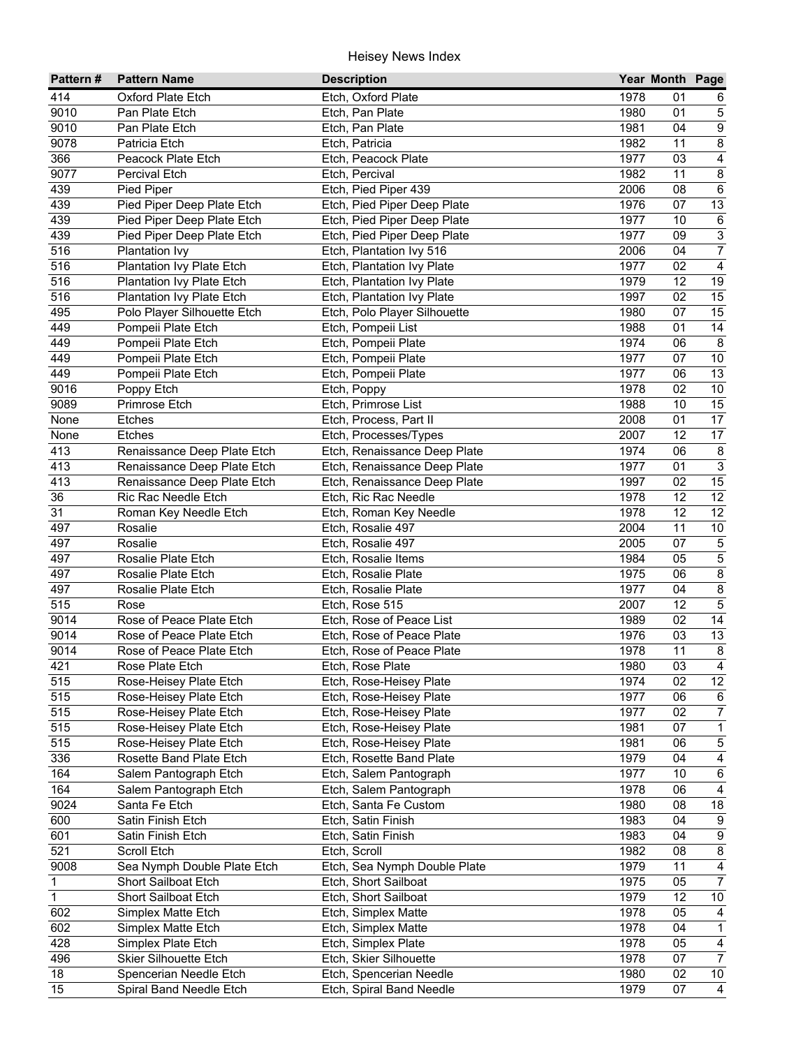# Heisey News Index

| Pattern # | Pattern Name | Description | Year | Month | Page |
|---|---|---|---|---|---|
| 414 | Oxford Plate Etch | Etch, Oxford Plate | 1978 | 01 | 6 |
| 9010 | Pan Plate Etch | Etch, Pan Plate | 1980 | 01 | 5 |
| 9010 | Pan Plate Etch | Etch, Pan Plate | 1981 | 04 | 9 |
| 9078 | Patricia Etch | Etch, Patricia | 1982 | 11 | 8 |
| 366 | Peacock Plate Etch | Etch, Peacock Plate | 1977 | 03 | 4 |
| 9077 | Percival Etch | Etch, Percival | 1982 | 11 | 8 |
| 439 | Pied Piper | Etch, Pied Piper 439 | 2006 | 08 | 6 |
| 439 | Pied Piper Deep Plate Etch | Etch, Pied Piper Deep Plate | 1976 | 07 | 13 |
| 439 | Pied Piper Deep Plate Etch | Etch, Pied Piper Deep Plate | 1977 | 10 | 6 |
| 439 | Pied Piper Deep Plate Etch | Etch, Pied Piper Deep Plate | 1977 | 09 | 3 |
| 516 | Plantation Ivy | Etch, Plantation Ivy 516 | 2006 | 04 | 7 |
| 516 | Plantation Ivy Plate Etch | Etch, Plantation Ivy Plate | 1977 | 02 | 4 |
| 516 | Plantation Ivy Plate Etch | Etch, Plantation Ivy Plate | 1979 | 12 | 19 |
| 516 | Plantation Ivy Plate Etch | Etch, Plantation Ivy Plate | 1997 | 02 | 15 |
| 495 | Polo Player Silhouette Etch | Etch, Polo Player Silhouette | 1980 | 07 | 15 |
| 449 | Pompeii Plate Etch | Etch, Pompeii List | 1988 | 01 | 14 |
| 449 | Pompeii Plate Etch | Etch, Pompeii Plate | 1974 | 06 | 8 |
| 449 | Pompeii Plate Etch | Etch, Pompeii Plate | 1977 | 07 | 10 |
| 449 | Pompeii Plate Etch | Etch, Pompeii Plate | 1977 | 06 | 13 |
| 9016 | Poppy Etch | Etch, Poppy | 1978 | 02 | 10 |
| 9089 | Primrose Etch | Etch, Primrose List | 1988 | 10 | 15 |
| None | Etches | Etch, Process, Part II | 2008 | 01 | 17 |
| None | Etches | Etch, Processes/Types | 2007 | 12 | 17 |
| 413 | Renaissance Deep Plate Etch | Etch, Renaissance Deep Plate | 1974 | 06 | 8 |
| 413 | Renaissance Deep Plate Etch | Etch, Renaissance Deep Plate | 1977 | 01 | 3 |
| 413 | Renaissance Deep Plate Etch | Etch, Renaissance Deep Plate | 1997 | 02 | 15 |
| 36 | Ric Rac Needle Etch | Etch, Ric Rac Needle | 1978 | 12 | 12 |
| 31 | Roman Key Needle Etch | Etch, Roman Key Needle | 1978 | 12 | 12 |
| 497 | Rosalie | Etch, Rosalie 497 | 2004 | 11 | 10 |
| 497 | Rosalie | Etch, Rosalie 497 | 2005 | 07 | 5 |
| 497 | Rosalie Plate Etch | Etch, Rosalie Items | 1984 | 05 | 5 |
| 497 | Rosalie Plate Etch | Etch, Rosalie Plate | 1975 | 06 | 8 |
| 497 | Rosalie Plate Etch | Etch, Rosalie Plate | 1977 | 04 | 8 |
| 515 | Rose | Etch, Rose 515 | 2007 | 12 | 5 |
| 9014 | Rose of Peace Plate Etch | Etch, Rose of Peace List | 1989 | 02 | 14 |
| 9014 | Rose of Peace Plate Etch | Etch, Rose of Peace Plate | 1976 | 03 | 13 |
| 9014 | Rose of Peace Plate Etch | Etch, Rose of Peace Plate | 1978 | 11 | 8 |
| 421 | Rose Plate Etch | Etch, Rose Plate | 1980 | 03 | 4 |
| 515 | Rose-Heisey Plate Etch | Etch, Rose-Heisey Plate | 1974 | 02 | 12 |
| 515 | Rose-Heisey Plate Etch | Etch, Rose-Heisey Plate | 1977 | 06 | 6 |
| 515 | Rose-Heisey Plate Etch | Etch, Rose-Heisey Plate | 1977 | 02 | 7 |
| 515 | Rose-Heisey Plate Etch | Etch, Rose-Heisey Plate | 1981 | 07 | 1 |
| 515 | Rose-Heisey Plate Etch | Etch, Rose-Heisey Plate | 1981 | 06 | 5 |
| 336 | Rosette Band Plate Etch | Etch, Rosette Band Plate | 1979 | 04 | 4 |
| 164 | Salem Pantograph Etch | Etch, Salem Pantograph | 1977 | 10 | 6 |
| 164 | Salem Pantograph Etch | Etch, Salem Pantograph | 1978 | 06 | 4 |
| 9024 | Santa Fe Etch | Etch, Santa Fe Custom | 1980 | 08 | 18 |
| 600 | Satin Finish Etch | Etch, Satin Finish | 1983 | 04 | 9 |
| 601 | Satin Finish Etch | Etch, Satin Finish | 1983 | 04 | 9 |
| 521 | Scroll Etch | Etch, Scroll | 1982 | 08 | 8 |
| 9008 | Sea Nymph Double Plate Etch | Etch, Sea Nymph Double Plate | 1979 | 11 | 4 |
| 1 | Short Sailboat Etch | Etch, Short Sailboat | 1975 | 05 | 7 |
| 1 | Short Sailboat Etch | Etch, Short Sailboat | 1979 | 12 | 10 |
| 602 | Simplex Matte Etch | Etch, Simplex Matte | 1978 | 05 | 4 |
| 602 | Simplex Matte Etch | Etch, Simplex Matte | 1978 | 04 | 1 |
| 428 | Simplex Plate Etch | Etch, Simplex Plate | 1978 | 05 | 4 |
| 496 | Skier Silhouette Etch | Etch, Skier Silhouette | 1978 | 07 | 7 |
| 18 | Spencerian Needle Etch | Etch, Spencerian Needle | 1980 | 02 | 10 |
| 15 | Spiral Band Needle Etch | Etch, Spiral Band Needle | 1979 | 07 | 4 |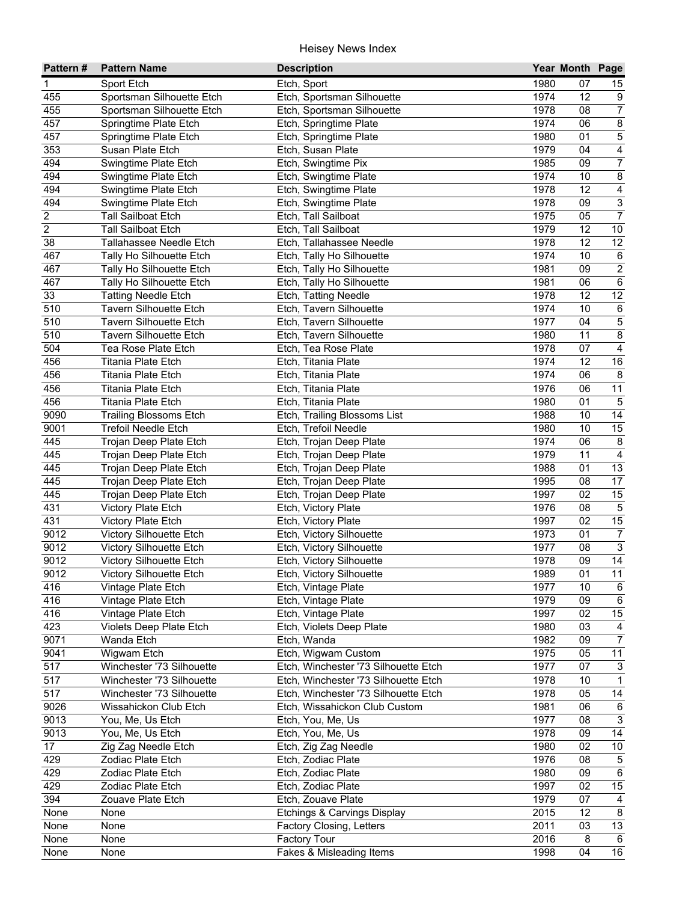# Heisey News Index

| Pattern # | Pattern Name | Description | Year | Month | Page |
|---|---|---|---|---|---|
| 1 | Sport Etch | Etch, Sport | 1980 | 07 | 15 |
| 455 | Sportsman Silhouette Etch | Etch, Sportsman Silhouette | 1974 | 12 | 9 |
| 455 | Sportsman Silhouette Etch | Etch, Sportsman Silhouette | 1978 | 08 | 7 |
| 457 | Springtime Plate Etch | Etch, Springtime Plate | 1974 | 06 | 8 |
| 457 | Springtime Plate Etch | Etch, Springtime Plate | 1980 | 01 | 5 |
| 353 | Susan Plate Etch | Etch, Susan Plate | 1979 | 04 | 4 |
| 494 | Swingtime Plate Etch | Etch, Swingtime Pix | 1985 | 09 | 7 |
| 494 | Swingtime Plate Etch | Etch, Swingtime Plate | 1974 | 10 | 8 |
| 494 | Swingtime Plate Etch | Etch, Swingtime Plate | 1978 | 12 | 4 |
| 494 | Swingtime Plate Etch | Etch, Swingtime Plate | 1978 | 09 | 3 |
| 2 | Tall Sailboat Etch | Etch, Tall Sailboat | 1975 | 05 | 7 |
| 2 | Tall Sailboat Etch | Etch, Tall Sailboat | 1979 | 12 | 10 |
| 38 | Tallahassee Needle Etch | Etch, Tallahassee Needle | 1978 | 12 | 12 |
| 467 | Tally Ho Silhouette Etch | Etch, Tally Ho Silhouette | 1974 | 10 | 6 |
| 467 | Tally Ho Silhouette Etch | Etch, Tally Ho Silhouette | 1981 | 09 | 2 |
| 467 | Tally Ho Silhouette Etch | Etch, Tally Ho Silhouette | 1981 | 06 | 6 |
| 33 | Tatting Needle Etch | Etch, Tatting Needle | 1978 | 12 | 12 |
| 510 | Tavern Silhouette Etch | Etch, Tavern Silhouette | 1974 | 10 | 6 |
| 510 | Tavern Silhouette Etch | Etch, Tavern Silhouette | 1977 | 04 | 5 |
| 510 | Tavern Silhouette Etch | Etch, Tavern Silhouette | 1980 | 11 | 8 |
| 504 | Tea Rose Plate Etch | Etch, Tea Rose Plate | 1978 | 07 | 4 |
| 456 | Titania Plate Etch | Etch, Titania Plate | 1974 | 12 | 16 |
| 456 | Titania Plate Etch | Etch, Titania Plate | 1974 | 06 | 8 |
| 456 | Titania Plate Etch | Etch, Titania Plate | 1976 | 06 | 11 |
| 456 | Titania Plate Etch | Etch, Titania Plate | 1980 | 01 | 5 |
| 9090 | Trailing Blossoms Etch | Etch, Trailing Blossoms List | 1988 | 10 | 14 |
| 9001 | Trefoil Needle Etch | Etch, Trefoil Needle | 1980 | 10 | 15 |
| 445 | Trojan Deep Plate Etch | Etch, Trojan Deep Plate | 1974 | 06 | 8 |
| 445 | Trojan Deep Plate Etch | Etch, Trojan Deep Plate | 1979 | 11 | 4 |
| 445 | Trojan Deep Plate Etch | Etch, Trojan Deep Plate | 1988 | 01 | 13 |
| 445 | Trojan Deep Plate Etch | Etch, Trojan Deep Plate | 1995 | 08 | 17 |
| 445 | Trojan Deep Plate Etch | Etch, Trojan Deep Plate | 1997 | 02 | 15 |
| 431 | Victory Plate Etch | Etch, Victory Plate | 1976 | 08 | 5 |
| 431 | Victory Plate Etch | Etch, Victory Plate | 1997 | 02 | 15 |
| 9012 | Victory Silhouette Etch | Etch, Victory Silhouette | 1973 | 01 | 7 |
| 9012 | Victory Silhouette Etch | Etch, Victory Silhouette | 1977 | 08 | 3 |
| 9012 | Victory Silhouette Etch | Etch, Victory Silhouette | 1978 | 09 | 14 |
| 9012 | Victory Silhouette Etch | Etch, Victory Silhouette | 1989 | 01 | 11 |
| 416 | Vintage Plate Etch | Etch, Vintage Plate | 1977 | 10 | 6 |
| 416 | Vintage Plate Etch | Etch, Vintage Plate | 1979 | 09 | 6 |
| 416 | Vintage Plate Etch | Etch, Vintage Plate | 1997 | 02 | 15 |
| 423 | Violets Deep Plate Etch | Etch, Violets Deep Plate | 1980 | 03 | 4 |
| 9071 | Wanda Etch | Etch, Wanda | 1982 | 09 | 7 |
| 9041 | Wigwam Etch | Etch, Wigwam Custom | 1975 | 05 | 11 |
| 517 | Winchester '73 Silhouette | Etch, Winchester '73 Silhouette Etch | 1977 | 07 | 3 |
| 517 | Winchester '73 Silhouette | Etch, Winchester '73 Silhouette Etch | 1978 | 10 | 1 |
| 517 | Winchester '73 Silhouette | Etch, Winchester '73 Silhouette Etch | 1978 | 05 | 14 |
| 9026 | Wissahickon Club Etch | Etch, Wissahickon Club Custom | 1981 | 06 | 6 |
| 9013 | You, Me, Us Etch | Etch, You, Me, Us | 1977 | 08 | 3 |
| 9013 | You, Me, Us Etch | Etch, You, Me, Us | 1978 | 09 | 14 |
| 17 | Zig Zag Needle Etch | Etch, Zig Zag Needle | 1980 | 02 | 10 |
| 429 | Zodiac Plate Etch | Etch, Zodiac Plate | 1976 | 08 | 5 |
| 429 | Zodiac Plate Etch | Etch, Zodiac Plate | 1980 | 09 | 6 |
| 429 | Zodiac Plate Etch | Etch, Zodiac Plate | 1997 | 02 | 15 |
| 394 | Zouave Plate Etch | Etch, Zouave Plate | 1979 | 07 | 4 |
| None | None | Etchings & Carvings Display | 2015 | 12 | 8 |
| None | None | Factory Closing, Letters | 2011 | 03 | 13 |
| None | None | Factory Tour | 2016 | 8 | 6 |
| None | None | Fakes & Misleading Items | 1998 | 04 | 16 |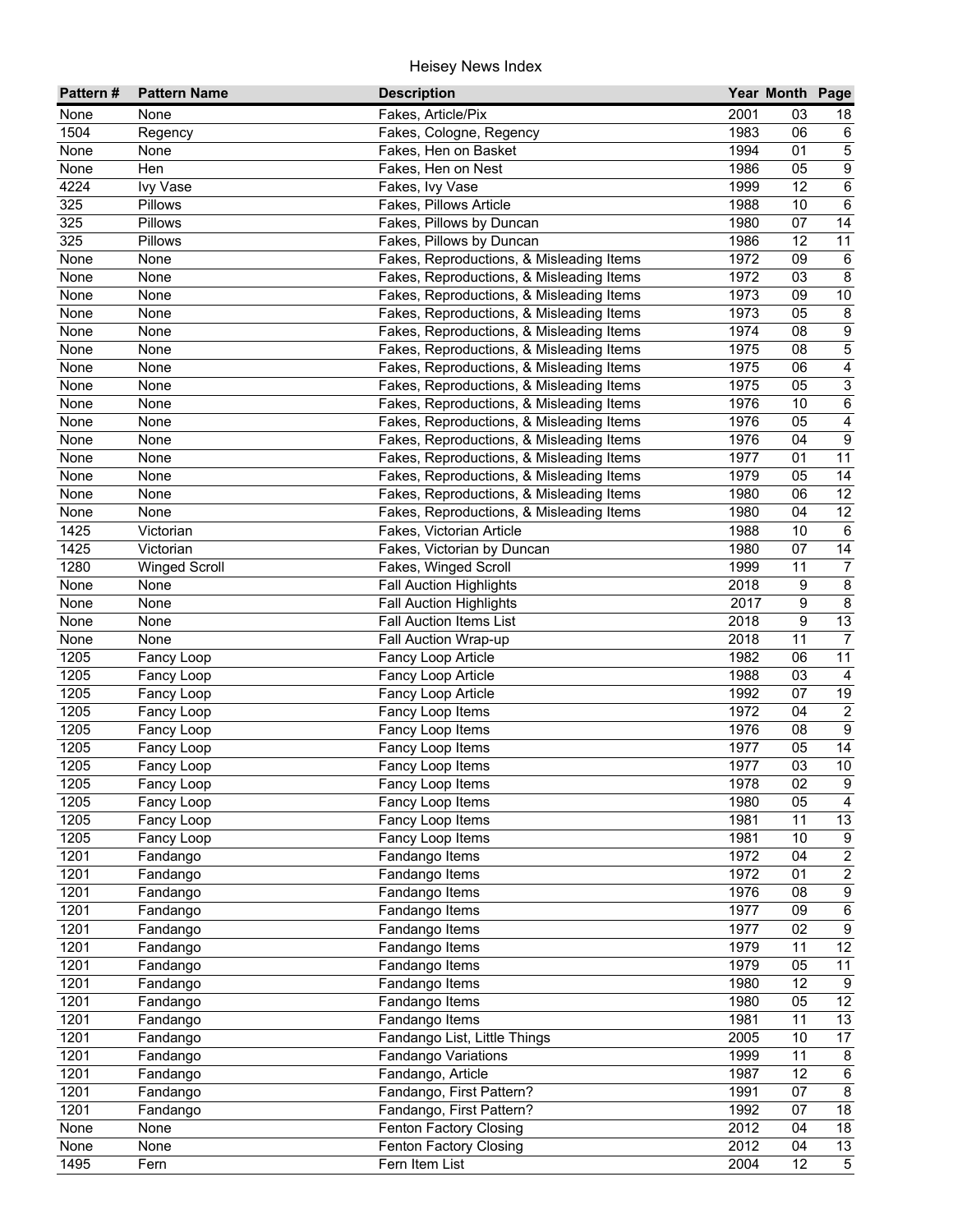# Heisey News Index

| Pattern # | Pattern Name | Description | Year | Month | Page |
|---|---|---|---|---|---|
| None | None | Fakes, Article/Pix | 2001 | 03 | 18 |
| 1504 | Regency | Fakes, Cologne, Regency | 1983 | 06 | 6 |
| None | None | Fakes, Hen on Basket | 1994 | 01 | 5 |
| None | Hen | Fakes, Hen on Nest | 1986 | 05 | 9 |
| 4224 | Ivy Vase | Fakes, Ivy Vase | 1999 | 12 | 6 |
| 325 | Pillows | Fakes, Pillows Article | 1988 | 10 | 6 |
| 325 | Pillows | Fakes, Pillows by Duncan | 1980 | 07 | 14 |
| 325 | Pillows | Fakes, Pillows by Duncan | 1986 | 12 | 11 |
| None | None | Fakes, Reproductions, & Misleading Items | 1972 | 09 | 6 |
| None | None | Fakes, Reproductions, & Misleading Items | 1972 | 03 | 8 |
| None | None | Fakes, Reproductions, & Misleading Items | 1973 | 09 | 10 |
| None | None | Fakes, Reproductions, & Misleading Items | 1973 | 05 | 8 |
| None | None | Fakes, Reproductions, & Misleading Items | 1974 | 08 | 9 |
| None | None | Fakes, Reproductions, & Misleading Items | 1975 | 08 | 5 |
| None | None | Fakes, Reproductions, & Misleading Items | 1975 | 06 | 4 |
| None | None | Fakes, Reproductions, & Misleading Items | 1975 | 05 | 3 |
| None | None | Fakes, Reproductions, & Misleading Items | 1976 | 10 | 6 |
| None | None | Fakes, Reproductions, & Misleading Items | 1976 | 05 | 4 |
| None | None | Fakes, Reproductions, & Misleading Items | 1976 | 04 | 9 |
| None | None | Fakes, Reproductions, & Misleading Items | 1977 | 01 | 11 |
| None | None | Fakes, Reproductions, & Misleading Items | 1979 | 05 | 14 |
| None | None | Fakes, Reproductions, & Misleading Items | 1980 | 06 | 12 |
| None | None | Fakes, Reproductions, & Misleading Items | 1980 | 04 | 12 |
| 1425 | Victorian | Fakes, Victorian Article | 1988 | 10 | 6 |
| 1425 | Victorian | Fakes, Victorian by Duncan | 1980 | 07 | 14 |
| 1280 | Winged Scroll | Fakes, Winged Scroll | 1999 | 11 | 7 |
| None | None | Fall Auction Highlights | 2018 | 9 | 8 |
| None | None | Fall Auction Highlights | 2017 | 9 | 8 |
| None | None | Fall Auction Items List | 2018 | 9 | 13 |
| None | None | Fall Auction Wrap-up | 2018 | 11 | 7 |
| 1205 | Fancy Loop | Fancy Loop Article | 1982 | 06 | 11 |
| 1205 | Fancy Loop | Fancy Loop Article | 1988 | 03 | 4 |
| 1205 | Fancy Loop | Fancy Loop Article | 1992 | 07 | 19 |
| 1205 | Fancy Loop | Fancy Loop Items | 1972 | 04 | 2 |
| 1205 | Fancy Loop | Fancy Loop Items | 1976 | 08 | 9 |
| 1205 | Fancy Loop | Fancy Loop Items | 1977 | 05 | 14 |
| 1205 | Fancy Loop | Fancy Loop Items | 1977 | 03 | 10 |
| 1205 | Fancy Loop | Fancy Loop Items | 1978 | 02 | 9 |
| 1205 | Fancy Loop | Fancy Loop Items | 1980 | 05 | 4 |
| 1205 | Fancy Loop | Fancy Loop Items | 1981 | 11 | 13 |
| 1205 | Fancy Loop | Fancy Loop Items | 1981 | 10 | 9 |
| 1201 | Fandango | Fandango Items | 1972 | 04 | 2 |
| 1201 | Fandango | Fandango Items | 1972 | 01 | 2 |
| 1201 | Fandango | Fandango Items | 1976 | 08 | 9 |
| 1201 | Fandango | Fandango Items | 1977 | 09 | 6 |
| 1201 | Fandango | Fandango Items | 1977 | 02 | 9 |
| 1201 | Fandango | Fandango Items | 1979 | 11 | 12 |
| 1201 | Fandango | Fandango Items | 1979 | 05 | 11 |
| 1201 | Fandango | Fandango Items | 1980 | 12 | 9 |
| 1201 | Fandango | Fandango Items | 1980 | 05 | 12 |
| 1201 | Fandango | Fandango Items | 1981 | 11 | 13 |
| 1201 | Fandango | Fandango List, Little Things | 2005 | 10 | 17 |
| 1201 | Fandango | Fandango Variations | 1999 | 11 | 8 |
| 1201 | Fandango | Fandango, Article | 1987 | 12 | 6 |
| 1201 | Fandango | Fandango, First Pattern? | 1991 | 07 | 8 |
| 1201 | Fandango | Fandango, First Pattern? | 1992 | 07 | 18 |
| None | None | Fenton Factory Closing | 2012 | 04 | 18 |
| None | None | Fenton Factory Closing | 2012 | 04 | 13 |
| 1495 | Fern | Fern Item List | 2004 | 12 | 5 |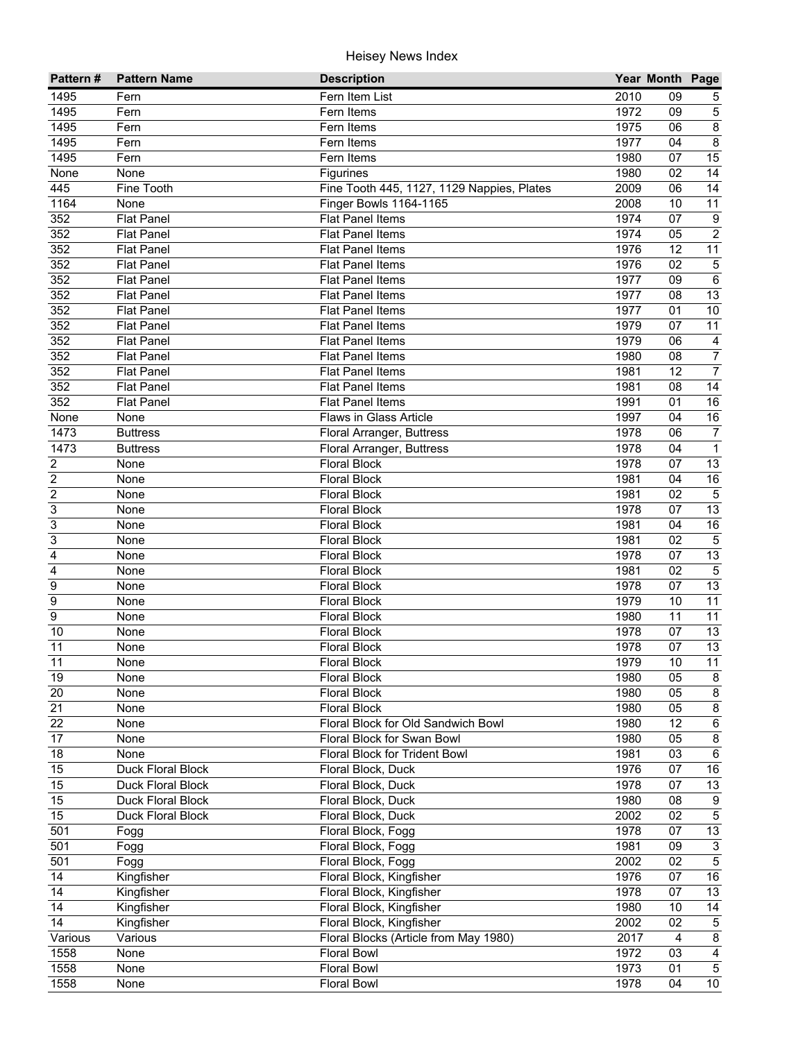# Heisey News Index

| Pattern # | Pattern Name | Description | Year | Month | Page |
|---|---|---|---|---|---|
| 1495 | Fern | Fern Item List | 2010 | 09 | 5 |
| 1495 | Fern | Fern Items | 1972 | 09 | 5 |
| 1495 | Fern | Fern Items | 1975 | 06 | 8 |
| 1495 | Fern | Fern Items | 1977 | 04 | 8 |
| 1495 | Fern | Fern Items | 1980 | 07 | 15 |
| None | None | Figurines | 1980 | 02 | 14 |
| 445 | Fine Tooth | Fine Tooth 445, 1127, 1129 Nappies, Plates | 2009 | 06 | 14 |
| 1164 | None | Finger Bowls 1164-1165 | 2008 | 10 | 11 |
| 352 | Flat Panel | Flat Panel Items | 1974 | 07 | 9 |
| 352 | Flat Panel | Flat Panel Items | 1974 | 05 | 2 |
| 352 | Flat Panel | Flat Panel Items | 1976 | 12 | 11 |
| 352 | Flat Panel | Flat Panel Items | 1976 | 02 | 5 |
| 352 | Flat Panel | Flat Panel Items | 1977 | 09 | 6 |
| 352 | Flat Panel | Flat Panel Items | 1977 | 08 | 13 |
| 352 | Flat Panel | Flat Panel Items | 1977 | 01 | 10 |
| 352 | Flat Panel | Flat Panel Items | 1979 | 07 | 11 |
| 352 | Flat Panel | Flat Panel Items | 1979 | 06 | 4 |
| 352 | Flat Panel | Flat Panel Items | 1980 | 08 | 7 |
| 352 | Flat Panel | Flat Panel Items | 1981 | 12 | 7 |
| 352 | Flat Panel | Flat Panel Items | 1981 | 08 | 14 |
| 352 | Flat Panel | Flat Panel Items | 1991 | 01 | 16 |
| None | None | Flaws in Glass Article | 1997 | 04 | 16 |
| 1473 | Buttress | Floral Arranger, Buttress | 1978 | 06 | 7 |
| 1473 | Buttress | Floral Arranger, Buttress | 1978 | 04 | 1 |
| 2 | None | Floral Block | 1978 | 07 | 13 |
| 2 | None | Floral Block | 1981 | 04 | 16 |
| 2 | None | Floral Block | 1981 | 02 | 5 |
| 3 | None | Floral Block | 1978 | 07 | 13 |
| 3 | None | Floral Block | 1981 | 04 | 16 |
| 3 | None | Floral Block | 1981 | 02 | 5 |
| 4 | None | Floral Block | 1978 | 07 | 13 |
| 4 | None | Floral Block | 1981 | 02 | 5 |
| 9 | None | Floral Block | 1978 | 07 | 13 |
| 9 | None | Floral Block | 1979 | 10 | 11 |
| 9 | None | Floral Block | 1980 | 11 | 11 |
| 10 | None | Floral Block | 1978 | 07 | 13 |
| 11 | None | Floral Block | 1978 | 07 | 13 |
| 11 | None | Floral Block | 1979 | 10 | 11 |
| 19 | None | Floral Block | 1980 | 05 | 8 |
| 20 | None | Floral Block | 1980 | 05 | 8 |
| 21 | None | Floral Block | 1980 | 05 | 8 |
| 22 | None | Floral Block for Old Sandwich Bowl | 1980 | 12 | 6 |
| 17 | None | Floral Block for Swan Bowl | 1980 | 05 | 8 |
| 18 | None | Floral Block for Trident Bowl | 1981 | 03 | 6 |
| 15 | Duck Floral Block | Floral Block, Duck | 1976 | 07 | 16 |
| 15 | Duck Floral Block | Floral Block, Duck | 1978 | 07 | 13 |
| 15 | Duck Floral Block | Floral Block, Duck | 1980 | 08 | 9 |
| 15 | Duck Floral Block | Floral Block, Duck | 2002 | 02 | 5 |
| 501 | Fogg | Floral Block, Fogg | 1978 | 07 | 13 |
| 501 | Fogg | Floral Block, Fogg | 1981 | 09 | 3 |
| 501 | Fogg | Floral Block, Fogg | 2002 | 02 | 5 |
| 14 | Kingfisher | Floral Block, Kingfisher | 1976 | 07 | 16 |
| 14 | Kingfisher | Floral Block, Kingfisher | 1978 | 07 | 13 |
| 14 | Kingfisher | Floral Block, Kingfisher | 1980 | 10 | 14 |
| 14 | Kingfisher | Floral Block, Kingfisher | 2002 | 02 | 5 |
| Various | Various | Floral Blocks (Article from May 1980) | 2017 | 4 | 8 |
| 1558 | None | Floral Bowl | 1972 | 03 | 4 |
| 1558 | None | Floral Bowl | 1973 | 01 | 5 |
| 1558 | None | Floral Bowl | 1978 | 04 | 10 |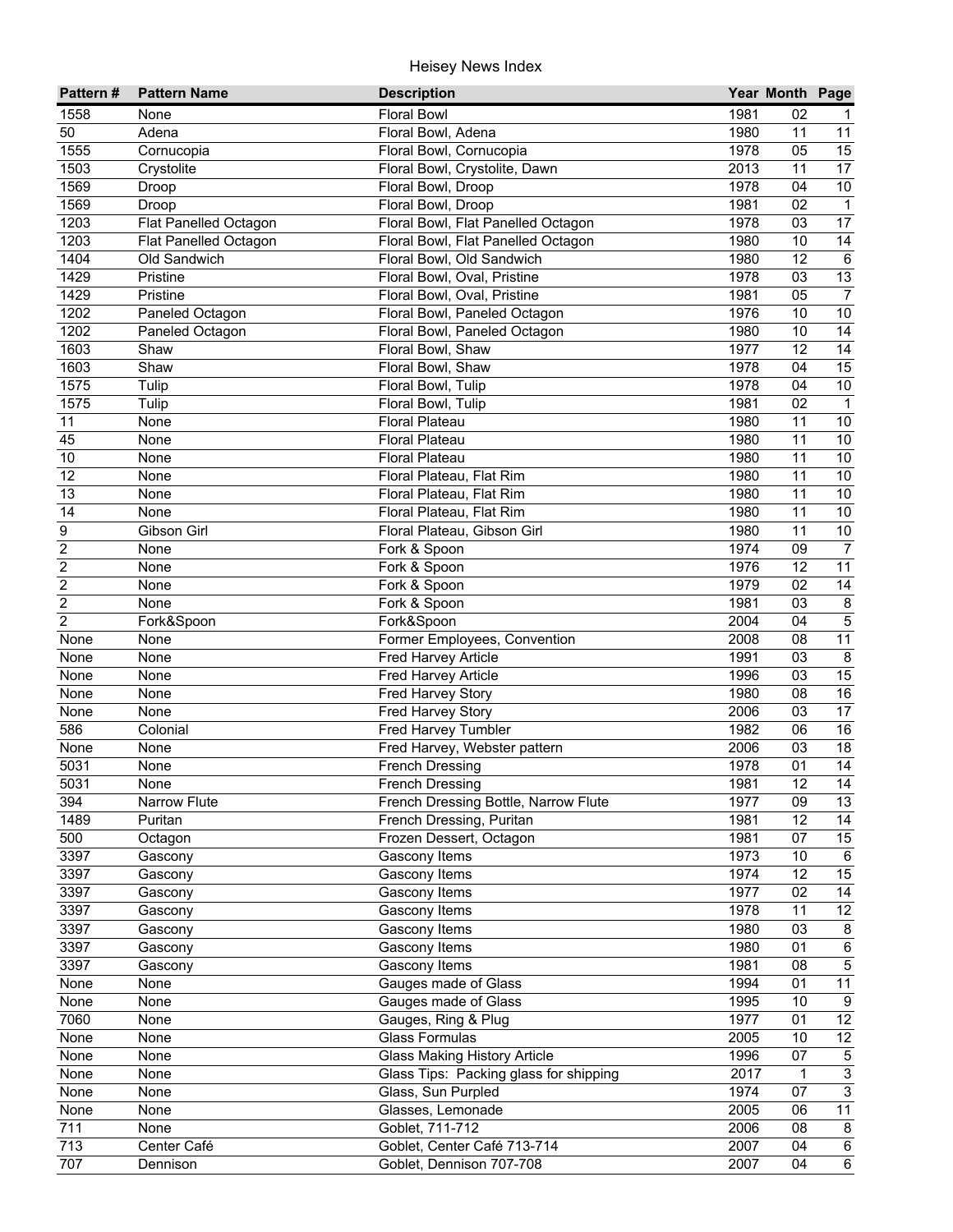Heisey News Index

| Pattern # | Pattern Name | Description | Year | Month | Page |
|---|---|---|---|---|---|
| 1558 | None | Floral Bowl | 1981 | 02 | 1 |
| 50 | Adena | Floral Bowl, Adena | 1980 | 11 | 11 |
| 1555 | Cornucopia | Floral Bowl, Cornucopia | 1978 | 05 | 15 |
| 1503 | Crystolite | Floral Bowl, Crystolite, Dawn | 2013 | 11 | 17 |
| 1569 | Droop | Floral Bowl, Droop | 1978 | 04 | 10 |
| 1569 | Droop | Floral Bowl, Droop | 1981 | 02 | 1 |
| 1203 | Flat Panelled Octagon | Floral Bowl, Flat Panelled Octagon | 1978 | 03 | 17 |
| 1203 | Flat Panelled Octagon | Floral Bowl, Flat Panelled Octagon | 1980 | 10 | 14 |
| 1404 | Old Sandwich | Floral Bowl, Old Sandwich | 1980 | 12 | 6 |
| 1429 | Pristine | Floral Bowl, Oval, Pristine | 1978 | 03 | 13 |
| 1429 | Pristine | Floral Bowl, Oval, Pristine | 1981 | 05 | 7 |
| 1202 | Paneled Octagon | Floral Bowl, Paneled Octagon | 1976 | 10 | 10 |
| 1202 | Paneled Octagon | Floral Bowl, Paneled Octagon | 1980 | 10 | 14 |
| 1603 | Shaw | Floral Bowl, Shaw | 1977 | 12 | 14 |
| 1603 | Shaw | Floral Bowl, Shaw | 1978 | 04 | 15 |
| 1575 | Tulip | Floral Bowl, Tulip | 1978 | 04 | 10 |
| 1575 | Tulip | Floral Bowl, Tulip | 1981 | 02 | 1 |
| 11 | None | Floral Plateau | 1980 | 11 | 10 |
| 45 | None | Floral Plateau | 1980 | 11 | 10 |
| 10 | None | Floral Plateau | 1980 | 11 | 10 |
| 12 | None | Floral Plateau, Flat Rim | 1980 | 11 | 10 |
| 13 | None | Floral Plateau, Flat Rim | 1980 | 11 | 10 |
| 14 | None | Floral Plateau, Flat Rim | 1980 | 11 | 10 |
| 9 | Gibson Girl | Floral Plateau, Gibson Girl | 1980 | 11 | 10 |
| 2 | None | Fork & Spoon | 1974 | 09 | 7 |
| 2 | None | Fork & Spoon | 1976 | 12 | 11 |
| 2 | None | Fork & Spoon | 1979 | 02 | 14 |
| 2 | None | Fork & Spoon | 1981 | 03 | 8 |
| 2 | Fork&Spoon | Fork&Spoon | 2004 | 04 | 5 |
| None | None | Former Employees, Convention | 2008 | 08 | 11 |
| None | None | Fred Harvey Article | 1991 | 03 | 8 |
| None | None | Fred Harvey Article | 1996 | 03 | 15 |
| None | None | Fred Harvey Story | 1980 | 08 | 16 |
| None | None | Fred Harvey Story | 2006 | 03 | 17 |
| 586 | Colonial | Fred Harvey Tumbler | 1982 | 06 | 16 |
| None | None | Fred Harvey, Webster pattern | 2006 | 03 | 18 |
| 5031 | None | French Dressing | 1978 | 01 | 14 |
| 5031 | None | French Dressing | 1981 | 12 | 14 |
| 394 | Narrow Flute | French Dressing Bottle, Narrow Flute | 1977 | 09 | 13 |
| 1489 | Puritan | French Dressing, Puritan | 1981 | 12 | 14 |
| 500 | Octagon | Frozen Dessert, Octagon | 1981 | 07 | 15 |
| 3397 | Gascony | Gascony Items | 1973 | 10 | 6 |
| 3397 | Gascony | Gascony Items | 1974 | 12 | 15 |
| 3397 | Gascony | Gascony Items | 1977 | 02 | 14 |
| 3397 | Gascony | Gascony Items | 1978 | 11 | 12 |
| 3397 | Gascony | Gascony Items | 1980 | 03 | 8 |
| 3397 | Gascony | Gascony Items | 1980 | 01 | 6 |
| 3397 | Gascony | Gascony Items | 1981 | 08 | 5 |
| None | None | Gauges made of Glass | 1994 | 01 | 11 |
| None | None | Gauges made of Glass | 1995 | 10 | 9 |
| 7060 | None | Gauges, Ring & Plug | 1977 | 01 | 12 |
| None | None | Glass Formulas | 2005 | 10 | 12 |
| None | None | Glass Making History Article | 1996 | 07 | 5 |
| None | None | Glass Tips:  Packing glass for shipping | 2017 | 1 | 3 |
| None | None | Glass, Sun Purpled | 1974 | 07 | 3 |
| None | None | Glasses, Lemonade | 2005 | 06 | 11 |
| 711 | None | Goblet, 711-712 | 2006 | 08 | 8 |
| 713 | Center Café | Goblet, Center Café 713-714 | 2007 | 04 | 6 |
| 707 | Dennison | Goblet, Dennison 707-708 | 2007 | 04 | 6 |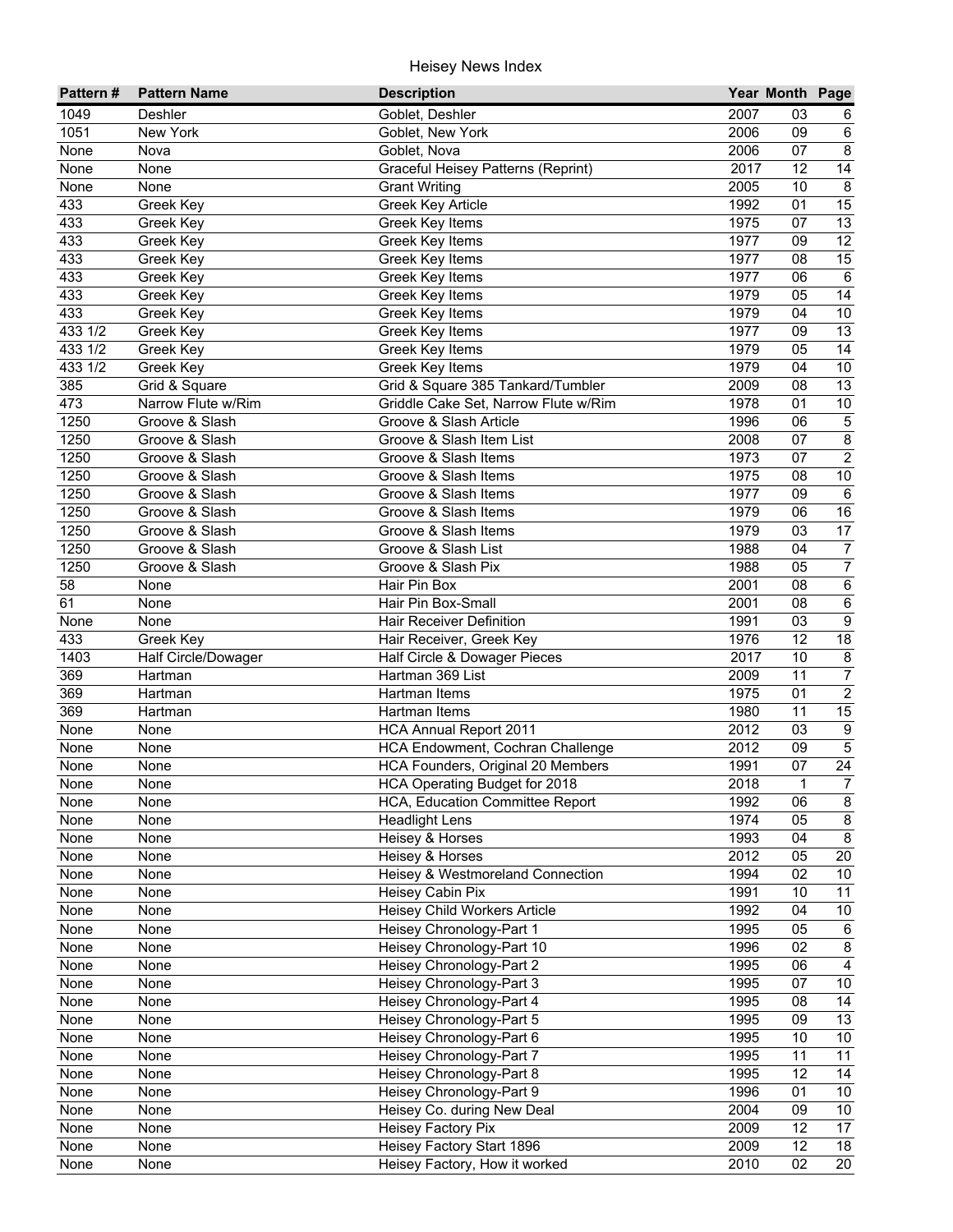# Heisey News Index

| Pattern # | Pattern Name | Description | Year | Month | Page |
|---|---|---|---|---|---|
| 1049 | Deshler | Goblet, Deshler | 2007 | 03 | 6 |
| 1051 | New York | Goblet, New York | 2006 | 09 | 6 |
| None | Nova | Goblet, Nova | 2006 | 07 | 8 |
| None | None | Graceful Heisey Patterns (Reprint) | 2017 | 12 | 14 |
| None | None | Grant Writing | 2005 | 10 | 8 |
| 433 | Greek Key | Greek Key Article | 1992 | 01 | 15 |
| 433 | Greek Key | Greek Key Items | 1975 | 07 | 13 |
| 433 | Greek Key | Greek Key Items | 1977 | 09 | 12 |
| 433 | Greek Key | Greek Key Items | 1977 | 08 | 15 |
| 433 | Greek Key | Greek Key Items | 1977 | 06 | 6 |
| 433 | Greek Key | Greek Key Items | 1979 | 05 | 14 |
| 433 | Greek Key | Greek Key Items | 1979 | 04 | 10 |
| 433 1/2 | Greek Key | Greek Key Items | 1977 | 09 | 13 |
| 433 1/2 | Greek Key | Greek Key Items | 1979 | 05 | 14 |
| 433 1/2 | Greek Key | Greek Key Items | 1979 | 04 | 10 |
| 385 | Grid & Square | Grid & Square 385 Tankard/Tumbler | 2009 | 08 | 13 |
| 473 | Narrow Flute w/Rim | Griddle Cake Set, Narrow Flute w/Rim | 1978 | 01 | 10 |
| 1250 | Groove & Slash | Groove & Slash Article | 1996 | 06 | 5 |
| 1250 | Groove & Slash | Groove & Slash Item List | 2008 | 07 | 8 |
| 1250 | Groove & Slash | Groove & Slash Items | 1973 | 07 | 2 |
| 1250 | Groove & Slash | Groove & Slash Items | 1975 | 08 | 10 |
| 1250 | Groove & Slash | Groove & Slash Items | 1977 | 09 | 6 |
| 1250 | Groove & Slash | Groove & Slash Items | 1979 | 06 | 16 |
| 1250 | Groove & Slash | Groove & Slash Items | 1979 | 03 | 17 |
| 1250 | Groove & Slash | Groove & Slash List | 1988 | 04 | 7 |
| 1250 | Groove & Slash | Groove & Slash Pix | 1988 | 05 | 7 |
| 58 | None | Hair Pin Box | 2001 | 08 | 6 |
| 61 | None | Hair Pin Box-Small | 2001 | 08 | 6 |
| None | None | Hair Receiver Definition | 1991 | 03 | 9 |
| 433 | Greek Key | Hair Receiver, Greek Key | 1976 | 12 | 18 |
| 1403 | Half Circle/Dowager | Half Circle & Dowager Pieces | 2017 | 10 | 8 |
| 369 | Hartman | Hartman 369 List | 2009 | 11 | 7 |
| 369 | Hartman | Hartman Items | 1975 | 01 | 2 |
| 369 | Hartman | Hartman Items | 1980 | 11 | 15 |
| None | None | HCA Annual Report 2011 | 2012 | 03 | 9 |
| None | None | HCA Endowment, Cochran Challenge | 2012 | 09 | 5 |
| None | None | HCA Founders, Original 20 Members | 1991 | 07 | 24 |
| None | None | HCA Operating Budget for 2018 | 2018 | 1 | 7 |
| None | None | HCA, Education Committee Report | 1992 | 06 | 8 |
| None | None | Headlight Lens | 1974 | 05 | 8 |
| None | None | Heisey & Horses | 1993 | 04 | 8 |
| None | None | Heisey & Horses | 2012 | 05 | 20 |
| None | None | Heisey & Westmoreland Connection | 1994 | 02 | 10 |
| None | None | Heisey Cabin Pix | 1991 | 10 | 11 |
| None | None | Heisey Child Workers Article | 1992 | 04 | 10 |
| None | None | Heisey Chronology-Part 1 | 1995 | 05 | 6 |
| None | None | Heisey Chronology-Part 10 | 1996 | 02 | 8 |
| None | None | Heisey Chronology-Part 2 | 1995 | 06 | 4 |
| None | None | Heisey Chronology-Part 3 | 1995 | 07 | 10 |
| None | None | Heisey Chronology-Part 4 | 1995 | 08 | 14 |
| None | None | Heisey Chronology-Part 5 | 1995 | 09 | 13 |
| None | None | Heisey Chronology-Part 6 | 1995 | 10 | 10 |
| None | None | Heisey Chronology-Part 7 | 1995 | 11 | 11 |
| None | None | Heisey Chronology-Part 8 | 1995 | 12 | 14 |
| None | None | Heisey Chronology-Part 9 | 1996 | 01 | 10 |
| None | None | Heisey Co. during New Deal | 2004 | 09 | 10 |
| None | None | Heisey Factory Pix | 2009 | 12 | 17 |
| None | None | Heisey Factory Start 1896 | 2009 | 12 | 18 |
| None | None | Heisey Factory, How it worked | 2010 | 02 | 20 |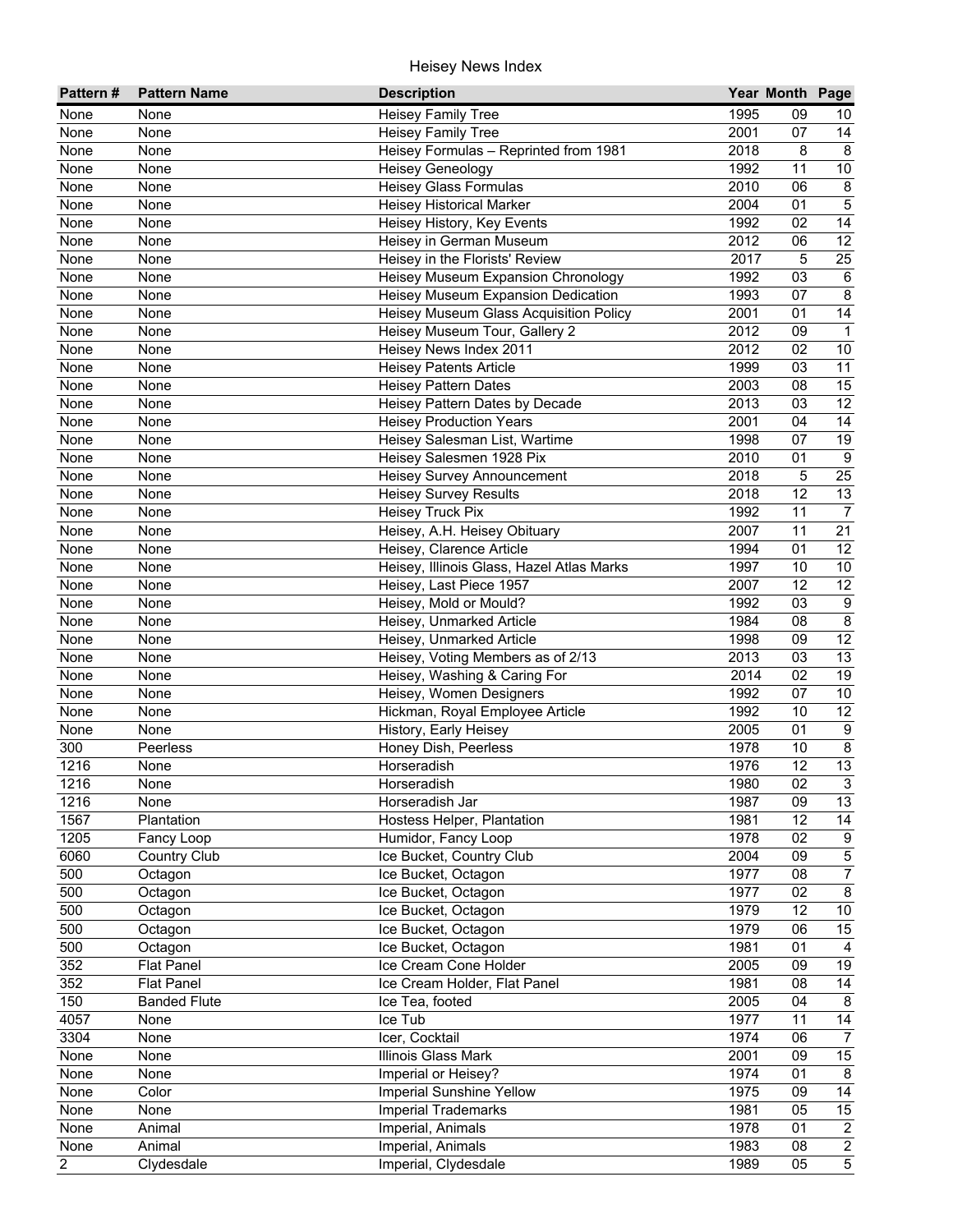# Heisey News Index

| Pattern # | Pattern Name | Description | Year | Month | Page |
|---|---|---|---|---|---|
| None | None | Heisey Family Tree | 1995 | 09 | 10 |
| None | None | Heisey Family Tree | 2001 | 07 | 14 |
| None | None | Heisey Formulas – Reprinted from 1981 | 2018 | 8 | 8 |
| None | None | Heisey Geneology | 1992 | 11 | 10 |
| None | None | Heisey Glass Formulas | 2010 | 06 | 8 |
| None | None | Heisey Historical Marker | 2004 | 01 | 5 |
| None | None | Heisey History, Key Events | 1992 | 02 | 14 |
| None | None | Heisey in German Museum | 2012 | 06 | 12 |
| None | None | Heisey in the Florists' Review | 2017 | 5 | 25 |
| None | None | Heisey Museum Expansion Chronology | 1992 | 03 | 6 |
| None | None | Heisey Museum Expansion Dedication | 1993 | 07 | 8 |
| None | None | Heisey Museum Glass Acquisition Policy | 2001 | 01 | 14 |
| None | None | Heisey Museum Tour, Gallery 2 | 2012 | 09 | 1 |
| None | None | Heisey News Index 2011 | 2012 | 02 | 10 |
| None | None | Heisey Patents Article | 1999 | 03 | 11 |
| None | None | Heisey Pattern Dates | 2003 | 08 | 15 |
| None | None | Heisey Pattern Dates by Decade | 2013 | 03 | 12 |
| None | None | Heisey Production Years | 2001 | 04 | 14 |
| None | None | Heisey Salesman List, Wartime | 1998 | 07 | 19 |
| None | None | Heisey Salesmen 1928 Pix | 2010 | 01 | 9 |
| None | None | Heisey Survey Announcement | 2018 | 5 | 25 |
| None | None | Heisey Survey Results | 2018 | 12 | 13 |
| None | None | Heisey Truck Pix | 1992 | 11 | 7 |
| None | None | Heisey, A.H. Heisey Obituary | 2007 | 11 | 21 |
| None | None | Heisey, Clarence Article | 1994 | 01 | 12 |
| None | None | Heisey, Illinois Glass, Hazel Atlas Marks | 1997 | 10 | 10 |
| None | None | Heisey, Last Piece 1957 | 2007 | 12 | 12 |
| None | None | Heisey, Mold or Mould? | 1992 | 03 | 9 |
| None | None | Heisey, Unmarked Article | 1984 | 08 | 8 |
| None | None | Heisey, Unmarked Article | 1998 | 09 | 12 |
| None | None | Heisey, Voting Members as of 2/13 | 2013 | 03 | 13 |
| None | None | Heisey, Washing & Caring For | 2014 | 02 | 19 |
| None | None | Heisey, Women Designers | 1992 | 07 | 10 |
| None | None | Hickman, Royal Employee Article | 1992 | 10 | 12 |
| None | None | History, Early Heisey | 2005 | 01 | 9 |
| 300 | Peerless | Honey Dish, Peerless | 1978 | 10 | 8 |
| 1216 | None | Horseradish | 1976 | 12 | 13 |
| 1216 | None | Horseradish | 1980 | 02 | 3 |
| 1216 | None | Horseradish Jar | 1987 | 09 | 13 |
| 1567 | Plantation | Hostess Helper, Plantation | 1981 | 12 | 14 |
| 1205 | Fancy Loop | Humidor, Fancy Loop | 1978 | 02 | 9 |
| 6060 | Country Club | Ice Bucket, Country Club | 2004 | 09 | 5 |
| 500 | Octagon | Ice Bucket, Octagon | 1977 | 08 | 7 |
| 500 | Octagon | Ice Bucket, Octagon | 1977 | 02 | 8 |
| 500 | Octagon | Ice Bucket, Octagon | 1979 | 12 | 10 |
| 500 | Octagon | Ice Bucket, Octagon | 1979 | 06 | 15 |
| 500 | Octagon | Ice Bucket, Octagon | 1981 | 01 | 4 |
| 352 | Flat Panel | Ice Cream Cone Holder | 2005 | 09 | 19 |
| 352 | Flat Panel | Ice Cream Holder, Flat Panel | 1981 | 08 | 14 |
| 150 | Banded Flute | Ice Tea, footed | 2005 | 04 | 8 |
| 4057 | None | Ice Tub | 1977 | 11 | 14 |
| 3304 | None | Icer, Cocktail | 1974 | 06 | 7 |
| None | None | Illinois Glass Mark | 2001 | 09 | 15 |
| None | None | Imperial or Heisey? | 1974 | 01 | 8 |
| None | Color | Imperial Sunshine Yellow | 1975 | 09 | 14 |
| None | None | Imperial Trademarks | 1981 | 05 | 15 |
| None | Animal | Imperial, Animals | 1978 | 01 | 2 |
| None | Animal | Imperial, Animals | 1983 | 08 | 2 |
| 2 | Clydesdale | Imperial, Clydesdale | 1989 | 05 | 5 |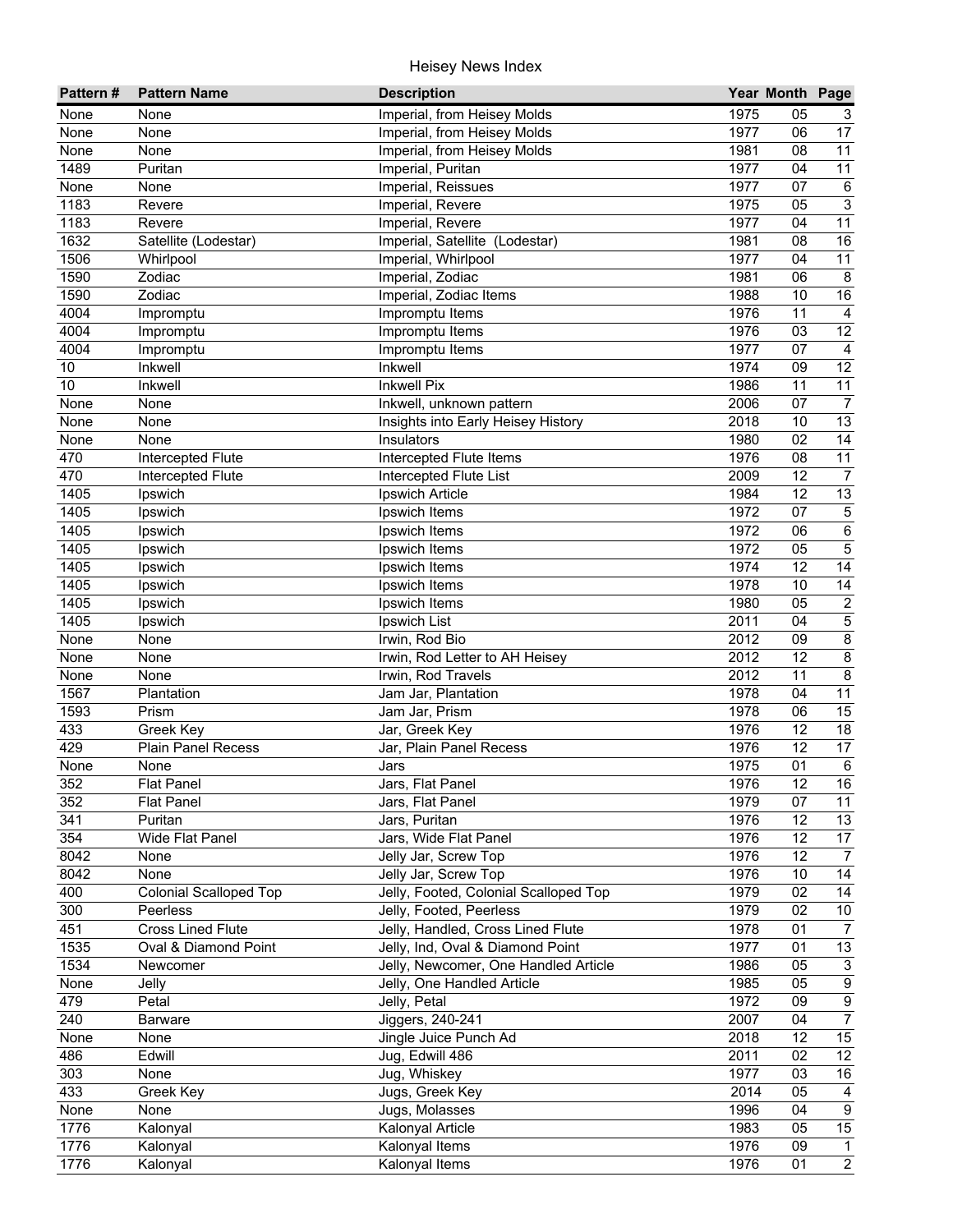# Heisey News Index

| Pattern # | Pattern Name | Description | Year | Month | Page |
|---|---|---|---|---|---|
| None | None | Imperial, from Heisey Molds | 1975 | 05 | 3 |
| None | None | Imperial, from Heisey Molds | 1977 | 06 | 17 |
| None | None | Imperial, from Heisey Molds | 1981 | 08 | 11 |
| 1489 | Puritan | Imperial, Puritan | 1977 | 04 | 11 |
| None | None | Imperial, Reissues | 1977 | 07 | 6 |
| 1183 | Revere | Imperial, Revere | 1975 | 05 | 3 |
| 1183 | Revere | Imperial, Revere | 1977 | 04 | 11 |
| 1632 | Satellite (Lodestar) | Imperial, Satellite (Lodestar) | 1981 | 08 | 16 |
| 1506 | Whirlpool | Imperial, Whirlpool | 1977 | 04 | 11 |
| 1590 | Zodiac | Imperial, Zodiac | 1981 | 06 | 8 |
| 1590 | Zodiac | Imperial, Zodiac Items | 1988 | 10 | 16 |
| 4004 | Impromptu | Impromptu Items | 1976 | 11 | 4 |
| 4004 | Impromptu | Impromptu Items | 1976 | 03 | 12 |
| 4004 | Impromptu | Impromptu Items | 1977 | 07 | 4 |
| 10 | Inkwell | Inkwell | 1974 | 09 | 12 |
| 10 | Inkwell | Inkwell Pix | 1986 | 11 | 11 |
| None | None | Inkwell, unknown pattern | 2006 | 07 | 7 |
| None | None | Insights into Early Heisey History | 2018 | 10 | 13 |
| None | None | Insulators | 1980 | 02 | 14 |
| 470 | Intercepted Flute | Intercepted Flute Items | 1976 | 08 | 11 |
| 470 | Intercepted Flute | Intercepted Flute List | 2009 | 12 | 7 |
| 1405 | Ipswich | Ipswich Article | 1984 | 12 | 13 |
| 1405 | Ipswich | Ipswich Items | 1972 | 07 | 5 |
| 1405 | Ipswich | Ipswich Items | 1972 | 06 | 6 |
| 1405 | Ipswich | Ipswich Items | 1972 | 05 | 5 |
| 1405 | Ipswich | Ipswich Items | 1974 | 12 | 14 |
| 1405 | Ipswich | Ipswich Items | 1978 | 10 | 14 |
| 1405 | Ipswich | Ipswich Items | 1980 | 05 | 2 |
| 1405 | Ipswich | Ipswich List | 2011 | 04 | 5 |
| None | None | Irwin, Rod Bio | 2012 | 09 | 8 |
| None | None | Irwin, Rod Letter to AH Heisey | 2012 | 12 | 8 |
| None | None | Irwin, Rod Travels | 2012 | 11 | 8 |
| 1567 | Plantation | Jam Jar, Plantation | 1978 | 04 | 11 |
| 1593 | Prism | Jam Jar, Prism | 1978 | 06 | 15 |
| 433 | Greek Key | Jar, Greek Key | 1976 | 12 | 18 |
| 429 | Plain Panel Recess | Jar, Plain Panel Recess | 1976 | 12 | 17 |
| None | None | Jars | 1975 | 01 | 6 |
| 352 | Flat Panel | Jars, Flat Panel | 1976 | 12 | 16 |
| 352 | Flat Panel | Jars, Flat Panel | 1979 | 07 | 11 |
| 341 | Puritan | Jars, Puritan | 1976 | 12 | 13 |
| 354 | Wide Flat Panel | Jars, Wide Flat Panel | 1976 | 12 | 17 |
| 8042 | None | Jelly Jar, Screw Top | 1976 | 12 | 7 |
| 8042 | None | Jelly Jar, Screw Top | 1976 | 10 | 14 |
| 400 | Colonial Scalloped Top | Jelly, Footed, Colonial Scalloped Top | 1979 | 02 | 14 |
| 300 | Peerless | Jelly, Footed, Peerless | 1979 | 02 | 10 |
| 451 | Cross Lined Flute | Jelly, Handled, Cross Lined Flute | 1978 | 01 | 7 |
| 1535 | Oval & Diamond Point | Jelly, Ind, Oval & Diamond Point | 1977 | 01 | 13 |
| 1534 | Newcomer | Jelly, Newcomer, One Handled Article | 1986 | 05 | 3 |
| None | Jelly | Jelly, One Handled Article | 1985 | 05 | 9 |
| 479 | Petal | Jelly, Petal | 1972 | 09 | 9 |
| 240 | Barware | Jiggers, 240-241 | 2007 | 04 | 7 |
| None | None | Jingle Juice Punch Ad | 2018 | 12 | 15 |
| 486 | Edwill | Jug, Edwill 486 | 2011 | 02 | 12 |
| 303 | None | Jug, Whiskey | 1977 | 03 | 16 |
| 433 | Greek Key | Jugs, Greek Key | 2014 | 05 | 4 |
| None | None | Jugs, Molasses | 1996 | 04 | 9 |
| 1776 | Kalonyal | Kalonyal Article | 1983 | 05 | 15 |
| 1776 | Kalonyal | Kalonyal Items | 1976 | 09 | 1 |
| 1776 | Kalonyal | Kalonyal Items | 1976 | 01 | 2 |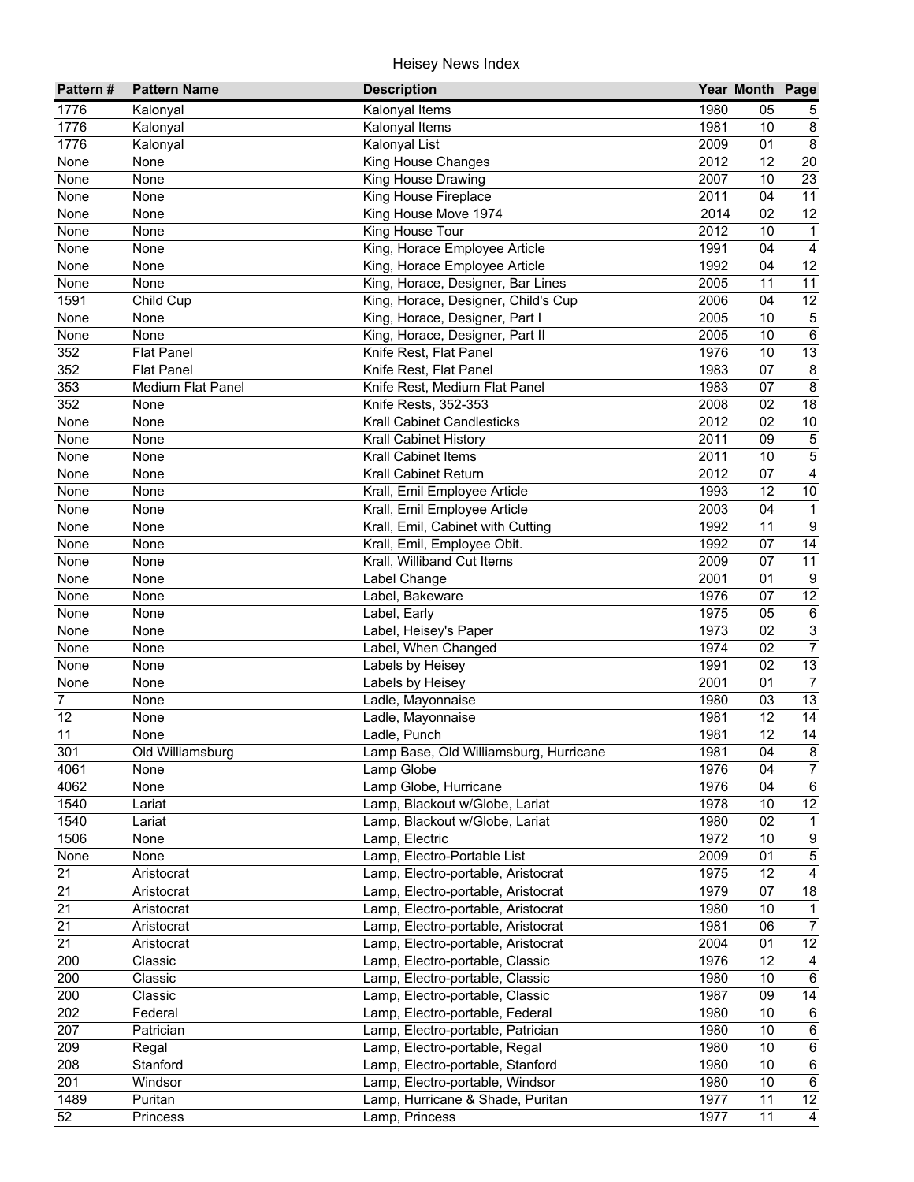# Heisey News Index

| Pattern # | Pattern Name | Description | Year | Month | Page |
|---|---|---|---|---|---|
| 1776 | Kalonyal | Kalonyal Items | 1980 | 05 | 5 |
| 1776 | Kalonyal | Kalonyal Items | 1981 | 10 | 8 |
| 1776 | Kalonyal | Kalonyal List | 2009 | 01 | 8 |
| None | None | King House Changes | 2012 | 12 | 20 |
| None | None | King House Drawing | 2007 | 10 | 23 |
| None | None | King House Fireplace | 2011 | 04 | 11 |
| None | None | King House Move 1974 | 2014 | 02 | 12 |
| None | None | King House Tour | 2012 | 10 | 1 |
| None | None | King, Horace Employee Article | 1991 | 04 | 4 |
| None | None | King, Horace Employee Article | 1992 | 04 | 12 |
| None | None | King, Horace, Designer, Bar Lines | 2005 | 11 | 11 |
| 1591 | Child Cup | King, Horace, Designer, Child's Cup | 2006 | 04 | 12 |
| None | None | King, Horace, Designer, Part I | 2005 | 10 | 5 |
| None | None | King, Horace, Designer, Part II | 2005 | 10 | 6 |
| 352 | Flat Panel | Knife Rest, Flat Panel | 1976 | 10 | 13 |
| 352 | Flat Panel | Knife Rest, Flat Panel | 1983 | 07 | 8 |
| 353 | Medium Flat Panel | Knife Rest, Medium Flat Panel | 1983 | 07 | 8 |
| 352 | None | Knife Rests, 352-353 | 2008 | 02 | 18 |
| None | None | Krall Cabinet Candlesticks | 2012 | 02 | 10 |
| None | None | Krall Cabinet History | 2011 | 09 | 5 |
| None | None | Krall Cabinet Items | 2011 | 10 | 5 |
| None | None | Krall Cabinet Return | 2012 | 07 | 4 |
| None | None | Krall, Emil Employee Article | 1993 | 12 | 10 |
| None | None | Krall, Emil Employee Article | 2003 | 04 | 1 |
| None | None | Krall, Emil, Cabinet with Cutting | 1992 | 11 | 9 |
| None | None | Krall, Emil, Employee Obit. | 1992 | 07 | 14 |
| None | None | Krall, Williband Cut Items | 2009 | 07 | 11 |
| None | None | Label Change | 2001 | 01 | 9 |
| None | None | Label, Bakeware | 1976 | 07 | 12 |
| None | None | Label, Early | 1975 | 05 | 6 |
| None | None | Label, Heisey's Paper | 1973 | 02 | 3 |
| None | None | Label, When Changed | 1974 | 02 | 7 |
| None | None | Labels by Heisey | 1991 | 02 | 13 |
| None | None | Labels by Heisey | 2001 | 01 | 7 |
| 7 | None | Ladle, Mayonnaise | 1980 | 03 | 13 |
| 12 | None | Ladle, Mayonnaise | 1981 | 12 | 14 |
| 11 | None | Ladle, Punch | 1981 | 12 | 14 |
| 301 | Old Williamsburg | Lamp Base, Old Williamsburg, Hurricane | 1981 | 04 | 8 |
| 4061 | None | Lamp Globe | 1976 | 04 | 7 |
| 4062 | None | Lamp Globe, Hurricane | 1976 | 04 | 6 |
| 1540 | Lariat | Lamp, Blackout w/Globe, Lariat | 1978 | 10 | 12 |
| 1540 | Lariat | Lamp, Blackout w/Globe, Lariat | 1980 | 02 | 1 |
| 1506 | None | Lamp, Electric | 1972 | 10 | 9 |
| None | None | Lamp, Electro-Portable List | 2009 | 01 | 5 |
| 21 | Aristocrat | Lamp, Electro-portable, Aristocrat | 1975 | 12 | 4 |
| 21 | Aristocrat | Lamp, Electro-portable, Aristocrat | 1979 | 07 | 18 |
| 21 | Aristocrat | Lamp, Electro-portable, Aristocrat | 1980 | 10 | 1 |
| 21 | Aristocrat | Lamp, Electro-portable, Aristocrat | 1981 | 06 | 7 |
| 21 | Aristocrat | Lamp, Electro-portable, Aristocrat | 2004 | 01 | 12 |
| 200 | Classic | Lamp, Electro-portable, Classic | 1976 | 12 | 4 |
| 200 | Classic | Lamp, Electro-portable, Classic | 1980 | 10 | 6 |
| 200 | Classic | Lamp, Electro-portable, Classic | 1987 | 09 | 14 |
| 202 | Federal | Lamp, Electro-portable, Federal | 1980 | 10 | 6 |
| 207 | Patrician | Lamp, Electro-portable, Patrician | 1980 | 10 | 6 |
| 209 | Regal | Lamp, Electro-portable, Regal | 1980 | 10 | 6 |
| 208 | Stanford | Lamp, Electro-portable, Stanford | 1980 | 10 | 6 |
| 201 | Windsor | Lamp, Electro-portable, Windsor | 1980 | 10 | 6 |
| 1489 | Puritan | Lamp, Hurricane & Shade, Puritan | 1977 | 11 | 12 |
| 52 | Princess | Lamp, Princess | 1977 | 11 | 4 |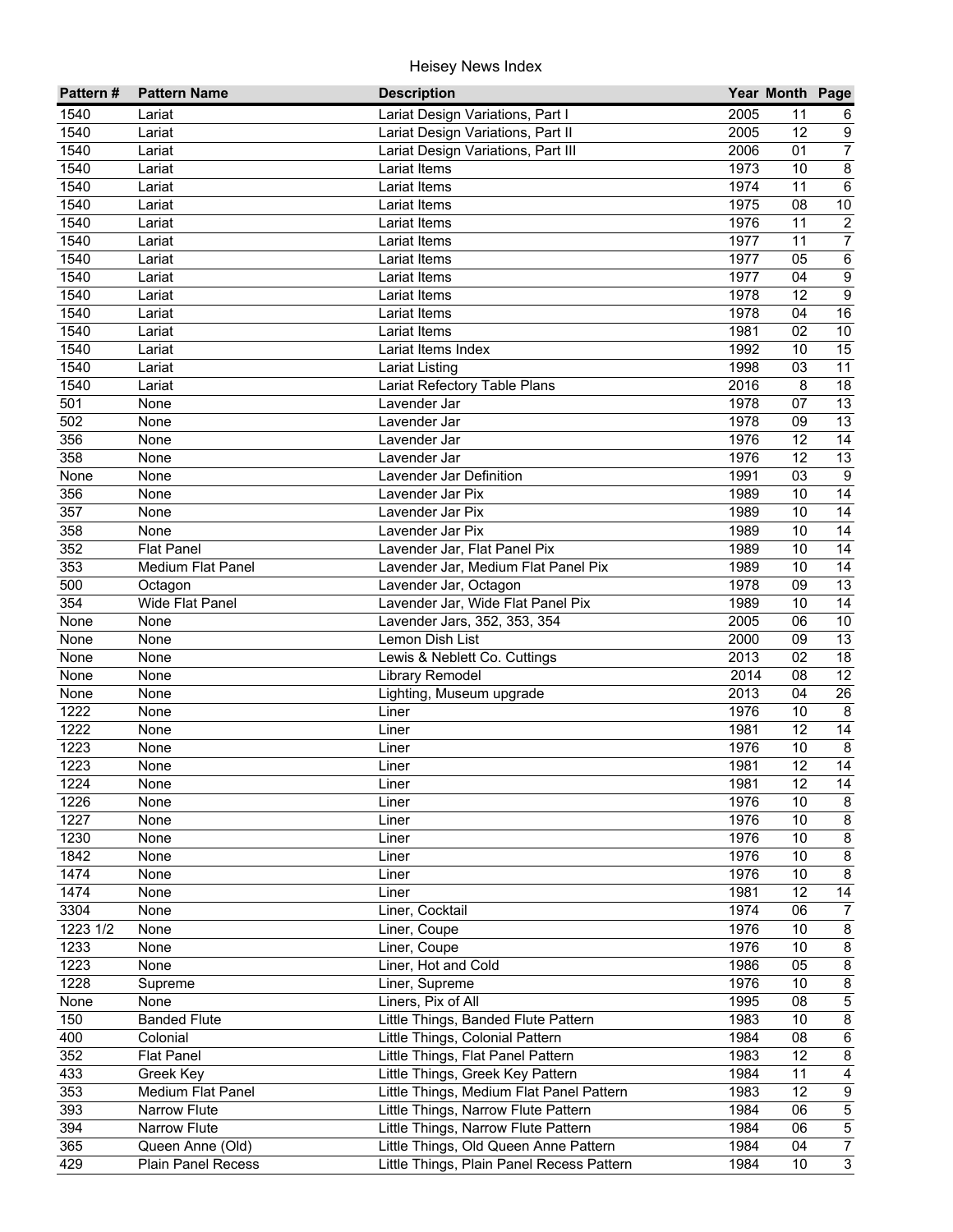# Heisey News Index

| Pattern # | Pattern Name | Description | Year | Month | Page |
|---|---|---|---|---|---|
| 1540 | Lariat | Lariat Design Variations, Part I | 2005 | 11 | 6 |
| 1540 | Lariat | Lariat Design Variations, Part II | 2005 | 12 | 9 |
| 1540 | Lariat | Lariat Design Variations, Part III | 2006 | 01 | 7 |
| 1540 | Lariat | Lariat Items | 1973 | 10 | 8 |
| 1540 | Lariat | Lariat Items | 1974 | 11 | 6 |
| 1540 | Lariat | Lariat Items | 1975 | 08 | 10 |
| 1540 | Lariat | Lariat Items | 1976 | 11 | 2 |
| 1540 | Lariat | Lariat Items | 1977 | 11 | 7 |
| 1540 | Lariat | Lariat Items | 1977 | 05 | 6 |
| 1540 | Lariat | Lariat Items | 1977 | 04 | 9 |
| 1540 | Lariat | Lariat Items | 1978 | 12 | 9 |
| 1540 | Lariat | Lariat Items | 1978 | 04 | 16 |
| 1540 | Lariat | Lariat Items | 1981 | 02 | 10 |
| 1540 | Lariat | Lariat Items Index | 1992 | 10 | 15 |
| 1540 | Lariat | Lariat Listing | 1998 | 03 | 11 |
| 1540 | Lariat | Lariat Refectory Table Plans | 2016 | 8 | 18 |
| 501 | None | Lavender Jar | 1978 | 07 | 13 |
| 502 | None | Lavender Jar | 1978 | 09 | 13 |
| 356 | None | Lavender Jar | 1976 | 12 | 14 |
| 358 | None | Lavender Jar | 1976 | 12 | 13 |
| None | None | Lavender Jar Definition | 1991 | 03 | 9 |
| 356 | None | Lavender Jar Pix | 1989 | 10 | 14 |
| 357 | None | Lavender Jar Pix | 1989 | 10 | 14 |
| 358 | None | Lavender Jar Pix | 1989 | 10 | 14 |
| 352 | Flat Panel | Lavender Jar, Flat Panel Pix | 1989 | 10 | 14 |
| 353 | Medium Flat Panel | Lavender Jar, Medium Flat Panel Pix | 1989 | 10 | 14 |
| 500 | Octagon | Lavender Jar, Octagon | 1978 | 09 | 13 |
| 354 | Wide Flat Panel | Lavender Jar, Wide Flat Panel Pix | 1989 | 10 | 14 |
| None | None | Lavender Jars, 352, 353, 354 | 2005 | 06 | 10 |
| None | None | Lemon Dish List | 2000 | 09 | 13 |
| None | None | Lewis & Neblett Co. Cuttings | 2013 | 02 | 18 |
| None | None | Library Remodel | 2014 | 08 | 12 |
| None | None | Lighting, Museum upgrade | 2013 | 04 | 26 |
| 1222 | None | Liner | 1976 | 10 | 8 |
| 1222 | None | Liner | 1981 | 12 | 14 |
| 1223 | None | Liner | 1976 | 10 | 8 |
| 1223 | None | Liner | 1981 | 12 | 14 |
| 1224 | None | Liner | 1981 | 12 | 14 |
| 1226 | None | Liner | 1976 | 10 | 8 |
| 1227 | None | Liner | 1976 | 10 | 8 |
| 1230 | None | Liner | 1976 | 10 | 8 |
| 1842 | None | Liner | 1976 | 10 | 8 |
| 1474 | None | Liner | 1976 | 10 | 8 |
| 1474 | None | Liner | 1981 | 12 | 14 |
| 3304 | None | Liner, Cocktail | 1974 | 06 | 7 |
| 1223 1/2 | None | Liner, Coupe | 1976 | 10 | 8 |
| 1233 | None | Liner, Coupe | 1976 | 10 | 8 |
| 1223 | None | Liner, Hot and Cold | 1986 | 05 | 8 |
| 1228 | Supreme | Liner, Supreme | 1976 | 10 | 8 |
| None | None | Liners, Pix of All | 1995 | 08 | 5 |
| 150 | Banded Flute | Little Things, Banded Flute Pattern | 1983 | 10 | 8 |
| 400 | Colonial | Little Things, Colonial Pattern | 1984 | 08 | 6 |
| 352 | Flat Panel | Little Things, Flat Panel Pattern | 1983 | 12 | 8 |
| 433 | Greek Key | Little Things, Greek Key Pattern | 1984 | 11 | 4 |
| 353 | Medium Flat Panel | Little Things, Medium Flat Panel Pattern | 1983 | 12 | 9 |
| 393 | Narrow Flute | Little Things, Narrow Flute Pattern | 1984 | 06 | 5 |
| 394 | Narrow Flute | Little Things, Narrow Flute Pattern | 1984 | 06 | 5 |
| 365 | Queen Anne (Old) | Little Things, Old Queen Anne Pattern | 1984 | 04 | 7 |
| 429 | Plain Panel Recess | Little Things, Plain Panel Recess Pattern | 1984 | 10 | 3 |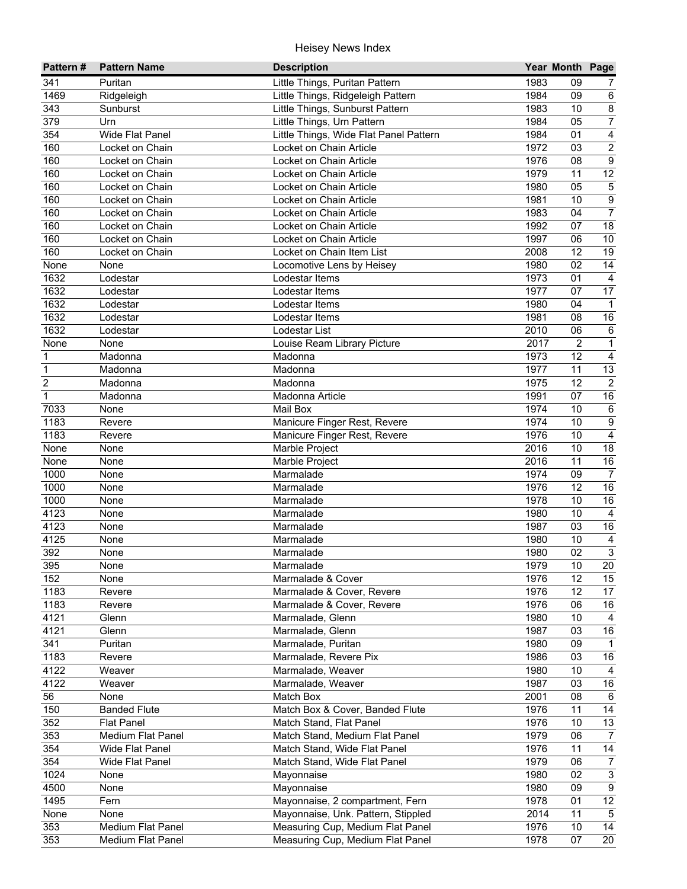# Heisey News Index

| Pattern # | Pattern Name | Description | Year | Month | Page |
|---|---|---|---|---|---|
| 341 | Puritan | Little Things, Puritan Pattern | 1983 | 09 | 7 |
| 1469 | Ridgeleigh | Little Things, Ridgeleigh Pattern | 1984 | 09 | 6 |
| 343 | Sunburst | Little Things, Sunburst Pattern | 1983 | 10 | 8 |
| 379 | Urn | Little Things, Urn Pattern | 1984 | 05 | 7 |
| 354 | Wide Flat Panel | Little Things, Wide Flat Panel Pattern | 1984 | 01 | 4 |
| 160 | Locket on Chain | Locket on Chain Article | 1972 | 03 | 2 |
| 160 | Locket on Chain | Locket on Chain Article | 1976 | 08 | 9 |
| 160 | Locket on Chain | Locket on Chain Article | 1979 | 11 | 12 |
| 160 | Locket on Chain | Locket on Chain Article | 1980 | 05 | 5 |
| 160 | Locket on Chain | Locket on Chain Article | 1981 | 10 | 9 |
| 160 | Locket on Chain | Locket on Chain Article | 1983 | 04 | 7 |
| 160 | Locket on Chain | Locket on Chain Article | 1992 | 07 | 18 |
| 160 | Locket on Chain | Locket on Chain Article | 1997 | 06 | 10 |
| 160 | Locket on Chain | Locket on Chain Item List | 2008 | 12 | 19 |
| None | None | Locomotive Lens by Heisey | 1980 | 02 | 14 |
| 1632 | Lodestar | Lodestar Items | 1973 | 01 | 4 |
| 1632 | Lodestar | Lodestar Items | 1977 | 07 | 17 |
| 1632 | Lodestar | Lodestar Items | 1980 | 04 | 1 |
| 1632 | Lodestar | Lodestar Items | 1981 | 08 | 16 |
| 1632 | Lodestar | Lodestar List | 2010 | 06 | 6 |
| None | None | Louise Ream Library Picture | 2017 | 2 | 1 |
| 1 | Madonna | Madonna | 1973 | 12 | 4 |
| 1 | Madonna | Madonna | 1977 | 11 | 13 |
| 2 | Madonna | Madonna | 1975 | 12 | 2 |
| 1 | Madonna | Madonna Article | 1991 | 07 | 16 |
| 7033 | None | Mail Box | 1974 | 10 | 6 |
| 1183 | Revere | Manicure Finger Rest, Revere | 1974 | 10 | 9 |
| 1183 | Revere | Manicure Finger Rest, Revere | 1976 | 10 | 4 |
| None | None | Marble Project | 2016 | 10 | 18 |
| None | None | Marble Project | 2016 | 11 | 16 |
| 1000 | None | Marmalade | 1974 | 09 | 7 |
| 1000 | None | Marmalade | 1976 | 12 | 16 |
| 1000 | None | Marmalade | 1978 | 10 | 16 |
| 4123 | None | Marmalade | 1980 | 10 | 4 |
| 4123 | None | Marmalade | 1987 | 03 | 16 |
| 4125 | None | Marmalade | 1980 | 10 | 4 |
| 392 | None | Marmalade | 1980 | 02 | 3 |
| 395 | None | Marmalade | 1979 | 10 | 20 |
| 152 | None | Marmalade & Cover | 1976 | 12 | 15 |
| 1183 | Revere | Marmalade & Cover, Revere | 1976 | 12 | 17 |
| 1183 | Revere | Marmalade & Cover, Revere | 1976 | 06 | 16 |
| 4121 | Glenn | Marmalade, Glenn | 1980 | 10 | 4 |
| 4121 | Glenn | Marmalade, Glenn | 1987 | 03 | 16 |
| 341 | Puritan | Marmalade, Puritan | 1980 | 09 | 1 |
| 1183 | Revere | Marmalade, Revere Pix | 1986 | 03 | 16 |
| 4122 | Weaver | Marmalade, Weaver | 1980 | 10 | 4 |
| 4122 | Weaver | Marmalade, Weaver | 1987 | 03 | 16 |
| 56 | None | Match Box | 2001 | 08 | 6 |
| 150 | Banded Flute | Match Box & Cover, Banded Flute | 1976 | 11 | 14 |
| 352 | Flat Panel | Match Stand, Flat Panel | 1976 | 10 | 13 |
| 353 | Medium Flat Panel | Match Stand, Medium Flat Panel | 1979 | 06 | 7 |
| 354 | Wide Flat Panel | Match Stand, Wide Flat Panel | 1976 | 11 | 14 |
| 354 | Wide Flat Panel | Match Stand, Wide Flat Panel | 1979 | 06 | 7 |
| 1024 | None | Mayonnaise | 1980 | 02 | 3 |
| 4500 | None | Mayonnaise | 1980 | 09 | 9 |
| 1495 | Fern | Mayonnaise, 2 compartment, Fern | 1978 | 01 | 12 |
| None | None | Mayonnaise, Unk. Pattern, Stippled | 2014 | 11 | 5 |
| 353 | Medium Flat Panel | Measuring Cup, Medium Flat Panel | 1976 | 10 | 14 |
| 353 | Medium Flat Panel | Measuring Cup, Medium Flat Panel | 1978 | 07 | 20 |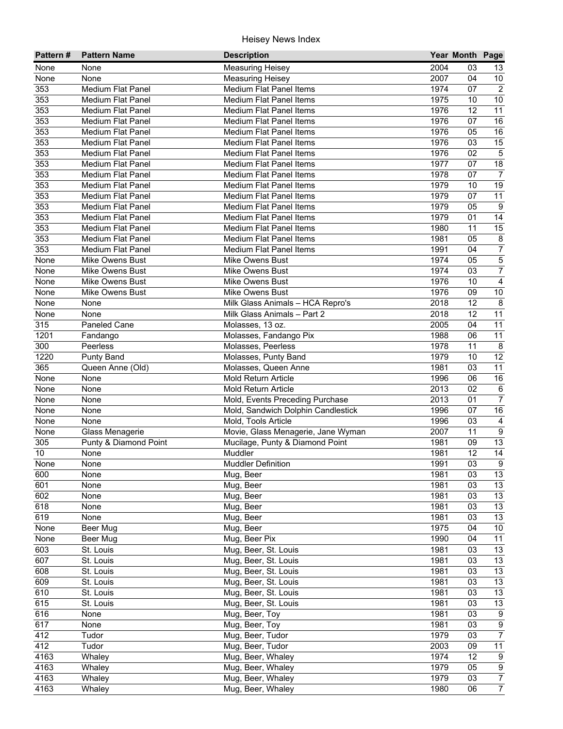| Pattern # | Pattern Name | Description | Year | Month | Page |
|---|---|---|---|---|---|
| None | None | Measuring Heisey | 2004 | 03 | 13 |
| None | None | Measuring Heisey | 2007 | 04 | 10 |
| 353 | Medium Flat Panel | Medium Flat Panel Items | 1974 | 07 | 2 |
| 353 | Medium Flat Panel | Medium Flat Panel Items | 1975 | 10 | 10 |
| 353 | Medium Flat Panel | Medium Flat Panel Items | 1976 | 12 | 11 |
| 353 | Medium Flat Panel | Medium Flat Panel Items | 1976 | 07 | 16 |
| 353 | Medium Flat Panel | Medium Flat Panel Items | 1976 | 05 | 16 |
| 353 | Medium Flat Panel | Medium Flat Panel Items | 1976 | 03 | 15 |
| 353 | Medium Flat Panel | Medium Flat Panel Items | 1976 | 02 | 5 |
| 353 | Medium Flat Panel | Medium Flat Panel Items | 1977 | 07 | 18 |
| 353 | Medium Flat Panel | Medium Flat Panel Items | 1978 | 07 | 7 |
| 353 | Medium Flat Panel | Medium Flat Panel Items | 1979 | 10 | 19 |
| 353 | Medium Flat Panel | Medium Flat Panel Items | 1979 | 07 | 11 |
| 353 | Medium Flat Panel | Medium Flat Panel Items | 1979 | 05 | 9 |
| 353 | Medium Flat Panel | Medium Flat Panel Items | 1979 | 01 | 14 |
| 353 | Medium Flat Panel | Medium Flat Panel Items | 1980 | 11 | 15 |
| 353 | Medium Flat Panel | Medium Flat Panel Items | 1981 | 05 | 8 |
| 353 | Medium Flat Panel | Medium Flat Panel Items | 1991 | 04 | 7 |
| None | Mike Owens Bust | Mike Owens Bust | 1974 | 05 | 5 |
| None | Mike Owens Bust | Mike Owens Bust | 1974 | 03 | 7 |
| None | Mike Owens Bust | Mike Owens Bust | 1976 | 10 | 4 |
| None | Mike Owens Bust | Mike Owens Bust | 1976 | 09 | 10 |
| None | None | Milk Glass Animals – HCA Repro's | 2018 | 12 | 8 |
| None | None | Milk Glass Animals – Part 2 | 2018 | 12 | 11 |
| 315 | Paneled Cane | Molasses, 13 oz. | 2005 | 04 | 11 |
| 1201 | Fandango | Molasses, Fandango Pix | 1988 | 06 | 11 |
| 300 | Peerless | Molasses, Peerless | 1978 | 11 | 8 |
| 1220 | Punty Band | Molasses, Punty Band | 1979 | 10 | 12 |
| 365 | Queen Anne (Old) | Molasses, Queen Anne | 1981 | 03 | 11 |
| None | None | Mold Return Article | 1996 | 06 | 16 |
| None | None | Mold Return Article | 2013 | 02 | 6 |
| None | None | Mold, Events Preceding Purchase | 2013 | 01 | 7 |
| None | None | Mold, Sandwich Dolphin Candlestick | 1996 | 07 | 16 |
| None | None | Mold, Tools Article | 1996 | 03 | 4 |
| None | Glass Menagerie | Movie, Glass Menagerie, Jane Wyman | 2007 | 11 | 9 |
| 305 | Punty & Diamond Point | Mucilage, Punty & Diamond Point | 1981 | 09 | 13 |
| 10 | None | Muddler | 1981 | 12 | 14 |
| None | None | Muddler Definition | 1991 | 03 | 9 |
| 600 | None | Mug, Beer | 1981 | 03 | 13 |
| 601 | None | Mug, Beer | 1981 | 03 | 13 |
| 602 | None | Mug, Beer | 1981 | 03 | 13 |
| 618 | None | Mug, Beer | 1981 | 03 | 13 |
| 619 | None | Mug, Beer | 1981 | 03 | 13 |
| None | Beer Mug | Mug, Beer | 1975 | 04 | 10 |
| None | Beer Mug | Mug, Beer Pix | 1990 | 04 | 11 |
| 603 | St. Louis | Mug, Beer, St. Louis | 1981 | 03 | 13 |
| 607 | St. Louis | Mug, Beer, St. Louis | 1981 | 03 | 13 |
| 608 | St. Louis | Mug, Beer, St. Louis | 1981 | 03 | 13 |
| 609 | St. Louis | Mug, Beer, St. Louis | 1981 | 03 | 13 |
| 610 | St. Louis | Mug, Beer, St. Louis | 1981 | 03 | 13 |
| 615 | St. Louis | Mug, Beer, St. Louis | 1981 | 03 | 13 |
| 616 | None | Mug, Beer, Toy | 1981 | 03 | 9 |
| 617 | None | Mug, Beer, Toy | 1981 | 03 | 9 |
| 412 | Tudor | Mug, Beer, Tudor | 1979 | 03 | 7 |
| 412 | Tudor | Mug, Beer, Tudor | 2003 | 09 | 11 |
| 4163 | Whaley | Mug, Beer, Whaley | 1974 | 12 | 9 |
| 4163 | Whaley | Mug, Beer, Whaley | 1979 | 05 | 9 |
| 4163 | Whaley | Mug, Beer, Whaley | 1979 | 03 | 7 |
| 4163 | Whaley | Mug, Beer, Whaley | 1980 | 06 | 7 |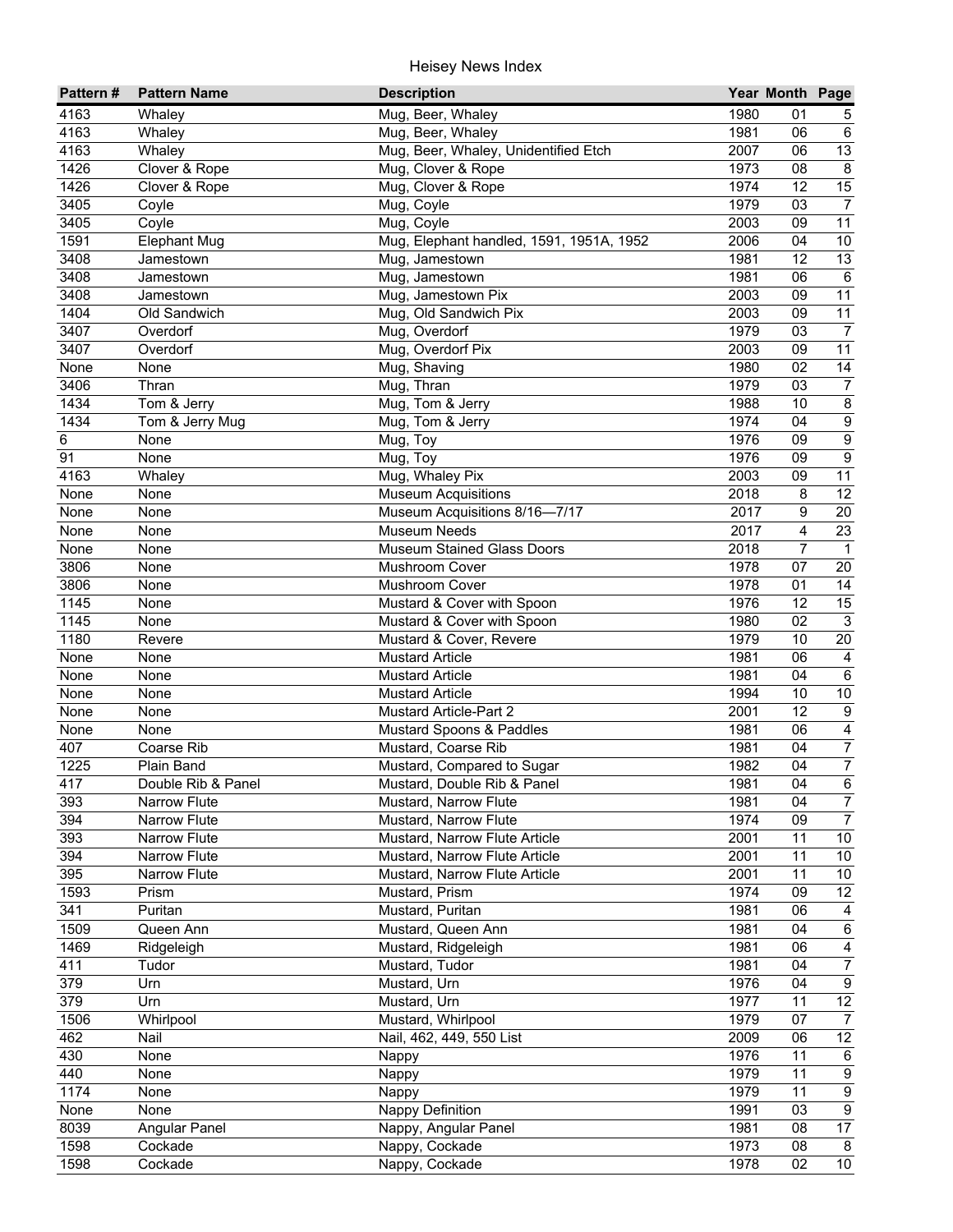# Heisey News Index

| Pattern # | Pattern Name | Description | Year | Month | Page |
|---|---|---|---|---|---|
| 4163 | Whaley | Mug, Beer, Whaley | 1980 | 01 | 5 |
| 4163 | Whaley | Mug, Beer, Whaley | 1981 | 06 | 6 |
| 4163 | Whaley | Mug, Beer, Whaley, Unidentified Etch | 2007 | 06 | 13 |
| 1426 | Clover & Rope | Mug, Clover & Rope | 1973 | 08 | 8 |
| 1426 | Clover & Rope | Mug, Clover & Rope | 1974 | 12 | 15 |
| 3405 | Coyle | Mug, Coyle | 1979 | 03 | 7 |
| 3405 | Coyle | Mug, Coyle | 2003 | 09 | 11 |
| 1591 | Elephant Mug | Mug, Elephant handled, 1591, 1951A, 1952 | 2006 | 04 | 10 |
| 3408 | Jamestown | Mug, Jamestown | 1981 | 12 | 13 |
| 3408 | Jamestown | Mug, Jamestown | 1981 | 06 | 6 |
| 3408 | Jamestown | Mug, Jamestown Pix | 2003 | 09 | 11 |
| 1404 | Old Sandwich | Mug, Old Sandwich Pix | 2003 | 09 | 11 |
| 3407 | Overdorf | Mug, Overdorf | 1979 | 03 | 7 |
| 3407 | Overdorf | Mug, Overdorf Pix | 2003 | 09 | 11 |
| None | None | Mug, Shaving | 1980 | 02 | 14 |
| 3406 | Thran | Mug, Thran | 1979 | 03 | 7 |
| 1434 | Tom & Jerry | Mug, Tom & Jerry | 1988 | 10 | 8 |
| 1434 | Tom & Jerry Mug | Mug, Tom & Jerry | 1974 | 04 | 9 |
| 6 | None | Mug, Toy | 1976 | 09 | 9 |
| 91 | None | Mug, Toy | 1976 | 09 | 9 |
| 4163 | Whaley | Mug, Whaley Pix | 2003 | 09 | 11 |
| None | None | Museum Acquisitions | 2018 | 8 | 12 |
| None | None | Museum Acquisitions 8/16—7/17 | 2017 | 9 | 20 |
| None | None | Museum Needs | 2017 | 4 | 23 |
| None | None | Museum Stained Glass Doors | 2018 | 7 | 1 |
| 3806 | None | Mushroom Cover | 1978 | 07 | 20 |
| 3806 | None | Mushroom Cover | 1978 | 01 | 14 |
| 1145 | None | Mustard & Cover with Spoon | 1976 | 12 | 15 |
| 1145 | None | Mustard & Cover with Spoon | 1980 | 02 | 3 |
| 1180 | Revere | Mustard & Cover, Revere | 1979 | 10 | 20 |
| None | None | Mustard Article | 1981 | 06 | 4 |
| None | None | Mustard Article | 1981 | 04 | 6 |
| None | None | Mustard Article | 1994 | 10 | 10 |
| None | None | Mustard Article-Part 2 | 2001 | 12 | 9 |
| None | None | Mustard Spoons & Paddles | 1981 | 06 | 4 |
| 407 | Coarse Rib | Mustard, Coarse Rib | 1981 | 04 | 7 |
| 1225 | Plain Band | Mustard, Compared to Sugar | 1982 | 04 | 7 |
| 417 | Double Rib & Panel | Mustard, Double Rib & Panel | 1981 | 04 | 6 |
| 393 | Narrow Flute | Mustard, Narrow Flute | 1981 | 04 | 7 |
| 394 | Narrow Flute | Mustard, Narrow Flute | 1974 | 09 | 7 |
| 393 | Narrow Flute | Mustard, Narrow Flute Article | 2001 | 11 | 10 |
| 394 | Narrow Flute | Mustard, Narrow Flute Article | 2001 | 11 | 10 |
| 395 | Narrow Flute | Mustard, Narrow Flute Article | 2001 | 11 | 10 |
| 1593 | Prism | Mustard, Prism | 1974 | 09 | 12 |
| 341 | Puritan | Mustard, Puritan | 1981 | 06 | 4 |
| 1509 | Queen Ann | Mustard, Queen Ann | 1981 | 04 | 6 |
| 1469 | Ridgeleigh | Mustard, Ridgeleigh | 1981 | 06 | 4 |
| 411 | Tudor | Mustard, Tudor | 1981 | 04 | 7 |
| 379 | Urn | Mustard, Urn | 1976 | 04 | 9 |
| 379 | Urn | Mustard, Urn | 1977 | 11 | 12 |
| 1506 | Whirlpool | Mustard, Whirlpool | 1979 | 07 | 7 |
| 462 | Nail | Nail, 462, 449, 550 List | 2009 | 06 | 12 |
| 430 | None | Nappy | 1976 | 11 | 6 |
| 440 | None | Nappy | 1979 | 11 | 9 |
| 1174 | None | Nappy | 1979 | 11 | 9 |
| None | None | Nappy Definition | 1991 | 03 | 9 |
| 8039 | Angular Panel | Nappy, Angular Panel | 1981 | 08 | 17 |
| 1598 | Cockade | Nappy, Cockade | 1973 | 08 | 8 |
| 1598 | Cockade | Nappy, Cockade | 1978 | 02 | 10 |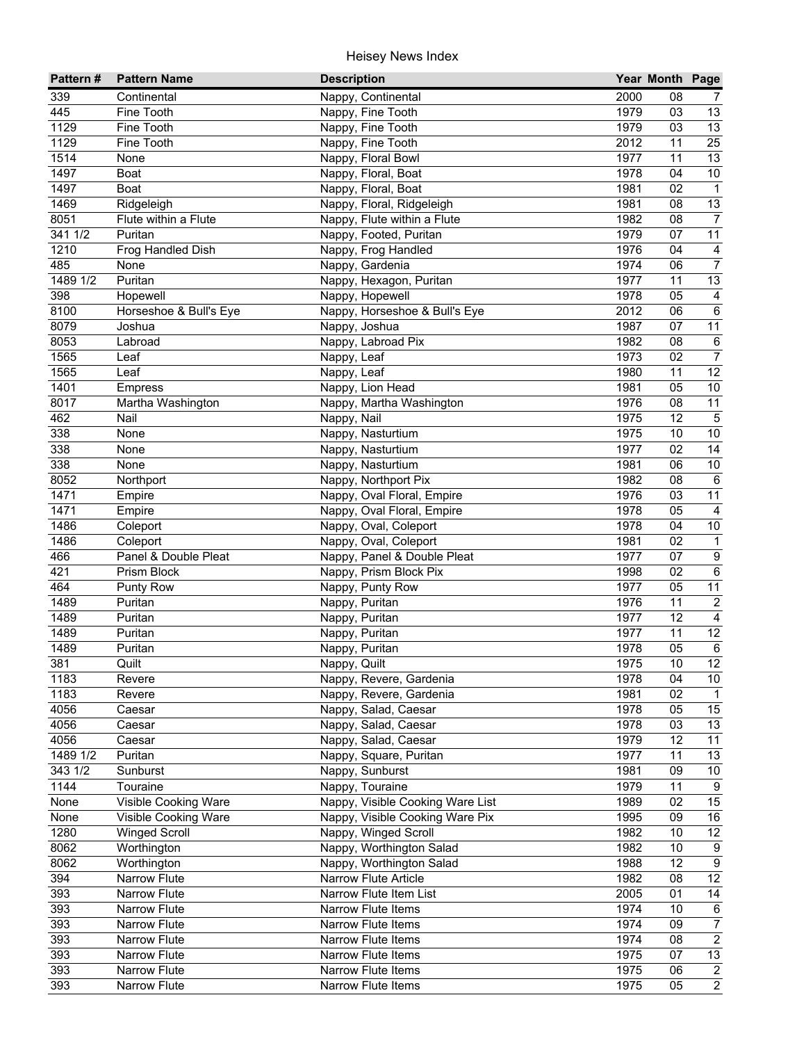# Heisey News Index

| Pattern # | Pattern Name | Description | Year | Month | Page |
|---|---|---|---|---|---|
| 339 | Continental | Nappy, Continental | 2000 | 08 | 7 |
| 445 | Fine Tooth | Nappy, Fine Tooth | 1979 | 03 | 13 |
| 1129 | Fine Tooth | Nappy, Fine Tooth | 1979 | 03 | 13 |
| 1129 | Fine Tooth | Nappy, Fine Tooth | 2012 | 11 | 25 |
| 1514 | None | Nappy, Floral Bowl | 1977 | 11 | 13 |
| 1497 | Boat | Nappy, Floral, Boat | 1978 | 04 | 10 |
| 1497 | Boat | Nappy, Floral, Boat | 1981 | 02 | 1 |
| 1469 | Ridgeleigh | Nappy, Floral, Ridgeleigh | 1981 | 08 | 13 |
| 8051 | Flute within a Flute | Nappy, Flute within a Flute | 1982 | 08 | 7 |
| 341 1/2 | Puritan | Nappy, Footed, Puritan | 1979 | 07 | 11 |
| 1210 | Frog Handled Dish | Nappy, Frog Handled | 1976 | 04 | 4 |
| 485 | None | Nappy, Gardenia | 1974 | 06 | 7 |
| 1489 1/2 | Puritan | Nappy, Hexagon, Puritan | 1977 | 11 | 13 |
| 398 | Hopewell | Nappy, Hopewell | 1978 | 05 | 4 |
| 8100 | Horseshoe & Bull's Eye | Nappy, Horseshoe & Bull's Eye | 2012 | 06 | 6 |
| 8079 | Joshua | Nappy, Joshua | 1987 | 07 | 11 |
| 8053 | Labroad | Nappy, Labroad Pix | 1982 | 08 | 6 |
| 1565 | Leaf | Nappy, Leaf | 1973 | 02 | 7 |
| 1565 | Leaf | Nappy, Leaf | 1980 | 11 | 12 |
| 1401 | Empress | Nappy, Lion Head | 1981 | 05 | 10 |
| 8017 | Martha Washington | Nappy, Martha Washington | 1976 | 08 | 11 |
| 462 | Nail | Nappy, Nail | 1975 | 12 | 5 |
| 338 | None | Nappy, Nasturtium | 1975 | 10 | 10 |
| 338 | None | Nappy, Nasturtium | 1977 | 02 | 14 |
| 338 | None | Nappy, Nasturtium | 1981 | 06 | 10 |
| 8052 | Northport | Nappy, Northport Pix | 1982 | 08 | 6 |
| 1471 | Empire | Nappy, Oval Floral, Empire | 1976 | 03 | 11 |
| 1471 | Empire | Nappy, Oval Floral, Empire | 1978 | 05 | 4 |
| 1486 | Coleport | Nappy, Oval, Coleport | 1978 | 04 | 10 |
| 1486 | Coleport | Nappy, Oval, Coleport | 1981 | 02 | 1 |
| 466 | Panel & Double Pleat | Nappy, Panel & Double Pleat | 1977 | 07 | 9 |
| 421 | Prism Block | Nappy, Prism Block Pix | 1998 | 02 | 6 |
| 464 | Punty Row | Nappy, Punty Row | 1977 | 05 | 11 |
| 1489 | Puritan | Nappy, Puritan | 1976 | 11 | 2 |
| 1489 | Puritan | Nappy, Puritan | 1977 | 12 | 4 |
| 1489 | Puritan | Nappy, Puritan | 1977 | 11 | 12 |
| 1489 | Puritan | Nappy, Puritan | 1978 | 05 | 6 |
| 381 | Quilt | Nappy, Quilt | 1975 | 10 | 12 |
| 1183 | Revere | Nappy, Revere, Gardenia | 1978 | 04 | 10 |
| 1183 | Revere | Nappy, Revere, Gardenia | 1981 | 02 | 1 |
| 4056 | Caesar | Nappy, Salad, Caesar | 1978 | 05 | 15 |
| 4056 | Caesar | Nappy, Salad, Caesar | 1978 | 03 | 13 |
| 4056 | Caesar | Nappy, Salad, Caesar | 1979 | 12 | 11 |
| 1489 1/2 | Puritan | Nappy, Square, Puritan | 1977 | 11 | 13 |
| 343 1/2 | Sunburst | Nappy, Sunburst | 1981 | 09 | 10 |
| 1144 | Touraine | Nappy, Touraine | 1979 | 11 | 9 |
| None | Visible Cooking Ware | Nappy, Visible Cooking Ware List | 1989 | 02 | 15 |
| None | Visible Cooking Ware | Nappy, Visible Cooking Ware Pix | 1995 | 09 | 16 |
| 1280 | Winged Scroll | Nappy, Winged Scroll | 1982 | 10 | 12 |
| 8062 | Worthington | Nappy, Worthington Salad | 1982 | 10 | 9 |
| 8062 | Worthington | Nappy, Worthington Salad | 1988 | 12 | 9 |
| 394 | Narrow Flute | Narrow Flute Article | 1982 | 08 | 12 |
| 393 | Narrow Flute | Narrow Flute Item List | 2005 | 01 | 14 |
| 393 | Narrow Flute | Narrow Flute Items | 1974 | 10 | 6 |
| 393 | Narrow Flute | Narrow Flute Items | 1974 | 09 | 7 |
| 393 | Narrow Flute | Narrow Flute Items | 1974 | 08 | 2 |
| 393 | Narrow Flute | Narrow Flute Items | 1975 | 07 | 13 |
| 393 | Narrow Flute | Narrow Flute Items | 1975 | 06 | 2 |
| 393 | Narrow Flute | Narrow Flute Items | 1975 | 05 | 2 |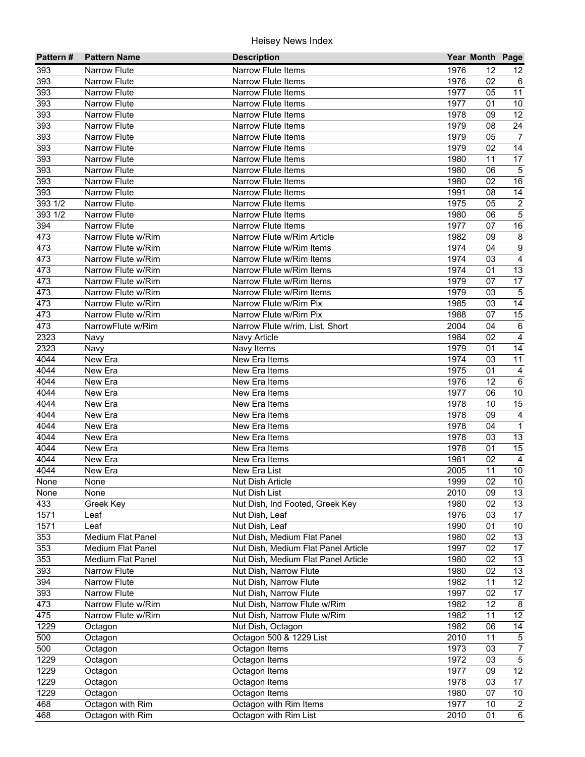Heisey News Index

| Pattern # | Pattern Name | Description | Year | Month | Page |
|---|---|---|---|---|---|
| 393 | Narrow Flute | Narrow Flute Items | 1976 | 12 | 12 |
| 393 | Narrow Flute | Narrow Flute Items | 1976 | 02 | 6 |
| 393 | Narrow Flute | Narrow Flute Items | 1977 | 05 | 11 |
| 393 | Narrow Flute | Narrow Flute Items | 1977 | 01 | 10 |
| 393 | Narrow Flute | Narrow Flute Items | 1978 | 09 | 12 |
| 393 | Narrow Flute | Narrow Flute Items | 1979 | 08 | 24 |
| 393 | Narrow Flute | Narrow Flute Items | 1979 | 05 | 7 |
| 393 | Narrow Flute | Narrow Flute Items | 1979 | 02 | 14 |
| 393 | Narrow Flute | Narrow Flute Items | 1980 | 11 | 17 |
| 393 | Narrow Flute | Narrow Flute Items | 1980 | 06 | 5 |
| 393 | Narrow Flute | Narrow Flute Items | 1980 | 02 | 16 |
| 393 | Narrow Flute | Narrow Flute Items | 1991 | 08 | 14 |
| 393 1/2 | Narrow Flute | Narrow Flute Items | 1975 | 05 | 2 |
| 393 1/2 | Narrow Flute | Narrow Flute Items | 1980 | 06 | 5 |
| 394 | Narrow Flute | Narrow Flute Items | 1977 | 07 | 16 |
| 473 | Narrow Flute w/Rim | Narrow Flute w/Rim Article | 1982 | 09 | 8 |
| 473 | Narrow Flute w/Rim | Narrow Flute w/Rim Items | 1974 | 04 | 9 |
| 473 | Narrow Flute w/Rim | Narrow Flute w/Rim Items | 1974 | 03 | 4 |
| 473 | Narrow Flute w/Rim | Narrow Flute w/Rim Items | 1974 | 01 | 13 |
| 473 | Narrow Flute w/Rim | Narrow Flute w/Rim Items | 1979 | 07 | 17 |
| 473 | Narrow Flute w/Rim | Narrow Flute w/Rim Items | 1979 | 03 | 5 |
| 473 | Narrow Flute w/Rim | Narrow Flute w/Rim Pix | 1985 | 03 | 14 |
| 473 | Narrow Flute w/Rim | Narrow Flute w/Rim Pix | 1988 | 07 | 15 |
| 473 | NarrowFlute w/Rim | Narrow Flute w/rim, List, Short | 2004 | 04 | 6 |
| 2323 | Navy | Navy Article | 1984 | 02 | 4 |
| 2323 | Navy | Navy Items | 1979 | 01 | 14 |
| 4044 | New Era | New Era Items | 1974 | 03 | 11 |
| 4044 | New Era | New Era Items | 1975 | 01 | 4 |
| 4044 | New Era | New Era Items | 1976 | 12 | 6 |
| 4044 | New Era | New Era Items | 1977 | 06 | 10 |
| 4044 | New Era | New Era Items | 1978 | 10 | 15 |
| 4044 | New Era | New Era Items | 1978 | 09 | 4 |
| 4044 | New Era | New Era Items | 1978 | 04 | 1 |
| 4044 | New Era | New Era Items | 1978 | 03 | 13 |
| 4044 | New Era | New Era Items | 1978 | 01 | 15 |
| 4044 | New Era | New Era Items | 1981 | 02 | 4 |
| 4044 | New Era | New Era List | 2005 | 11 | 10 |
| None | None | Nut Dish Article | 1999 | 02 | 10 |
| None | None | Nut Dish List | 2010 | 09 | 13 |
| 433 | Greek Key | Nut Dish, Ind Footed, Greek Key | 1980 | 02 | 13 |
| 1571 | Leaf | Nut Dish, Leaf | 1976 | 03 | 17 |
| 1571 | Leaf | Nut Dish, Leaf | 1990 | 01 | 10 |
| 353 | Medium Flat Panel | Nut Dish, Medium Flat Panel | 1980 | 02 | 13 |
| 353 | Medium Flat Panel | Nut Dish, Medium Flat Panel Article | 1997 | 02 | 17 |
| 353 | Medium Flat Panel | Nut Dish, Medium Flat Panel Article | 1980 | 02 | 13 |
| 393 | Narrow Flute | Nut Dish, Narrow Flute | 1980 | 02 | 13 |
| 394 | Narrow Flute | Nut Dish, Narrow Flute | 1982 | 11 | 12 |
| 393 | Narrow Flute | Nut Dish, Narrow Flute | 1997 | 02 | 17 |
| 473 | Narrow Flute w/Rim | Nut Dish, Narrow Flute w/Rim | 1982 | 12 | 8 |
| 475 | Narrow Flute w/Rim | Nut Dish, Narrow Flute w/Rim | 1982 | 11 | 12 |
| 1229 | Octagon | Nut Dish, Octagon | 1982 | 06 | 14 |
| 500 | Octagon | Octagon 500 & 1229 List | 2010 | 11 | 5 |
| 500 | Octagon | Octagon Items | 1973 | 03 | 7 |
| 1229 | Octagon | Octagon Items | 1972 | 03 | 5 |
| 1229 | Octagon | Octagon Items | 1977 | 09 | 12 |
| 1229 | Octagon | Octagon Items | 1978 | 03 | 17 |
| 1229 | Octagon | Octagon Items | 1980 | 07 | 10 |
| 468 | Octagon with Rim | Octagon with Rim Items | 1977 | 10 | 2 |
| 468 | Octagon with Rim | Octagon with Rim List | 2010 | 01 | 6 |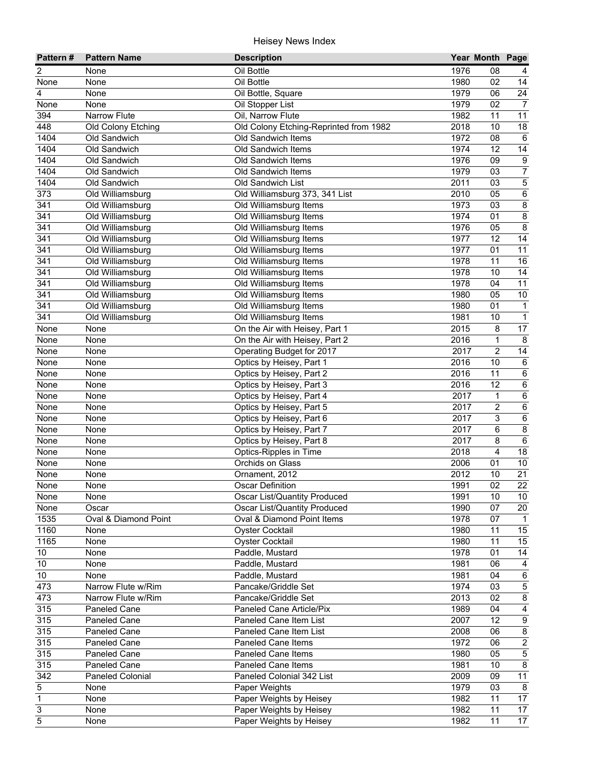Heisey News Index

| Pattern # | Pattern Name | Description | Year | Month | Page |
|---|---|---|---|---|---|
| 2 | None | Oil Bottle | 1976 | 08 | 4 |
| None | None | Oil Bottle | 1980 | 02 | 14 |
| 4 | None | Oil Bottle, Square | 1979 | 06 | 24 |
| None | None | Oil Stopper List | 1979 | 02 | 7 |
| 394 | Narrow Flute | Oil, Narrow Flute | 1982 | 11 | 11 |
| 448 | Old Colony Etching | Old Colony Etching-Reprinted from 1982 | 2018 | 10 | 18 |
| 1404 | Old Sandwich | Old Sandwich Items | 1972 | 08 | 6 |
| 1404 | Old Sandwich | Old Sandwich Items | 1974 | 12 | 14 |
| 1404 | Old Sandwich | Old Sandwich Items | 1976 | 09 | 9 |
| 1404 | Old Sandwich | Old Sandwich Items | 1979 | 03 | 7 |
| 1404 | Old Sandwich | Old Sandwich List | 2011 | 03 | 5 |
| 373 | Old Williamsburg | Old Williamsburg 373, 341 List | 2010 | 05 | 6 |
| 341 | Old Williamsburg | Old Williamsburg Items | 1973 | 03 | 8 |
| 341 | Old Williamsburg | Old Williamsburg Items | 1974 | 01 | 8 |
| 341 | Old Williamsburg | Old Williamsburg Items | 1976 | 05 | 8 |
| 341 | Old Williamsburg | Old Williamsburg Items | 1977 | 12 | 14 |
| 341 | Old Williamsburg | Old Williamsburg Items | 1977 | 01 | 11 |
| 341 | Old Williamsburg | Old Williamsburg Items | 1978 | 11 | 16 |
| 341 | Old Williamsburg | Old Williamsburg Items | 1978 | 10 | 14 |
| 341 | Old Williamsburg | Old Williamsburg Items | 1978 | 04 | 11 |
| 341 | Old Williamsburg | Old Williamsburg Items | 1980 | 05 | 10 |
| 341 | Old Williamsburg | Old Williamsburg Items | 1980 | 01 | 1 |
| 341 | Old Williamsburg | Old Williamsburg Items | 1981 | 10 | 1 |
| None | None | On the Air with Heisey, Part 1 | 2015 | 8 | 17 |
| None | None | On the Air with Heisey, Part 2 | 2016 | 1 | 8 |
| None | None | Operating Budget for 2017 | 2017 | 2 | 14 |
| None | None | Optics by Heisey, Part 1 | 2016 | 10 | 6 |
| None | None | Optics by Heisey, Part 2 | 2016 | 11 | 6 |
| None | None | Optics by Heisey, Part 3 | 2016 | 12 | 6 |
| None | None | Optics by Heisey, Part 4 | 2017 | 1 | 6 |
| None | None | Optics by Heisey, Part 5 | 2017 | 2 | 6 |
| None | None | Optics by Heisey, Part 6 | 2017 | 3 | 6 |
| None | None | Optics by Heisey, Part 7 | 2017 | 6 | 8 |
| None | None | Optics by Heisey, Part 8 | 2017 | 8 | 6 |
| None | None | Optics-Ripples in Time | 2018 | 4 | 18 |
| None | None | Orchids on Glass | 2006 | 01 | 10 |
| None | None | Ornament, 2012 | 2012 | 10 | 21 |
| None | None | Oscar Definition | 1991 | 02 | 22 |
| None | None | Oscar List/Quantity Produced | 1991 | 10 | 10 |
| None | Oscar | Oscar List/Quantity Produced | 1990 | 07 | 20 |
| 1535 | Oval & Diamond Point | Oval & Diamond Point Items | 1978 | 07 | 1 |
| 1160 | None | Oyster Cocktail | 1980 | 11 | 15 |
| 1165 | None | Oyster Cocktail | 1980 | 11 | 15 |
| 10 | None | Paddle, Mustard | 1978 | 01 | 14 |
| 10 | None | Paddle, Mustard | 1981 | 06 | 4 |
| 10 | None | Paddle, Mustard | 1981 | 04 | 6 |
| 473 | Narrow Flute w/Rim | Pancake/Griddle Set | 1974 | 03 | 5 |
| 473 | Narrow Flute w/Rim | Pancake/Griddle Set | 2013 | 02 | 8 |
| 315 | Paneled Cane | Paneled Cane Article/Pix | 1989 | 04 | 4 |
| 315 | Paneled Cane | Paneled Cane Item List | 2007 | 12 | 9 |
| 315 | Paneled Cane | Paneled Cane Item List | 2008 | 06 | 8 |
| 315 | Paneled Cane | Paneled Cane Items | 1972 | 06 | 2 |
| 315 | Paneled Cane | Paneled Cane Items | 1980 | 05 | 5 |
| 315 | Paneled Cane | Paneled Cane Items | 1981 | 10 | 8 |
| 342 | Paneled Colonial | Paneled Colonial 342 List | 2009 | 09 | 11 |
| 5 | None | Paper Weights | 1979 | 03 | 8 |
| 1 | None | Paper Weights by Heisey | 1982 | 11 | 17 |
| 3 | None | Paper Weights by Heisey | 1982 | 11 | 17 |
| 5 | None | Paper Weights by Heisey | 1982 | 11 | 17 |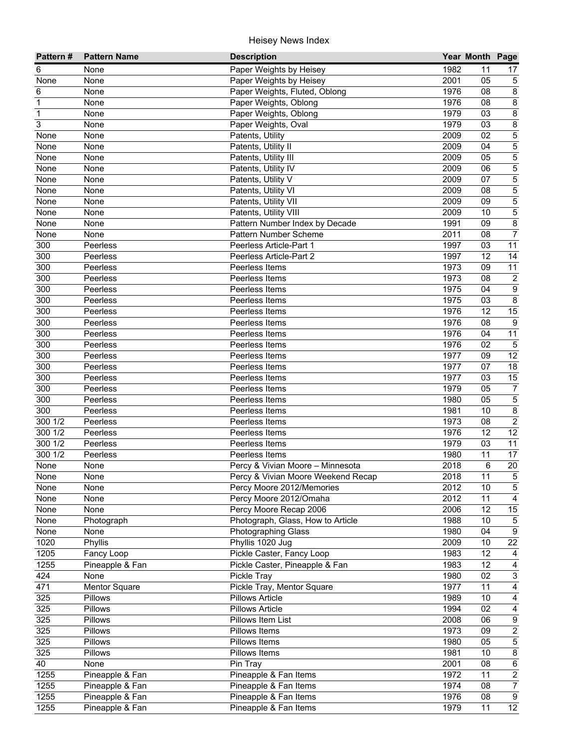Heisey News Index

| Pattern # | Pattern Name | Description | Year | Month | Page |
|---|---|---|---|---|---|
| 6 | None | Paper Weights by Heisey | 1982 | 11 | 17 |
| None | None | Paper Weights by Heisey | 2001 | 05 | 5 |
| 6 | None | Paper Weights, Fluted, Oblong | 1976 | 08 | 8 |
| 1 | None | Paper Weights, Oblong | 1976 | 08 | 8 |
| 1 | None | Paper Weights, Oblong | 1979 | 03 | 8 |
| 3 | None | Paper Weights, Oval | 1979 | 03 | 8 |
| None | None | Patents, Utility | 2009 | 02 | 5 |
| None | None | Patents, Utility II | 2009 | 04 | 5 |
| None | None | Patents, Utility III | 2009 | 05 | 5 |
| None | None | Patents, Utility IV | 2009 | 06 | 5 |
| None | None | Patents, Utility V | 2009 | 07 | 5 |
| None | None | Patents, Utility VI | 2009 | 08 | 5 |
| None | None | Patents, Utility VII | 2009 | 09 | 5 |
| None | None | Patents, Utility VIII | 2009 | 10 | 5 |
| None | None | Pattern Number Index by Decade | 1991 | 09 | 8 |
| None | None | Pattern Number Scheme | 2011 | 08 | 7 |
| 300 | Peerless | Peerless Article-Part 1 | 1997 | 03 | 11 |
| 300 | Peerless | Peerless Article-Part 2 | 1997 | 12 | 14 |
| 300 | Peerless | Peerless Items | 1973 | 09 | 11 |
| 300 | Peerless | Peerless Items | 1973 | 08 | 2 |
| 300 | Peerless | Peerless Items | 1975 | 04 | 9 |
| 300 | Peerless | Peerless Items | 1975 | 03 | 8 |
| 300 | Peerless | Peerless Items | 1976 | 12 | 15 |
| 300 | Peerless | Peerless Items | 1976 | 08 | 9 |
| 300 | Peerless | Peerless Items | 1976 | 04 | 11 |
| 300 | Peerless | Peerless Items | 1976 | 02 | 5 |
| 300 | Peerless | Peerless Items | 1977 | 09 | 12 |
| 300 | Peerless | Peerless Items | 1977 | 07 | 18 |
| 300 | Peerless | Peerless Items | 1977 | 03 | 15 |
| 300 | Peerless | Peerless Items | 1979 | 05 | 7 |
| 300 | Peerless | Peerless Items | 1980 | 05 | 5 |
| 300 | Peerless | Peerless Items | 1981 | 10 | 8 |
| 300 1/2 | Peerless | Peerless Items | 1973 | 08 | 2 |
| 300 1/2 | Peerless | Peerless Items | 1976 | 12 | 12 |
| 300 1/2 | Peerless | Peerless Items | 1979 | 03 | 11 |
| 300 1/2 | Peerless | Peerless Items | 1980 | 11 | 17 |
| None | None | Percy & Vivian Moore – Minnesota | 2018 | 6 | 20 |
| None | None | Percy & Vivian Moore Weekend Recap | 2018 | 11 | 5 |
| None | None | Percy Moore 2012/Memories | 2012 | 10 | 5 |
| None | None | Percy Moore 2012/Omaha | 2012 | 11 | 4 |
| None | None | Percy Moore Recap 2006 | 2006 | 12 | 15 |
| None | Photograph | Photograph, Glass, How to Article | 1988 | 10 | 5 |
| None | None | Photographing Glass | 1980 | 04 | 9 |
| 1020 | Phyllis | Phyllis 1020 Jug | 2009 | 10 | 22 |
| 1205 | Fancy Loop | Pickle Caster, Fancy Loop | 1983 | 12 | 4 |
| 1255 | Pineapple & Fan | Pickle Caster, Pineapple & Fan | 1983 | 12 | 4 |
| 424 | None | Pickle Tray | 1980 | 02 | 3 |
| 471 | Mentor Square | Pickle Tray, Mentor Square | 1977 | 11 | 4 |
| 325 | Pillows | Pillows Article | 1989 | 10 | 4 |
| 325 | Pillows | Pillows Article | 1994 | 02 | 4 |
| 325 | Pillows | Pillows Item List | 2008 | 06 | 9 |
| 325 | Pillows | Pillows Items | 1973 | 09 | 2 |
| 325 | Pillows | Pillows Items | 1980 | 05 | 5 |
| 325 | Pillows | Pillows Items | 1981 | 10 | 8 |
| 40 | None | Pin Tray | 2001 | 08 | 6 |
| 1255 | Pineapple & Fan | Pineapple & Fan Items | 1972 | 11 | 2 |
| 1255 | Pineapple & Fan | Pineapple & Fan Items | 1974 | 08 | 7 |
| 1255 | Pineapple & Fan | Pineapple & Fan Items | 1976 | 08 | 9 |
| 1255 | Pineapple & Fan | Pineapple & Fan Items | 1979 | 11 | 12 |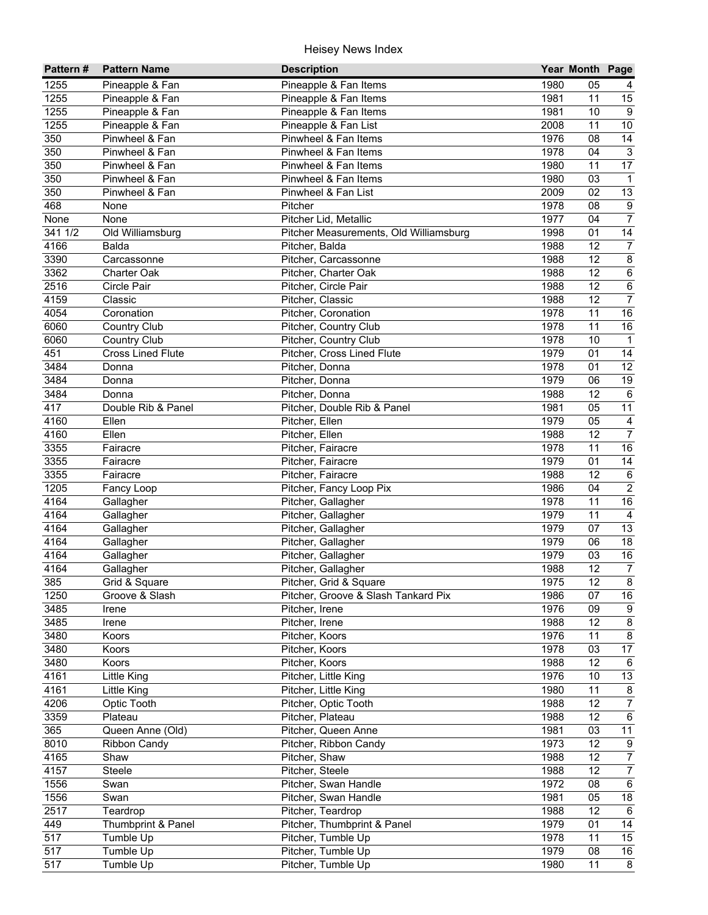# Heisey News Index

| Pattern # | Pattern Name | Description | Year | Month | Page |
|---|---|---|---|---|---|
| 1255 | Pineapple & Fan | Pineapple & Fan Items | 1980 | 05 | 4 |
| 1255 | Pineapple & Fan | Pineapple & Fan Items | 1981 | 11 | 15 |
| 1255 | Pineapple & Fan | Pineapple & Fan Items | 1981 | 10 | 9 |
| 1255 | Pineapple & Fan | Pineapple & Fan List | 2008 | 11 | 10 |
| 350 | Pinwheel & Fan | Pinwheel & Fan Items | 1976 | 08 | 14 |
| 350 | Pinwheel & Fan | Pinwheel & Fan Items | 1978 | 04 | 3 |
| 350 | Pinwheel & Fan | Pinwheel & Fan Items | 1980 | 11 | 17 |
| 350 | Pinwheel & Fan | Pinwheel & Fan Items | 1980 | 03 | 1 |
| 350 | Pinwheel & Fan | Pinwheel & Fan List | 2009 | 02 | 13 |
| 468 | None | Pitcher | 1978 | 08 | 9 |
| None | None | Pitcher Lid, Metallic | 1977 | 04 | 7 |
| 341 1/2 | Old Williamsburg | Pitcher Measurements, Old Williamsburg | 1998 | 01 | 14 |
| 4166 | Balda | Pitcher, Balda | 1988 | 12 | 7 |
| 3390 | Carcassonne | Pitcher, Carcassonne | 1988 | 12 | 8 |
| 3362 | Charter Oak | Pitcher, Charter Oak | 1988 | 12 | 6 |
| 2516 | Circle Pair | Pitcher, Circle Pair | 1988 | 12 | 6 |
| 4159 | Classic | Pitcher, Classic | 1988 | 12 | 7 |
| 4054 | Coronation | Pitcher, Coronation | 1978 | 11 | 16 |
| 6060 | Country Club | Pitcher, Country Club | 1978 | 11 | 16 |
| 6060 | Country Club | Pitcher, Country Club | 1978 | 10 | 1 |
| 451 | Cross Lined Flute | Pitcher, Cross Lined Flute | 1979 | 01 | 14 |
| 3484 | Donna | Pitcher, Donna | 1978 | 01 | 12 |
| 3484 | Donna | Pitcher, Donna | 1979 | 06 | 19 |
| 3484 | Donna | Pitcher, Donna | 1988 | 12 | 6 |
| 417 | Double Rib & Panel | Pitcher, Double Rib & Panel | 1981 | 05 | 11 |
| 4160 | Ellen | Pitcher, Ellen | 1979 | 05 | 4 |
| 4160 | Ellen | Pitcher, Ellen | 1988 | 12 | 7 |
| 3355 | Fairacre | Pitcher, Fairacre | 1978 | 11 | 16 |
| 3355 | Fairacre | Pitcher, Fairacre | 1979 | 01 | 14 |
| 3355 | Fairacre | Pitcher, Fairacre | 1988 | 12 | 6 |
| 1205 | Fancy Loop | Pitcher, Fancy Loop Pix | 1986 | 04 | 2 |
| 4164 | Gallagher | Pitcher, Gallagher | 1978 | 11 | 16 |
| 4164 | Gallagher | Pitcher, Gallagher | 1979 | 11 | 4 |
| 4164 | Gallagher | Pitcher, Gallagher | 1979 | 07 | 13 |
| 4164 | Gallagher | Pitcher, Gallagher | 1979 | 06 | 18 |
| 4164 | Gallagher | Pitcher, Gallagher | 1979 | 03 | 16 |
| 4164 | Gallagher | Pitcher, Gallagher | 1988 | 12 | 7 |
| 385 | Grid & Square | Pitcher, Grid & Square | 1975 | 12 | 8 |
| 1250 | Groove & Slash | Pitcher, Groove & Slash Tankard Pix | 1986 | 07 | 16 |
| 3485 | Irene | Pitcher, Irene | 1976 | 09 | 9 |
| 3485 | Irene | Pitcher, Irene | 1988 | 12 | 8 |
| 3480 | Koors | Pitcher, Koors | 1976 | 11 | 8 |
| 3480 | Koors | Pitcher, Koors | 1978 | 03 | 17 |
| 3480 | Koors | Pitcher, Koors | 1988 | 12 | 6 |
| 4161 | Little King | Pitcher, Little King | 1976 | 10 | 13 |
| 4161 | Little King | Pitcher, Little King | 1980 | 11 | 8 |
| 4206 | Optic Tooth | Pitcher, Optic Tooth | 1988 | 12 | 7 |
| 3359 | Plateau | Pitcher, Plateau | 1988 | 12 | 6 |
| 365 | Queen Anne (Old) | Pitcher, Queen Anne | 1981 | 03 | 11 |
| 8010 | Ribbon Candy | Pitcher, Ribbon Candy | 1973 | 12 | 9 |
| 4165 | Shaw | Pitcher, Shaw | 1988 | 12 | 7 |
| 4157 | Steele | Pitcher, Steele | 1988 | 12 | 7 |
| 1556 | Swan | Pitcher, Swan Handle | 1972 | 08 | 6 |
| 1556 | Swan | Pitcher, Swan Handle | 1981 | 05 | 18 |
| 2517 | Teardrop | Pitcher, Teardrop | 1988 | 12 | 6 |
| 449 | Thumbprint & Panel | Pitcher, Thumbprint & Panel | 1979 | 01 | 14 |
| 517 | Tumble Up | Pitcher, Tumble Up | 1978 | 11 | 15 |
| 517 | Tumble Up | Pitcher, Tumble Up | 1979 | 08 | 16 |
| 517 | Tumble Up | Pitcher, Tumble Up | 1980 | 11 | 8 |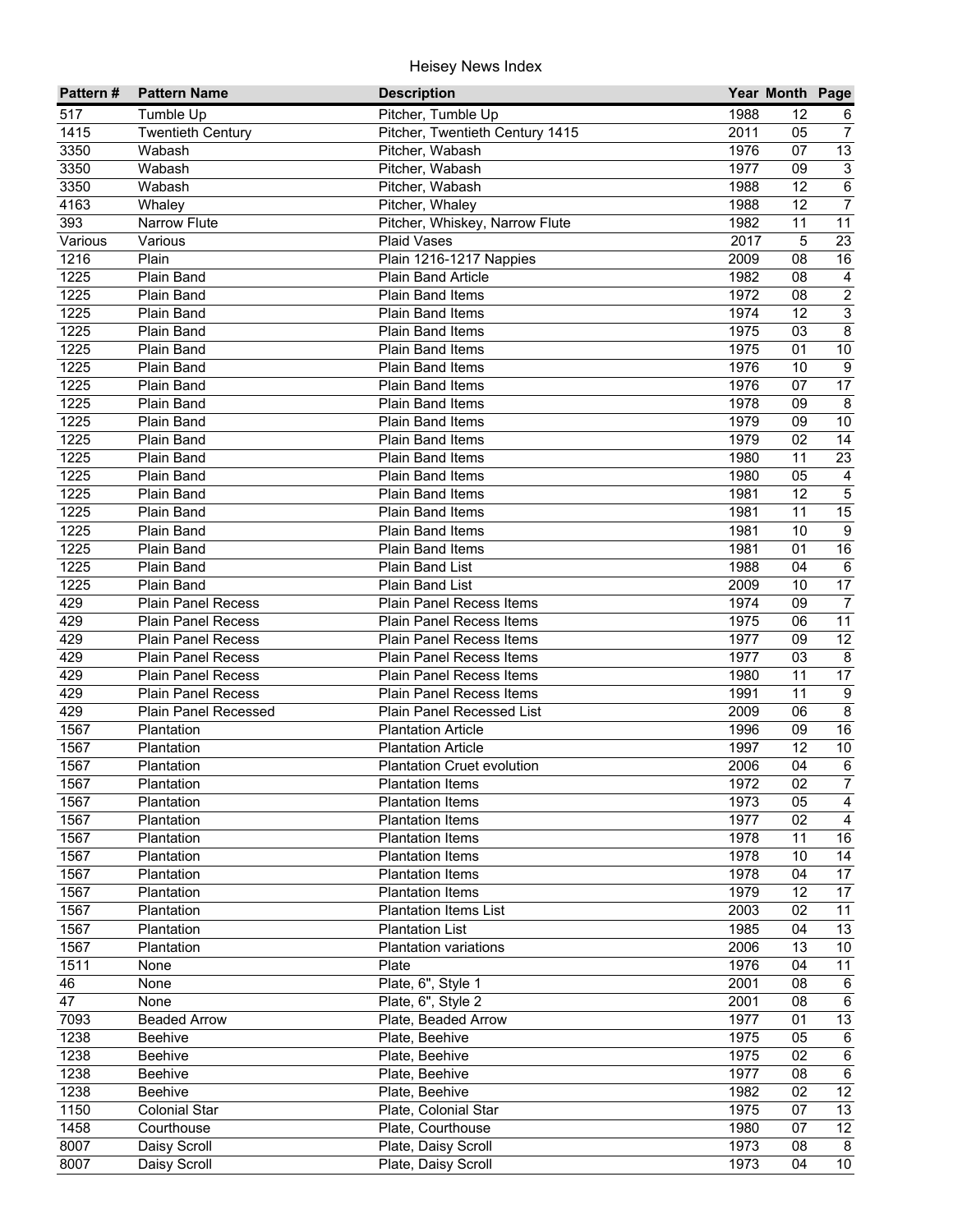# Heisey News Index

| Pattern # | Pattern Name | Description | Year | Month | Page |
|---|---|---|---|---|---|
| 517 | Tumble Up | Pitcher, Tumble Up | 1988 | 12 | 6 |
| 1415 | Twentieth Century | Pitcher, Twentieth Century 1415 | 2011 | 05 | 7 |
| 3350 | Wabash | Pitcher, Wabash | 1976 | 07 | 13 |
| 3350 | Wabash | Pitcher, Wabash | 1977 | 09 | 3 |
| 3350 | Wabash | Pitcher, Wabash | 1988 | 12 | 6 |
| 4163 | Whaley | Pitcher, Whaley | 1988 | 12 | 7 |
| 393 | Narrow Flute | Pitcher, Whiskey, Narrow Flute | 1982 | 11 | 11 |
| Various | Various | Plaid Vases | 2017 | 5 | 23 |
| 1216 | Plain | Plain 1216-1217 Nappies | 2009 | 08 | 16 |
| 1225 | Plain Band | Plain Band Article | 1982 | 08 | 4 |
| 1225 | Plain Band | Plain Band Items | 1972 | 08 | 2 |
| 1225 | Plain Band | Plain Band Items | 1974 | 12 | 3 |
| 1225 | Plain Band | Plain Band Items | 1975 | 03 | 8 |
| 1225 | Plain Band | Plain Band Items | 1975 | 01 | 10 |
| 1225 | Plain Band | Plain Band Items | 1976 | 10 | 9 |
| 1225 | Plain Band | Plain Band Items | 1976 | 07 | 17 |
| 1225 | Plain Band | Plain Band Items | 1978 | 09 | 8 |
| 1225 | Plain Band | Plain Band Items | 1979 | 09 | 10 |
| 1225 | Plain Band | Plain Band Items | 1979 | 02 | 14 |
| 1225 | Plain Band | Plain Band Items | 1980 | 11 | 23 |
| 1225 | Plain Band | Plain Band Items | 1980 | 05 | 4 |
| 1225 | Plain Band | Plain Band Items | 1981 | 12 | 5 |
| 1225 | Plain Band | Plain Band Items | 1981 | 11 | 15 |
| 1225 | Plain Band | Plain Band Items | 1981 | 10 | 9 |
| 1225 | Plain Band | Plain Band Items | 1981 | 01 | 16 |
| 1225 | Plain Band | Plain Band List | 1988 | 04 | 6 |
| 1225 | Plain Band | Plain Band List | 2009 | 10 | 17 |
| 429 | Plain Panel Recess | Plain Panel Recess Items | 1974 | 09 | 7 |
| 429 | Plain Panel Recess | Plain Panel Recess Items | 1975 | 06 | 11 |
| 429 | Plain Panel Recess | Plain Panel Recess Items | 1977 | 09 | 12 |
| 429 | Plain Panel Recess | Plain Panel Recess Items | 1977 | 03 | 8 |
| 429 | Plain Panel Recess | Plain Panel Recess Items | 1980 | 11 | 17 |
| 429 | Plain Panel Recess | Plain Panel Recess Items | 1991 | 11 | 9 |
| 429 | Plain Panel Recessed | Plain Panel Recessed List | 2009 | 06 | 8 |
| 1567 | Plantation | Plantation Article | 1996 | 09 | 16 |
| 1567 | Plantation | Plantation Article | 1997 | 12 | 10 |
| 1567 | Plantation | Plantation Cruet evolution | 2006 | 04 | 6 |
| 1567 | Plantation | Plantation Items | 1972 | 02 | 7 |
| 1567 | Plantation | Plantation Items | 1973 | 05 | 4 |
| 1567 | Plantation | Plantation Items | 1977 | 02 | 4 |
| 1567 | Plantation | Plantation Items | 1978 | 11 | 16 |
| 1567 | Plantation | Plantation Items | 1978 | 10 | 14 |
| 1567 | Plantation | Plantation Items | 1978 | 04 | 17 |
| 1567 | Plantation | Plantation Items | 1979 | 12 | 17 |
| 1567 | Plantation | Plantation Items List | 2003 | 02 | 11 |
| 1567 | Plantation | Plantation List | 1985 | 04 | 13 |
| 1567 | Plantation | Plantation variations | 2006 | 13 | 10 |
| 1511 | None | Plate | 1976 | 04 | 11 |
| 46 | None | Plate, 6", Style 1 | 2001 | 08 | 6 |
| 47 | None | Plate, 6", Style 2 | 2001 | 08 | 6 |
| 7093 | Beaded Arrow | Plate, Beaded Arrow | 1977 | 01 | 13 |
| 1238 | Beehive | Plate, Beehive | 1975 | 05 | 6 |
| 1238 | Beehive | Plate, Beehive | 1975 | 02 | 6 |
| 1238 | Beehive | Plate, Beehive | 1977 | 08 | 6 |
| 1238 | Beehive | Plate, Beehive | 1982 | 02 | 12 |
| 1150 | Colonial Star | Plate, Colonial Star | 1975 | 07 | 13 |
| 1458 | Courthouse | Plate, Courthouse | 1980 | 07 | 12 |
| 8007 | Daisy Scroll | Plate, Daisy Scroll | 1973 | 08 | 8 |
| 8007 | Daisy Scroll | Plate, Daisy Scroll | 1973 | 04 | 10 |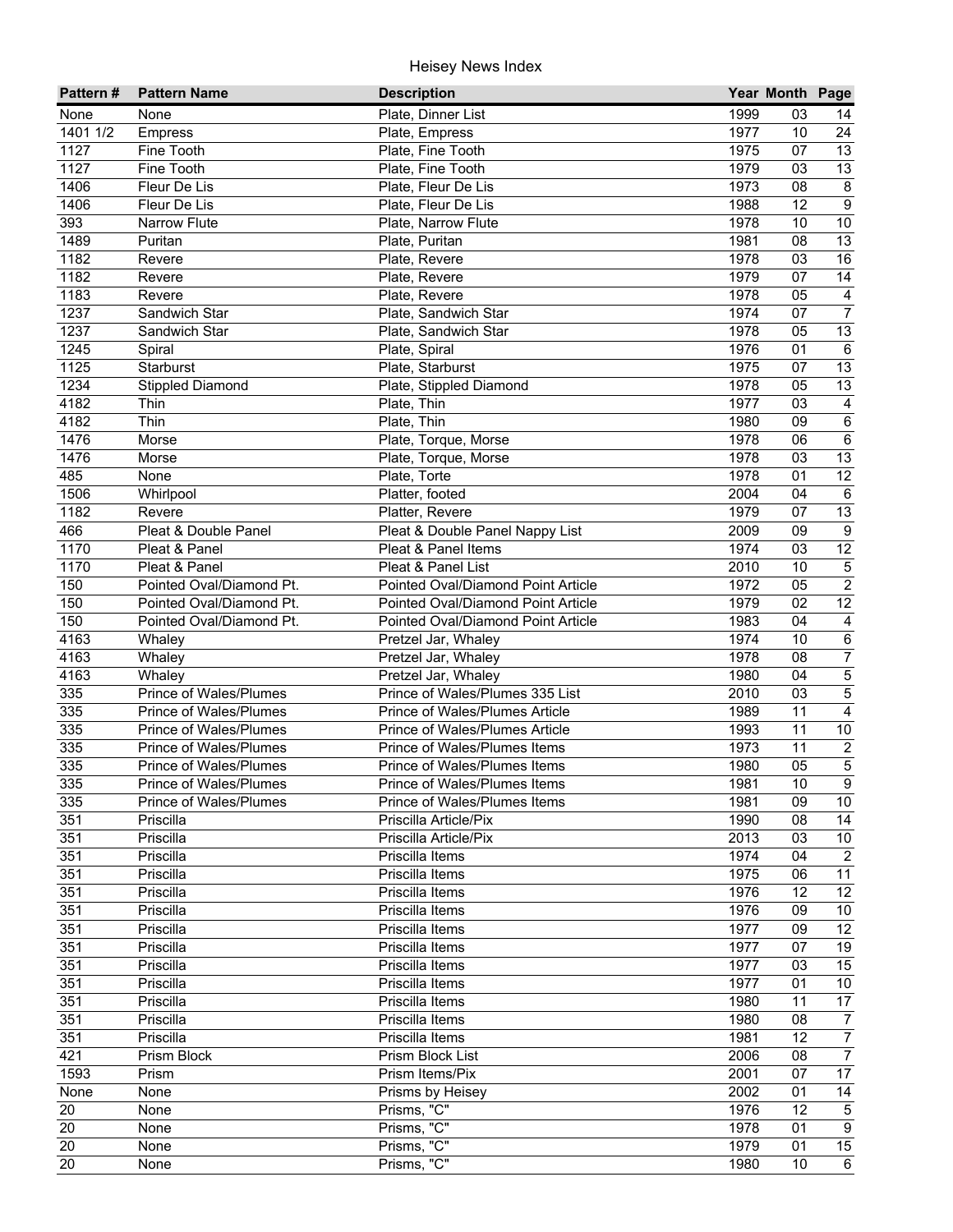# Heisey News Index

| Pattern # | Pattern Name | Description | Year | Month | Page |
|---|---|---|---|---|---|
| None | None | Plate, Dinner List | 1999 | 03 | 14 |
| 1401 1/2 | Empress | Plate, Empress | 1977 | 10 | 24 |
| 1127 | Fine Tooth | Plate, Fine Tooth | 1975 | 07 | 13 |
| 1127 | Fine Tooth | Plate, Fine Tooth | 1979 | 03 | 13 |
| 1406 | Fleur De Lis | Plate, Fleur De Lis | 1973 | 08 | 8 |
| 1406 | Fleur De Lis | Plate, Fleur De Lis | 1988 | 12 | 9 |
| 393 | Narrow Flute | Plate, Narrow Flute | 1978 | 10 | 10 |
| 1489 | Puritan | Plate, Puritan | 1981 | 08 | 13 |
| 1182 | Revere | Plate, Revere | 1978 | 03 | 16 |
| 1182 | Revere | Plate, Revere | 1979 | 07 | 14 |
| 1183 | Revere | Plate, Revere | 1978 | 05 | 4 |
| 1237 | Sandwich Star | Plate, Sandwich Star | 1974 | 07 | 7 |
| 1237 | Sandwich Star | Plate, Sandwich Star | 1978 | 05 | 13 |
| 1245 | Spiral | Plate, Spiral | 1976 | 01 | 6 |
| 1125 | Starburst | Plate, Starburst | 1975 | 07 | 13 |
| 1234 | Stippled Diamond | Plate, Stippled Diamond | 1978 | 05 | 13 |
| 4182 | Thin | Plate, Thin | 1977 | 03 | 4 |
| 4182 | Thin | Plate, Thin | 1980 | 09 | 6 |
| 1476 | Morse | Plate, Torque, Morse | 1978 | 06 | 6 |
| 1476 | Morse | Plate, Torque, Morse | 1978 | 03 | 13 |
| 485 | None | Plate, Torte | 1978 | 01 | 12 |
| 1506 | Whirlpool | Platter, footed | 2004 | 04 | 6 |
| 1182 | Revere | Platter, Revere | 1979 | 07 | 13 |
| 466 | Pleat & Double Panel | Pleat & Double Panel Nappy List | 2009 | 09 | 9 |
| 1170 | Pleat & Panel | Pleat & Panel Items | 1974 | 03 | 12 |
| 1170 | Pleat & Panel | Pleat & Panel List | 2010 | 10 | 5 |
| 150 | Pointed Oval/Diamond Pt. | Pointed Oval/Diamond Point Article | 1972 | 05 | 2 |
| 150 | Pointed Oval/Diamond Pt. | Pointed Oval/Diamond Point Article | 1979 | 02 | 12 |
| 150 | Pointed Oval/Diamond Pt. | Pointed Oval/Diamond Point Article | 1983 | 04 | 4 |
| 4163 | Whaley | Pretzel Jar, Whaley | 1974 | 10 | 6 |
| 4163 | Whaley | Pretzel Jar, Whaley | 1978 | 08 | 7 |
| 4163 | Whaley | Pretzel Jar, Whaley | 1980 | 04 | 5 |
| 335 | Prince of Wales/Plumes | Prince of Wales/Plumes 335 List | 2010 | 03 | 5 |
| 335 | Prince of Wales/Plumes | Prince of Wales/Plumes Article | 1989 | 11 | 4 |
| 335 | Prince of Wales/Plumes | Prince of Wales/Plumes Article | 1993 | 11 | 10 |
| 335 | Prince of Wales/Plumes | Prince of Wales/Plumes Items | 1973 | 11 | 2 |
| 335 | Prince of Wales/Plumes | Prince of Wales/Plumes Items | 1980 | 05 | 5 |
| 335 | Prince of Wales/Plumes | Prince of Wales/Plumes Items | 1981 | 10 | 9 |
| 335 | Prince of Wales/Plumes | Prince of Wales/Plumes Items | 1981 | 09 | 10 |
| 351 | Priscilla | Priscilla Article/Pix | 1990 | 08 | 14 |
| 351 | Priscilla | Priscilla Article/Pix | 2013 | 03 | 10 |
| 351 | Priscilla | Priscilla Items | 1974 | 04 | 2 |
| 351 | Priscilla | Priscilla Items | 1975 | 06 | 11 |
| 351 | Priscilla | Priscilla Items | 1976 | 12 | 12 |
| 351 | Priscilla | Priscilla Items | 1976 | 09 | 10 |
| 351 | Priscilla | Priscilla Items | 1977 | 09 | 12 |
| 351 | Priscilla | Priscilla Items | 1977 | 07 | 19 |
| 351 | Priscilla | Priscilla Items | 1977 | 03 | 15 |
| 351 | Priscilla | Priscilla Items | 1977 | 01 | 10 |
| 351 | Priscilla | Priscilla Items | 1980 | 11 | 17 |
| 351 | Priscilla | Priscilla Items | 1980 | 08 | 7 |
| 351 | Priscilla | Priscilla Items | 1981 | 12 | 7 |
| 421 | Prism Block | Prism Block List | 2006 | 08 | 7 |
| 1593 | Prism | Prism Items/Pix | 2001 | 07 | 17 |
| None | None | Prisms by Heisey | 2002 | 01 | 14 |
| 20 | None | Prisms, "C" | 1976 | 12 | 5 |
| 20 | None | Prisms, "C" | 1978 | 01 | 9 |
| 20 | None | Prisms, "C" | 1979 | 01 | 15 |
| 20 | None | Prisms, "C" | 1980 | 10 | 6 |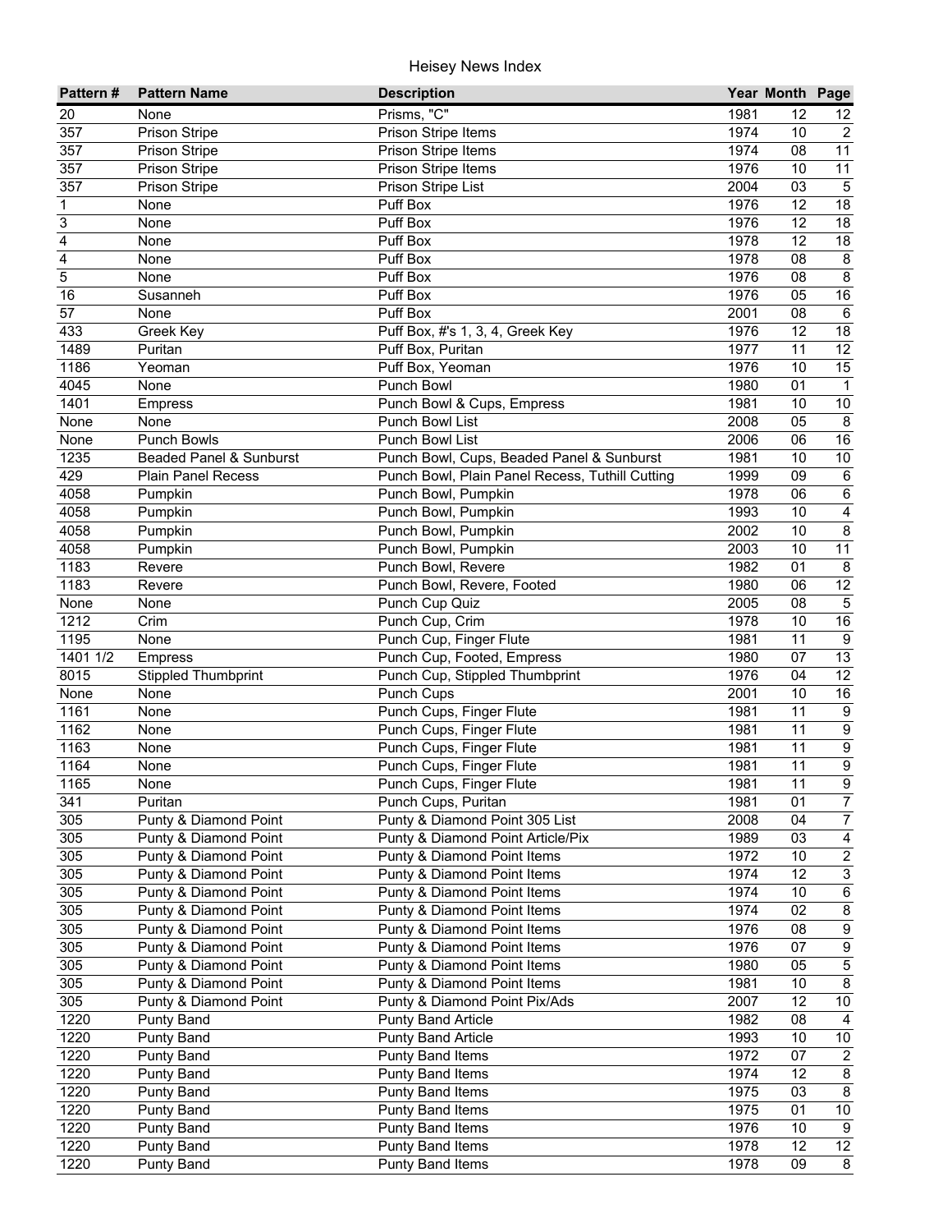Heisey News Index

| Pattern # | Pattern Name | Description | Year | Month | Page |
|---|---|---|---|---|---|
| 20 | None | Prisms, "C" | 1981 | 12 | 12 |
| 357 | Prison Stripe | Prison Stripe Items | 1974 | 10 | 2 |
| 357 | Prison Stripe | Prison Stripe Items | 1974 | 08 | 11 |
| 357 | Prison Stripe | Prison Stripe Items | 1976 | 10 | 11 |
| 357 | Prison Stripe | Prison Stripe List | 2004 | 03 | 5 |
| 1 | None | Puff Box | 1976 | 12 | 18 |
| 3 | None | Puff Box | 1976 | 12 | 18 |
| 4 | None | Puff Box | 1978 | 12 | 18 |
| 4 | None | Puff Box | 1978 | 08 | 8 |
| 5 | None | Puff Box | 1976 | 08 | 8 |
| 16 | Susanneh | Puff Box | 1976 | 05 | 16 |
| 57 | None | Puff Box | 2001 | 08 | 6 |
| 433 | Greek Key | Puff Box, #'s 1, 3, 4, Greek Key | 1976 | 12 | 18 |
| 1489 | Puritan | Puff Box, Puritan | 1977 | 11 | 12 |
| 1186 | Yeoman | Puff Box, Yeoman | 1976 | 10 | 15 |
| 4045 | None | Punch Bowl | 1980 | 01 | 1 |
| 1401 | Empress | Punch Bowl & Cups, Empress | 1981 | 10 | 10 |
| None | None | Punch Bowl List | 2008 | 05 | 8 |
| None | Punch Bowls | Punch Bowl List | 2006 | 06 | 16 |
| 1235 | Beaded Panel & Sunburst | Punch Bowl, Cups, Beaded Panel & Sunburst | 1981 | 10 | 10 |
| 429 | Plain Panel Recess | Punch Bowl, Plain Panel Recess, Tuthill Cutting | 1999 | 09 | 6 |
| 4058 | Pumpkin | Punch Bowl, Pumpkin | 1978 | 06 | 6 |
| 4058 | Pumpkin | Punch Bowl, Pumpkin | 1993 | 10 | 4 |
| 4058 | Pumpkin | Punch Bowl, Pumpkin | 2002 | 10 | 8 |
| 4058 | Pumpkin | Punch Bowl, Pumpkin | 2003 | 10 | 11 |
| 1183 | Revere | Punch Bowl, Revere | 1982 | 01 | 8 |
| 1183 | Revere | Punch Bowl, Revere, Footed | 1980 | 06 | 12 |
| None | None | Punch Cup Quiz | 2005 | 08 | 5 |
| 1212 | Crim | Punch Cup, Crim | 1978 | 10 | 16 |
| 1195 | None | Punch Cup, Finger Flute | 1981 | 11 | 9 |
| 1401 1/2 | Empress | Punch Cup, Footed, Empress | 1980 | 07 | 13 |
| 8015 | Stippled Thumbprint | Punch Cup, Stippled Thumbprint | 1976 | 04 | 12 |
| None | None | Punch Cups | 2001 | 10 | 16 |
| 1161 | None | Punch Cups, Finger Flute | 1981 | 11 | 9 |
| 1162 | None | Punch Cups, Finger Flute | 1981 | 11 | 9 |
| 1163 | None | Punch Cups, Finger Flute | 1981 | 11 | 9 |
| 1164 | None | Punch Cups, Finger Flute | 1981 | 11 | 9 |
| 1165 | None | Punch Cups, Finger Flute | 1981 | 11 | 9 |
| 341 | Puritan | Punch Cups, Puritan | 1981 | 01 | 7 |
| 305 | Punty & Diamond Point | Punty & Diamond Point 305 List | 2008 | 04 | 7 |
| 305 | Punty & Diamond Point | Punty & Diamond Point Article/Pix | 1989 | 03 | 4 |
| 305 | Punty & Diamond Point | Punty & Diamond Point Items | 1972 | 10 | 2 |
| 305 | Punty & Diamond Point | Punty & Diamond Point Items | 1974 | 12 | 3 |
| 305 | Punty & Diamond Point | Punty & Diamond Point Items | 1974 | 10 | 6 |
| 305 | Punty & Diamond Point | Punty & Diamond Point Items | 1974 | 02 | 8 |
| 305 | Punty & Diamond Point | Punty & Diamond Point Items | 1976 | 08 | 9 |
| 305 | Punty & Diamond Point | Punty & Diamond Point Items | 1976 | 07 | 9 |
| 305 | Punty & Diamond Point | Punty & Diamond Point Items | 1980 | 05 | 5 |
| 305 | Punty & Diamond Point | Punty & Diamond Point Items | 1981 | 10 | 8 |
| 305 | Punty & Diamond Point | Punty & Diamond Point Pix/Ads | 2007 | 12 | 10 |
| 1220 | Punty Band | Punty Band Article | 1982 | 08 | 4 |
| 1220 | Punty Band | Punty Band Article | 1993 | 10 | 10 |
| 1220 | Punty Band | Punty Band Items | 1972 | 07 | 2 |
| 1220 | Punty Band | Punty Band Items | 1974 | 12 | 8 |
| 1220 | Punty Band | Punty Band Items | 1975 | 03 | 8 |
| 1220 | Punty Band | Punty Band Items | 1975 | 01 | 10 |
| 1220 | Punty Band | Punty Band Items | 1976 | 10 | 9 |
| 1220 | Punty Band | Punty Band Items | 1978 | 12 | 12 |
| 1220 | Punty Band | Punty Band Items | 1978 | 09 | 8 |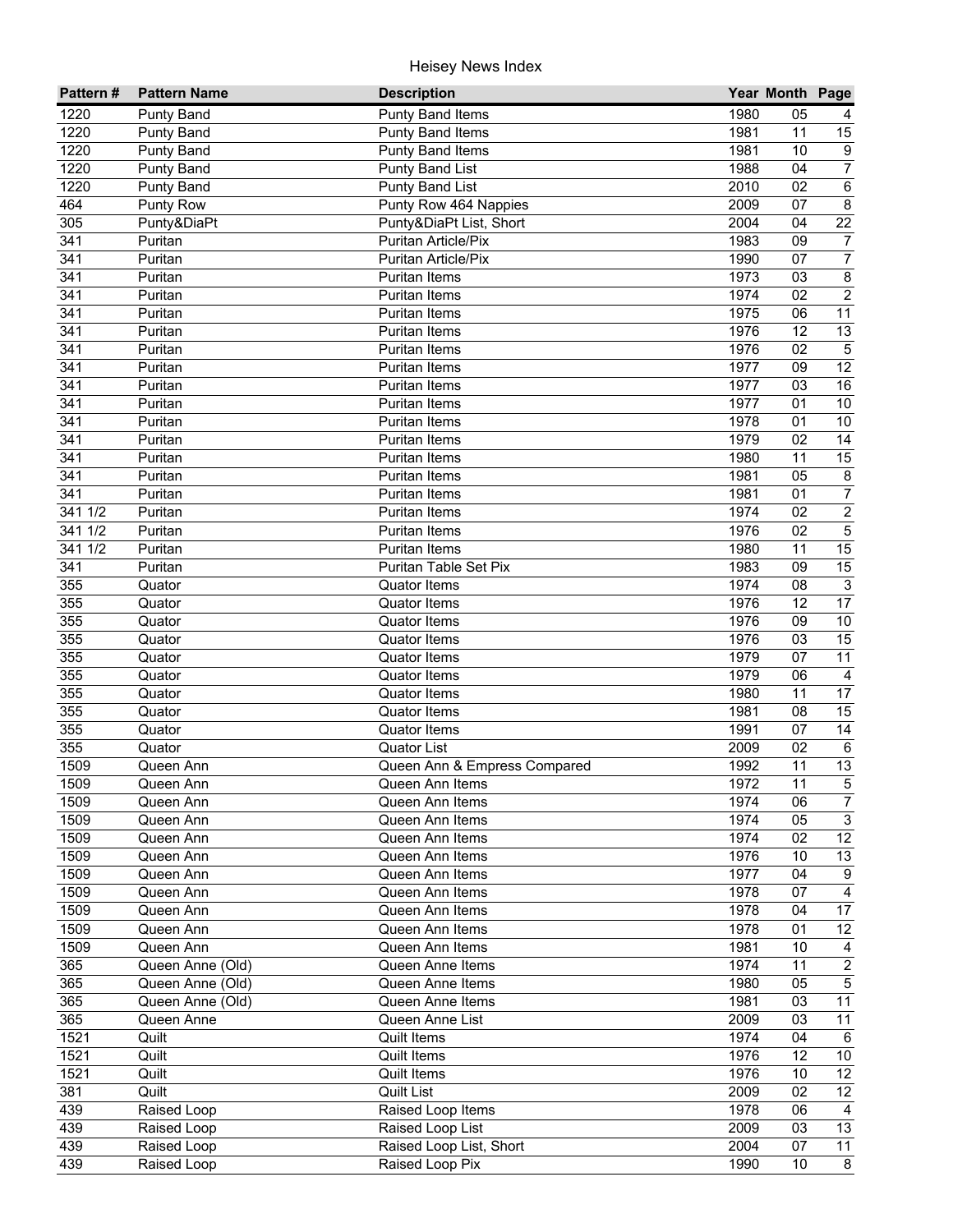# Heisey News Index

| Pattern # | Pattern Name | Description | Year | Month | Page |
|---|---|---|---|---|---|
| 1220 | Punty Band | Punty Band Items | 1980 | 05 | 4 |
| 1220 | Punty Band | Punty Band Items | 1981 | 11 | 15 |
| 1220 | Punty Band | Punty Band Items | 1981 | 10 | 9 |
| 1220 | Punty Band | Punty Band List | 1988 | 04 | 7 |
| 1220 | Punty Band | Punty Band List | 2010 | 02 | 6 |
| 464 | Punty Row | Punty Row 464 Nappies | 2009 | 07 | 8 |
| 305 | Punty&DiaPt | Punty&DiaPt List, Short | 2004 | 04 | 22 |
| 341 | Puritan | Puritan Article/Pix | 1983 | 09 | 7 |
| 341 | Puritan | Puritan Article/Pix | 1990 | 07 | 7 |
| 341 | Puritan | Puritan Items | 1973 | 03 | 8 |
| 341 | Puritan | Puritan Items | 1974 | 02 | 2 |
| 341 | Puritan | Puritan Items | 1975 | 06 | 11 |
| 341 | Puritan | Puritan Items | 1976 | 12 | 13 |
| 341 | Puritan | Puritan Items | 1976 | 02 | 5 |
| 341 | Puritan | Puritan Items | 1977 | 09 | 12 |
| 341 | Puritan | Puritan Items | 1977 | 03 | 16 |
| 341 | Puritan | Puritan Items | 1977 | 01 | 10 |
| 341 | Puritan | Puritan Items | 1978 | 01 | 10 |
| 341 | Puritan | Puritan Items | 1979 | 02 | 14 |
| 341 | Puritan | Puritan Items | 1980 | 11 | 15 |
| 341 | Puritan | Puritan Items | 1981 | 05 | 8 |
| 341 | Puritan | Puritan Items | 1981 | 01 | 7 |
| 341 1/2 | Puritan | Puritan Items | 1974 | 02 | 2 |
| 341 1/2 | Puritan | Puritan Items | 1976 | 02 | 5 |
| 341 1/2 | Puritan | Puritan Items | 1980 | 11 | 15 |
| 341 | Puritan | Puritan Table Set Pix | 1983 | 09 | 15 |
| 355 | Quator | Quator Items | 1974 | 08 | 3 |
| 355 | Quator | Quator Items | 1976 | 12 | 17 |
| 355 | Quator | Quator Items | 1976 | 09 | 10 |
| 355 | Quator | Quator Items | 1976 | 03 | 15 |
| 355 | Quator | Quator Items | 1979 | 07 | 11 |
| 355 | Quator | Quator Items | 1979 | 06 | 4 |
| 355 | Quator | Quator Items | 1980 | 11 | 17 |
| 355 | Quator | Quator Items | 1981 | 08 | 15 |
| 355 | Quator | Quator Items | 1991 | 07 | 14 |
| 355 | Quator | Quator List | 2009 | 02 | 6 |
| 1509 | Queen Ann | Queen Ann & Empress Compared | 1992 | 11 | 13 |
| 1509 | Queen Ann | Queen Ann Items | 1972 | 11 | 5 |
| 1509 | Queen Ann | Queen Ann Items | 1974 | 06 | 7 |
| 1509 | Queen Ann | Queen Ann Items | 1974 | 05 | 3 |
| 1509 | Queen Ann | Queen Ann Items | 1974 | 02 | 12 |
| 1509 | Queen Ann | Queen Ann Items | 1976 | 10 | 13 |
| 1509 | Queen Ann | Queen Ann Items | 1977 | 04 | 9 |
| 1509 | Queen Ann | Queen Ann Items | 1978 | 07 | 4 |
| 1509 | Queen Ann | Queen Ann Items | 1978 | 04 | 17 |
| 1509 | Queen Ann | Queen Ann Items | 1978 | 01 | 12 |
| 1509 | Queen Ann | Queen Ann Items | 1981 | 10 | 4 |
| 365 | Queen Anne (Old) | Queen Anne Items | 1974 | 11 | 2 |
| 365 | Queen Anne (Old) | Queen Anne Items | 1980 | 05 | 5 |
| 365 | Queen Anne (Old) | Queen Anne Items | 1981 | 03 | 11 |
| 365 | Queen Anne | Queen Anne List | 2009 | 03 | 11 |
| 1521 | Quilt | Quilt Items | 1974 | 04 | 6 |
| 1521 | Quilt | Quilt Items | 1976 | 12 | 10 |
| 1521 | Quilt | Quilt Items | 1976 | 10 | 12 |
| 381 | Quilt | Quilt List | 2009 | 02 | 12 |
| 439 | Raised Loop | Raised Loop Items | 1978 | 06 | 4 |
| 439 | Raised Loop | Raised Loop List | 2009 | 03 | 13 |
| 439 | Raised Loop | Raised Loop List, Short | 2004 | 07 | 11 |
| 439 | Raised Loop | Raised Loop Pix | 1990 | 10 | 8 |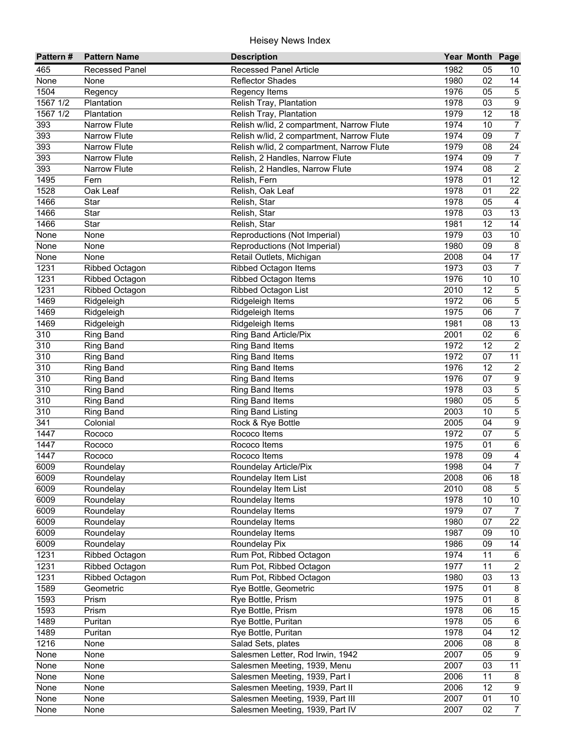# Heisey News Index

| Pattern # | Pattern Name | Description | Year | Month | Page |
|---|---|---|---|---|---|
| 465 | Recessed Panel | Recessed Panel Article | 1982 | 05 | 10 |
| None | None | Reflector Shades | 1980 | 02 | 14 |
| 1504 | Regency | Regency Items | 1976 | 05 | 5 |
| 1567 1/2 | Plantation | Relish Tray, Plantation | 1978 | 03 | 9 |
| 1567 1/2 | Plantation | Relish Tray, Plantation | 1979 | 12 | 18 |
| 393 | Narrow Flute | Relish w/lid, 2 compartment, Narrow Flute | 1974 | 10 | 7 |
| 393 | Narrow Flute | Relish w/lid, 2 compartment, Narrow Flute | 1974 | 09 | 7 |
| 393 | Narrow Flute | Relish w/lid, 2 compartment, Narrow Flute | 1979 | 08 | 24 |
| 393 | Narrow Flute | Relish, 2 Handles, Narrow Flute | 1974 | 09 | 7 |
| 393 | Narrow Flute | Relish, 2 Handles, Narrow Flute | 1974 | 08 | 2 |
| 1495 | Fern | Relish, Fern | 1978 | 01 | 12 |
| 1528 | Oak Leaf | Relish, Oak Leaf | 1978 | 01 | 22 |
| 1466 | Star | Relish, Star | 1978 | 05 | 4 |
| 1466 | Star | Relish, Star | 1978 | 03 | 13 |
| 1466 | Star | Relish, Star | 1981 | 12 | 14 |
| None | None | Reproductions (Not Imperial) | 1979 | 03 | 10 |
| None | None | Reproductions (Not Imperial) | 1980 | 09 | 8 |
| None | None | Retail Outlets, Michigan | 2008 | 04 | 17 |
| 1231 | Ribbed Octagon | Ribbed Octagon Items | 1973 | 03 | 7 |
| 1231 | Ribbed Octagon | Ribbed Octagon Items | 1976 | 10 | 10 |
| 1231 | Ribbed Octagon | Ribbed Octagon List | 2010 | 12 | 5 |
| 1469 | Ridgeleigh | Ridgeleigh Items | 1972 | 06 | 5 |
| 1469 | Ridgeleigh | Ridgeleigh Items | 1975 | 06 | 7 |
| 1469 | Ridgeleigh | Ridgeleigh Items | 1981 | 08 | 13 |
| 310 | Ring Band | Ring Band Article/Pix | 2001 | 02 | 6 |
| 310 | Ring Band | Ring Band Items | 1972 | 12 | 2 |
| 310 | Ring Band | Ring Band Items | 1972 | 07 | 11 |
| 310 | Ring Band | Ring Band Items | 1976 | 12 | 2 |
| 310 | Ring Band | Ring Band Items | 1976 | 07 | 9 |
| 310 | Ring Band | Ring Band Items | 1978 | 03 | 5 |
| 310 | Ring Band | Ring Band Items | 1980 | 05 | 5 |
| 310 | Ring Band | Ring Band Listing | 2003 | 10 | 5 |
| 341 | Colonial | Rock & Rye Bottle | 2005 | 04 | 9 |
| 1447 | Rococo | Rococo Items | 1972 | 07 | 5 |
| 1447 | Rococo | Rococo Items | 1975 | 01 | 6 |
| 1447 | Rococo | Rococo Items | 1978 | 09 | 4 |
| 6009 | Roundelay | Roundelay Article/Pix | 1998 | 04 | 7 |
| 6009 | Roundelay | Roundelay Item List | 2008 | 06 | 18 |
| 6009 | Roundelay | Roundelay Item List | 2010 | 08 | 5 |
| 6009 | Roundelay | Roundelay Items | 1978 | 10 | 10 |
| 6009 | Roundelay | Roundelay Items | 1979 | 07 | 7 |
| 6009 | Roundelay | Roundelay Items | 1980 | 07 | 22 |
| 6009 | Roundelay | Roundelay Items | 1987 | 09 | 10 |
| 6009 | Roundelay | Roundelay Pix | 1986 | 09 | 14 |
| 1231 | Ribbed Octagon | Rum Pot, Ribbed Octagon | 1974 | 11 | 6 |
| 1231 | Ribbed Octagon | Rum Pot, Ribbed Octagon | 1977 | 11 | 2 |
| 1231 | Ribbed Octagon | Rum Pot, Ribbed Octagon | 1980 | 03 | 13 |
| 1589 | Geometric | Rye Bottle, Geometric | 1975 | 01 | 8 |
| 1593 | Prism | Rye Bottle, Prism | 1975 | 01 | 8 |
| 1593 | Prism | Rye Bottle, Prism | 1978 | 06 | 15 |
| 1489 | Puritan | Rye Bottle, Puritan | 1978 | 05 | 6 |
| 1489 | Puritan | Rye Bottle, Puritan | 1978 | 04 | 12 |
| 1216 | None | Salad Sets, plates | 2006 | 08 | 8 |
| None | None | Salesmen Letter, Rod Irwin, 1942 | 2007 | 05 | 9 |
| None | None | Salesmen Meeting, 1939, Menu | 2007 | 03 | 11 |
| None | None | Salesmen Meeting, 1939, Part I | 2006 | 11 | 8 |
| None | None | Salesmen Meeting, 1939, Part II | 2006 | 12 | 9 |
| None | None | Salesmen Meeting, 1939, Part III | 2007 | 01 | 10 |
| None | None | Salesmen Meeting, 1939, Part IV | 2007 | 02 | 7 |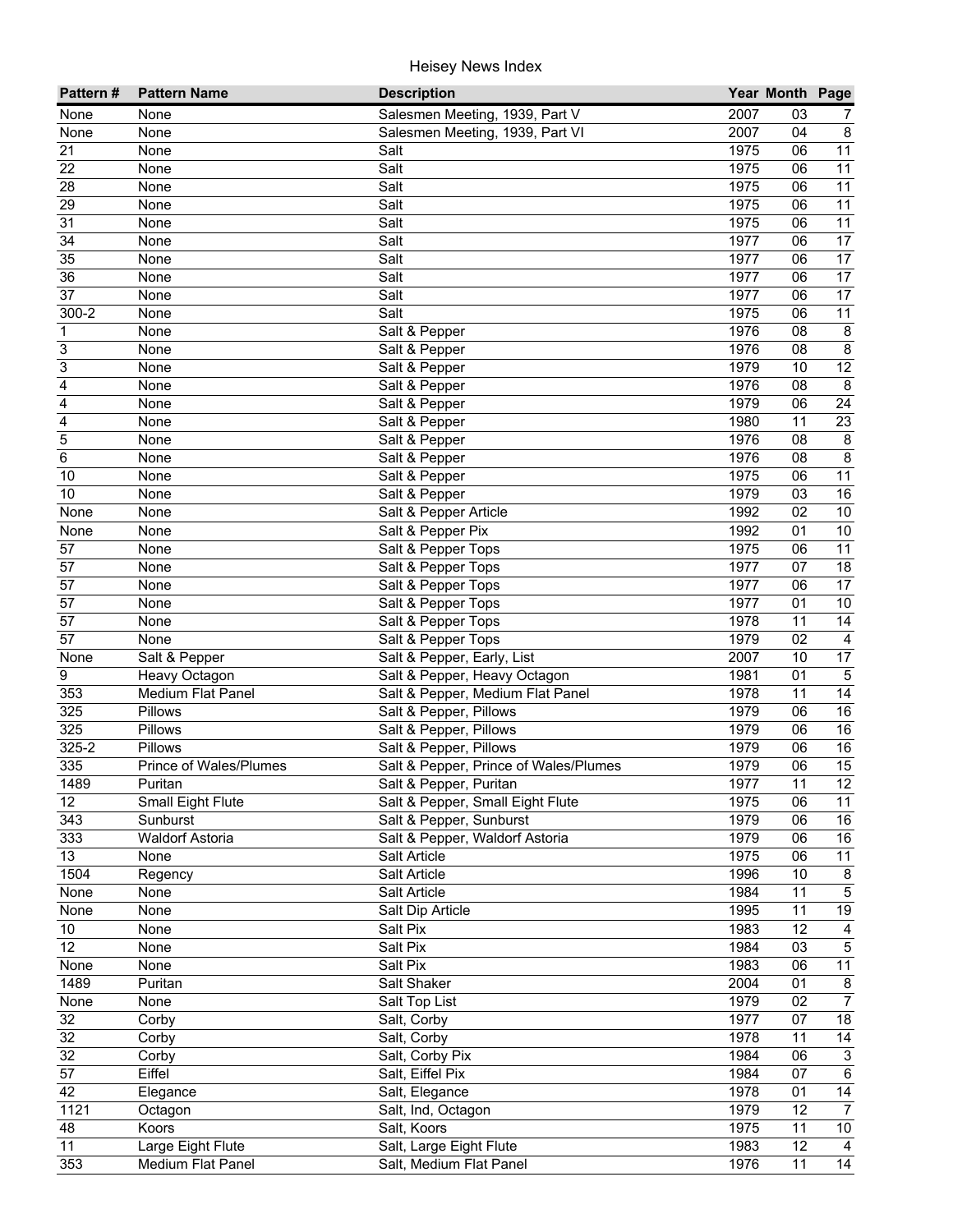# Heisey News Index

| Pattern # | Pattern Name | Description | Year | Month | Page |
|---|---|---|---|---|---|
| None | None | Salesmen Meeting, 1939, Part V | 2007 | 03 | 7 |
| None | None | Salesmen Meeting, 1939, Part VI | 2007 | 04 | 8 |
| 21 | None | Salt | 1975 | 06 | 11 |
| 22 | None | Salt | 1975 | 06 | 11 |
| 28 | None | Salt | 1975 | 06 | 11 |
| 29 | None | Salt | 1975 | 06 | 11 |
| 31 | None | Salt | 1975 | 06 | 11 |
| 34 | None | Salt | 1977 | 06 | 17 |
| 35 | None | Salt | 1977 | 06 | 17 |
| 36 | None | Salt | 1977 | 06 | 17 |
| 37 | None | Salt | 1977 | 06 | 17 |
| 300-2 | None | Salt | 1975 | 06 | 11 |
| 1 | None | Salt & Pepper | 1976 | 08 | 8 |
| 3 | None | Salt & Pepper | 1976 | 08 | 8 |
| 3 | None | Salt & Pepper | 1979 | 10 | 12 |
| 4 | None | Salt & Pepper | 1976 | 08 | 8 |
| 4 | None | Salt & Pepper | 1979 | 06 | 24 |
| 4 | None | Salt & Pepper | 1980 | 11 | 23 |
| 5 | None | Salt & Pepper | 1976 | 08 | 8 |
| 6 | None | Salt & Pepper | 1976 | 08 | 8 |
| 10 | None | Salt & Pepper | 1975 | 06 | 11 |
| 10 | None | Salt & Pepper | 1979 | 03 | 16 |
| None | None | Salt & Pepper Article | 1992 | 02 | 10 |
| None | None | Salt & Pepper Pix | 1992 | 01 | 10 |
| 57 | None | Salt & Pepper Tops | 1975 | 06 | 11 |
| 57 | None | Salt & Pepper Tops | 1977 | 07 | 18 |
| 57 | None | Salt & Pepper Tops | 1977 | 06 | 17 |
| 57 | None | Salt & Pepper Tops | 1977 | 01 | 10 |
| 57 | None | Salt & Pepper Tops | 1978 | 11 | 14 |
| 57 | None | Salt & Pepper Tops | 1979 | 02 | 4 |
| None | Salt & Pepper | Salt & Pepper, Early, List | 2007 | 10 | 17 |
| 9 | Heavy Octagon | Salt & Pepper, Heavy Octagon | 1981 | 01 | 5 |
| 353 | Medium Flat Panel | Salt & Pepper, Medium Flat Panel | 1978 | 11 | 14 |
| 325 | Pillows | Salt & Pepper, Pillows | 1979 | 06 | 16 |
| 325 | Pillows | Salt & Pepper, Pillows | 1979 | 06 | 16 |
| 325-2 | Pillows | Salt & Pepper, Pillows | 1979 | 06 | 16 |
| 335 | Prince of Wales/Plumes | Salt & Pepper, Prince of Wales/Plumes | 1979 | 06 | 15 |
| 1489 | Puritan | Salt & Pepper, Puritan | 1977 | 11 | 12 |
| 12 | Small Eight Flute | Salt & Pepper, Small Eight Flute | 1975 | 06 | 11 |
| 343 | Sunburst | Salt & Pepper, Sunburst | 1979 | 06 | 16 |
| 333 | Waldorf Astoria | Salt & Pepper, Waldorf Astoria | 1979 | 06 | 16 |
| 13 | None | Salt Article | 1975 | 06 | 11 |
| 1504 | Regency | Salt Article | 1996 | 10 | 8 |
| None | None | Salt Article | 1984 | 11 | 5 |
| None | None | Salt Dip Article | 1995 | 11 | 19 |
| 10 | None | Salt Pix | 1983 | 12 | 4 |
| 12 | None | Salt Pix | 1984 | 03 | 5 |
| None | None | Salt Pix | 1983 | 06 | 11 |
| 1489 | Puritan | Salt Shaker | 2004 | 01 | 8 |
| None | None | Salt Top List | 1979 | 02 | 7 |
| 32 | Corby | Salt, Corby | 1977 | 07 | 18 |
| 32 | Corby | Salt, Corby | 1978 | 11 | 14 |
| 32 | Corby | Salt, Corby Pix | 1984 | 06 | 3 |
| 57 | Eiffel | Salt, Eiffel Pix | 1984 | 07 | 6 |
| 42 | Elegance | Salt, Elegance | 1978 | 01 | 14 |
| 1121 | Octagon | Salt, Ind, Octagon | 1979 | 12 | 7 |
| 48 | Koors | Salt, Koors | 1975 | 11 | 10 |
| 11 | Large Eight Flute | Salt, Large Eight Flute | 1983 | 12 | 4 |
| 353 | Medium Flat Panel | Salt, Medium Flat Panel | 1976 | 11 | 14 |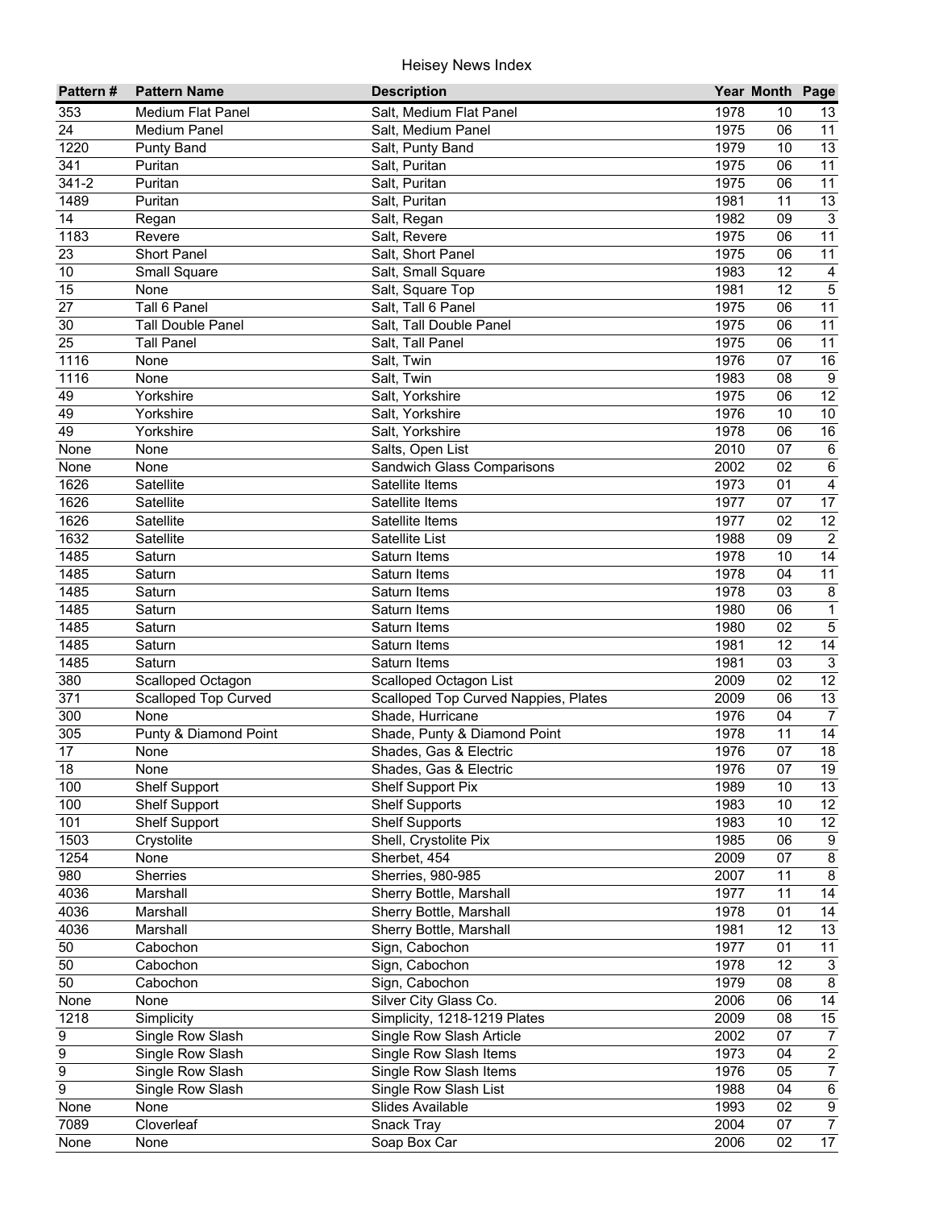# Heisey News Index

| Pattern # | Pattern Name | Description | Year | Month | Page |
|---|---|---|---|---|---|
| 353 | Medium Flat Panel | Salt, Medium Flat Panel | 1978 | 10 | 13 |
| 24 | Medium Panel | Salt, Medium Panel | 1975 | 06 | 11 |
| 1220 | Punty Band | Salt, Punty Band | 1979 | 10 | 13 |
| 341 | Puritan | Salt, Puritan | 1975 | 06 | 11 |
| 341-2 | Puritan | Salt, Puritan | 1975 | 06 | 11 |
| 1489 | Puritan | Salt, Puritan | 1981 | 11 | 13 |
| 14 | Regan | Salt, Regan | 1982 | 09 | 3 |
| 1183 | Revere | Salt, Revere | 1975 | 06 | 11 |
| 23 | Short Panel | Salt, Short Panel | 1975 | 06 | 11 |
| 10 | Small Square | Salt, Small Square | 1983 | 12 | 4 |
| 15 | None | Salt, Square Top | 1981 | 12 | 5 |
| 27 | Tall 6 Panel | Salt, Tall 6 Panel | 1975 | 06 | 11 |
| 30 | Tall Double Panel | Salt, Tall Double Panel | 1975 | 06 | 11 |
| 25 | Tall Panel | Salt, Tall Panel | 1975 | 06 | 11 |
| 1116 | None | Salt, Twin | 1976 | 07 | 16 |
| 1116 | None | Salt, Twin | 1983 | 08 | 9 |
| 49 | Yorkshire | Salt, Yorkshire | 1975 | 06 | 12 |
| 49 | Yorkshire | Salt, Yorkshire | 1976 | 10 | 10 |
| 49 | Yorkshire | Salt, Yorkshire | 1978 | 06 | 16 |
| None | None | Salts, Open List | 2010 | 07 | 6 |
| None | None | Sandwich Glass Comparisons | 2002 | 02 | 6 |
| 1626 | Satellite | Satellite Items | 1973 | 01 | 4 |
| 1626 | Satellite | Satellite Items | 1977 | 07 | 17 |
| 1626 | Satellite | Satellite Items | 1977 | 02 | 12 |
| 1632 | Satellite | Satellite List | 1988 | 09 | 2 |
| 1485 | Saturn | Saturn Items | 1978 | 10 | 14 |
| 1485 | Saturn | Saturn Items | 1978 | 04 | 11 |
| 1485 | Saturn | Saturn Items | 1978 | 03 | 8 |
| 1485 | Saturn | Saturn Items | 1980 | 06 | 1 |
| 1485 | Saturn | Saturn Items | 1980 | 02 | 5 |
| 1485 | Saturn | Saturn Items | 1981 | 12 | 14 |
| 1485 | Saturn | Saturn Items | 1981 | 03 | 3 |
| 380 | Scalloped Octagon | Scalloped Octagon List | 2009 | 02 | 12 |
| 371 | Scalloped Top Curved | Scalloped Top Curved Nappies, Plates | 2009 | 06 | 13 |
| 300 | None | Shade, Hurricane | 1976 | 04 | 7 |
| 305 | Punty & Diamond Point | Shade, Punty & Diamond Point | 1978 | 11 | 14 |
| 17 | None | Shades, Gas & Electric | 1976 | 07 | 18 |
| 18 | None | Shades, Gas & Electric | 1976 | 07 | 19 |
| 100 | Shelf Support | Shelf Support Pix | 1989 | 10 | 13 |
| 100 | Shelf Support | Shelf Supports | 1983 | 10 | 12 |
| 101 | Shelf Support | Shelf Supports | 1983 | 10 | 12 |
| 1503 | Crystolite | Shell, Crystolite Pix | 1985 | 06 | 9 |
| 1254 | None | Sherbet, 454 | 2009 | 07 | 8 |
| 980 | Sherries | Sherries, 980-985 | 2007 | 11 | 8 |
| 4036 | Marshall | Sherry Bottle, Marshall | 1977 | 11 | 14 |
| 4036 | Marshall | Sherry Bottle, Marshall | 1978 | 01 | 14 |
| 4036 | Marshall | Sherry Bottle, Marshall | 1981 | 12 | 13 |
| 50 | Cabochon | Sign, Cabochon | 1977 | 01 | 11 |
| 50 | Cabochon | Sign, Cabochon | 1978 | 12 | 3 |
| 50 | Cabochon | Sign, Cabochon | 1979 | 08 | 8 |
| None | None | Silver City Glass Co. | 2006 | 06 | 14 |
| 1218 | Simplicity | Simplicity, 1218-1219 Plates | 2009 | 08 | 15 |
| 9 | Single Row Slash | Single Row Slash Article | 2002 | 07 | 7 |
| 9 | Single Row Slash | Single Row Slash Items | 1973 | 04 | 2 |
| 9 | Single Row Slash | Single Row Slash Items | 1976 | 05 | 7 |
| 9 | Single Row Slash | Single Row Slash List | 1988 | 04 | 6 |
| None | None | Slides Available | 1993 | 02 | 9 |
| 7089 | Cloverleaf | Snack Tray | 2004 | 07 | 7 |
| None | None | Soap Box Car | 2006 | 02 | 17 |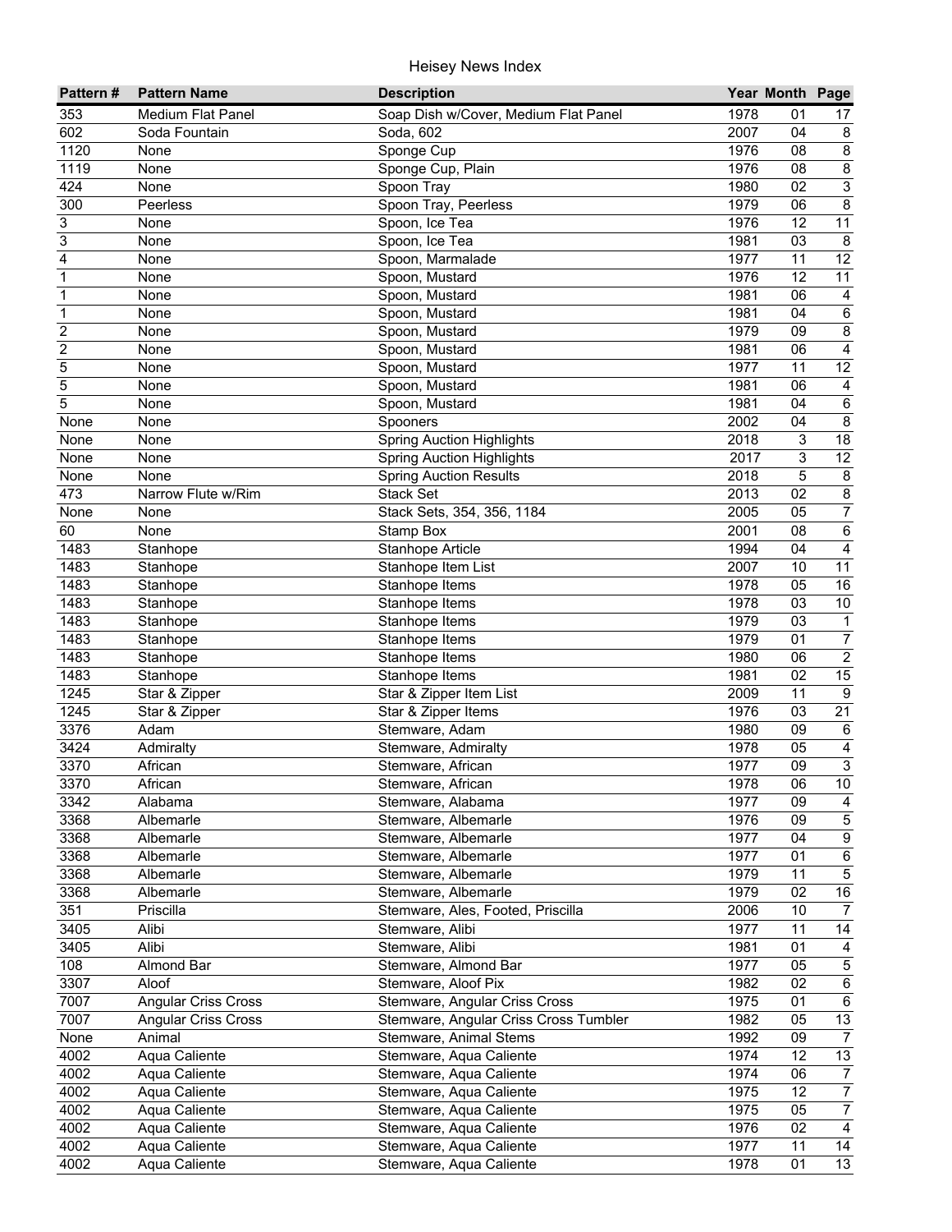| Pattern # | Pattern Name | Description | Year | Month | Page |
|---|---|---|---|---|---|
| 353 | Medium Flat Panel | Soap Dish w/Cover, Medium Flat Panel | 1978 | 01 | 17 |
| 602 | Soda Fountain | Soda, 602 | 2007 | 04 | 8 |
| 1120 | None | Sponge Cup | 1976 | 08 | 8 |
| 1119 | None | Sponge Cup, Plain | 1976 | 08 | 8 |
| 424 | None | Spoon Tray | 1980 | 02 | 3 |
| 300 | Peerless | Spoon Tray, Peerless | 1979 | 06 | 8 |
| 3 | None | Spoon, Ice Tea | 1976 | 12 | 11 |
| 3 | None | Spoon, Ice Tea | 1981 | 03 | 8 |
| 4 | None | Spoon, Marmalade | 1977 | 11 | 12 |
| 1 | None | Spoon, Mustard | 1976 | 12 | 11 |
| 1 | None | Spoon, Mustard | 1981 | 06 | 4 |
| 1 | None | Spoon, Mustard | 1981 | 04 | 6 |
| 2 | None | Spoon, Mustard | 1979 | 09 | 8 |
| 2 | None | Spoon, Mustard | 1981 | 06 | 4 |
| 5 | None | Spoon, Mustard | 1977 | 11 | 12 |
| 5 | None | Spoon, Mustard | 1981 | 06 | 4 |
| 5 | None | Spoon, Mustard | 1981 | 04 | 6 |
| None | None | Spooners | 2002 | 04 | 8 |
| None | None | Spring Auction Highlights | 2018 | 3 | 18 |
| None | None | Spring Auction Highlights | 2017 | 3 | 12 |
| None | None | Spring Auction Results | 2018 | 5 | 8 |
| 473 | Narrow Flute w/Rim | Stack Set | 2013 | 02 | 8 |
| None | None | Stack Sets, 354, 356, 1184 | 2005 | 05 | 7 |
| 60 | None | Stamp Box | 2001 | 08 | 6 |
| 1483 | Stanhope | Stanhope Article | 1994 | 04 | 4 |
| 1483 | Stanhope | Stanhope Item List | 2007 | 10 | 11 |
| 1483 | Stanhope | Stanhope Items | 1978 | 05 | 16 |
| 1483 | Stanhope | Stanhope Items | 1978 | 03 | 10 |
| 1483 | Stanhope | Stanhope Items | 1979 | 03 | 1 |
| 1483 | Stanhope | Stanhope Items | 1979 | 01 | 7 |
| 1483 | Stanhope | Stanhope Items | 1980 | 06 | 2 |
| 1483 | Stanhope | Stanhope Items | 1981 | 02 | 15 |
| 1245 | Star & Zipper | Star & Zipper Item List | 2009 | 11 | 9 |
| 1245 | Star & Zipper | Star & Zipper Items | 1976 | 03 | 21 |
| 3376 | Adam | Stemware, Adam | 1980 | 09 | 6 |
| 3424 | Admiralty | Stemware, Admiralty | 1978 | 05 | 4 |
| 3370 | African | Stemware, African | 1977 | 09 | 3 |
| 3370 | African | Stemware, African | 1978 | 06 | 10 |
| 3342 | Alabama | Stemware, Alabama | 1977 | 09 | 4 |
| 3368 | Albemarle | Stemware, Albemarle | 1976 | 09 | 5 |
| 3368 | Albemarle | Stemware, Albemarle | 1977 | 04 | 9 |
| 3368 | Albemarle | Stemware, Albemarle | 1977 | 01 | 6 |
| 3368 | Albemarle | Stemware, Albemarle | 1979 | 11 | 5 |
| 3368 | Albemarle | Stemware, Albemarle | 1979 | 02 | 16 |
| 351 | Priscilla | Stemware, Ales, Footed, Priscilla | 2006 | 10 | 7 |
| 3405 | Alibi | Stemware, Alibi | 1977 | 11 | 14 |
| 3405 | Alibi | Stemware, Alibi | 1981 | 01 | 4 |
| 108 | Almond Bar | Stemware, Almond Bar | 1977 | 05 | 5 |
| 3307 | Aloof | Stemware, Aloof Pix | 1982 | 02 | 6 |
| 7007 | Angular Criss Cross | Stemware, Angular Criss Cross | 1975 | 01 | 6 |
| 7007 | Angular Criss Cross | Stemware, Angular Criss Cross Tumbler | 1982 | 05 | 13 |
| None | Animal | Stemware, Animal Stems | 1992 | 09 | 7 |
| 4002 | Aqua Caliente | Stemware, Aqua Caliente | 1974 | 12 | 13 |
| 4002 | Aqua Caliente | Stemware, Aqua Caliente | 1974 | 06 | 7 |
| 4002 | Aqua Caliente | Stemware, Aqua Caliente | 1975 | 12 | 7 |
| 4002 | Aqua Caliente | Stemware, Aqua Caliente | 1975 | 05 | 7 |
| 4002 | Aqua Caliente | Stemware, Aqua Caliente | 1976 | 02 | 4 |
| 4002 | Aqua Caliente | Stemware, Aqua Caliente | 1977 | 11 | 14 |
| 4002 | Aqua Caliente | Stemware, Aqua Caliente | 1978 | 01 | 13 |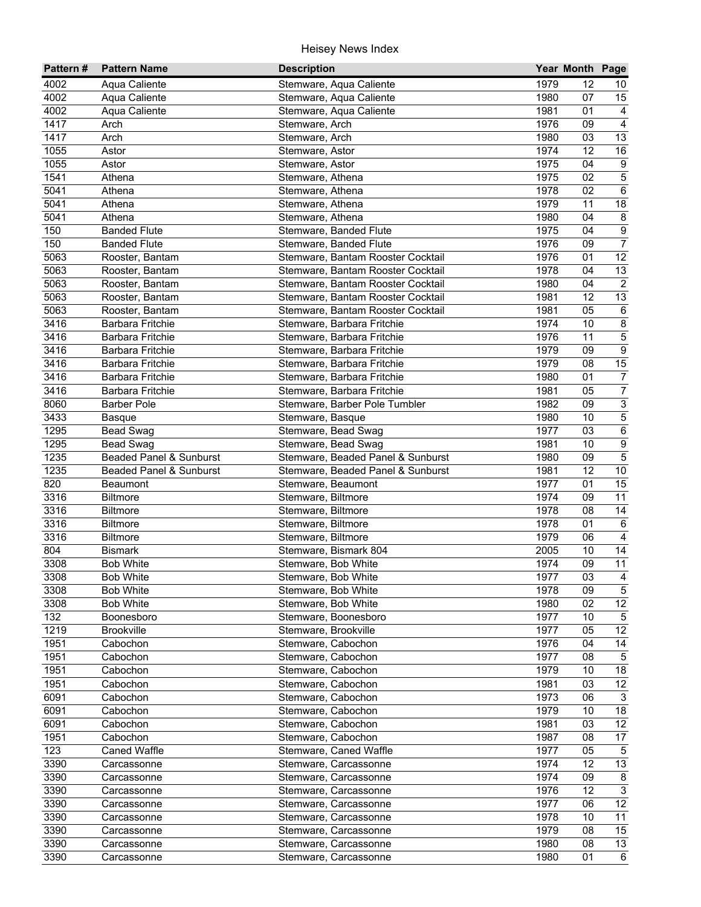# Heisey News Index

| Pattern # | Pattern Name | Description | Year | Month | Page |
|---|---|---|---|---|---|
| 4002 | Aqua Caliente | Stemware, Aqua Caliente | 1979 | 12 | 10 |
| 4002 | Aqua Caliente | Stemware, Aqua Caliente | 1980 | 07 | 15 |
| 4002 | Aqua Caliente | Stemware, Aqua Caliente | 1981 | 01 | 4 |
| 1417 | Arch | Stemware, Arch | 1976 | 09 | 4 |
| 1417 | Arch | Stemware, Arch | 1980 | 03 | 13 |
| 1055 | Astor | Stemware, Astor | 1974 | 12 | 16 |
| 1055 | Astor | Stemware, Astor | 1975 | 04 | 9 |
| 1541 | Athena | Stemware, Athena | 1975 | 02 | 5 |
| 5041 | Athena | Stemware, Athena | 1978 | 02 | 6 |
| 5041 | Athena | Stemware, Athena | 1979 | 11 | 18 |
| 5041 | Athena | Stemware, Athena | 1980 | 04 | 8 |
| 150 | Banded Flute | Stemware, Banded Flute | 1975 | 04 | 9 |
| 150 | Banded Flute | Stemware, Banded Flute | 1976 | 09 | 7 |
| 5063 | Rooster, Bantam | Stemware, Bantam Rooster Cocktail | 1976 | 01 | 12 |
| 5063 | Rooster, Bantam | Stemware, Bantam Rooster Cocktail | 1978 | 04 | 13 |
| 5063 | Rooster, Bantam | Stemware, Bantam Rooster Cocktail | 1980 | 04 | 2 |
| 5063 | Rooster, Bantam | Stemware, Bantam Rooster Cocktail | 1981 | 12 | 13 |
| 5063 | Rooster, Bantam | Stemware, Bantam Rooster Cocktail | 1981 | 05 | 6 |
| 3416 | Barbara Fritchie | Stemware, Barbara Fritchie | 1974 | 10 | 8 |
| 3416 | Barbara Fritchie | Stemware, Barbara Fritchie | 1976 | 11 | 5 |
| 3416 | Barbara Fritchie | Stemware, Barbara Fritchie | 1979 | 09 | 9 |
| 3416 | Barbara Fritchie | Stemware, Barbara Fritchie | 1979 | 08 | 15 |
| 3416 | Barbara Fritchie | Stemware, Barbara Fritchie | 1980 | 01 | 7 |
| 3416 | Barbara Fritchie | Stemware, Barbara Fritchie | 1981 | 05 | 7 |
| 8060 | Barber Pole | Stemware, Barber Pole Tumbler | 1982 | 09 | 3 |
| 3433 | Basque | Stemware, Basque | 1980 | 10 | 5 |
| 1295 | Bead Swag | Stemware, Bead Swag | 1977 | 03 | 6 |
| 1295 | Bead Swag | Stemware, Bead Swag | 1981 | 10 | 9 |
| 1235 | Beaded Panel & Sunburst | Stemware, Beaded Panel & Sunburst | 1980 | 09 | 5 |
| 1235 | Beaded Panel & Sunburst | Stemware, Beaded Panel & Sunburst | 1981 | 12 | 10 |
| 820 | Beaumont | Stemware, Beaumont | 1977 | 01 | 15 |
| 3316 | Biltmore | Stemware, Biltmore | 1974 | 09 | 11 |
| 3316 | Biltmore | Stemware, Biltmore | 1978 | 08 | 14 |
| 3316 | Biltmore | Stemware, Biltmore | 1978 | 01 | 6 |
| 3316 | Biltmore | Stemware, Biltmore | 1979 | 06 | 4 |
| 804 | Bismark | Stemware, Bismark 804 | 2005 | 10 | 14 |
| 3308 | Bob White | Stemware, Bob White | 1974 | 09 | 11 |
| 3308 | Bob White | Stemware, Bob White | 1977 | 03 | 4 |
| 3308 | Bob White | Stemware, Bob White | 1978 | 09 | 5 |
| 3308 | Bob White | Stemware, Bob White | 1980 | 02 | 12 |
| 132 | Boonesboro | Stemware, Boonesboro | 1977 | 10 | 5 |
| 1219 | Brookville | Stemware, Brookville | 1977 | 05 | 12 |
| 1951 | Cabochon | Stemware, Cabochon | 1976 | 04 | 14 |
| 1951 | Cabochon | Stemware, Cabochon | 1977 | 08 | 5 |
| 1951 | Cabochon | Stemware, Cabochon | 1979 | 10 | 18 |
| 1951 | Cabochon | Stemware, Cabochon | 1981 | 03 | 12 |
| 6091 | Cabochon | Stemware, Cabochon | 1973 | 06 | 3 |
| 6091 | Cabochon | Stemware, Cabochon | 1979 | 10 | 18 |
| 6091 | Cabochon | Stemware, Cabochon | 1981 | 03 | 12 |
| 1951 | Cabochon | Stemware, Cabochon | 1987 | 08 | 17 |
| 123 | Caned Waffle | Stemware, Caned Waffle | 1977 | 05 | 5 |
| 3390 | Carcassonne | Stemware, Carcassonne | 1974 | 12 | 13 |
| 3390 | Carcassonne | Stemware, Carcassonne | 1974 | 09 | 8 |
| 3390 | Carcassonne | Stemware, Carcassonne | 1976 | 12 | 3 |
| 3390 | Carcassonne | Stemware, Carcassonne | 1977 | 06 | 12 |
| 3390 | Carcassonne | Stemware, Carcassonne | 1978 | 10 | 11 |
| 3390 | Carcassonne | Stemware, Carcassonne | 1979 | 08 | 15 |
| 3390 | Carcassonne | Stemware, Carcassonne | 1980 | 08 | 13 |
| 3390 | Carcassonne | Stemware, Carcassonne | 1980 | 01 | 6 |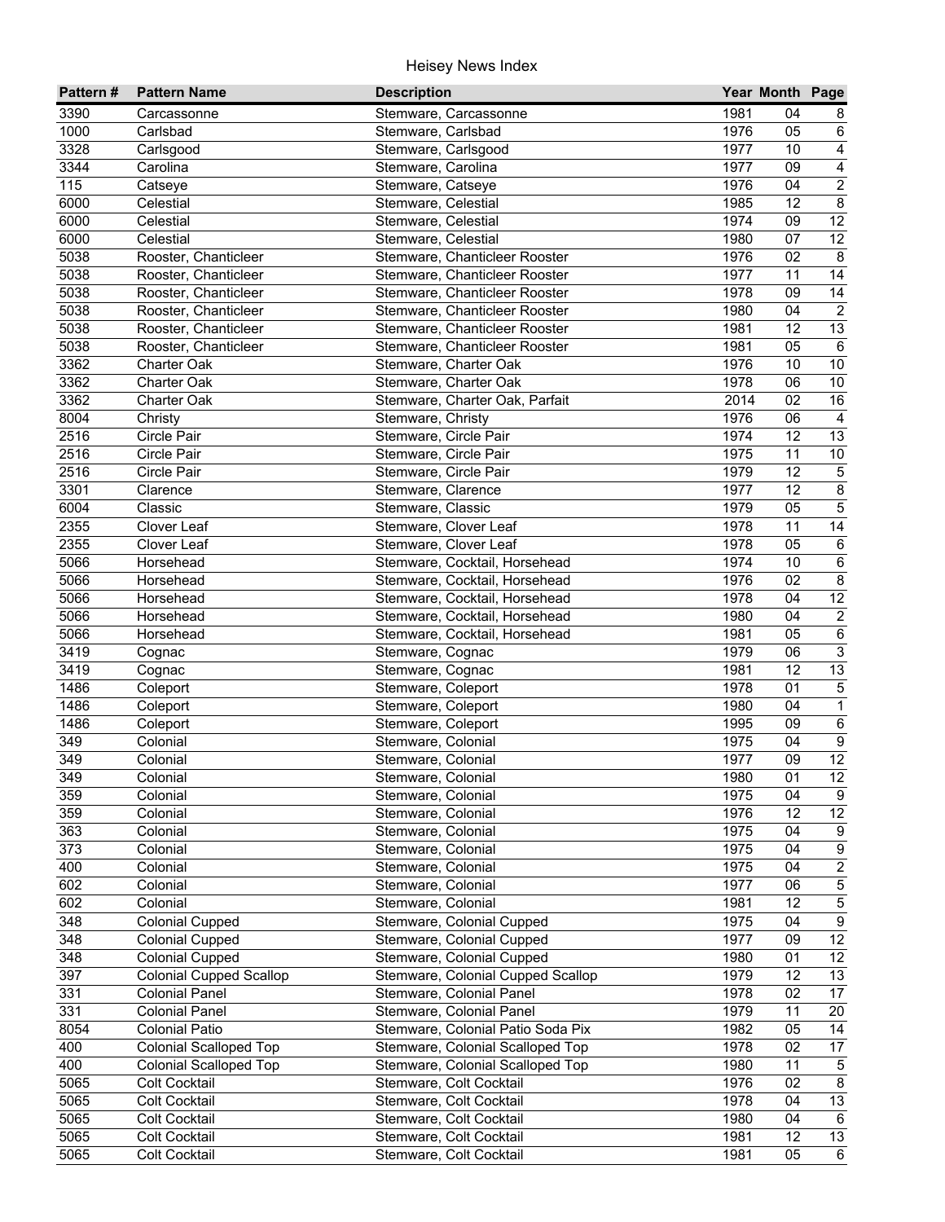| Pattern # | Pattern Name | Description | Year | Month | Page |
|---|---|---|---|---|---|
| 3390 | Carcassonne | Stemware, Carcassonne | 1981 | 04 | 8 |
| 1000 | Carlsbad | Stemware, Carlsbad | 1976 | 05 | 6 |
| 3328 | Carlsgood | Stemware, Carlsgood | 1977 | 10 | 4 |
| 3344 | Carolina | Stemware, Carolina | 1977 | 09 | 4 |
| 115 | Catseye | Stemware, Catseye | 1976 | 04 | 2 |
| 6000 | Celestial | Stemware, Celestial | 1985 | 12 | 8 |
| 6000 | Celestial | Stemware, Celestial | 1974 | 09 | 12 |
| 6000 | Celestial | Stemware, Celestial | 1980 | 07 | 12 |
| 5038 | Rooster, Chanticleer | Stemware, Chanticleer Rooster | 1976 | 02 | 8 |
| 5038 | Rooster, Chanticleer | Stemware, Chanticleer Rooster | 1977 | 11 | 14 |
| 5038 | Rooster, Chanticleer | Stemware, Chanticleer Rooster | 1978 | 09 | 14 |
| 5038 | Rooster, Chanticleer | Stemware, Chanticleer Rooster | 1980 | 04 | 2 |
| 5038 | Rooster, Chanticleer | Stemware, Chanticleer Rooster | 1981 | 12 | 13 |
| 5038 | Rooster, Chanticleer | Stemware, Chanticleer Rooster | 1981 | 05 | 6 |
| 3362 | Charter Oak | Stemware, Charter Oak | 1976 | 10 | 10 |
| 3362 | Charter Oak | Stemware, Charter Oak | 1978 | 06 | 10 |
| 3362 | Charter Oak | Stemware, Charter Oak, Parfait | 2014 | 02 | 16 |
| 8004 | Christy | Stemware, Christy | 1976 | 06 | 4 |
| 2516 | Circle Pair | Stemware, Circle Pair | 1974 | 12 | 13 |
| 2516 | Circle Pair | Stemware, Circle Pair | 1975 | 11 | 10 |
| 2516 | Circle Pair | Stemware, Circle Pair | 1979 | 12 | 5 |
| 3301 | Clarence | Stemware, Clarence | 1977 | 12 | 8 |
| 6004 | Classic | Stemware, Classic | 1979 | 05 | 5 |
| 2355 | Clover Leaf | Stemware, Clover Leaf | 1978 | 11 | 14 |
| 2355 | Clover Leaf | Stemware, Clover Leaf | 1978 | 05 | 6 |
| 5066 | Horsehead | Stemware, Cocktail, Horsehead | 1974 | 10 | 6 |
| 5066 | Horsehead | Stemware, Cocktail, Horsehead | 1976 | 02 | 8 |
| 5066 | Horsehead | Stemware, Cocktail, Horsehead | 1978 | 04 | 12 |
| 5066 | Horsehead | Stemware, Cocktail, Horsehead | 1980 | 04 | 2 |
| 5066 | Horsehead | Stemware, Cocktail, Horsehead | 1981 | 05 | 6 |
| 3419 | Cognac | Stemware, Cognac | 1979 | 06 | 3 |
| 3419 | Cognac | Stemware, Cognac | 1981 | 12 | 13 |
| 1486 | Coleport | Stemware, Coleport | 1978 | 01 | 5 |
| 1486 | Coleport | Stemware, Coleport | 1980 | 04 | 1 |
| 1486 | Coleport | Stemware, Coleport | 1995 | 09 | 6 |
| 349 | Colonial | Stemware, Colonial | 1975 | 04 | 9 |
| 349 | Colonial | Stemware, Colonial | 1977 | 09 | 12 |
| 349 | Colonial | Stemware, Colonial | 1980 | 01 | 12 |
| 359 | Colonial | Stemware, Colonial | 1975 | 04 | 9 |
| 359 | Colonial | Stemware, Colonial | 1976 | 12 | 12 |
| 363 | Colonial | Stemware, Colonial | 1975 | 04 | 9 |
| 373 | Colonial | Stemware, Colonial | 1975 | 04 | 9 |
| 400 | Colonial | Stemware, Colonial | 1975 | 04 | 2 |
| 602 | Colonial | Stemware, Colonial | 1977 | 06 | 5 |
| 602 | Colonial | Stemware, Colonial | 1981 | 12 | 5 |
| 348 | Colonial Cupped | Stemware, Colonial Cupped | 1975 | 04 | 9 |
| 348 | Colonial Cupped | Stemware, Colonial Cupped | 1977 | 09 | 12 |
| 348 | Colonial Cupped | Stemware, Colonial Cupped | 1980 | 01 | 12 |
| 397 | Colonial Cupped Scallop | Stemware, Colonial Cupped Scallop | 1979 | 12 | 13 |
| 331 | Colonial Panel | Stemware, Colonial Panel | 1978 | 02 | 17 |
| 331 | Colonial Panel | Stemware, Colonial Panel | 1979 | 11 | 20 |
| 8054 | Colonial Patio | Stemware, Colonial Patio Soda Pix | 1982 | 05 | 14 |
| 400 | Colonial Scalloped Top | Stemware, Colonial Scalloped Top | 1978 | 02 | 17 |
| 400 | Colonial Scalloped Top | Stemware, Colonial Scalloped Top | 1980 | 11 | 5 |
| 5065 | Colt Cocktail | Stemware, Colt Cocktail | 1976 | 02 | 8 |
| 5065 | Colt Cocktail | Stemware, Colt Cocktail | 1978 | 04 | 13 |
| 5065 | Colt Cocktail | Stemware, Colt Cocktail | 1980 | 04 | 6 |
| 5065 | Colt Cocktail | Stemware, Colt Cocktail | 1981 | 12 | 13 |
| 5065 | Colt Cocktail | Stemware, Colt Cocktail | 1981 | 05 | 6 |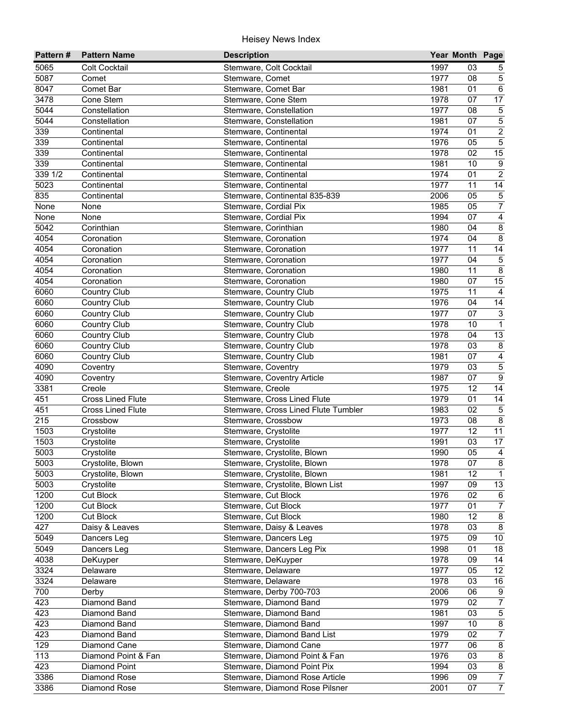# Heisey News Index

| Pattern # | Pattern Name | Description | Year | Month | Page |
|---|---|---|---|---|---|
| 5065 | Colt Cocktail | Stemware, Colt Cocktail | 1997 | 03 | 5 |
| 5087 | Comet | Stemware, Comet | 1977 | 08 | 5 |
| 8047 | Comet Bar | Stemware, Comet Bar | 1981 | 01 | 6 |
| 3478 | Cone Stem | Stemware, Cone Stem | 1978 | 07 | 17 |
| 5044 | Constellation | Stemware, Constellation | 1977 | 08 | 5 |
| 5044 | Constellation | Stemware, Constellation | 1981 | 07 | 5 |
| 339 | Continental | Stemware, Continental | 1974 | 01 | 2 |
| 339 | Continental | Stemware, Continental | 1976 | 05 | 5 |
| 339 | Continental | Stemware, Continental | 1978 | 02 | 15 |
| 339 | Continental | Stemware, Continental | 1981 | 10 | 9 |
| 339 1/2 | Continental | Stemware, Continental | 1974 | 01 | 2 |
| 5023 | Continental | Stemware, Continental | 1977 | 11 | 14 |
| 835 | Continental | Stemware, Continental 835-839 | 2006 | 05 | 5 |
| None | None | Stemware, Cordial Pix | 1985 | 05 | 7 |
| None | None | Stemware, Cordial Pix | 1994 | 07 | 4 |
| 5042 | Corinthian | Stemware, Corinthian | 1980 | 04 | 8 |
| 4054 | Coronation | Stemware, Coronation | 1974 | 04 | 8 |
| 4054 | Coronation | Stemware, Coronation | 1977 | 11 | 14 |
| 4054 | Coronation | Stemware, Coronation | 1977 | 04 | 5 |
| 4054 | Coronation | Stemware, Coronation | 1980 | 11 | 8 |
| 4054 | Coronation | Stemware, Coronation | 1980 | 07 | 15 |
| 6060 | Country Club | Stemware, Country Club | 1975 | 11 | 4 |
| 6060 | Country Club | Stemware, Country Club | 1976 | 04 | 14 |
| 6060 | Country Club | Stemware, Country Club | 1977 | 07 | 3 |
| 6060 | Country Club | Stemware, Country Club | 1978 | 10 | 1 |
| 6060 | Country Club | Stemware, Country Club | 1978 | 04 | 13 |
| 6060 | Country Club | Stemware, Country Club | 1978 | 03 | 8 |
| 6060 | Country Club | Stemware, Country Club | 1981 | 07 | 4 |
| 4090 | Coventry | Stemware, Coventry | 1979 | 03 | 5 |
| 4090 | Coventry | Stemware, Coventry Article | 1987 | 07 | 9 |
| 3381 | Creole | Stemware, Creole | 1975 | 12 | 14 |
| 451 | Cross Lined Flute | Stemware, Cross Lined Flute | 1979 | 01 | 14 |
| 451 | Cross Lined Flute | Stemware, Cross Lined Flute Tumbler | 1983 | 02 | 5 |
| 215 | Crossbow | Stemware, Crossbow | 1973 | 08 | 8 |
| 1503 | Crystolite | Stemware, Crystolite | 1977 | 12 | 11 |
| 1503 | Crystolite | Stemware, Crystolite | 1991 | 03 | 17 |
| 5003 | Crystolite | Stemware, Crystolite, Blown | 1990 | 05 | 4 |
| 5003 | Crystolite, Blown | Stemware, Crystolite, Blown | 1978 | 07 | 8 |
| 5003 | Crystolite, Blown | Stemware, Crystolite, Blown | 1981 | 12 | 1 |
| 5003 | Crystolite | Stemware, Crystolite, Blown List | 1997 | 09 | 13 |
| 1200 | Cut Block | Stemware, Cut Block | 1976 | 02 | 6 |
| 1200 | Cut Block | Stemware, Cut Block | 1977 | 01 | 7 |
| 1200 | Cut Block | Stemware, Cut Block | 1980 | 12 | 8 |
| 427 | Daisy & Leaves | Stemware, Daisy & Leaves | 1978 | 03 | 8 |
| 5049 | Dancers Leg | Stemware, Dancers Leg | 1975 | 09 | 10 |
| 5049 | Dancers Leg | Stemware, Dancers Leg Pix | 1998 | 01 | 18 |
| 4038 | DeKuyper | Stemware, DeKuyper | 1978 | 09 | 14 |
| 3324 | Delaware | Stemware, Delaware | 1977 | 05 | 12 |
| 3324 | Delaware | Stemware, Delaware | 1978 | 03 | 16 |
| 700 | Derby | Stemware, Derby 700-703 | 2006 | 06 | 9 |
| 423 | Diamond Band | Stemware, Diamond Band | 1979 | 02 | 7 |
| 423 | Diamond Band | Stemware, Diamond Band | 1981 | 03 | 5 |
| 423 | Diamond Band | Stemware, Diamond Band | 1997 | 10 | 8 |
| 423 | Diamond Band | Stemware, Diamond Band List | 1979 | 02 | 7 |
| 129 | Diamond Cane | Stemware, Diamond Cane | 1977 | 06 | 8 |
| 113 | Diamond Point & Fan | Stemware, Diamond Point & Fan | 1976 | 03 | 8 |
| 423 | Diamond Point | Stemware, Diamond Point Pix | 1994 | 03 | 8 |
| 3386 | Diamond Rose | Stemware, Diamond Rose Article | 1996 | 09 | 7 |
| 3386 | Diamond Rose | Stemware, Diamond Rose Pilsner | 2001 | 07 | 7 |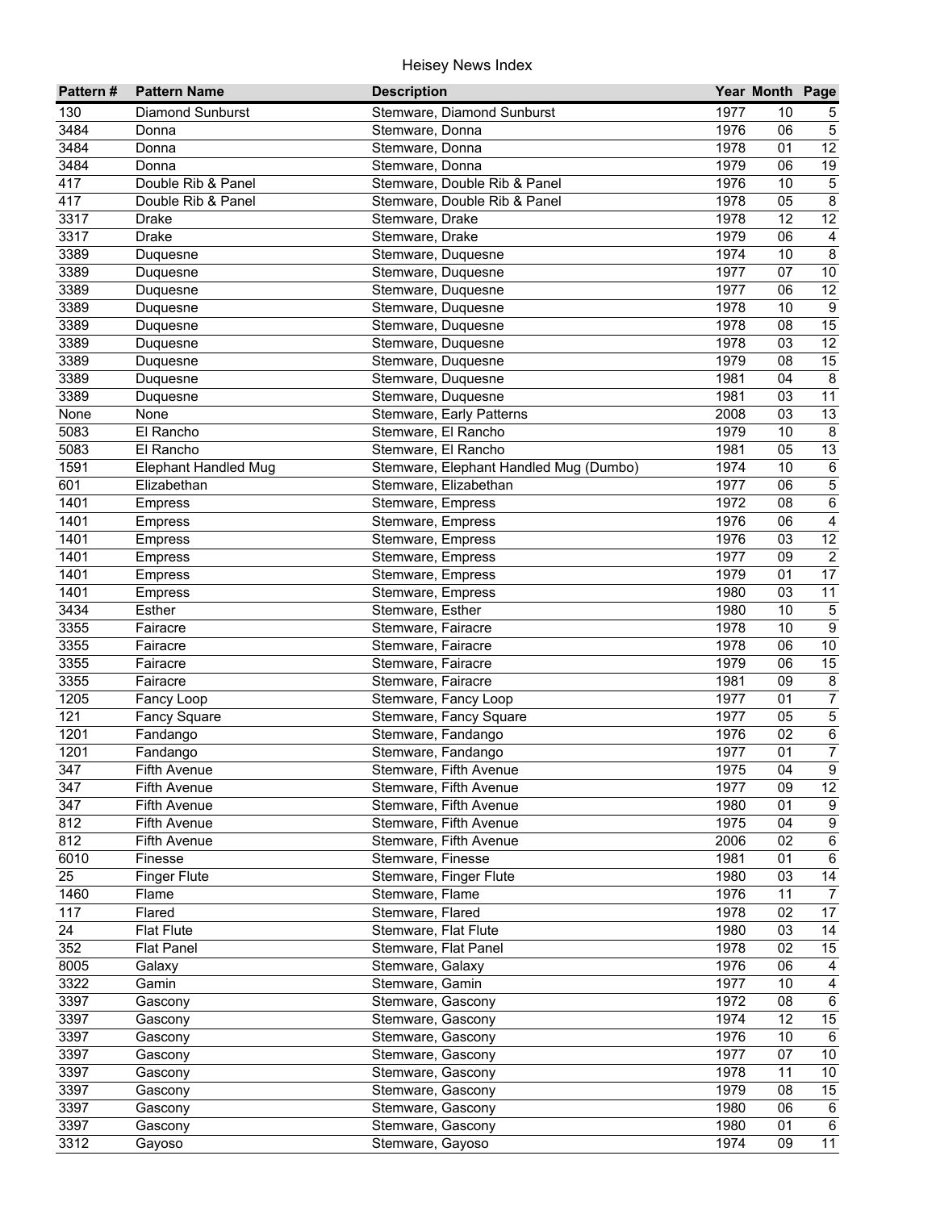# Heisey News Index

| Pattern # | Pattern Name | Description | Year | Month | Page |
|---|---|---|---|---|---|
| 130 | Diamond Sunburst | Stemware, Diamond Sunburst | 1977 | 10 | 5 |
| 3484 | Donna | Stemware, Donna | 1976 | 06 | 5 |
| 3484 | Donna | Stemware, Donna | 1978 | 01 | 12 |
| 3484 | Donna | Stemware, Donna | 1979 | 06 | 19 |
| 417 | Double Rib & Panel | Stemware, Double Rib & Panel | 1976 | 10 | 5 |
| 417 | Double Rib & Panel | Stemware, Double Rib & Panel | 1978 | 05 | 8 |
| 3317 | Drake | Stemware, Drake | 1978 | 12 | 12 |
| 3317 | Drake | Stemware, Drake | 1979 | 06 | 4 |
| 3389 | Duquesne | Stemware, Duquesne | 1974 | 10 | 8 |
| 3389 | Duquesne | Stemware, Duquesne | 1977 | 07 | 10 |
| 3389 | Duquesne | Stemware, Duquesne | 1977 | 06 | 12 |
| 3389 | Duquesne | Stemware, Duquesne | 1978 | 10 | 9 |
| 3389 | Duquesne | Stemware, Duquesne | 1978 | 08 | 15 |
| 3389 | Duquesne | Stemware, Duquesne | 1978 | 03 | 12 |
| 3389 | Duquesne | Stemware, Duquesne | 1979 | 08 | 15 |
| 3389 | Duquesne | Stemware, Duquesne | 1981 | 04 | 8 |
| 3389 | Duquesne | Stemware, Duquesne | 1981 | 03 | 11 |
| None | None | Stemware, Early Patterns | 2008 | 03 | 13 |
| 5083 | El Rancho | Stemware, El Rancho | 1979 | 10 | 8 |
| 5083 | El Rancho | Stemware, El Rancho | 1981 | 05 | 13 |
| 1591 | Elephant Handled Mug | Stemware, Elephant Handled Mug (Dumbo) | 1974 | 10 | 6 |
| 601 | Elizabethan | Stemware, Elizabethan | 1977 | 06 | 5 |
| 1401 | Empress | Stemware, Empress | 1972 | 08 | 6 |
| 1401 | Empress | Stemware, Empress | 1976 | 06 | 4 |
| 1401 | Empress | Stemware, Empress | 1976 | 03 | 12 |
| 1401 | Empress | Stemware, Empress | 1977 | 09 | 2 |
| 1401 | Empress | Stemware, Empress | 1979 | 01 | 17 |
| 1401 | Empress | Stemware, Empress | 1980 | 03 | 11 |
| 3434 | Esther | Stemware, Esther | 1980 | 10 | 5 |
| 3355 | Fairacre | Stemware, Fairacre | 1978 | 10 | 9 |
| 3355 | Fairacre | Stemware, Fairacre | 1978 | 06 | 10 |
| 3355 | Fairacre | Stemware, Fairacre | 1979 | 06 | 15 |
| 3355 | Fairacre | Stemware, Fairacre | 1981 | 09 | 8 |
| 1205 | Fancy Loop | Stemware, Fancy Loop | 1977 | 01 | 7 |
| 121 | Fancy Square | Stemware, Fancy Square | 1977 | 05 | 5 |
| 1201 | Fandango | Stemware, Fandango | 1976 | 02 | 6 |
| 1201 | Fandango | Stemware, Fandango | 1977 | 01 | 7 |
| 347 | Fifth Avenue | Stemware, Fifth Avenue | 1975 | 04 | 9 |
| 347 | Fifth Avenue | Stemware, Fifth Avenue | 1977 | 09 | 12 |
| 347 | Fifth Avenue | Stemware, Fifth Avenue | 1980 | 01 | 9 |
| 812 | Fifth Avenue | Stemware, Fifth Avenue | 1975 | 04 | 9 |
| 812 | Fifth Avenue | Stemware, Fifth Avenue | 2006 | 02 | 6 |
| 6010 | Finesse | Stemware, Finesse | 1981 | 01 | 6 |
| 25 | Finger Flute | Stemware, Finger Flute | 1980 | 03 | 14 |
| 1460 | Flame | Stemware, Flame | 1976 | 11 | 7 |
| 117 | Flared | Stemware, Flared | 1978 | 02 | 17 |
| 24 | Flat Flute | Stemware, Flat Flute | 1980 | 03 | 14 |
| 352 | Flat Panel | Stemware, Flat Panel | 1978 | 02 | 15 |
| 8005 | Galaxy | Stemware, Galaxy | 1976 | 06 | 4 |
| 3322 | Gamin | Stemware, Gamin | 1977 | 10 | 4 |
| 3397 | Gascony | Stemware, Gascony | 1972 | 08 | 6 |
| 3397 | Gascony | Stemware, Gascony | 1974 | 12 | 15 |
| 3397 | Gascony | Stemware, Gascony | 1976 | 10 | 6 |
| 3397 | Gascony | Stemware, Gascony | 1977 | 07 | 10 |
| 3397 | Gascony | Stemware, Gascony | 1978 | 11 | 10 |
| 3397 | Gascony | Stemware, Gascony | 1979 | 08 | 15 |
| 3397 | Gascony | Stemware, Gascony | 1980 | 06 | 6 |
| 3397 | Gascony | Stemware, Gascony | 1980 | 01 | 6 |
| 3312 | Gayoso | Stemware, Gayoso | 1974 | 09 | 11 |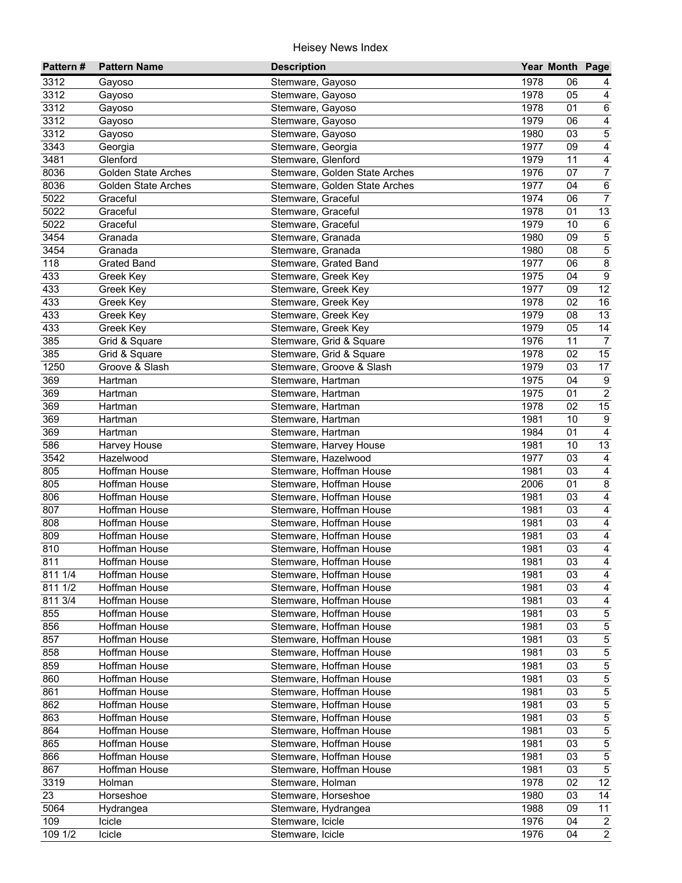# Heisey News Index

| Pattern # | Pattern Name | Description | Year | Month | Page |
|---|---|---|---|---|---|
| 3312 | Gayoso | Stemware, Gayoso | 1978 | 06 | 4 |
| 3312 | Gayoso | Stemware, Gayoso | 1978 | 05 | 4 |
| 3312 | Gayoso | Stemware, Gayoso | 1978 | 01 | 6 |
| 3312 | Gayoso | Stemware, Gayoso | 1979 | 06 | 4 |
| 3312 | Gayoso | Stemware, Gayoso | 1980 | 03 | 5 |
| 3343 | Georgia | Stemware, Georgia | 1977 | 09 | 4 |
| 3481 | Glenford | Stemware, Glenford | 1979 | 11 | 4 |
| 8036 | Golden State Arches | Stemware, Golden State Arches | 1976 | 07 | 7 |
| 8036 | Golden State Arches | Stemware, Golden State Arches | 1977 | 04 | 6 |
| 5022 | Graceful | Stemware, Graceful | 1974 | 06 | 7 |
| 5022 | Graceful | Stemware, Graceful | 1978 | 01 | 13 |
| 5022 | Graceful | Stemware, Graceful | 1979 | 10 | 6 |
| 3454 | Granada | Stemware, Granada | 1980 | 09 | 5 |
| 3454 | Granada | Stemware, Granada | 1980 | 08 | 5 |
| 118 | Grated Band | Stemware, Grated Band | 1977 | 06 | 8 |
| 433 | Greek Key | Stemware, Greek Key | 1975 | 04 | 9 |
| 433 | Greek Key | Stemware, Greek Key | 1977 | 09 | 12 |
| 433 | Greek Key | Stemware, Greek Key | 1978 | 02 | 16 |
| 433 | Greek Key | Stemware, Greek Key | 1979 | 08 | 13 |
| 433 | Greek Key | Stemware, Greek Key | 1979 | 05 | 14 |
| 385 | Grid & Square | Stemware, Grid & Square | 1976 | 11 | 7 |
| 385 | Grid & Square | Stemware, Grid & Square | 1978 | 02 | 15 |
| 1250 | Groove & Slash | Stemware, Groove & Slash | 1979 | 03 | 17 |
| 369 | Hartman | Stemware, Hartman | 1975 | 04 | 9 |
| 369 | Hartman | Stemware, Hartman | 1975 | 01 | 2 |
| 369 | Hartman | Stemware, Hartman | 1978 | 02 | 15 |
| 369 | Hartman | Stemware, Hartman | 1981 | 10 | 9 |
| 369 | Hartman | Stemware, Hartman | 1984 | 01 | 4 |
| 586 | Harvey House | Stemware, Harvey House | 1981 | 10 | 13 |
| 3542 | Hazelwood | Stemware, Hazelwood | 1977 | 03 | 4 |
| 805 | Hoffman House | Stemware, Hoffman House | 1981 | 03 | 4 |
| 805 | Hoffman House | Stemware, Hoffman House | 2006 | 01 | 8 |
| 806 | Hoffman House | Stemware, Hoffman House | 1981 | 03 | 4 |
| 807 | Hoffman House | Stemware, Hoffman House | 1981 | 03 | 4 |
| 808 | Hoffman House | Stemware, Hoffman House | 1981 | 03 | 4 |
| 809 | Hoffman House | Stemware, Hoffman House | 1981 | 03 | 4 |
| 810 | Hoffman House | Stemware, Hoffman House | 1981 | 03 | 4 |
| 811 | Hoffman House | Stemware, Hoffman House | 1981 | 03 | 4 |
| 811 1/4 | Hoffman House | Stemware, Hoffman House | 1981 | 03 | 4 |
| 811 1/2 | Hoffman House | Stemware, Hoffman House | 1981 | 03 | 4 |
| 811 3/4 | Hoffman House | Stemware, Hoffman House | 1981 | 03 | 4 |
| 855 | Hoffman House | Stemware, Hoffman House | 1981 | 03 | 5 |
| 856 | Hoffman House | Stemware, Hoffman House | 1981 | 03 | 5 |
| 857 | Hoffman House | Stemware, Hoffman House | 1981 | 03 | 5 |
| 858 | Hoffman House | Stemware, Hoffman House | 1981 | 03 | 5 |
| 859 | Hoffman House | Stemware, Hoffman House | 1981 | 03 | 5 |
| 860 | Hoffman House | Stemware, Hoffman House | 1981 | 03 | 5 |
| 861 | Hoffman House | Stemware, Hoffman House | 1981 | 03 | 5 |
| 862 | Hoffman House | Stemware, Hoffman House | 1981 | 03 | 5 |
| 863 | Hoffman House | Stemware, Hoffman House | 1981 | 03 | 5 |
| 864 | Hoffman House | Stemware, Hoffman House | 1981 | 03 | 5 |
| 865 | Hoffman House | Stemware, Hoffman House | 1981 | 03 | 5 |
| 866 | Hoffman House | Stemware, Hoffman House | 1981 | 03 | 5 |
| 867 | Hoffman House | Stemware, Hoffman House | 1981 | 03 | 5 |
| 3319 | Holman | Stemware, Holman | 1978 | 02 | 12 |
| 23 | Horseshoe | Stemware, Horseshoe | 1980 | 03 | 14 |
| 5064 | Hydrangea | Stemware, Hydrangea | 1988 | 09 | 11 |
| 109 | Icicle | Stemware, Icicle | 1976 | 04 | 2 |
| 109 1/2 | Icicle | Stemware, Icicle | 1976 | 04 | 2 |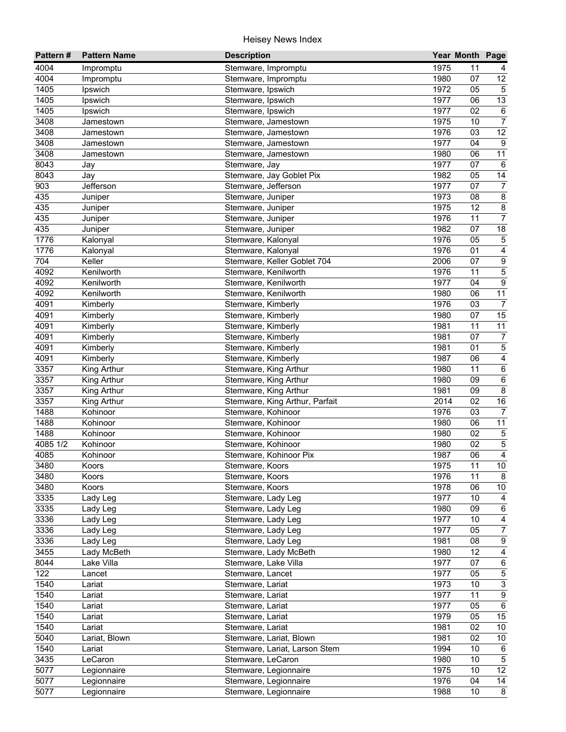# Heisey News Index

| Pattern # | Pattern Name | Description | Year | Month | Page |
|---|---|---|---|---|---|
| 4004 | Impromptu | Stemware, Impromptu | 1975 | 11 | 4 |
| 4004 | Impromptu | Stemware, Impromptu | 1980 | 07 | 12 |
| 1405 | Ipswich | Stemware, Ipswich | 1972 | 05 | 5 |
| 1405 | Ipswich | Stemware, Ipswich | 1977 | 06 | 13 |
| 1405 | Ipswich | Stemware, Ipswich | 1977 | 02 | 6 |
| 3408 | Jamestown | Stemware, Jamestown | 1975 | 10 | 7 |
| 3408 | Jamestown | Stemware, Jamestown | 1976 | 03 | 12 |
| 3408 | Jamestown | Stemware, Jamestown | 1977 | 04 | 9 |
| 3408 | Jamestown | Stemware, Jamestown | 1980 | 06 | 11 |
| 8043 | Jay | Stemware, Jay | 1977 | 07 | 6 |
| 8043 | Jay | Stemware, Jay Goblet Pix | 1982 | 05 | 14 |
| 903 | Jefferson | Stemware, Jefferson | 1977 | 07 | 7 |
| 435 | Juniper | Stemware, Juniper | 1973 | 08 | 8 |
| 435 | Juniper | Stemware, Juniper | 1975 | 12 | 8 |
| 435 | Juniper | Stemware, Juniper | 1976 | 11 | 7 |
| 435 | Juniper | Stemware, Juniper | 1982 | 07 | 18 |
| 1776 | Kalonyal | Stemware, Kalonyal | 1976 | 05 | 5 |
| 1776 | Kalonyal | Stemware, Kalonyal | 1976 | 01 | 4 |
| 704 | Keller | Stemware, Keller Goblet 704 | 2006 | 07 | 9 |
| 4092 | Kenilworth | Stemware, Kenilworth | 1976 | 11 | 5 |
| 4092 | Kenilworth | Stemware, Kenilworth | 1977 | 04 | 9 |
| 4092 | Kenilworth | Stemware, Kenilworth | 1980 | 06 | 11 |
| 4091 | Kimberly | Stemware, Kimberly | 1976 | 03 | 7 |
| 4091 | Kimberly | Stemware, Kimberly | 1980 | 07 | 15 |
| 4091 | Kimberly | Stemware, Kimberly | 1981 | 11 | 11 |
| 4091 | Kimberly | Stemware, Kimberly | 1981 | 07 | 7 |
| 4091 | Kimberly | Stemware, Kimberly | 1981 | 01 | 5 |
| 4091 | Kimberly | Stemware, Kimberly | 1987 | 06 | 4 |
| 3357 | King Arthur | Stemware, King Arthur | 1980 | 11 | 6 |
| 3357 | King Arthur | Stemware, King Arthur | 1980 | 09 | 6 |
| 3357 | King Arthur | Stemware, King Arthur | 1981 | 09 | 8 |
| 3357 | King Arthur | Stemware, King Arthur, Parfait | 2014 | 02 | 16 |
| 1488 | Kohinoor | Stemware, Kohinoor | 1976 | 03 | 7 |
| 1488 | Kohinoor | Stemware, Kohinoor | 1980 | 06 | 11 |
| 1488 | Kohinoor | Stemware, Kohinoor | 1980 | 02 | 5 |
| 4085 1/2 | Kohinoor | Stemware, Kohinoor | 1980 | 02 | 5 |
| 4085 | Kohinoor | Stemware, Kohinoor Pix | 1987 | 06 | 4 |
| 3480 | Koors | Stemware, Koors | 1975 | 11 | 10 |
| 3480 | Koors | Stemware, Koors | 1976 | 11 | 8 |
| 3480 | Koors | Stemware, Koors | 1978 | 06 | 10 |
| 3335 | Lady Leg | Stemware, Lady Leg | 1977 | 10 | 4 |
| 3335 | Lady Leg | Stemware, Lady Leg | 1980 | 09 | 6 |
| 3336 | Lady Leg | Stemware, Lady Leg | 1977 | 10 | 4 |
| 3336 | Lady Leg | Stemware, Lady Leg | 1977 | 05 | 7 |
| 3336 | Lady Leg | Stemware, Lady Leg | 1981 | 08 | 9 |
| 3455 | Lady McBeth | Stemware, Lady McBeth | 1980 | 12 | 4 |
| 8044 | Lake Villa | Stemware, Lake Villa | 1977 | 07 | 6 |
| 122 | Lancet | Stemware, Lancet | 1977 | 05 | 5 |
| 1540 | Lariat | Stemware, Lariat | 1973 | 10 | 3 |
| 1540 | Lariat | Stemware, Lariat | 1977 | 11 | 9 |
| 1540 | Lariat | Stemware, Lariat | 1977 | 05 | 6 |
| 1540 | Lariat | Stemware, Lariat | 1979 | 05 | 15 |
| 1540 | Lariat | Stemware, Lariat | 1981 | 02 | 10 |
| 5040 | Lariat, Blown | Stemware, Lariat, Blown | 1981 | 02 | 10 |
| 1540 | Lariat | Stemware, Lariat, Larson Stem | 1994 | 10 | 6 |
| 3435 | LeCaron | Stemware, LeCaron | 1980 | 10 | 5 |
| 5077 | Legionnaire | Stemware, Legionnaire | 1975 | 10 | 12 |
| 5077 | Legionnaire | Stemware, Legionnaire | 1976 | 04 | 14 |
| 5077 | Legionnaire | Stemware, Legionnaire | 1988 | 10 | 8 |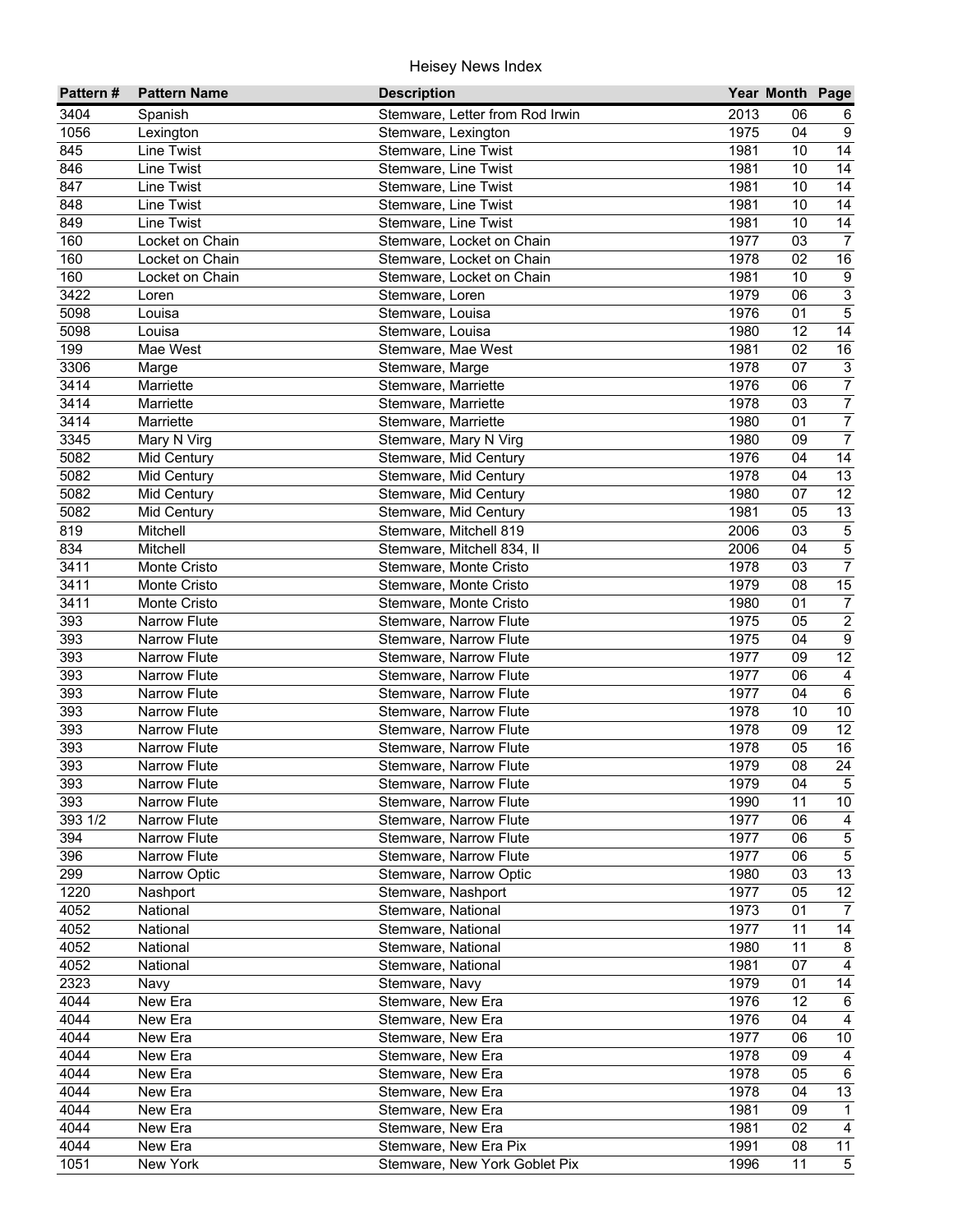| Pattern # | Pattern Name | Description | Year | Month | Page |
|---|---|---|---|---|---|
| 3404 | Spanish | Stemware, Letter from Rod Irwin | 2013 | 06 | 6 |
| 1056 | Lexington | Stemware, Lexington | 1975 | 04 | 9 |
| 845 | Line Twist | Stemware, Line Twist | 1981 | 10 | 14 |
| 846 | Line Twist | Stemware, Line Twist | 1981 | 10 | 14 |
| 847 | Line Twist | Stemware, Line Twist | 1981 | 10 | 14 |
| 848 | Line Twist | Stemware, Line Twist | 1981 | 10 | 14 |
| 849 | Line Twist | Stemware, Line Twist | 1981 | 10 | 14 |
| 160 | Locket on Chain | Stemware, Locket on Chain | 1977 | 03 | 7 |
| 160 | Locket on Chain | Stemware, Locket on Chain | 1978 | 02 | 16 |
| 160 | Locket on Chain | Stemware, Locket on Chain | 1981 | 10 | 9 |
| 3422 | Loren | Stemware, Loren | 1979 | 06 | 3 |
| 5098 | Louisa | Stemware, Louisa | 1976 | 01 | 5 |
| 5098 | Louisa | Stemware, Louisa | 1980 | 12 | 14 |
| 199 | Mae West | Stemware, Mae West | 1981 | 02 | 16 |
| 3306 | Marge | Stemware, Marge | 1978 | 07 | 3 |
| 3414 | Marriette | Stemware, Marriette | 1976 | 06 | 7 |
| 3414 | Marriette | Stemware, Marriette | 1978 | 03 | 7 |
| 3414 | Marriette | Stemware, Marriette | 1980 | 01 | 7 |
| 3345 | Mary N Virg | Stemware, Mary N Virg | 1980 | 09 | 7 |
| 5082 | Mid Century | Stemware, Mid Century | 1976 | 04 | 14 |
| 5082 | Mid Century | Stemware, Mid Century | 1978 | 04 | 13 |
| 5082 | Mid Century | Stemware, Mid Century | 1980 | 07 | 12 |
| 5082 | Mid Century | Stemware, Mid Century | 1981 | 05 | 13 |
| 819 | Mitchell | Stemware, Mitchell 819 | 2006 | 03 | 5 |
| 834 | Mitchell | Stemware, Mitchell 834, II | 2006 | 04 | 5 |
| 3411 | Monte Cristo | Stemware, Monte Cristo | 1978 | 03 | 7 |
| 3411 | Monte Cristo | Stemware, Monte Cristo | 1979 | 08 | 15 |
| 3411 | Monte Cristo | Stemware, Monte Cristo | 1980 | 01 | 7 |
| 393 | Narrow Flute | Stemware, Narrow Flute | 1975 | 05 | 2 |
| 393 | Narrow Flute | Stemware, Narrow Flute | 1975 | 04 | 9 |
| 393 | Narrow Flute | Stemware, Narrow Flute | 1977 | 09 | 12 |
| 393 | Narrow Flute | Stemware, Narrow Flute | 1977 | 06 | 4 |
| 393 | Narrow Flute | Stemware, Narrow Flute | 1977 | 04 | 6 |
| 393 | Narrow Flute | Stemware, Narrow Flute | 1978 | 10 | 10 |
| 393 | Narrow Flute | Stemware, Narrow Flute | 1978 | 09 | 12 |
| 393 | Narrow Flute | Stemware, Narrow Flute | 1978 | 05 | 16 |
| 393 | Narrow Flute | Stemware, Narrow Flute | 1979 | 08 | 24 |
| 393 | Narrow Flute | Stemware, Narrow Flute | 1979 | 04 | 5 |
| 393 | Narrow Flute | Stemware, Narrow Flute | 1990 | 11 | 10 |
| 393 1/2 | Narrow Flute | Stemware, Narrow Flute | 1977 | 06 | 4 |
| 394 | Narrow Flute | Stemware, Narrow Flute | 1977 | 06 | 5 |
| 396 | Narrow Flute | Stemware, Narrow Flute | 1977 | 06 | 5 |
| 299 | Narrow Optic | Stemware, Narrow Optic | 1980 | 03 | 13 |
| 1220 | Nashport | Stemware, Nashport | 1977 | 05 | 12 |
| 4052 | National | Stemware, National | 1973 | 01 | 7 |
| 4052 | National | Stemware, National | 1977 | 11 | 14 |
| 4052 | National | Stemware, National | 1980 | 11 | 8 |
| 4052 | National | Stemware, National | 1981 | 07 | 4 |
| 2323 | Navy | Stemware, Navy | 1979 | 01 | 14 |
| 4044 | New Era | Stemware, New Era | 1976 | 12 | 6 |
| 4044 | New Era | Stemware, New Era | 1976 | 04 | 4 |
| 4044 | New Era | Stemware, New Era | 1977 | 06 | 10 |
| 4044 | New Era | Stemware, New Era | 1978 | 09 | 4 |
| 4044 | New Era | Stemware, New Era | 1978 | 05 | 6 |
| 4044 | New Era | Stemware, New Era | 1978 | 04 | 13 |
| 4044 | New Era | Stemware, New Era | 1981 | 09 | 1 |
| 4044 | New Era | Stemware, New Era | 1981 | 02 | 4 |
| 4044 | New Era | Stemware, New Era Pix | 1991 | 08 | 11 |
| 1051 | New York | Stemware, New York Goblet Pix | 1996 | 11 | 5 |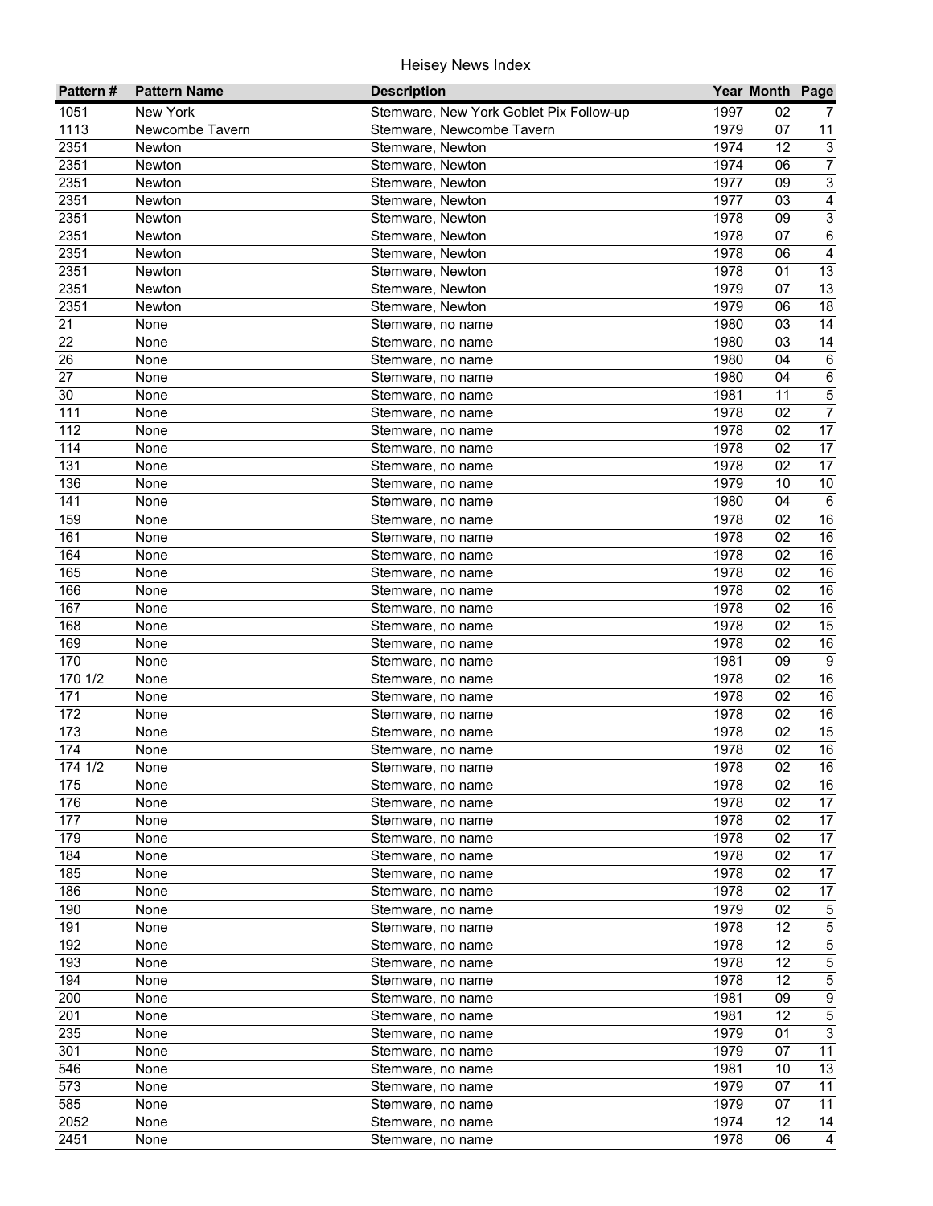# Heisey News Index

| Pattern # | Pattern Name | Description | Year | Month | Page |
|---|---|---|---|---|---|
| 1051 | New York | Stemware, New York Goblet Pix Follow-up | 1997 | 02 | 7 |
| 1113 | Newcombe Tavern | Stemware, Newcombe Tavern | 1979 | 07 | 11 |
| 2351 | Newton | Stemware, Newton | 1974 | 12 | 3 |
| 2351 | Newton | Stemware, Newton | 1974 | 06 | 7 |
| 2351 | Newton | Stemware, Newton | 1977 | 09 | 3 |
| 2351 | Newton | Stemware, Newton | 1977 | 03 | 4 |
| 2351 | Newton | Stemware, Newton | 1978 | 09 | 3 |
| 2351 | Newton | Stemware, Newton | 1978 | 07 | 6 |
| 2351 | Newton | Stemware, Newton | 1978 | 06 | 4 |
| 2351 | Newton | Stemware, Newton | 1978 | 01 | 13 |
| 2351 | Newton | Stemware, Newton | 1979 | 07 | 13 |
| 2351 | Newton | Stemware, Newton | 1979 | 06 | 18 |
| 21 | None | Stemware, no name | 1980 | 03 | 14 |
| 22 | None | Stemware, no name | 1980 | 03 | 14 |
| 26 | None | Stemware, no name | 1980 | 04 | 6 |
| 27 | None | Stemware, no name | 1980 | 04 | 6 |
| 30 | None | Stemware, no name | 1981 | 11 | 5 |
| 111 | None | Stemware, no name | 1978 | 02 | 7 |
| 112 | None | Stemware, no name | 1978 | 02 | 17 |
| 114 | None | Stemware, no name | 1978 | 02 | 17 |
| 131 | None | Stemware, no name | 1978 | 02 | 17 |
| 136 | None | Stemware, no name | 1979 | 10 | 10 |
| 141 | None | Stemware, no name | 1980 | 04 | 6 |
| 159 | None | Stemware, no name | 1978 | 02 | 16 |
| 161 | None | Stemware, no name | 1978 | 02 | 16 |
| 164 | None | Stemware, no name | 1978 | 02 | 16 |
| 165 | None | Stemware, no name | 1978 | 02 | 16 |
| 166 | None | Stemware, no name | 1978 | 02 | 16 |
| 167 | None | Stemware, no name | 1978 | 02 | 16 |
| 168 | None | Stemware, no name | 1978 | 02 | 15 |
| 169 | None | Stemware, no name | 1978 | 02 | 16 |
| 170 | None | Stemware, no name | 1981 | 09 | 9 |
| 170 1/2 | None | Stemware, no name | 1978 | 02 | 16 |
| 171 | None | Stemware, no name | 1978 | 02 | 16 |
| 172 | None | Stemware, no name | 1978 | 02 | 16 |
| 173 | None | Stemware, no name | 1978 | 02 | 15 |
| 174 | None | Stemware, no name | 1978 | 02 | 16 |
| 174 1/2 | None | Stemware, no name | 1978 | 02 | 16 |
| 175 | None | Stemware, no name | 1978 | 02 | 16 |
| 176 | None | Stemware, no name | 1978 | 02 | 17 |
| 177 | None | Stemware, no name | 1978 | 02 | 17 |
| 179 | None | Stemware, no name | 1978 | 02 | 17 |
| 184 | None | Stemware, no name | 1978 | 02 | 17 |
| 185 | None | Stemware, no name | 1978 | 02 | 17 |
| 186 | None | Stemware, no name | 1978 | 02 | 17 |
| 190 | None | Stemware, no name | 1979 | 02 | 5 |
| 191 | None | Stemware, no name | 1978 | 12 | 5 |
| 192 | None | Stemware, no name | 1978 | 12 | 5 |
| 193 | None | Stemware, no name | 1978 | 12 | 5 |
| 194 | None | Stemware, no name | 1978 | 12 | 5 |
| 200 | None | Stemware, no name | 1981 | 09 | 9 |
| 201 | None | Stemware, no name | 1981 | 12 | 5 |
| 235 | None | Stemware, no name | 1979 | 01 | 3 |
| 301 | None | Stemware, no name | 1979 | 07 | 11 |
| 546 | None | Stemware, no name | 1981 | 10 | 13 |
| 573 | None | Stemware, no name | 1979 | 07 | 11 |
| 585 | None | Stemware, no name | 1979 | 07 | 11 |
| 2052 | None | Stemware, no name | 1974 | 12 | 14 |
| 2451 | None | Stemware, no name | 1978 | 06 | 4 |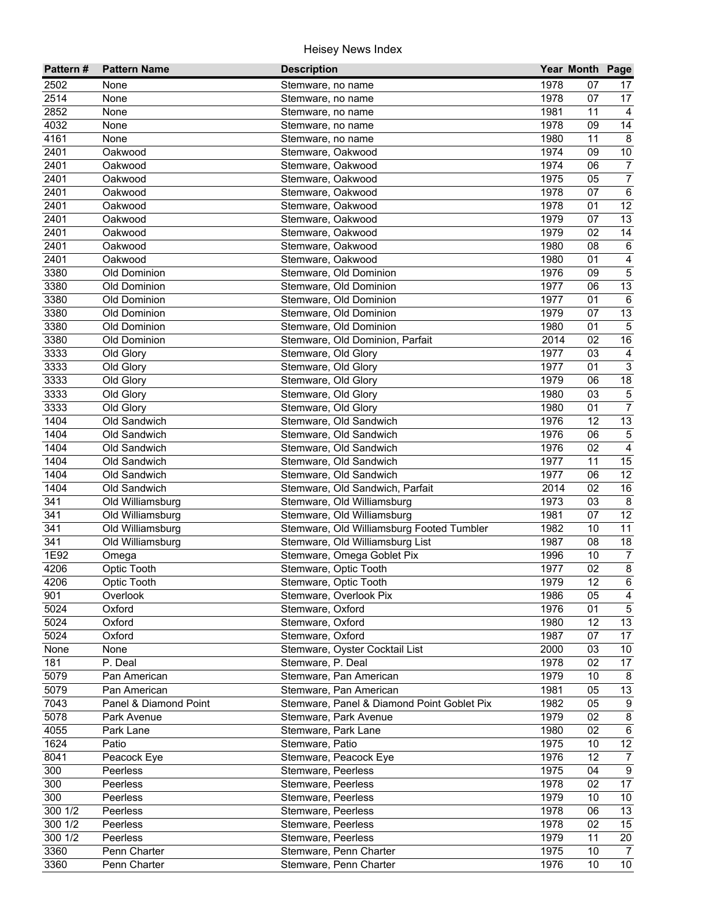# Heisey News Index

| Pattern # | Pattern Name | Description | Year | Month | Page |
|---|---|---|---|---|---|
| 2502 | None | Stemware, no name | 1978 | 07 | 17 |
| 2514 | None | Stemware, no name | 1978 | 07 | 17 |
| 2852 | None | Stemware, no name | 1981 | 11 | 4 |
| 4032 | None | Stemware, no name | 1978 | 09 | 14 |
| 4161 | None | Stemware, no name | 1980 | 11 | 8 |
| 2401 | Oakwood | Stemware, Oakwood | 1974 | 09 | 10 |
| 2401 | Oakwood | Stemware, Oakwood | 1974 | 06 | 7 |
| 2401 | Oakwood | Stemware, Oakwood | 1975 | 05 | 7 |
| 2401 | Oakwood | Stemware, Oakwood | 1978 | 07 | 6 |
| 2401 | Oakwood | Stemware, Oakwood | 1978 | 01 | 12 |
| 2401 | Oakwood | Stemware, Oakwood | 1979 | 07 | 13 |
| 2401 | Oakwood | Stemware, Oakwood | 1979 | 02 | 14 |
| 2401 | Oakwood | Stemware, Oakwood | 1980 | 08 | 6 |
| 2401 | Oakwood | Stemware, Oakwood | 1980 | 01 | 4 |
| 3380 | Old Dominion | Stemware, Old Dominion | 1976 | 09 | 5 |
| 3380 | Old Dominion | Stemware, Old Dominion | 1977 | 06 | 13 |
| 3380 | Old Dominion | Stemware, Old Dominion | 1977 | 01 | 6 |
| 3380 | Old Dominion | Stemware, Old Dominion | 1979 | 07 | 13 |
| 3380 | Old Dominion | Stemware, Old Dominion | 1980 | 01 | 5 |
| 3380 | Old Dominion | Stemware, Old Dominion, Parfait | 2014 | 02 | 16 |
| 3333 | Old Glory | Stemware, Old Glory | 1977 | 03 | 4 |
| 3333 | Old Glory | Stemware, Old Glory | 1977 | 01 | 3 |
| 3333 | Old Glory | Stemware, Old Glory | 1979 | 06 | 18 |
| 3333 | Old Glory | Stemware, Old Glory | 1980 | 03 | 5 |
| 3333 | Old Glory | Stemware, Old Glory | 1980 | 01 | 7 |
| 1404 | Old Sandwich | Stemware, Old Sandwich | 1976 | 12 | 13 |
| 1404 | Old Sandwich | Stemware, Old Sandwich | 1976 | 06 | 5 |
| 1404 | Old Sandwich | Stemware, Old Sandwich | 1976 | 02 | 4 |
| 1404 | Old Sandwich | Stemware, Old Sandwich | 1977 | 11 | 15 |
| 1404 | Old Sandwich | Stemware, Old Sandwich | 1977 | 06 | 12 |
| 1404 | Old Sandwich | Stemware, Old Sandwich, Parfait | 2014 | 02 | 16 |
| 341 | Old Williamsburg | Stemware, Old Williamsburg | 1973 | 03 | 8 |
| 341 | Old Williamsburg | Stemware, Old Williamsburg | 1981 | 07 | 12 |
| 341 | Old Williamsburg | Stemware, Old Williamsburg Footed Tumbler | 1982 | 10 | 11 |
| 341 | Old Williamsburg | Stemware, Old Williamsburg List | 1987 | 08 | 18 |
| 1E92 | Omega | Stemware, Omega Goblet Pix | 1996 | 10 | 7 |
| 4206 | Optic Tooth | Stemware, Optic Tooth | 1977 | 02 | 8 |
| 4206 | Optic Tooth | Stemware, Optic Tooth | 1979 | 12 | 6 |
| 901 | Overlook | Stemware, Overlook Pix | 1986 | 05 | 4 |
| 5024 | Oxford | Stemware, Oxford | 1976 | 01 | 5 |
| 5024 | Oxford | Stemware, Oxford | 1980 | 12 | 13 |
| 5024 | Oxford | Stemware, Oxford | 1987 | 07 | 17 |
| None | None | Stemware, Oyster Cocktail List | 2000 | 03 | 10 |
| 181 | P. Deal | Stemware, P. Deal | 1978 | 02 | 17 |
| 5079 | Pan American | Stemware, Pan American | 1979 | 10 | 8 |
| 5079 | Pan American | Stemware, Pan American | 1981 | 05 | 13 |
| 7043 | Panel & Diamond Point | Stemware, Panel & Diamond Point Goblet Pix | 1982 | 05 | 9 |
| 5078 | Park Avenue | Stemware, Park Avenue | 1979 | 02 | 8 |
| 4055 | Park Lane | Stemware, Park Lane | 1980 | 02 | 6 |
| 1624 | Patio | Stemware, Patio | 1975 | 10 | 12 |
| 8041 | Peacock Eye | Stemware, Peacock Eye | 1976 | 12 | 7 |
| 300 | Peerless | Stemware, Peerless | 1975 | 04 | 9 |
| 300 | Peerless | Stemware, Peerless | 1978 | 02 | 17 |
| 300 | Peerless | Stemware, Peerless | 1979 | 10 | 10 |
| 300 1/2 | Peerless | Stemware, Peerless | 1978 | 06 | 13 |
| 300 1/2 | Peerless | Stemware, Peerless | 1978 | 02 | 15 |
| 300 1/2 | Peerless | Stemware, Peerless | 1979 | 11 | 20 |
| 3360 | Penn Charter | Stemware, Penn Charter | 1975 | 10 | 7 |
| 3360 | Penn Charter | Stemware, Penn Charter | 1976 | 10 | 10 |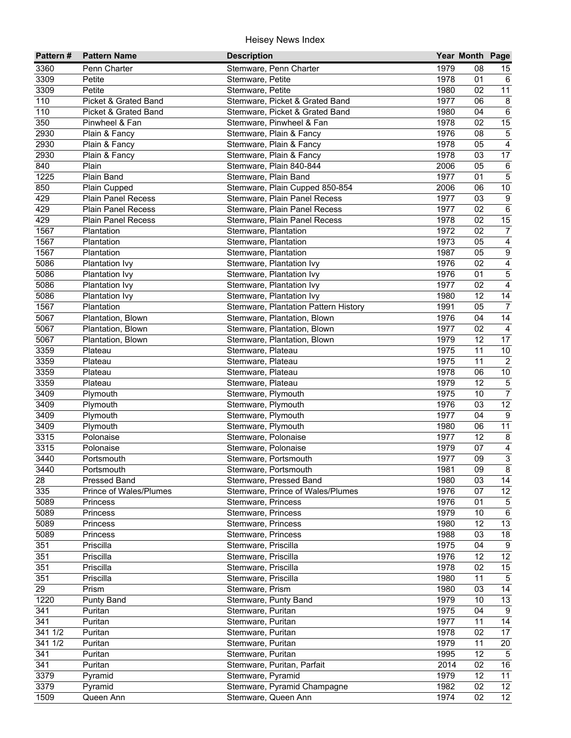| Pattern # | Pattern Name | Description | Year | Month | Page |
|---|---|---|---|---|---|
| 3360 | Penn Charter | Stemware, Penn Charter | 1979 | 08 | 15 |
| 3309 | Petite | Stemware, Petite | 1978 | 01 | 6 |
| 3309 | Petite | Stemware, Petite | 1980 | 02 | 11 |
| 110 | Picket & Grated Band | Stemware, Picket & Grated Band | 1977 | 06 | 8 |
| 110 | Picket & Grated Band | Stemware, Picket & Grated Band | 1980 | 04 | 6 |
| 350 | Pinwheel & Fan | Stemware, Pinwheel & Fan | 1978 | 02 | 15 |
| 2930 | Plain & Fancy | Stemware, Plain & Fancy | 1976 | 08 | 5 |
| 2930 | Plain & Fancy | Stemware, Plain & Fancy | 1978 | 05 | 4 |
| 2930 | Plain & Fancy | Stemware, Plain & Fancy | 1978 | 03 | 17 |
| 840 | Plain | Stemware, Plain 840-844 | 2006 | 05 | 6 |
| 1225 | Plain Band | Stemware, Plain Band | 1977 | 01 | 5 |
| 850 | Plain Cupped | Stemware, Plain Cupped 850-854 | 2006 | 06 | 10 |
| 429 | Plain Panel Recess | Stemware, Plain Panel Recess | 1977 | 03 | 9 |
| 429 | Plain Panel Recess | Stemware, Plain Panel Recess | 1977 | 02 | 6 |
| 429 | Plain Panel Recess | Stemware, Plain Panel Recess | 1978 | 02 | 15 |
| 1567 | Plantation | Stemware, Plantation | 1972 | 02 | 7 |
| 1567 | Plantation | Stemware, Plantation | 1973 | 05 | 4 |
| 1567 | Plantation | Stemware, Plantation | 1987 | 05 | 9 |
| 5086 | Plantation Ivy | Stemware, Plantation Ivy | 1976 | 02 | 4 |
| 5086 | Plantation Ivy | Stemware, Plantation Ivy | 1976 | 01 | 5 |
| 5086 | Plantation Ivy | Stemware, Plantation Ivy | 1977 | 02 | 4 |
| 5086 | Plantation Ivy | Stemware, Plantation Ivy | 1980 | 12 | 14 |
| 1567 | Plantation | Stemware, Plantation Pattern History | 1991 | 05 | 7 |
| 5067 | Plantation, Blown | Stemware, Plantation, Blown | 1976 | 04 | 14 |
| 5067 | Plantation, Blown | Stemware, Plantation, Blown | 1977 | 02 | 4 |
| 5067 | Plantation, Blown | Stemware, Plantation, Blown | 1979 | 12 | 17 |
| 3359 | Plateau | Stemware, Plateau | 1975 | 11 | 10 |
| 3359 | Plateau | Stemware, Plateau | 1975 | 11 | 2 |
| 3359 | Plateau | Stemware, Plateau | 1978 | 06 | 10 |
| 3359 | Plateau | Stemware, Plateau | 1979 | 12 | 5 |
| 3409 | Plymouth | Stemware, Plymouth | 1975 | 10 | 7 |
| 3409 | Plymouth | Stemware, Plymouth | 1976 | 03 | 12 |
| 3409 | Plymouth | Stemware, Plymouth | 1977 | 04 | 9 |
| 3409 | Plymouth | Stemware, Plymouth | 1980 | 06 | 11 |
| 3315 | Polonaise | Stemware, Polonaise | 1977 | 12 | 8 |
| 3315 | Polonaise | Stemware, Polonaise | 1979 | 07 | 4 |
| 3440 | Portsmouth | Stemware, Portsmouth | 1977 | 09 | 3 |
| 3440 | Portsmouth | Stemware, Portsmouth | 1981 | 09 | 8 |
| 28 | Pressed Band | Stemware, Pressed Band | 1980 | 03 | 14 |
| 335 | Prince of Wales/Plumes | Stemware, Prince of Wales/Plumes | 1976 | 07 | 12 |
| 5089 | Princess | Stemware, Princess | 1976 | 01 | 5 |
| 5089 | Princess | Stemware, Princess | 1979 | 10 | 6 |
| 5089 | Princess | Stemware, Princess | 1980 | 12 | 13 |
| 5089 | Princess | Stemware, Princess | 1988 | 03 | 18 |
| 351 | Priscilla | Stemware, Priscilla | 1975 | 04 | 9 |
| 351 | Priscilla | Stemware, Priscilla | 1976 | 12 | 12 |
| 351 | Priscilla | Stemware, Priscilla | 1978 | 02 | 15 |
| 351 | Priscilla | Stemware, Priscilla | 1980 | 11 | 5 |
| 29 | Prism | Stemware, Prism | 1980 | 03 | 14 |
| 1220 | Punty Band | Stemware, Punty Band | 1979 | 10 | 13 |
| 341 | Puritan | Stemware, Puritan | 1975 | 04 | 9 |
| 341 | Puritan | Stemware, Puritan | 1977 | 11 | 14 |
| 341 1/2 | Puritan | Stemware, Puritan | 1978 | 02 | 17 |
| 341 1/2 | Puritan | Stemware, Puritan | 1979 | 11 | 20 |
| 341 | Puritan | Stemware, Puritan | 1995 | 12 | 5 |
| 341 | Puritan | Stemware, Puritan, Parfait | 2014 | 02 | 16 |
| 3379 | Pyramid | Stemware, Pyramid | 1979 | 12 | 11 |
| 3379 | Pyramid | Stemware, Pyramid Champagne | 1982 | 02 | 12 |
| 1509 | Queen Ann | Stemware, Queen Ann | 1974 | 02 | 12 |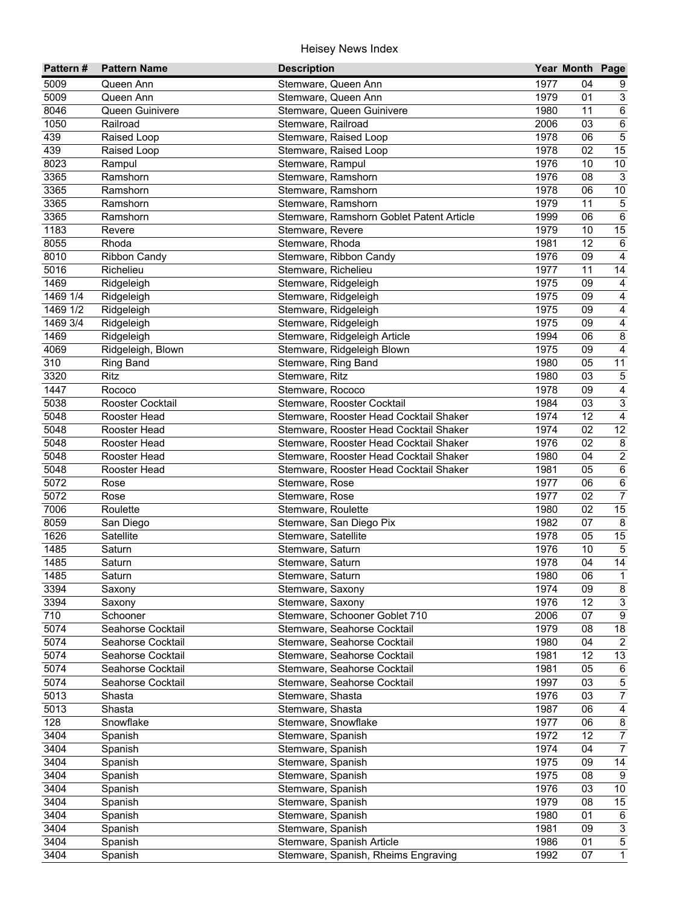| Pattern # | Pattern Name | Description | Year | Month | Page |
|---|---|---|---|---|---|
| 5009 | Queen Ann | Stemware, Queen Ann | 1977 | 04 | 9 |
| 5009 | Queen Ann | Stemware, Queen Ann | 1979 | 01 | 3 |
| 8046 | Queen Guinivere | Stemware, Queen Guinivere | 1980 | 11 | 6 |
| 1050 | Railroad | Stemware, Railroad | 2006 | 03 | 6 |
| 439 | Raised Loop | Stemware, Raised Loop | 1978 | 06 | 5 |
| 439 | Raised Loop | Stemware, Raised Loop | 1978 | 02 | 15 |
| 8023 | Rampul | Stemware, Rampul | 1976 | 10 | 10 |
| 3365 | Ramshorn | Stemware, Ramshorn | 1976 | 08 | 3 |
| 3365 | Ramshorn | Stemware, Ramshorn | 1978 | 06 | 10 |
| 3365 | Ramshorn | Stemware, Ramshorn | 1979 | 11 | 5 |
| 3365 | Ramshorn | Stemware, Ramshorn Goblet Patent Article | 1999 | 06 | 6 |
| 1183 | Revere | Stemware, Revere | 1979 | 10 | 15 |
| 8055 | Rhoda | Stemware, Rhoda | 1981 | 12 | 6 |
| 8010 | Ribbon Candy | Stemware, Ribbon Candy | 1976 | 09 | 4 |
| 5016 | Richelieu | Stemware, Richelieu | 1977 | 11 | 14 |
| 1469 | Ridgeleigh | Stemware, Ridgeleigh | 1975 | 09 | 4 |
| 1469 1/4 | Ridgeleigh | Stemware, Ridgeleigh | 1975 | 09 | 4 |
| 1469 1/2 | Ridgeleigh | Stemware, Ridgeleigh | 1975 | 09 | 4 |
| 1469 3/4 | Ridgeleigh | Stemware, Ridgeleigh | 1975 | 09 | 4 |
| 1469 | Ridgeleigh | Stemware, Ridgeleigh Article | 1994 | 06 | 8 |
| 4069 | Ridgeleigh, Blown | Stemware, Ridgeleigh Blown | 1975 | 09 | 4 |
| 310 | Ring Band | Stemware, Ring Band | 1980 | 05 | 11 |
| 3320 | Ritz | Stemware, Ritz | 1980 | 03 | 5 |
| 1447 | Rococo | Stemware, Rococo | 1978 | 09 | 4 |
| 5038 | Rooster Cocktail | Stemware, Rooster Cocktail | 1984 | 03 | 3 |
| 5048 | Rooster Head | Stemware, Rooster Head Cocktail Shaker | 1974 | 12 | 4 |
| 5048 | Rooster Head | Stemware, Rooster Head Cocktail Shaker | 1974 | 02 | 12 |
| 5048 | Rooster Head | Stemware, Rooster Head Cocktail Shaker | 1976 | 02 | 8 |
| 5048 | Rooster Head | Stemware, Rooster Head Cocktail Shaker | 1980 | 04 | 2 |
| 5048 | Rooster Head | Stemware, Rooster Head Cocktail Shaker | 1981 | 05 | 6 |
| 5072 | Rose | Stemware, Rose | 1977 | 06 | 6 |
| 5072 | Rose | Stemware, Rose | 1977 | 02 | 7 |
| 7006 | Roulette | Stemware, Roulette | 1980 | 02 | 15 |
| 8059 | San Diego | Stemware, San Diego Pix | 1982 | 07 | 8 |
| 1626 | Satellite | Stemware, Satellite | 1978 | 05 | 15 |
| 1485 | Saturn | Stemware, Saturn | 1976 | 10 | 5 |
| 1485 | Saturn | Stemware, Saturn | 1978 | 04 | 14 |
| 1485 | Saturn | Stemware, Saturn | 1980 | 06 | 1 |
| 3394 | Saxony | Stemware, Saxony | 1974 | 09 | 8 |
| 3394 | Saxony | Stemware, Saxony | 1976 | 12 | 3 |
| 710 | Schooner | Stemware, Schooner Goblet 710 | 2006 | 07 | 9 |
| 5074 | Seahorse Cocktail | Stemware, Seahorse Cocktail | 1979 | 08 | 18 |
| 5074 | Seahorse Cocktail | Stemware, Seahorse Cocktail | 1980 | 04 | 2 |
| 5074 | Seahorse Cocktail | Stemware, Seahorse Cocktail | 1981 | 12 | 13 |
| 5074 | Seahorse Cocktail | Stemware, Seahorse Cocktail | 1981 | 05 | 6 |
| 5074 | Seahorse Cocktail | Stemware, Seahorse Cocktail | 1997 | 03 | 5 |
| 5013 | Shasta | Stemware, Shasta | 1976 | 03 | 7 |
| 5013 | Shasta | Stemware, Shasta | 1987 | 06 | 4 |
| 128 | Snowflake | Stemware, Snowflake | 1977 | 06 | 8 |
| 3404 | Spanish | Stemware, Spanish | 1972 | 12 | 7 |
| 3404 | Spanish | Stemware, Spanish | 1974 | 04 | 7 |
| 3404 | Spanish | Stemware, Spanish | 1975 | 09 | 14 |
| 3404 | Spanish | Stemware, Spanish | 1975 | 08 | 9 |
| 3404 | Spanish | Stemware, Spanish | 1976 | 03 | 10 |
| 3404 | Spanish | Stemware, Spanish | 1979 | 08 | 15 |
| 3404 | Spanish | Stemware, Spanish | 1980 | 01 | 6 |
| 3404 | Spanish | Stemware, Spanish | 1981 | 09 | 3 |
| 3404 | Spanish | Stemware, Spanish Article | 1986 | 01 | 5 |
| 3404 | Spanish | Stemware, Spanish, Rheims Engraving | 1992 | 07 | 1 |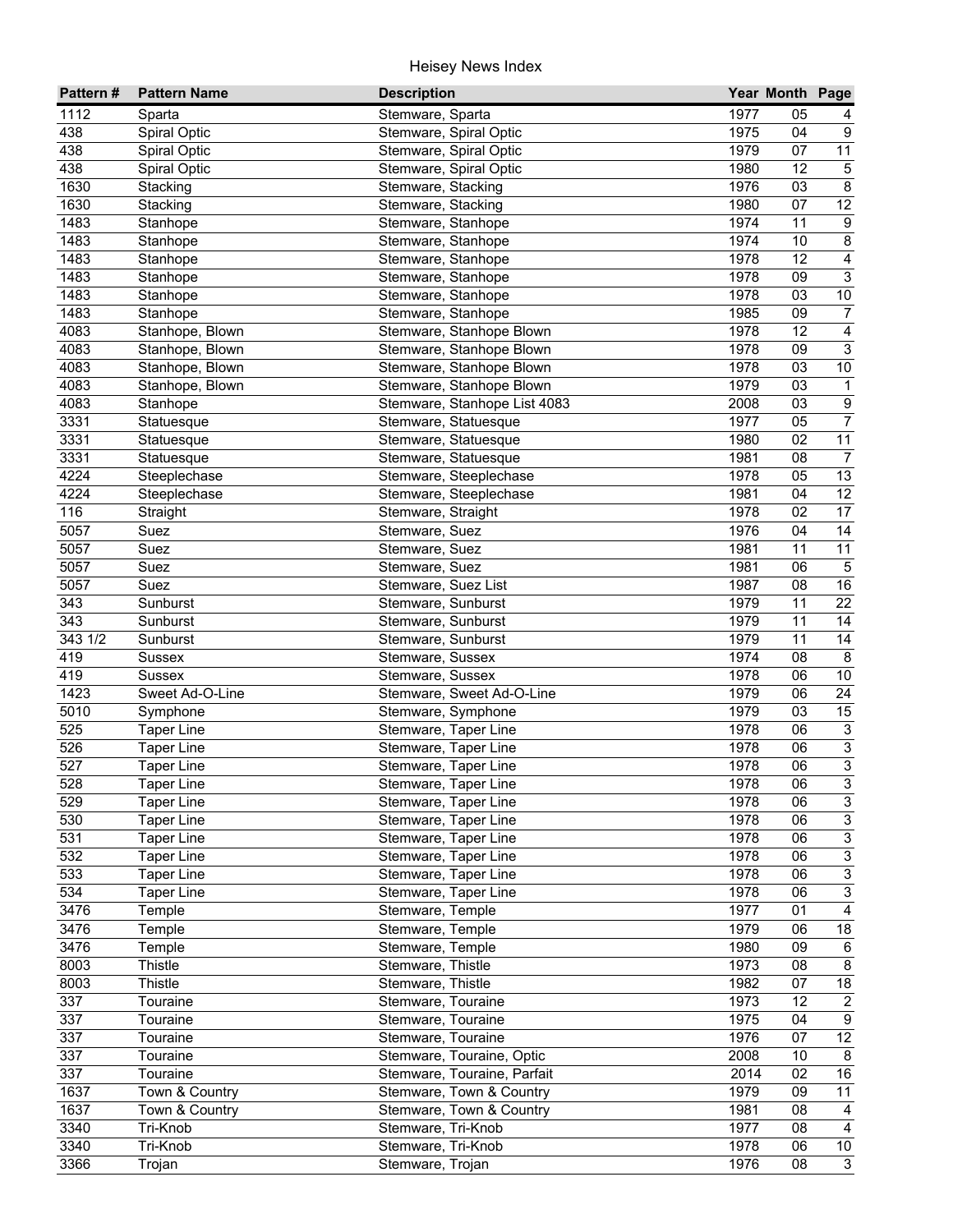# Heisey News Index

| Pattern # | Pattern Name | Description | Year | Month | Page |
|---|---|---|---|---|---|
| 1112 | Sparta | Stemware, Sparta | 1977 | 05 | 4 |
| 438 | Spiral Optic | Stemware, Spiral Optic | 1975 | 04 | 9 |
| 438 | Spiral Optic | Stemware, Spiral Optic | 1979 | 07 | 11 |
| 438 | Spiral Optic | Stemware, Spiral Optic | 1980 | 12 | 5 |
| 1630 | Stacking | Stemware, Stacking | 1976 | 03 | 8 |
| 1630 | Stacking | Stemware, Stacking | 1980 | 07 | 12 |
| 1483 | Stanhope | Stemware, Stanhope | 1974 | 11 | 9 |
| 1483 | Stanhope | Stemware, Stanhope | 1974 | 10 | 8 |
| 1483 | Stanhope | Stemware, Stanhope | 1978 | 12 | 4 |
| 1483 | Stanhope | Stemware, Stanhope | 1978 | 09 | 3 |
| 1483 | Stanhope | Stemware, Stanhope | 1978 | 03 | 10 |
| 1483 | Stanhope | Stemware, Stanhope | 1985 | 09 | 7 |
| 4083 | Stanhope, Blown | Stemware, Stanhope Blown | 1978 | 12 | 4 |
| 4083 | Stanhope, Blown | Stemware, Stanhope Blown | 1978 | 09 | 3 |
| 4083 | Stanhope, Blown | Stemware, Stanhope Blown | 1978 | 03 | 10 |
| 4083 | Stanhope, Blown | Stemware, Stanhope Blown | 1979 | 03 | 1 |
| 4083 | Stanhope | Stemware, Stanhope List 4083 | 2008 | 03 | 9 |
| 3331 | Statuesque | Stemware, Statuesque | 1977 | 05 | 7 |
| 3331 | Statuesque | Stemware, Statuesque | 1980 | 02 | 11 |
| 3331 | Statuesque | Stemware, Statuesque | 1981 | 08 | 7 |
| 4224 | Steeplechase | Stemware, Steeplechase | 1978 | 05 | 13 |
| 4224 | Steeplechase | Stemware, Steeplechase | 1981 | 04 | 12 |
| 116 | Straight | Stemware, Straight | 1978 | 02 | 17 |
| 5057 | Suez | Stemware, Suez | 1976 | 04 | 14 |
| 5057 | Suez | Stemware, Suez | 1981 | 11 | 11 |
| 5057 | Suez | Stemware, Suez | 1981 | 06 | 5 |
| 5057 | Suez | Stemware, Suez List | 1987 | 08 | 16 |
| 343 | Sunburst | Stemware, Sunburst | 1979 | 11 | 22 |
| 343 | Sunburst | Stemware, Sunburst | 1979 | 11 | 14 |
| 343 1/2 | Sunburst | Stemware, Sunburst | 1979 | 11 | 14 |
| 419 | Sussex | Stemware, Sussex | 1974 | 08 | 8 |
| 419 | Sussex | Stemware, Sussex | 1978 | 06 | 10 |
| 1423 | Sweet Ad-O-Line | Stemware, Sweet Ad-O-Line | 1979 | 06 | 24 |
| 5010 | Symphone | Stemware, Symphone | 1979 | 03 | 15 |
| 525 | Taper Line | Stemware, Taper Line | 1978 | 06 | 3 |
| 526 | Taper Line | Stemware, Taper Line | 1978 | 06 | 3 |
| 527 | Taper Line | Stemware, Taper Line | 1978 | 06 | 3 |
| 528 | Taper Line | Stemware, Taper Line | 1978 | 06 | 3 |
| 529 | Taper Line | Stemware, Taper Line | 1978 | 06 | 3 |
| 530 | Taper Line | Stemware, Taper Line | 1978 | 06 | 3 |
| 531 | Taper Line | Stemware, Taper Line | 1978 | 06 | 3 |
| 532 | Taper Line | Stemware, Taper Line | 1978 | 06 | 3 |
| 533 | Taper Line | Stemware, Taper Line | 1978 | 06 | 3 |
| 534 | Taper Line | Stemware, Taper Line | 1978 | 06 | 3 |
| 3476 | Temple | Stemware, Temple | 1977 | 01 | 4 |
| 3476 | Temple | Stemware, Temple | 1979 | 06 | 18 |
| 3476 | Temple | Stemware, Temple | 1980 | 09 | 6 |
| 8003 | Thistle | Stemware, Thistle | 1973 | 08 | 8 |
| 8003 | Thistle | Stemware, Thistle | 1982 | 07 | 18 |
| 337 | Touraine | Stemware, Touraine | 1973 | 12 | 2 |
| 337 | Touraine | Stemware, Touraine | 1975 | 04 | 9 |
| 337 | Touraine | Stemware, Touraine | 1976 | 07 | 12 |
| 337 | Touraine | Stemware, Touraine, Optic | 2008 | 10 | 8 |
| 337 | Touraine | Stemware, Touraine, Parfait | 2014 | 02 | 16 |
| 1637 | Town & Country | Stemware, Town & Country | 1979 | 09 | 11 |
| 1637 | Town & Country | Stemware, Town & Country | 1981 | 08 | 4 |
| 3340 | Tri-Knob | Stemware, Tri-Knob | 1977 | 08 | 4 |
| 3340 | Tri-Knob | Stemware, Tri-Knob | 1978 | 06 | 10 |
| 3366 | Trojan | Stemware, Trojan | 1976 | 08 | 3 |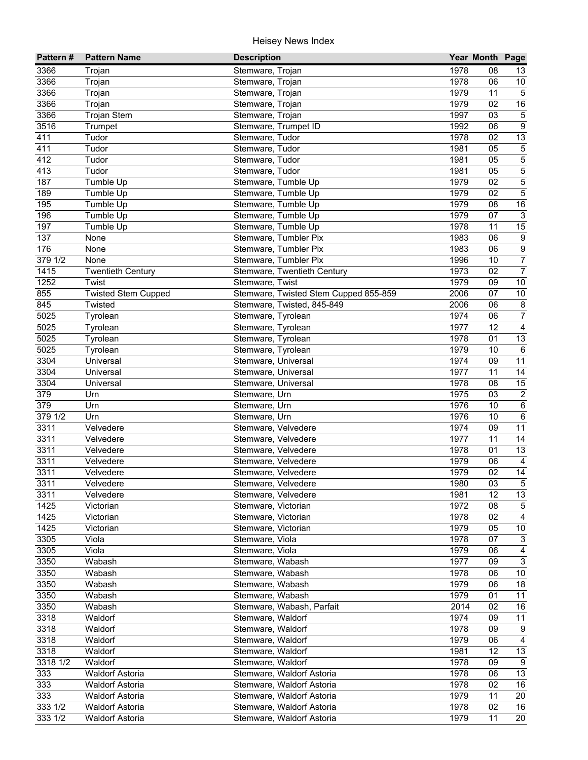| Pattern # | Pattern Name | Description | Year | Month | Page |
|---|---|---|---|---|---|
| 3366 | Trojan | Stemware, Trojan | 1978 | 08 | 13 |
| 3366 | Trojan | Stemware, Trojan | 1978 | 06 | 10 |
| 3366 | Trojan | Stemware, Trojan | 1979 | 11 | 5 |
| 3366 | Trojan | Stemware, Trojan | 1979 | 02 | 16 |
| 3366 | Trojan Stem | Stemware, Trojan | 1997 | 03 | 5 |
| 3516 | Trumpet | Stemware, Trumpet ID | 1992 | 06 | 9 |
| 411 | Tudor | Stemware, Tudor | 1978 | 02 | 13 |
| 411 | Tudor | Stemware, Tudor | 1981 | 05 | 5 |
| 412 | Tudor | Stemware, Tudor | 1981 | 05 | 5 |
| 413 | Tudor | Stemware, Tudor | 1981 | 05 | 5 |
| 187 | Tumble Up | Stemware, Tumble Up | 1979 | 02 | 5 |
| 189 | Tumble Up | Stemware, Tumble Up | 1979 | 02 | 5 |
| 195 | Tumble Up | Stemware, Tumble Up | 1979 | 08 | 16 |
| 196 | Tumble Up | Stemware, Tumble Up | 1979 | 07 | 3 |
| 197 | Tumble Up | Stemware, Tumble Up | 1978 | 11 | 15 |
| 137 | None | Stemware, Tumbler Pix | 1983 | 06 | 9 |
| 176 | None | Stemware, Tumbler Pix | 1983 | 06 | 9 |
| 379 1/2 | None | Stemware, Tumbler Pix | 1996 | 10 | 7 |
| 1415 | Twentieth Century | Stemware, Twentieth Century | 1973 | 02 | 7 |
| 1252 | Twist | Stemware, Twist | 1979 | 09 | 10 |
| 855 | Twisted Stem Cupped | Stemware, Twisted Stem Cupped 855-859 | 2006 | 07 | 10 |
| 845 | Twisted | Stemware, Twisted, 845-849 | 2006 | 06 | 8 |
| 5025 | Tyrolean | Stemware, Tyrolean | 1974 | 06 | 7 |
| 5025 | Tyrolean | Stemware, Tyrolean | 1977 | 12 | 4 |
| 5025 | Tyrolean | Stemware, Tyrolean | 1978 | 01 | 13 |
| 5025 | Tyrolean | Stemware, Tyrolean | 1979 | 10 | 6 |
| 3304 | Universal | Stemware, Universal | 1974 | 09 | 11 |
| 3304 | Universal | Stemware, Universal | 1977 | 11 | 14 |
| 3304 | Universal | Stemware, Universal | 1978 | 08 | 15 |
| 379 | Urn | Stemware, Urn | 1975 | 03 | 2 |
| 379 | Urn | Stemware, Urn | 1976 | 10 | 6 |
| 379 1/2 | Urn | Stemware, Urn | 1976 | 10 | 6 |
| 3311 | Velvedere | Stemware, Velvedere | 1974 | 09 | 11 |
| 3311 | Velvedere | Stemware, Velvedere | 1977 | 11 | 14 |
| 3311 | Velvedere | Stemware, Velvedere | 1978 | 01 | 13 |
| 3311 | Velvedere | Stemware, Velvedere | 1979 | 06 | 4 |
| 3311 | Velvedere | Stemware, Velvedere | 1979 | 02 | 14 |
| 3311 | Velvedere | Stemware, Velvedere | 1980 | 03 | 5 |
| 3311 | Velvedere | Stemware, Velvedere | 1981 | 12 | 13 |
| 1425 | Victorian | Stemware, Victorian | 1972 | 08 | 5 |
| 1425 | Victorian | Stemware, Victorian | 1978 | 02 | 4 |
| 1425 | Victorian | Stemware, Victorian | 1979 | 05 | 10 |
| 3305 | Viola | Stemware, Viola | 1978 | 07 | 3 |
| 3305 | Viola | Stemware, Viola | 1979 | 06 | 4 |
| 3350 | Wabash | Stemware, Wabash | 1977 | 09 | 3 |
| 3350 | Wabash | Stemware, Wabash | 1978 | 06 | 10 |
| 3350 | Wabash | Stemware, Wabash | 1979 | 06 | 18 |
| 3350 | Wabash | Stemware, Wabash | 1979 | 01 | 11 |
| 3350 | Wabash | Stemware, Wabash, Parfait | 2014 | 02 | 16 |
| 3318 | Waldorf | Stemware, Waldorf | 1974 | 09 | 11 |
| 3318 | Waldorf | Stemware, Waldorf | 1978 | 09 | 9 |
| 3318 | Waldorf | Stemware, Waldorf | 1979 | 06 | 4 |
| 3318 | Waldorf | Stemware, Waldorf | 1981 | 12 | 13 |
| 3318 1/2 | Waldorf | Stemware, Waldorf | 1978 | 09 | 9 |
| 333 | Waldorf Astoria | Stemware, Waldorf Astoria | 1978 | 06 | 13 |
| 333 | Waldorf Astoria | Stemware, Waldorf Astoria | 1978 | 02 | 16 |
| 333 | Waldorf Astoria | Stemware, Waldorf Astoria | 1979 | 11 | 20 |
| 333 1/2 | Waldorf Astoria | Stemware, Waldorf Astoria | 1978 | 02 | 16 |
| 333 1/2 | Waldorf Astoria | Stemware, Waldorf Astoria | 1979 | 11 | 20 |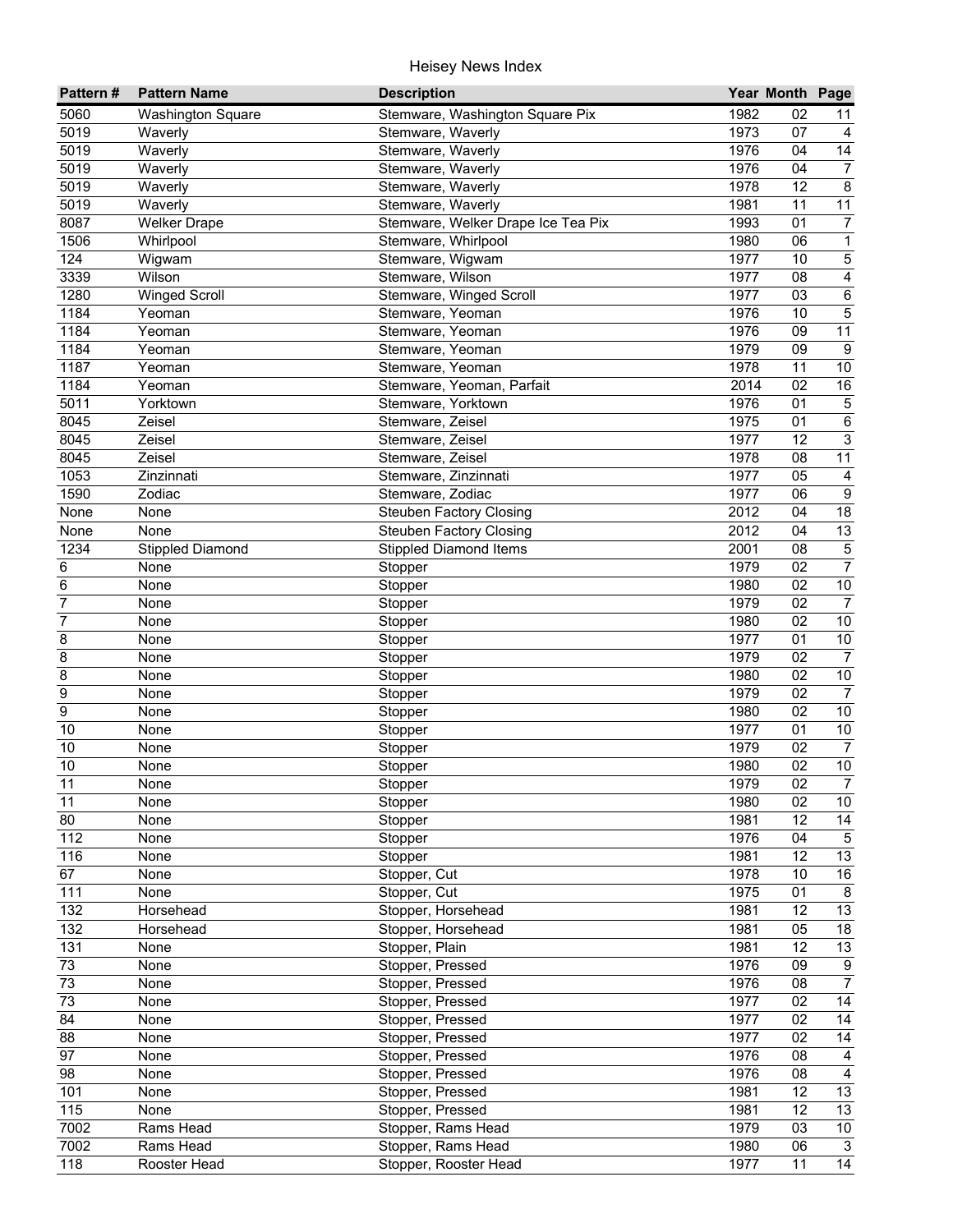| Pattern # | Pattern Name | Description | Year | Month | Page |
|---|---|---|---|---|---|
| 5060 | Washington Square | Stemware, Washington Square Pix | 1982 | 02 | 11 |
| 5019 | Waverly | Stemware, Waverly | 1973 | 07 | 4 |
| 5019 | Waverly | Stemware, Waverly | 1976 | 04 | 14 |
| 5019 | Waverly | Stemware, Waverly | 1976 | 04 | 7 |
| 5019 | Waverly | Stemware, Waverly | 1978 | 12 | 8 |
| 5019 | Waverly | Stemware, Waverly | 1981 | 11 | 11 |
| 8087 | Welker Drape | Stemware, Welker Drape Ice Tea Pix | 1993 | 01 | 7 |
| 1506 | Whirlpool | Stemware, Whirlpool | 1980 | 06 | 1 |
| 124 | Wigwam | Stemware, Wigwam | 1977 | 10 | 5 |
| 3339 | Wilson | Stemware, Wilson | 1977 | 08 | 4 |
| 1280 | Winged Scroll | Stemware, Winged Scroll | 1977 | 03 | 6 |
| 1184 | Yeoman | Stemware, Yeoman | 1976 | 10 | 5 |
| 1184 | Yeoman | Stemware, Yeoman | 1976 | 09 | 11 |
| 1184 | Yeoman | Stemware, Yeoman | 1979 | 09 | 9 |
| 1187 | Yeoman | Stemware, Yeoman | 1978 | 11 | 10 |
| 1184 | Yeoman | Stemware, Yeoman, Parfait | 2014 | 02 | 16 |
| 5011 | Yorktown | Stemware, Yorktown | 1976 | 01 | 5 |
| 8045 | Zeisel | Stemware, Zeisel | 1975 | 01 | 6 |
| 8045 | Zeisel | Stemware, Zeisel | 1977 | 12 | 3 |
| 8045 | Zeisel | Stemware, Zeisel | 1978 | 08 | 11 |
| 1053 | Zinzinnati | Stemware, Zinzinnati | 1977 | 05 | 4 |
| 1590 | Zodiac | Stemware, Zodiac | 1977 | 06 | 9 |
| None | None | Steuben Factory Closing | 2012 | 04 | 18 |
| None | None | Steuben Factory Closing | 2012 | 04 | 13 |
| 1234 | Stippled Diamond | Stippled Diamond Items | 2001 | 08 | 5 |
| 6 | None | Stopper | 1979 | 02 | 7 |
| 6 | None | Stopper | 1980 | 02 | 10 |
| 7 | None | Stopper | 1979 | 02 | 7 |
| 7 | None | Stopper | 1980 | 02 | 10 |
| 8 | None | Stopper | 1977 | 01 | 10 |
| 8 | None | Stopper | 1979 | 02 | 7 |
| 8 | None | Stopper | 1980 | 02 | 10 |
| 9 | None | Stopper | 1979 | 02 | 7 |
| 9 | None | Stopper | 1980 | 02 | 10 |
| 10 | None | Stopper | 1977 | 01 | 10 |
| 10 | None | Stopper | 1979 | 02 | 7 |
| 10 | None | Stopper | 1980 | 02 | 10 |
| 11 | None | Stopper | 1979 | 02 | 7 |
| 11 | None | Stopper | 1980 | 02 | 10 |
| 80 | None | Stopper | 1981 | 12 | 14 |
| 112 | None | Stopper | 1976 | 04 | 5 |
| 116 | None | Stopper | 1981 | 12 | 13 |
| 67 | None | Stopper, Cut | 1978 | 10 | 16 |
| 111 | None | Stopper, Cut | 1975 | 01 | 8 |
| 132 | Horsehead | Stopper, Horsehead | 1981 | 12 | 13 |
| 132 | Horsehead | Stopper, Horsehead | 1981 | 05 | 18 |
| 131 | None | Stopper, Plain | 1981 | 12 | 13 |
| 73 | None | Stopper, Pressed | 1976 | 09 | 9 |
| 73 | None | Stopper, Pressed | 1976 | 08 | 7 |
| 73 | None | Stopper, Pressed | 1977 | 02 | 14 |
| 84 | None | Stopper, Pressed | 1977 | 02 | 14 |
| 88 | None | Stopper, Pressed | 1977 | 02 | 14 |
| 97 | None | Stopper, Pressed | 1976 | 08 | 4 |
| 98 | None | Stopper, Pressed | 1976 | 08 | 4 |
| 101 | None | Stopper, Pressed | 1981 | 12 | 13 |
| 115 | None | Stopper, Pressed | 1981 | 12 | 13 |
| 7002 | Rams Head | Stopper, Rams Head | 1979 | 03 | 10 |
| 7002 | Rams Head | Stopper, Rams Head | 1980 | 06 | 3 |
| 118 | Rooster Head | Stopper, Rooster Head | 1977 | 11 | 14 |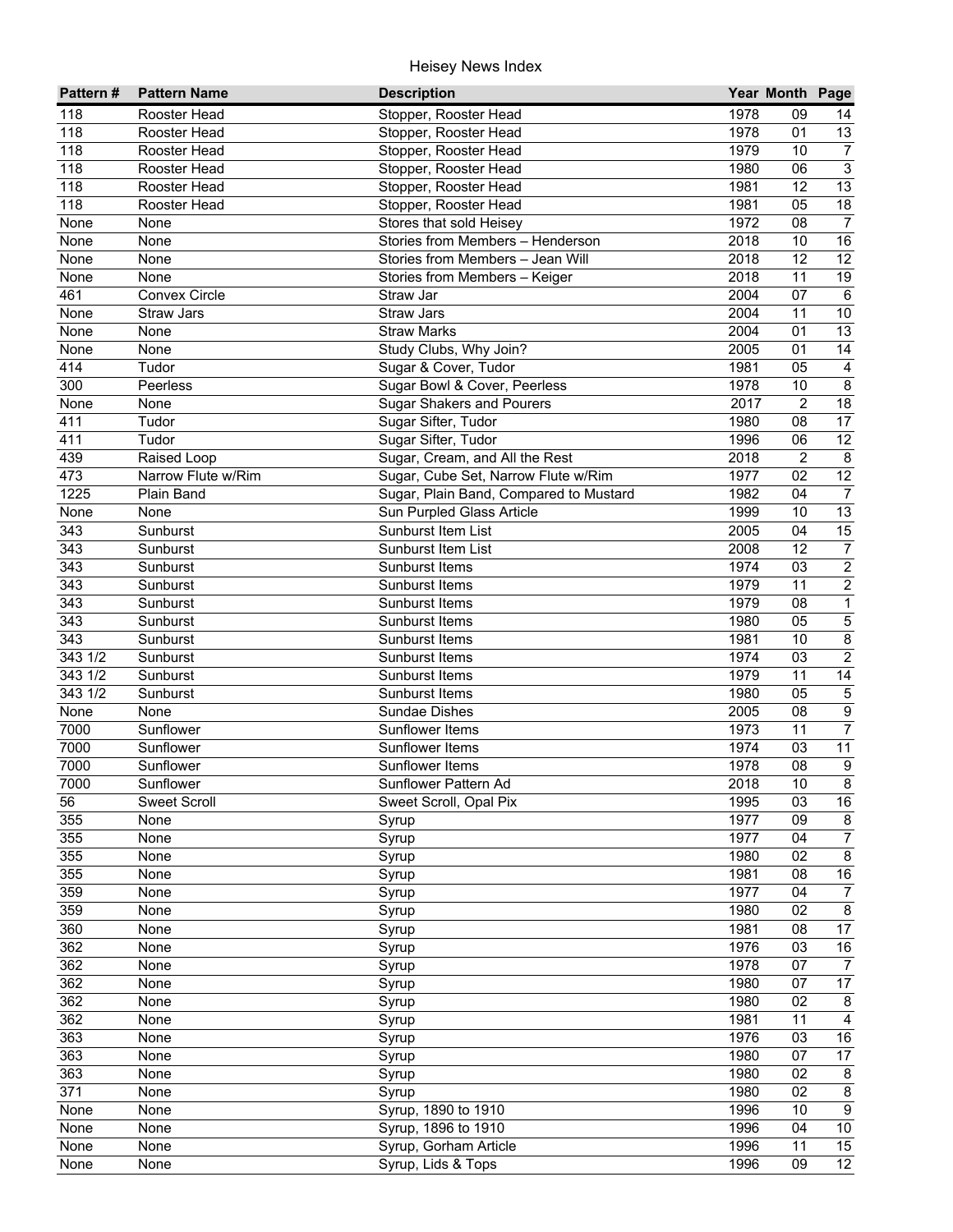# Heisey News Index

| Pattern # | Pattern Name | Description | Year | Month | Page |
|---|---|---|---|---|---|
| 118 | Rooster Head | Stopper, Rooster Head | 1978 | 09 | 14 |
| 118 | Rooster Head | Stopper, Rooster Head | 1978 | 01 | 13 |
| 118 | Rooster Head | Stopper, Rooster Head | 1979 | 10 | 7 |
| 118 | Rooster Head | Stopper, Rooster Head | 1980 | 06 | 3 |
| 118 | Rooster Head | Stopper, Rooster Head | 1981 | 12 | 13 |
| 118 | Rooster Head | Stopper, Rooster Head | 1981 | 05 | 18 |
| None | None | Stores that sold Heisey | 1972 | 08 | 7 |
| None | None | Stories from Members – Henderson | 2018 | 10 | 16 |
| None | None | Stories from Members – Jean Will | 2018 | 12 | 12 |
| None | None | Stories from Members – Keiger | 2018 | 11 | 19 |
| 461 | Convex Circle | Straw Jar | 2004 | 07 | 6 |
| None | Straw Jars | Straw Jars | 2004 | 11 | 10 |
| None | None | Straw Marks | 2004 | 01 | 13 |
| None | None | Study Clubs, Why Join? | 2005 | 01 | 14 |
| 414 | Tudor | Sugar & Cover, Tudor | 1981 | 05 | 4 |
| 300 | Peerless | Sugar Bowl & Cover, Peerless | 1978 | 10 | 8 |
| None | None | Sugar Shakers and Pourers | 2017 | 2 | 18 |
| 411 | Tudor | Sugar Sifter, Tudor | 1980 | 08 | 17 |
| 411 | Tudor | Sugar Sifter, Tudor | 1996 | 06 | 12 |
| 439 | Raised Loop | Sugar, Cream, and All the Rest | 2018 | 2 | 8 |
| 473 | Narrow Flute w/Rim | Sugar, Cube Set, Narrow Flute w/Rim | 1977 | 02 | 12 |
| 1225 | Plain Band | Sugar, Plain Band, Compared to Mustard | 1982 | 04 | 7 |
| None | None | Sun Purpled Glass Article | 1999 | 10 | 13 |
| 343 | Sunburst | Sunburst Item List | 2005 | 04 | 15 |
| 343 | Sunburst | Sunburst Item List | 2008 | 12 | 7 |
| 343 | Sunburst | Sunburst Items | 1974 | 03 | 2 |
| 343 | Sunburst | Sunburst Items | 1979 | 11 | 2 |
| 343 | Sunburst | Sunburst Items | 1979 | 08 | 1 |
| 343 | Sunburst | Sunburst Items | 1980 | 05 | 5 |
| 343 | Sunburst | Sunburst Items | 1981 | 10 | 8 |
| 343 1/2 | Sunburst | Sunburst Items | 1974 | 03 | 2 |
| 343 1/2 | Sunburst | Sunburst Items | 1979 | 11 | 14 |
| 343 1/2 | Sunburst | Sunburst Items | 1980 | 05 | 5 |
| None | None | Sundae Dishes | 2005 | 08 | 9 |
| 7000 | Sunflower | Sunflower Items | 1973 | 11 | 7 |
| 7000 | Sunflower | Sunflower Items | 1974 | 03 | 11 |
| 7000 | Sunflower | Sunflower Items | 1978 | 08 | 9 |
| 7000 | Sunflower | Sunflower Pattern Ad | 2018 | 10 | 8 |
| 56 | Sweet Scroll | Sweet Scroll, Opal Pix | 1995 | 03 | 16 |
| 355 | None | Syrup | 1977 | 09 | 8 |
| 355 | None | Syrup | 1977 | 04 | 7 |
| 355 | None | Syrup | 1980 | 02 | 8 |
| 355 | None | Syrup | 1981 | 08 | 16 |
| 359 | None | Syrup | 1977 | 04 | 7 |
| 359 | None | Syrup | 1980 | 02 | 8 |
| 360 | None | Syrup | 1981 | 08 | 17 |
| 362 | None | Syrup | 1976 | 03 | 16 |
| 362 | None | Syrup | 1978 | 07 | 7 |
| 362 | None | Syrup | 1980 | 07 | 17 |
| 362 | None | Syrup | 1980 | 02 | 8 |
| 362 | None | Syrup | 1981 | 11 | 4 |
| 363 | None | Syrup | 1976 | 03 | 16 |
| 363 | None | Syrup | 1980 | 07 | 17 |
| 363 | None | Syrup | 1980 | 02 | 8 |
| 371 | None | Syrup | 1980 | 02 | 8 |
| None | None | Syrup, 1890 to 1910 | 1996 | 10 | 9 |
| None | None | Syrup, 1896 to 1910 | 1996 | 04 | 10 |
| None | None | Syrup, Gorham Article | 1996 | 11 | 15 |
| None | None | Syrup, Lids & Tops | 1996 | 09 | 12 |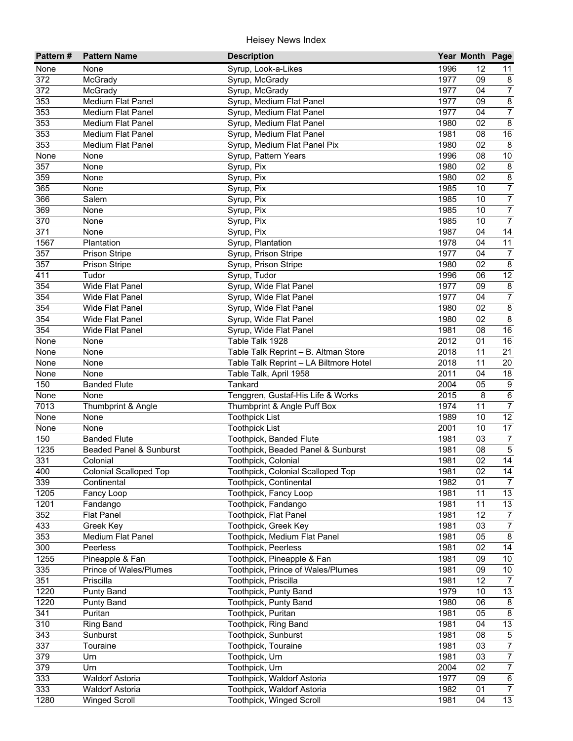# Heisey News Index

| Pattern # | Pattern Name | Description | Year | Month | Page |
|---|---|---|---|---|---|
| None | None | Syrup, Look-a-Likes | 1996 | 12 | 11 |
| 372 | McGrady | Syrup, McGrady | 1977 | 09 | 8 |
| 372 | McGrady | Syrup, McGrady | 1977 | 04 | 7 |
| 353 | Medium Flat Panel | Syrup, Medium Flat Panel | 1977 | 09 | 8 |
| 353 | Medium Flat Panel | Syrup, Medium Flat Panel | 1977 | 04 | 7 |
| 353 | Medium Flat Panel | Syrup, Medium Flat Panel | 1980 | 02 | 8 |
| 353 | Medium Flat Panel | Syrup, Medium Flat Panel | 1981 | 08 | 16 |
| 353 | Medium Flat Panel | Syrup, Medium Flat Panel Pix | 1980 | 02 | 8 |
| None | None | Syrup, Pattern Years | 1996 | 08 | 10 |
| 357 | None | Syrup, Pix | 1980 | 02 | 8 |
| 359 | None | Syrup, Pix | 1980 | 02 | 8 |
| 365 | None | Syrup, Pix | 1985 | 10 | 7 |
| 366 | Salem | Syrup, Pix | 1985 | 10 | 7 |
| 369 | None | Syrup, Pix | 1985 | 10 | 7 |
| 370 | None | Syrup, Pix | 1985 | 10 | 7 |
| 371 | None | Syrup, Pix | 1987 | 04 | 14 |
| 1567 | Plantation | Syrup, Plantation | 1978 | 04 | 11 |
| 357 | Prison Stripe | Syrup, Prison Stripe | 1977 | 04 | 7 |
| 357 | Prison Stripe | Syrup, Prison Stripe | 1980 | 02 | 8 |
| 411 | Tudor | Syrup, Tudor | 1996 | 06 | 12 |
| 354 | Wide Flat Panel | Syrup, Wide Flat Panel | 1977 | 09 | 8 |
| 354 | Wide Flat Panel | Syrup, Wide Flat Panel | 1977 | 04 | 7 |
| 354 | Wide Flat Panel | Syrup, Wide Flat Panel | 1980 | 02 | 8 |
| 354 | Wide Flat Panel | Syrup, Wide Flat Panel | 1980 | 02 | 8 |
| 354 | Wide Flat Panel | Syrup, Wide Flat Panel | 1981 | 08 | 16 |
| None | None | Table Talk 1928 | 2012 | 01 | 16 |
| None | None | Table Talk Reprint – B. Altman Store | 2018 | 11 | 21 |
| None | None | Table Talk Reprint – LA Biltmore Hotel | 2018 | 11 | 20 |
| None | None | Table Talk, April 1958 | 2011 | 04 | 18 |
| 150 | Banded Flute | Tankard | 2004 | 05 | 9 |
| None | None | Tenggren, Gustaf-His Life & Works | 2015 | 8 | 6 |
| 7013 | Thumbprint & Angle | Thumbprint & Angle Puff Box | 1974 | 11 | 7 |
| None | None | Toothpick List | 1989 | 10 | 12 |
| None | None | Toothpick List | 2001 | 10 | 17 |
| 150 | Banded Flute | Toothpick, Banded Flute | 1981 | 03 | 7 |
| 1235 | Beaded Panel & Sunburst | Toothpick, Beaded Panel & Sunburst | 1981 | 08 | 5 |
| 331 | Colonial | Toothpick, Colonial | 1981 | 02 | 14 |
| 400 | Colonial Scalloped Top | Toothpick, Colonial Scalloped Top | 1981 | 02 | 14 |
| 339 | Continental | Toothpick, Continental | 1982 | 01 | 7 |
| 1205 | Fancy Loop | Toothpick, Fancy Loop | 1981 | 11 | 13 |
| 1201 | Fandango | Toothpick, Fandango | 1981 | 11 | 13 |
| 352 | Flat Panel | Toothpick, Flat Panel | 1981 | 12 | 7 |
| 433 | Greek Key | Toothpick, Greek Key | 1981 | 03 | 7 |
| 353 | Medium Flat Panel | Toothpick, Medium Flat Panel | 1981 | 05 | 8 |
| 300 | Peerless | Toothpick, Peerless | 1981 | 02 | 14 |
| 1255 | Pineapple & Fan | Toothpick, Pineapple & Fan | 1981 | 09 | 10 |
| 335 | Prince of Wales/Plumes | Toothpick, Prince of Wales/Plumes | 1981 | 09 | 10 |
| 351 | Priscilla | Toothpick, Priscilla | 1981 | 12 | 7 |
| 1220 | Punty Band | Toothpick, Punty Band | 1979 | 10 | 13 |
| 1220 | Punty Band | Toothpick, Punty Band | 1980 | 06 | 8 |
| 341 | Puritan | Toothpick, Puritan | 1981 | 05 | 8 |
| 310 | Ring Band | Toothpick, Ring Band | 1981 | 04 | 13 |
| 343 | Sunburst | Toothpick, Sunburst | 1981 | 08 | 5 |
| 337 | Touraine | Toothpick, Touraine | 1981 | 03 | 7 |
| 379 | Urn | Toothpick, Urn | 1981 | 03 | 7 |
| 379 | Urn | Toothpick, Urn | 2004 | 02 | 7 |
| 333 | Waldorf Astoria | Toothpick, Waldorf Astoria | 1977 | 09 | 6 |
| 333 | Waldorf Astoria | Toothpick, Waldorf Astoria | 1982 | 01 | 7 |
| 1280 | Winged Scroll | Toothpick, Winged Scroll | 1981 | 04 | 13 |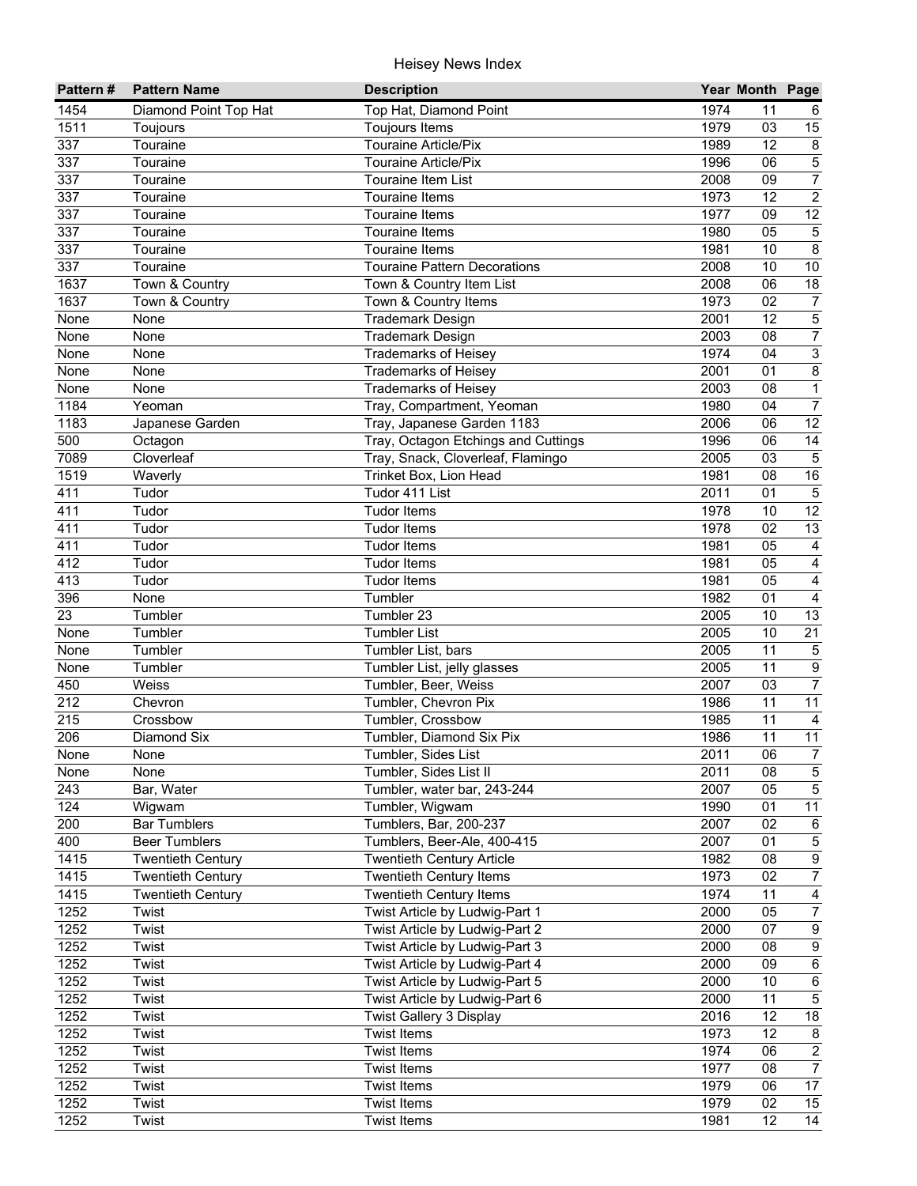# Heisey News Index

| Pattern # | Pattern Name | Description | Year | Month | Page |
|---|---|---|---|---|---|
| 1454 | Diamond Point Top Hat | Top Hat, Diamond Point | 1974 | 11 | 6 |
| 1511 | Toujours | Toujours Items | 1979 | 03 | 15 |
| 337 | Touraine | Touraine Article/Pix | 1989 | 12 | 8 |
| 337 | Touraine | Touraine Article/Pix | 1996 | 06 | 5 |
| 337 | Touraine | Touraine Item List | 2008 | 09 | 7 |
| 337 | Touraine | Touraine Items | 1973 | 12 | 2 |
| 337 | Touraine | Touraine Items | 1977 | 09 | 12 |
| 337 | Touraine | Touraine Items | 1980 | 05 | 5 |
| 337 | Touraine | Touraine Items | 1981 | 10 | 8 |
| 337 | Touraine | Touraine Pattern Decorations | 2008 | 10 | 10 |
| 1637 | Town & Country | Town & Country Item List | 2008 | 06 | 18 |
| 1637 | Town & Country | Town & Country Items | 1973 | 02 | 7 |
| None | None | Trademark Design | 2001 | 12 | 5 |
| None | None | Trademark Design | 2003 | 08 | 7 |
| None | None | Trademarks of Heisey | 1974 | 04 | 3 |
| None | None | Trademarks of Heisey | 2001 | 01 | 8 |
| None | None | Trademarks of Heisey | 2003 | 08 | 1 |
| 1184 | Yeoman | Tray, Compartment, Yeoman | 1980 | 04 | 7 |
| 1183 | Japanese Garden | Tray, Japanese Garden 1183 | 2006 | 06 | 12 |
| 500 | Octagon | Tray, Octagon Etchings and Cuttings | 1996 | 06 | 14 |
| 7089 | Cloverleaf | Tray, Snack, Cloverleaf, Flamingo | 2005 | 03 | 5 |
| 1519 | Waverly | Trinket Box, Lion Head | 1981 | 08 | 16 |
| 411 | Tudor | Tudor 411 List | 2011 | 01 | 5 |
| 411 | Tudor | Tudor Items | 1978 | 10 | 12 |
| 411 | Tudor | Tudor Items | 1978 | 02 | 13 |
| 411 | Tudor | Tudor Items | 1981 | 05 | 4 |
| 412 | Tudor | Tudor Items | 1981 | 05 | 4 |
| 413 | Tudor | Tudor Items | 1981 | 05 | 4 |
| 396 | None | Tumbler | 1982 | 01 | 4 |
| 23 | Tumbler | Tumbler 23 | 2005 | 10 | 13 |
| None | Tumbler | Tumbler List | 2005 | 10 | 21 |
| None | Tumbler | Tumbler List, bars | 2005 | 11 | 5 |
| None | Tumbler | Tumbler List, jelly glasses | 2005 | 11 | 9 |
| 450 | Weiss | Tumbler, Beer, Weiss | 2007 | 03 | 7 |
| 212 | Chevron | Tumbler, Chevron Pix | 1986 | 11 | 11 |
| 215 | Crossbow | Tumbler, Crossbow | 1985 | 11 | 4 |
| 206 | Diamond Six | Tumbler, Diamond Six Pix | 1986 | 11 | 11 |
| None | None | Tumbler, Sides List | 2011 | 06 | 7 |
| None | None | Tumbler, Sides List II | 2011 | 08 | 5 |
| 243 | Bar, Water | Tumbler, water bar, 243-244 | 2007 | 05 | 5 |
| 124 | Wigwam | Tumbler, Wigwam | 1990 | 01 | 11 |
| 200 | Bar Tumblers | Tumblers, Bar, 200-237 | 2007 | 02 | 6 |
| 400 | Beer Tumblers | Tumblers, Beer-Ale, 400-415 | 2007 | 01 | 5 |
| 1415 | Twentieth Century | Twentieth Century Article | 1982 | 08 | 9 |
| 1415 | Twentieth Century | Twentieth Century Items | 1973 | 02 | 7 |
| 1415 | Twentieth Century | Twentieth Century Items | 1974 | 11 | 4 |
| 1252 | Twist | Twist Article by Ludwig-Part 1 | 2000 | 05 | 7 |
| 1252 | Twist | Twist Article by Ludwig-Part 2 | 2000 | 07 | 9 |
| 1252 | Twist | Twist Article by Ludwig-Part 3 | 2000 | 08 | 9 |
| 1252 | Twist | Twist Article by Ludwig-Part 4 | 2000 | 09 | 6 |
| 1252 | Twist | Twist Article by Ludwig-Part 5 | 2000 | 10 | 6 |
| 1252 | Twist | Twist Article by Ludwig-Part 6 | 2000 | 11 | 5 |
| 1252 | Twist | Twist Gallery 3 Display | 2016 | 12 | 18 |
| 1252 | Twist | Twist Items | 1973 | 12 | 8 |
| 1252 | Twist | Twist Items | 1974 | 06 | 2 |
| 1252 | Twist | Twist Items | 1977 | 08 | 7 |
| 1252 | Twist | Twist Items | 1979 | 06 | 17 |
| 1252 | Twist | Twist Items | 1979 | 02 | 15 |
| 1252 | Twist | Twist Items | 1981 | 12 | 14 |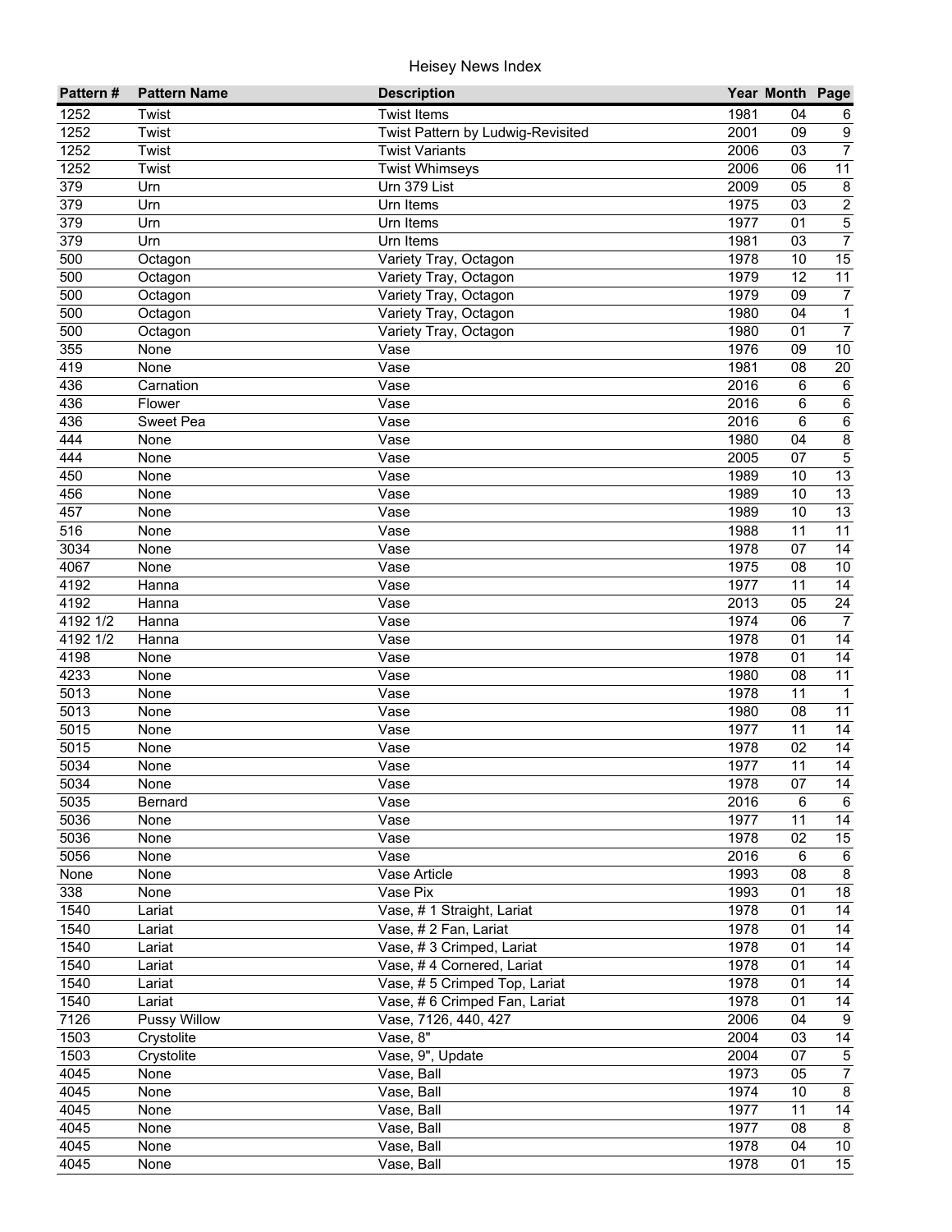| Pattern # | Pattern Name | Description | Year | Month | Page |
|---|---|---|---|---|---|
| 1252 | Twist | Twist Items | 1981 | 04 | 6 |
| 1252 | Twist | Twist Pattern by Ludwig-Revisited | 2001 | 09 | 9 |
| 1252 | Twist | Twist Variants | 2006 | 03 | 7 |
| 1252 | Twist | Twist Whimseys | 2006 | 06 | 11 |
| 379 | Urn | Urn 379 List | 2009 | 05 | 8 |
| 379 | Urn | Urn Items | 1975 | 03 | 2 |
| 379 | Urn | Urn Items | 1977 | 01 | 5 |
| 379 | Urn | Urn Items | 1981 | 03 | 7 |
| 500 | Octagon | Variety Tray, Octagon | 1978 | 10 | 15 |
| 500 | Octagon | Variety Tray, Octagon | 1979 | 12 | 11 |
| 500 | Octagon | Variety Tray, Octagon | 1979 | 09 | 7 |
| 500 | Octagon | Variety Tray, Octagon | 1980 | 04 | 1 |
| 500 | Octagon | Variety Tray, Octagon | 1980 | 01 | 7 |
| 355 | None | Vase | 1976 | 09 | 10 |
| 419 | None | Vase | 1981 | 08 | 20 |
| 436 | Carnation | Vase | 2016 | 6 | 6 |
| 436 | Flower | Vase | 2016 | 6 | 6 |
| 436 | Sweet Pea | Vase | 2016 | 6 | 6 |
| 444 | None | Vase | 1980 | 04 | 8 |
| 444 | None | Vase | 2005 | 07 | 5 |
| 450 | None | Vase | 1989 | 10 | 13 |
| 456 | None | Vase | 1989 | 10 | 13 |
| 457 | None | Vase | 1989 | 10 | 13 |
| 516 | None | Vase | 1988 | 11 | 11 |
| 3034 | None | Vase | 1978 | 07 | 14 |
| 4067 | None | Vase | 1975 | 08 | 10 |
| 4192 | Hanna | Vase | 1977 | 11 | 14 |
| 4192 | Hanna | Vase | 2013 | 05 | 24 |
| 4192 1/2 | Hanna | Vase | 1974 | 06 | 7 |
| 4192 1/2 | Hanna | Vase | 1978 | 01 | 14 |
| 4198 | None | Vase | 1978 | 01 | 14 |
| 4233 | None | Vase | 1980 | 08 | 11 |
| 5013 | None | Vase | 1978 | 11 | 1 |
| 5013 | None | Vase | 1980 | 08 | 11 |
| 5015 | None | Vase | 1977 | 11 | 14 |
| 5015 | None | Vase | 1978 | 02 | 14 |
| 5034 | None | Vase | 1977 | 11 | 14 |
| 5034 | None | Vase | 1978 | 07 | 14 |
| 5035 | Bernard | Vase | 2016 | 6 | 6 |
| 5036 | None | Vase | 1977 | 11 | 14 |
| 5036 | None | Vase | 1978 | 02 | 15 |
| 5056 | None | Vase | 2016 | 6 | 6 |
| None | None | Vase Article | 1993 | 08 | 8 |
| 338 | None | Vase Pix | 1993 | 01 | 18 |
| 1540 | Lariat | Vase, # 1 Straight, Lariat | 1978 | 01 | 14 |
| 1540 | Lariat | Vase, # 2 Fan, Lariat | 1978 | 01 | 14 |
| 1540 | Lariat | Vase, # 3 Crimped, Lariat | 1978 | 01 | 14 |
| 1540 | Lariat | Vase, # 4 Cornered, Lariat | 1978 | 01 | 14 |
| 1540 | Lariat | Vase, # 5 Crimped Top, Lariat | 1978 | 01 | 14 |
| 1540 | Lariat | Vase, # 6 Crimped Fan, Lariat | 1978 | 01 | 14 |
| 7126 | Pussy Willow | Vase, 7126, 440, 427 | 2006 | 04 | 9 |
| 1503 | Crystolite | Vase, 8" | 2004 | 03 | 14 |
| 1503 | Crystolite | Vase, 9", Update | 2004 | 07 | 5 |
| 4045 | None | Vase, Ball | 1973 | 05 | 7 |
| 4045 | None | Vase, Ball | 1974 | 10 | 8 |
| 4045 | None | Vase, Ball | 1977 | 11 | 14 |
| 4045 | None | Vase, Ball | 1977 | 08 | 8 |
| 4045 | None | Vase, Ball | 1978 | 04 | 10 |
| 4045 | None | Vase, Ball | 1978 | 01 | 15 |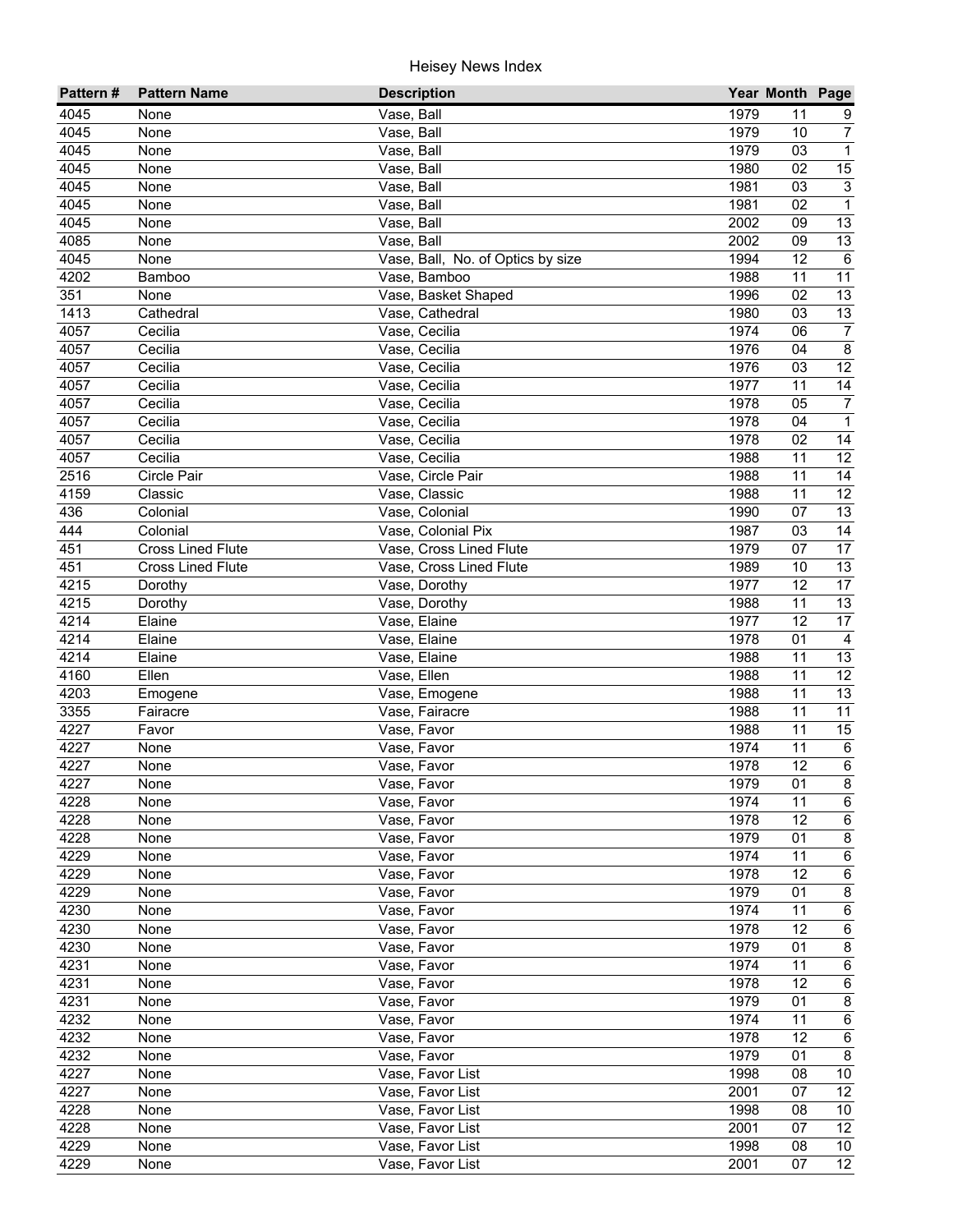| Pattern # | Pattern Name | Description | Year | Month | Page |
|---|---|---|---|---|---|
| 4045 | None | Vase, Ball | 1979 | 11 | 9 |
| 4045 | None | Vase, Ball | 1979 | 10 | 7 |
| 4045 | None | Vase, Ball | 1979 | 03 | 1 |
| 4045 | None | Vase, Ball | 1980 | 02 | 15 |
| 4045 | None | Vase, Ball | 1981 | 03 | 3 |
| 4045 | None | Vase, Ball | 1981 | 02 | 1 |
| 4045 | None | Vase, Ball | 2002 | 09 | 13 |
| 4085 | None | Vase, Ball | 2002 | 09 | 13 |
| 4045 | None | Vase, Ball,  No. of Optics by size | 1994 | 12 | 6 |
| 4202 | Bamboo | Vase, Bamboo | 1988 | 11 | 11 |
| 351 | None | Vase, Basket Shaped | 1996 | 02 | 13 |
| 1413 | Cathedral | Vase, Cathedral | 1980 | 03 | 13 |
| 4057 | Cecilia | Vase, Cecilia | 1974 | 06 | 7 |
| 4057 | Cecilia | Vase, Cecilia | 1976 | 04 | 8 |
| 4057 | Cecilia | Vase, Cecilia | 1976 | 03 | 12 |
| 4057 | Cecilia | Vase, Cecilia | 1977 | 11 | 14 |
| 4057 | Cecilia | Vase, Cecilia | 1978 | 05 | 7 |
| 4057 | Cecilia | Vase, Cecilia | 1978 | 04 | 1 |
| 4057 | Cecilia | Vase, Cecilia | 1978 | 02 | 14 |
| 4057 | Cecilia | Vase, Cecilia | 1988 | 11 | 12 |
| 2516 | Circle Pair | Vase, Circle Pair | 1988 | 11 | 14 |
| 4159 | Classic | Vase, Classic | 1988 | 11 | 12 |
| 436 | Colonial | Vase, Colonial | 1990 | 07 | 13 |
| 444 | Colonial | Vase, Colonial Pix | 1987 | 03 | 14 |
| 451 | Cross Lined Flute | Vase, Cross Lined Flute | 1979 | 07 | 17 |
| 451 | Cross Lined Flute | Vase, Cross Lined Flute | 1989 | 10 | 13 |
| 4215 | Dorothy | Vase, Dorothy | 1977 | 12 | 17 |
| 4215 | Dorothy | Vase, Dorothy | 1988 | 11 | 13 |
| 4214 | Elaine | Vase, Elaine | 1977 | 12 | 17 |
| 4214 | Elaine | Vase, Elaine | 1978 | 01 | 4 |
| 4214 | Elaine | Vase, Elaine | 1988 | 11 | 13 |
| 4160 | Ellen | Vase, Ellen | 1988 | 11 | 12 |
| 4203 | Emogene | Vase, Emogene | 1988 | 11 | 13 |
| 3355 | Fairacre | Vase, Fairacre | 1988 | 11 | 11 |
| 4227 | Favor | Vase, Favor | 1988 | 11 | 15 |
| 4227 | None | Vase, Favor | 1974 | 11 | 6 |
| 4227 | None | Vase, Favor | 1978 | 12 | 6 |
| 4227 | None | Vase, Favor | 1979 | 01 | 8 |
| 4228 | None | Vase, Favor | 1974 | 11 | 6 |
| 4228 | None | Vase, Favor | 1978 | 12 | 6 |
| 4228 | None | Vase, Favor | 1979 | 01 | 8 |
| 4229 | None | Vase, Favor | 1974 | 11 | 6 |
| 4229 | None | Vase, Favor | 1978 | 12 | 6 |
| 4229 | None | Vase, Favor | 1979 | 01 | 8 |
| 4230 | None | Vase, Favor | 1974 | 11 | 6 |
| 4230 | None | Vase, Favor | 1978 | 12 | 6 |
| 4230 | None | Vase, Favor | 1979 | 01 | 8 |
| 4231 | None | Vase, Favor | 1974 | 11 | 6 |
| 4231 | None | Vase, Favor | 1978 | 12 | 6 |
| 4231 | None | Vase, Favor | 1979 | 01 | 8 |
| 4232 | None | Vase, Favor | 1974 | 11 | 6 |
| 4232 | None | Vase, Favor | 1978 | 12 | 6 |
| 4232 | None | Vase, Favor | 1979 | 01 | 8 |
| 4227 | None | Vase, Favor List | 1998 | 08 | 10 |
| 4227 | None | Vase, Favor List | 2001 | 07 | 12 |
| 4228 | None | Vase, Favor List | 1998 | 08 | 10 |
| 4228 | None | Vase, Favor List | 2001 | 07 | 12 |
| 4229 | None | Vase, Favor List | 1998 | 08 | 10 |
| 4229 | None | Vase, Favor List | 2001 | 07 | 12 |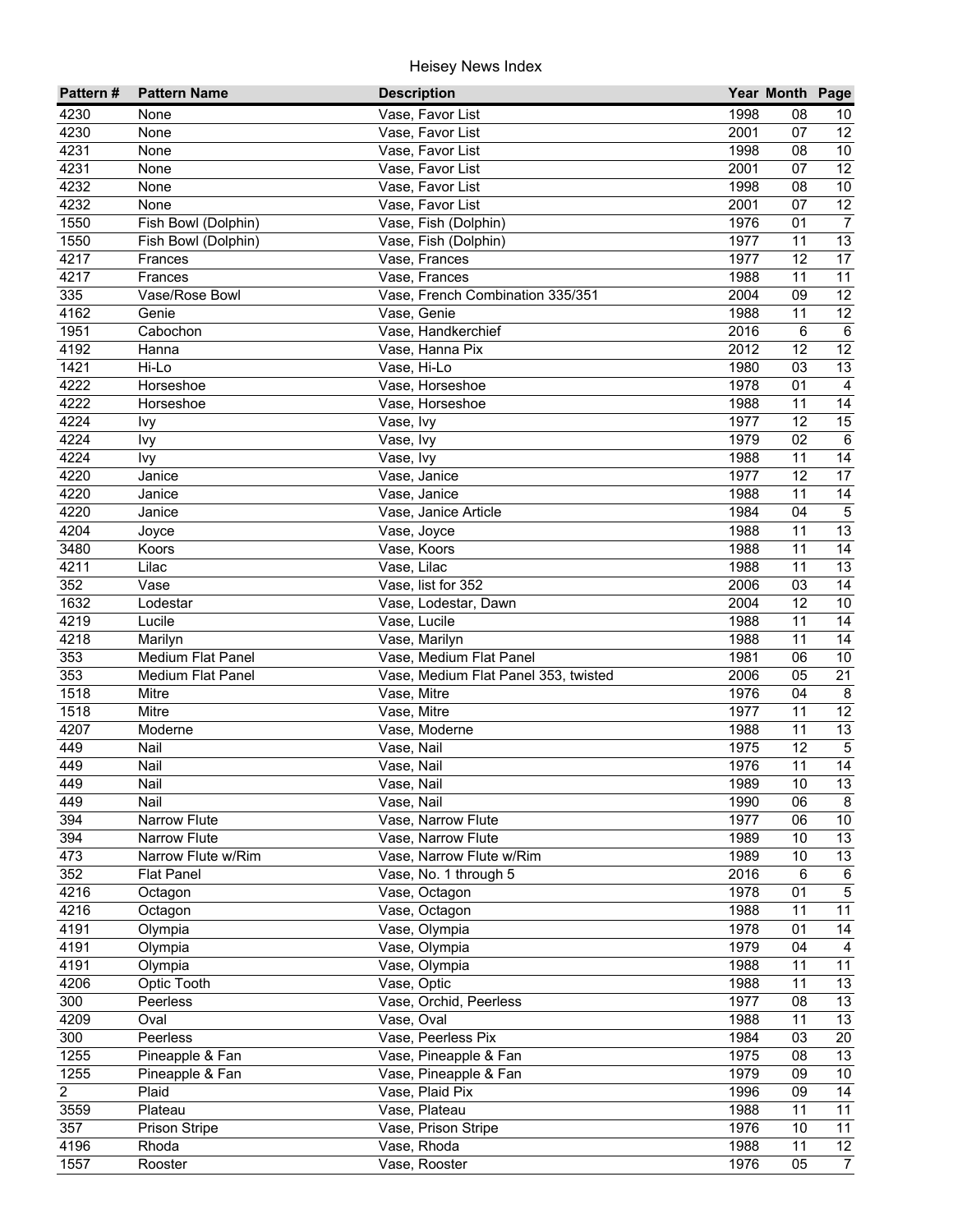# Heisey News Index

| Pattern # | Pattern Name | Description | Year | Month | Page |
|---|---|---|---|---|---|
| 4230 | None | Vase, Favor List | 1998 | 08 | 10 |
| 4230 | None | Vase, Favor List | 2001 | 07 | 12 |
| 4231 | None | Vase, Favor List | 1998 | 08 | 10 |
| 4231 | None | Vase, Favor List | 2001 | 07 | 12 |
| 4232 | None | Vase, Favor List | 1998 | 08 | 10 |
| 4232 | None | Vase, Favor List | 2001 | 07 | 12 |
| 1550 | Fish Bowl (Dolphin) | Vase, Fish (Dolphin) | 1976 | 01 | 7 |
| 1550 | Fish Bowl (Dolphin) | Vase, Fish (Dolphin) | 1977 | 11 | 13 |
| 4217 | Frances | Vase, Frances | 1977 | 12 | 17 |
| 4217 | Frances | Vase, Frances | 1988 | 11 | 11 |
| 335 | Vase/Rose Bowl | Vase, French Combination 335/351 | 2004 | 09 | 12 |
| 4162 | Genie | Vase, Genie | 1988 | 11 | 12 |
| 1951 | Cabochon | Vase, Handkerchief | 2016 | 6 | 6 |
| 4192 | Hanna | Vase, Hanna Pix | 2012 | 12 | 12 |
| 1421 | Hi-Lo | Vase, Hi-Lo | 1980 | 03 | 13 |
| 4222 | Horseshoe | Vase, Horseshoe | 1978 | 01 | 4 |
| 4222 | Horseshoe | Vase, Horseshoe | 1988 | 11 | 14 |
| 4224 | Ivy | Vase, Ivy | 1977 | 12 | 15 |
| 4224 | Ivy | Vase, Ivy | 1979 | 02 | 6 |
| 4224 | Ivy | Vase, Ivy | 1988 | 11 | 14 |
| 4220 | Janice | Vase, Janice | 1977 | 12 | 17 |
| 4220 | Janice | Vase, Janice | 1988 | 11 | 14 |
| 4220 | Janice | Vase, Janice Article | 1984 | 04 | 5 |
| 4204 | Joyce | Vase, Joyce | 1988 | 11 | 13 |
| 3480 | Koors | Vase, Koors | 1988 | 11 | 14 |
| 4211 | Lilac | Vase, Lilac | 1988 | 11 | 13 |
| 352 | Vase | Vase, list for 352 | 2006 | 03 | 14 |
| 1632 | Lodestar | Vase, Lodestar, Dawn | 2004 | 12 | 10 |
| 4219 | Lucile | Vase, Lucile | 1988 | 11 | 14 |
| 4218 | Marilyn | Vase, Marilyn | 1988 | 11 | 14 |
| 353 | Medium Flat Panel | Vase, Medium Flat Panel | 1981 | 06 | 10 |
| 353 | Medium Flat Panel | Vase, Medium Flat Panel 353, twisted | 2006 | 05 | 21 |
| 1518 | Mitre | Vase, Mitre | 1976 | 04 | 8 |
| 1518 | Mitre | Vase, Mitre | 1977 | 11 | 12 |
| 4207 | Moderne | Vase, Moderne | 1988 | 11 | 13 |
| 449 | Nail | Vase, Nail | 1975 | 12 | 5 |
| 449 | Nail | Vase, Nail | 1976 | 11 | 14 |
| 449 | Nail | Vase, Nail | 1989 | 10 | 13 |
| 449 | Nail | Vase, Nail | 1990 | 06 | 8 |
| 394 | Narrow Flute | Vase, Narrow Flute | 1977 | 06 | 10 |
| 394 | Narrow Flute | Vase, Narrow Flute | 1989 | 10 | 13 |
| 473 | Narrow Flute w/Rim | Vase, Narrow Flute w/Rim | 1989 | 10 | 13 |
| 352 | Flat Panel | Vase, No. 1 through 5 | 2016 | 6 | 6 |
| 4216 | Octagon | Vase, Octagon | 1978 | 01 | 5 |
| 4216 | Octagon | Vase, Octagon | 1988 | 11 | 11 |
| 4191 | Olympia | Vase, Olympia | 1978 | 01 | 14 |
| 4191 | Olympia | Vase, Olympia | 1979 | 04 | 4 |
| 4191 | Olympia | Vase, Olympia | 1988 | 11 | 11 |
| 4206 | Optic Tooth | Vase, Optic | 1988 | 11 | 13 |
| 300 | Peerless | Vase, Orchid, Peerless | 1977 | 08 | 13 |
| 4209 | Oval | Vase, Oval | 1988 | 11 | 13 |
| 300 | Peerless | Vase, Peerless Pix | 1984 | 03 | 20 |
| 1255 | Pineapple & Fan | Vase, Pineapple & Fan | 1975 | 08 | 13 |
| 1255 | Pineapple & Fan | Vase, Pineapple & Fan | 1979 | 09 | 10 |
| 2 | Plaid | Vase, Plaid Pix | 1996 | 09 | 14 |
| 3559 | Plateau | Vase, Plateau | 1988 | 11 | 11 |
| 357 | Prison Stripe | Vase, Prison Stripe | 1976 | 10 | 11 |
| 4196 | Rhoda | Vase, Rhoda | 1988 | 11 | 12 |
| 1557 | Rooster | Vase, Rooster | 1976 | 05 | 7 |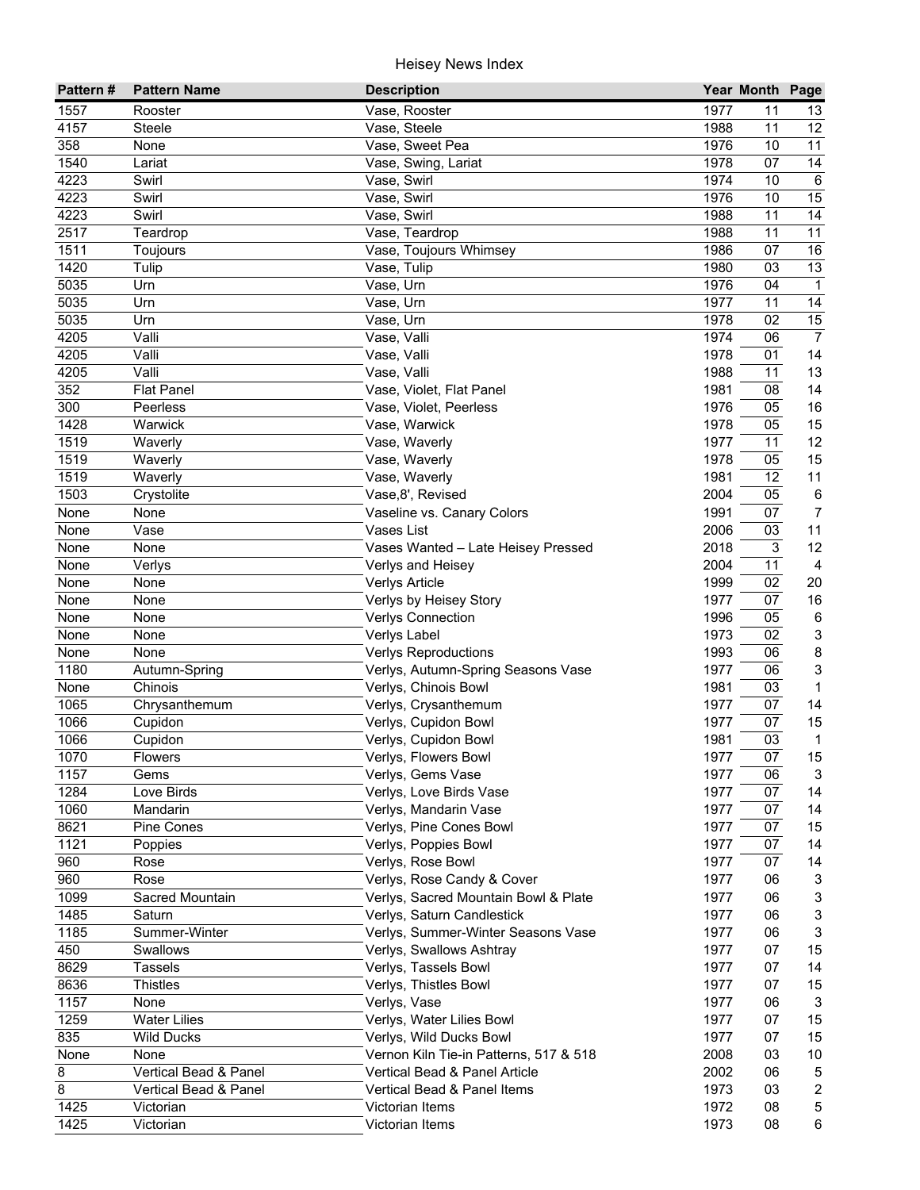| Pattern # | Pattern Name | Description | Year | Month | Page |
|---|---|---|---|---|---|
| 1557 | Rooster | Vase, Rooster | 1977 | 11 | 13 |
| 4157 | Steele | Vase, Steele | 1988 | 11 | 12 |
| 358 | None | Vase, Sweet Pea | 1976 | 10 | 11 |
| 1540 | Lariat | Vase, Swing, Lariat | 1978 | 07 | 14 |
| 4223 | Swirl | Vase, Swirl | 1974 | 10 | 6 |
| 4223 | Swirl | Vase, Swirl | 1976 | 10 | 15 |
| 4223 | Swirl | Vase, Swirl | 1988 | 11 | 14 |
| 2517 | Teardrop | Vase, Teardrop | 1988 | 11 | 11 |
| 1511 | Toujours | Vase, Toujours Whimsey | 1986 | 07 | 16 |
| 1420 | Tulip | Vase, Tulip | 1980 | 03 | 13 |
| 5035 | Urn | Vase, Urn | 1976 | 04 | 1 |
| 5035 | Urn | Vase, Urn | 1977 | 11 | 14 |
| 5035 | Urn | Vase, Urn | 1978 | 02 | 15 |
| 4205 | Valli | Vase, Valli | 1974 | 06 | 7 |
| 4205 | Valli | Vase, Valli | 1978 | 01 | 14 |
| 4205 | Valli | Vase, Valli | 1988 | 11 | 13 |
| 352 | Flat Panel | Vase, Violet, Flat Panel | 1981 | 08 | 14 |
| 300 | Peerless | Vase, Violet, Peerless | 1976 | 05 | 16 |
| 1428 | Warwick | Vase, Warwick | 1978 | 05 | 15 |
| 1519 | Waverly | Vase, Waverly | 1977 | 11 | 12 |
| 1519 | Waverly | Vase, Waverly | 1978 | 05 | 15 |
| 1519 | Waverly | Vase, Waverly | 1981 | 12 | 11 |
| 1503 | Crystolite | Vase,8', Revised | 2004 | 05 | 6 |
| None | None | Vaseline vs. Canary Colors | 1991 | 07 | 7 |
| None | Vase | Vases List | 2006 | 03 | 11 |
| None | None | Vases Wanted – Late Heisey Pressed | 2018 | 3 | 12 |
| None | Verlys | Verlys and Heisey | 2004 | 11 | 4 |
| None | None | Verlys Article | 1999 | 02 | 20 |
| None | None | Verlys by Heisey Story | 1977 | 07 | 16 |
| None | None | Verlys Connection | 1996 | 05 | 6 |
| None | None | Verlys Label | 1973 | 02 | 3 |
| None | None | Verlys Reproductions | 1993 | 06 | 8 |
| 1180 | Autumn-Spring | Verlys, Autumn-Spring Seasons Vase | 1977 | 06 | 3 |
| None | Chinois | Verlys, Chinois Bowl | 1981 | 03 | 1 |
| 1065 | Chrysanthemum | Verlys, Crysanthemum | 1977 | 07 | 14 |
| 1066 | Cupidon | Verlys, Cupidon Bowl | 1977 | 07 | 15 |
| 1066 | Cupidon | Verlys, Cupidon Bowl | 1981 | 03 | 1 |
| 1070 | Flowers | Verlys, Flowers Bowl | 1977 | 07 | 15 |
| 1157 | Gems | Verlys, Gems Vase | 1977 | 06 | 3 |
| 1284 | Love Birds | Verlys, Love Birds Vase | 1977 | 07 | 14 |
| 1060 | Mandarin | Verlys, Mandarin Vase | 1977 | 07 | 14 |
| 8621 | Pine Cones | Verlys, Pine Cones Bowl | 1977 | 07 | 15 |
| 1121 | Poppies | Verlys, Poppies Bowl | 1977 | 07 | 14 |
| 960 | Rose | Verlys, Rose Bowl | 1977 | 07 | 14 |
| 960 | Rose | Verlys, Rose Candy & Cover | 1977 | 06 | 3 |
| 1099 | Sacred Mountain | Verlys, Sacred Mountain Bowl & Plate | 1977 | 06 | 3 |
| 1485 | Saturn | Verlys, Saturn Candlestick | 1977 | 06 | 3 |
| 1185 | Summer-Winter | Verlys, Summer-Winter Seasons Vase | 1977 | 06 | 3 |
| 450 | Swallows | Verlys, Swallows Ashtray | 1977 | 07 | 15 |
| 8629 | Tassels | Verlys, Tassels Bowl | 1977 | 07 | 14 |
| 8636 | Thistles | Verlys, Thistles Bowl | 1977 | 07 | 15 |
| 1157 | None | Verlys, Vase | 1977 | 06 | 3 |
| 1259 | Water Lilies | Verlys, Water Lilies Bowl | 1977 | 07 | 15 |
| 835 | Wild Ducks | Verlys, Wild Ducks Bowl | 1977 | 07 | 15 |
| None | None | Vernon Kiln Tie-in Patterns, 517 & 518 | 2008 | 03 | 10 |
| 8 | Vertical Bead & Panel | Vertical Bead & Panel Article | 2002 | 06 | 5 |
| 8 | Vertical Bead & Panel | Vertical Bead & Panel Items | 1973 | 03 | 2 |
| 1425 | Victorian | Victorian Items | 1972 | 08 | 5 |
| 1425 | Victorian | Victorian Items | 1973 | 08 | 6 |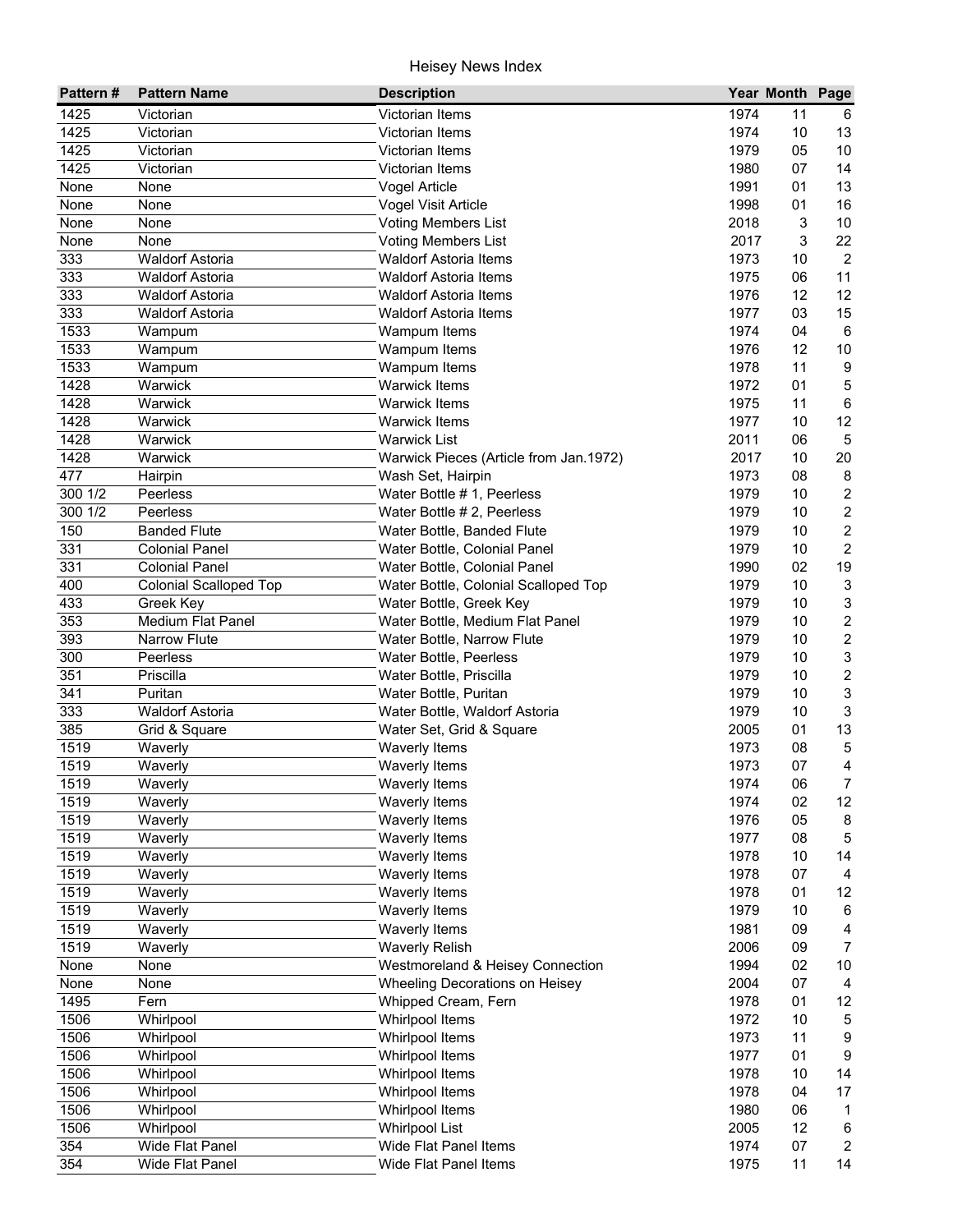# Heisey News Index

| Pattern # | Pattern Name | Description | Year | Month | Page |
|---|---|---|---|---|---|
| 1425 | Victorian | Victorian Items | 1974 | 11 | 6 |
| 1425 | Victorian | Victorian Items | 1974 | 10 | 13 |
| 1425 | Victorian | Victorian Items | 1979 | 05 | 10 |
| 1425 | Victorian | Victorian Items | 1980 | 07 | 14 |
| None | None | Vogel Article | 1991 | 01 | 13 |
| None | None | Vogel Visit Article | 1998 | 01 | 16 |
| None | None | Voting Members List | 2018 | 3 | 10 |
| None | None | Voting Members List | 2017 | 3 | 22 |
| 333 | Waldorf Astoria | Waldorf Astoria Items | 1973 | 10 | 2 |
| 333 | Waldorf Astoria | Waldorf Astoria Items | 1975 | 06 | 11 |
| 333 | Waldorf Astoria | Waldorf Astoria Items | 1976 | 12 | 12 |
| 333 | Waldorf Astoria | Waldorf Astoria Items | 1977 | 03 | 15 |
| 1533 | Wampum | Wampum Items | 1974 | 04 | 6 |
| 1533 | Wampum | Wampum Items | 1976 | 12 | 10 |
| 1533 | Wampum | Wampum Items | 1978 | 11 | 9 |
| 1428 | Warwick | Warwick Items | 1972 | 01 | 5 |
| 1428 | Warwick | Warwick Items | 1975 | 11 | 6 |
| 1428 | Warwick | Warwick Items | 1977 | 10 | 12 |
| 1428 | Warwick | Warwick List | 2011 | 06 | 5 |
| 1428 | Warwick | Warwick Pieces (Article from Jan.1972) | 2017 | 10 | 20 |
| 477 | Hairpin | Wash Set, Hairpin | 1973 | 08 | 8 |
| 300 1/2 | Peerless | Water Bottle # 1, Peerless | 1979 | 10 | 2 |
| 300 1/2 | Peerless | Water Bottle # 2, Peerless | 1979 | 10 | 2 |
| 150 | Banded Flute | Water Bottle, Banded Flute | 1979 | 10 | 2 |
| 331 | Colonial Panel | Water Bottle, Colonial Panel | 1979 | 10 | 2 |
| 331 | Colonial Panel | Water Bottle, Colonial Panel | 1990 | 02 | 19 |
| 400 | Colonial Scalloped Top | Water Bottle, Colonial Scalloped Top | 1979 | 10 | 3 |
| 433 | Greek Key | Water Bottle, Greek Key | 1979 | 10 | 3 |
| 353 | Medium Flat Panel | Water Bottle, Medium Flat Panel | 1979 | 10 | 2 |
| 393 | Narrow Flute | Water Bottle, Narrow Flute | 1979 | 10 | 2 |
| 300 | Peerless | Water Bottle, Peerless | 1979 | 10 | 3 |
| 351 | Priscilla | Water Bottle, Priscilla | 1979 | 10 | 2 |
| 341 | Puritan | Water Bottle, Puritan | 1979 | 10 | 3 |
| 333 | Waldorf Astoria | Water Bottle, Waldorf Astoria | 1979 | 10 | 3 |
| 385 | Grid & Square | Water Set, Grid & Square | 2005 | 01 | 13 |
| 1519 | Waverly | Waverly Items | 1973 | 08 | 5 |
| 1519 | Waverly | Waverly Items | 1973 | 07 | 4 |
| 1519 | Waverly | Waverly Items | 1974 | 06 | 7 |
| 1519 | Waverly | Waverly Items | 1974 | 02 | 12 |
| 1519 | Waverly | Waverly Items | 1976 | 05 | 8 |
| 1519 | Waverly | Waverly Items | 1977 | 08 | 5 |
| 1519 | Waverly | Waverly Items | 1978 | 10 | 14 |
| 1519 | Waverly | Waverly Items | 1978 | 07 | 4 |
| 1519 | Waverly | Waverly Items | 1978 | 01 | 12 |
| 1519 | Waverly | Waverly Items | 1979 | 10 | 6 |
| 1519 | Waverly | Waverly Items | 1981 | 09 | 4 |
| 1519 | Waverly | Waverly Relish | 2006 | 09 | 7 |
| None | None | Westmoreland & Heisey Connection | 1994 | 02 | 10 |
| None | None | Wheeling Decorations on Heisey | 2004 | 07 | 4 |
| 1495 | Fern | Whipped Cream, Fern | 1978 | 01 | 12 |
| 1506 | Whirlpool | Whirlpool Items | 1972 | 10 | 5 |
| 1506 | Whirlpool | Whirlpool Items | 1973 | 11 | 9 |
| 1506 | Whirlpool | Whirlpool Items | 1977 | 01 | 9 |
| 1506 | Whirlpool | Whirlpool Items | 1978 | 10 | 14 |
| 1506 | Whirlpool | Whirlpool Items | 1978 | 04 | 17 |
| 1506 | Whirlpool | Whirlpool Items | 1980 | 06 | 1 |
| 1506 | Whirlpool | Whirlpool List | 2005 | 12 | 6 |
| 354 | Wide Flat Panel | Wide Flat Panel Items | 1974 | 07 | 2 |
| 354 | Wide Flat Panel | Wide Flat Panel Items | 1975 | 11 | 14 |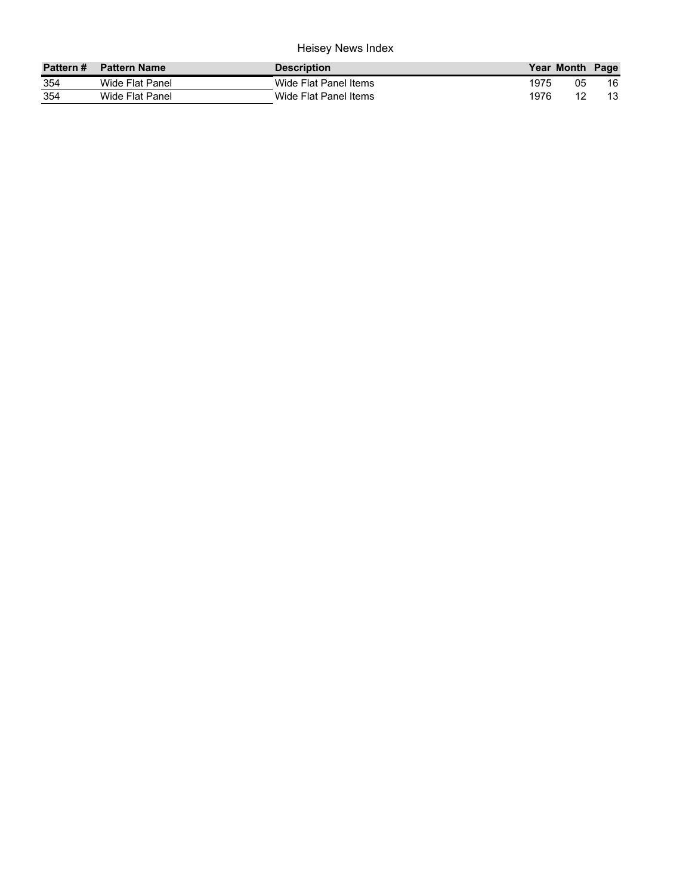Heisey News Index

| Pattern # | Pattern Name | Description | Year | Month | Page |
|---|---|---|---|---|---|
| 354 | Wide Flat Panel | Wide Flat Panel Items | 1975 | 05 | 16 |
| 354 | Wide Flat Panel | Wide Flat Panel Items | 1976 | 12 | 13 |